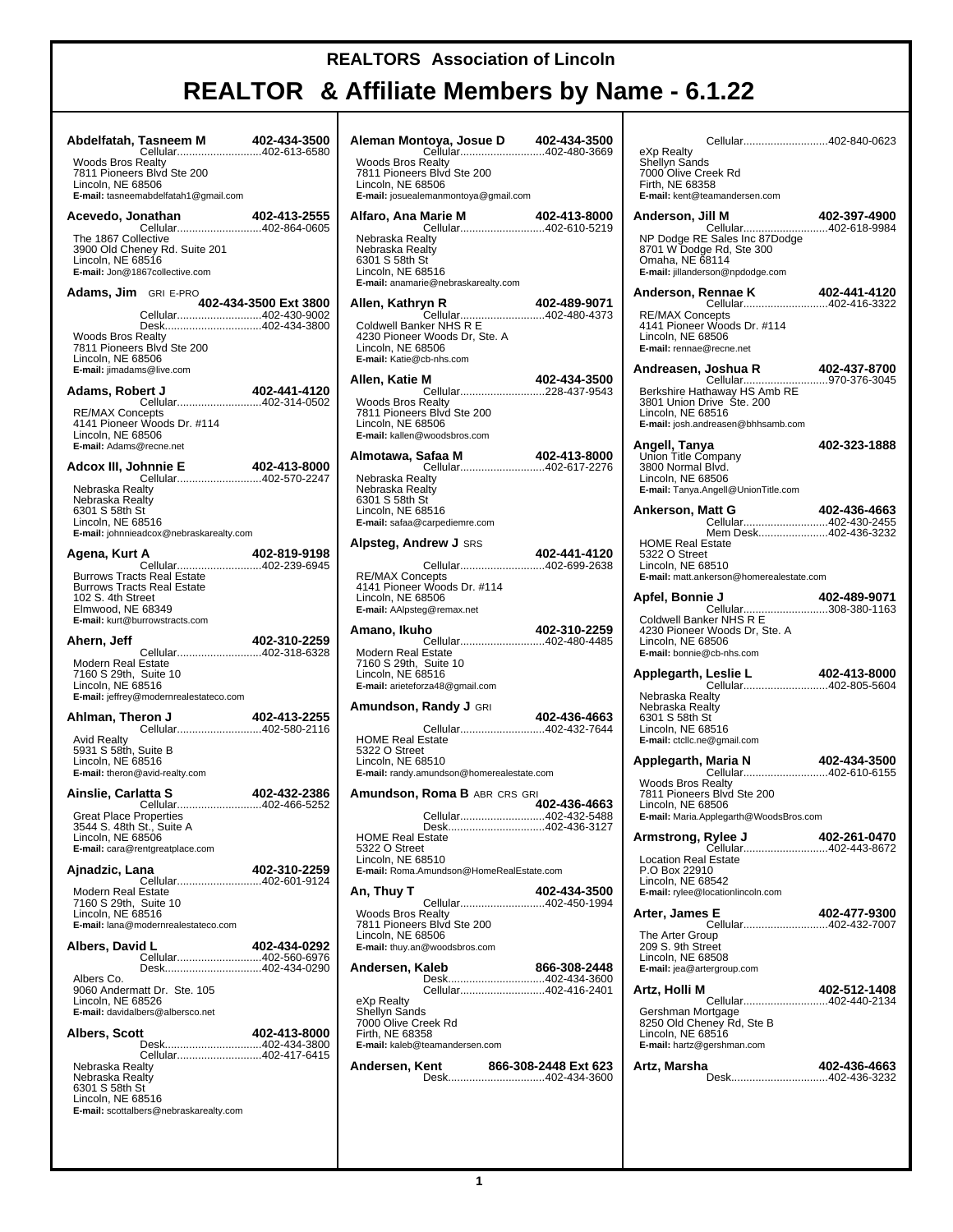# REALTORS Association of Lincoln

# REALTOR & Affiliate Members by Name - 6.1.22

**Abdelfatah, Tasneem M** 402-434-3500
Cellular............................402-613-6580
Woods Bros Realty
7811 Pioneers Blvd Ste 200
Lincoln, NE 68506
**E-mail:** tasneemabdelfatah1@gmail.com

**Acevedo, Jonathan** 402-413-2555
Cellular............................402-864-0605
The 1867 Collective
3900 Old Cheney Rd. Suite 201
Lincoln, NE 68516
**E-mail:** Jon@1867collective.com

**Adams, Jim** GRI E-PRO
402-434-3500 Ext 3800
Cellular............................402-430-9002
Desk................................402-434-3800
Woods Bros Realty
7811 Pioneers Blvd Ste 200
Lincoln, NE 68506
**E-mail:** jimadams@live.com

**Adams, Robert J** 402-441-4120
Cellular............................402-314-0502
RE/MAX Concepts
4141 Pioneer Woods Dr. #114
Lincoln, NE 68506
**E-mail:** Adams@recne.net

**Adcox III, Johnnie E** 402-413-8000
Cellular............................402-570-2247
Nebraska Realty
Nebraska Realty
6301 S 58th St
Lincoln, NE 68516
**E-mail:** johnnieadcox@nebraskarealty.com

**Agena, Kurt A** 402-819-9198
Cellular............................402-239-6945
Burrows Tracts Real Estate
Burrows Tracts Real Estate
102 S. 4th Street
Elmwood, NE 68349
**E-mail:** kurt@burrowstracts.com

**Ahern, Jeff** 402-310-2259
Cellular............................402-318-6328
Modern Real Estate
7160 S 29th, Suite 10
Lincoln, NE 68516
**E-mail:** jeffrey@modernrealestateco.com

**Ahlman, Theron J** 402-413-2255
Cellular............................402-580-2116
Avid Realty
5931 S 58th, Suite B
Lincoln, NE 68516
**E-mail:** theron@avid-realty.com

**Ainslie, Carlatta S** 402-432-2386
Cellular............................402-466-5252
Great Place Properties
3544 S. 48th St., Suite A
Lincoln, NE 68506
**E-mail:** cara@rentgreatplace.com

**Ajnadzic, Lana** 402-310-2259
Cellular............................402-601-9124
Modern Real Estate
7160 S 29th, Suite 10
Lincoln, NE 68516
**E-mail:** lana@modernrealestateco.com

**Albers, David L** 402-434-0292
Cellular............................402-560-6976
Desk................................402-434-0290
Albers Co.
9060 Andermatt Dr. Ste. 105
Lincoln, NE 68526
**E-mail:** davidalbers@albersco.net

**Albers, Scott** 402-413-8000
Desk................................402-434-3800
Cellular............................402-417-6415
Nebraska Realty
Nebraska Realty
6301 S 58th St
Lincoln, NE 68516
**E-mail:** scottalbers@nebraskarealty.com

**Aleman Montoya, Josue D** 402-434-3500
Cellular............................402-480-3669
Woods Bros Realty
7811 Pioneers Blvd Ste 200
Lincoln, NE 68506
**E-mail:** josuealemanmontoya@gmail.com

**Alfaro, Ana Marie M** 402-413-8000
Cellular............................402-610-5219
Nebraska Realty
Nebraska Realty
6301 S 58th St
Lincoln, NE 68516
**E-mail:** anamarie@nebraskarealty.com

**Allen, Kathryn R** 402-489-9071
Cellular............................402-480-4373
Coldwell Banker NHS R E
4230 Pioneer Woods Dr, Ste. A
Lincoln, NE 68506
**E-mail:** Katie@cb-nhs.com

**Allen, Katie M** 402-434-3500
Cellular............................228-437-9543
Woods Bros Realty
7811 Pioneers Blvd Ste 200
Lincoln, NE 68506
**E-mail:** kallen@woodsbros.com

**Almotawa, Safaa M** 402-413-8000
Cellular............................402-617-2276
Nebraska Realty
Nebraska Realty
6301 S 58th St
Lincoln, NE 68516
**E-mail:** safaa@carpediemre.com

**Alpsteg, Andrew J** SRS
402-441-4120
Cellular............................402-699-2638
RE/MAX Concepts
4141 Pioneer Woods Dr. #114
Lincoln, NE 68506
**E-mail:** AAlpsteg@remax.net

**Amano, Ikuho** 402-310-2259
Cellular............................402-480-4485
Modern Real Estate
7160 S 29th, Suite 10
Lincoln, NE 68516
**E-mail:** arieteforza48@gmail.com

**Amundson, Randy J** GRI
402-436-4663
Cellular............................402-432-7644
HOME Real Estate
5322 O Street
Lincoln, NE 68510
**E-mail:** randy.amundson@homerealestate.com

**Amundson, Roma B** ABR CRS GRI
402-436-4663
Cellular............................402-432-5488
Desk................................402-436-3127
HOME Real Estate
5322 O Street
Lincoln, NE 68510
**E-mail:** Roma.Amundson@HomeRealEstate.com

**An, Thuy T** 402-434-3500
Cellular............................402-450-1994
Woods Bros Realty
7811 Pioneers Blvd Ste 200
Lincoln, NE 68506
**E-mail:** thuy.an@woodsbros.com

**Andersen, Kaleb** 866-308-2448
Desk................................402-434-3600
Cellular............................402-416-2401
eXp Realty
Shellyn Sands
7000 Olive Creek Rd
Firth, NE 68358
**E-mail:** kaleb@teamandersen.com

**Andersen, Kent** 866-308-2448 Ext 623
Desk................................402-434-3600
Cellular............................402-840-0623
eXp Realty
Shellyn Sands
7000 Olive Creek Rd
Firth, NE 68358
**E-mail:** kent@teamandersen.com

**Anderson, Jill M** 402-397-4900
Cellular............................402-618-9984
NP Dodge RE Sales Inc 87Dodge
8701 W Dodge Rd, Ste 300
Omaha, NE 68114
**E-mail:** jillanderson@npdodge.com

**Anderson, Rennae K** 402-441-4120
Cellular............................402-416-3322
RE/MAX Concepts
4141 Pioneer Woods Dr. #114
Lincoln, NE 68506
**E-mail:** rennae@recne.net

**Andreasen, Joshua R** 402-437-8700
Cellular............................970-376-3045
Berkshire Hathaway HS Amb RE
3801 Union Drive Ste. 200
Lincoln, NE 68516
**E-mail:** josh.andreasen@bhhsamb.com

**Angell, Tanya** 402-323-1888
Union Title Company
3800 Normal Blvd.
Lincoln, NE 68506
**E-mail:** Tanya.Angell@UnionTitle.com

**Ankerson, Matt G** 402-436-4663
Cellular............................402-430-2455
Mem Desk.......................402-436-3232
HOME Real Estate
5322 O Street
Lincoln, NE 68510
**E-mail:** matt.ankerson@homerealestate.com

**Apfel, Bonnie J** 402-489-9071
Cellular............................308-380-1163
Coldwell Banker NHS R E
4230 Pioneer Woods Dr, Ste. A
Lincoln, NE 68506
**E-mail:** bonnie@cb-nhs.com

**Applegarth, Leslie L** 402-413-8000
Cellular............................402-805-5604
Nebraska Realty
Nebraska Realty
6301 S 58th St
Lincoln, NE 68516
**E-mail:** ctcllc.ne@gmail.com

**Applegarth, Maria N** 402-434-3500
Cellular............................402-610-6155
Woods Bros Realty
7811 Pioneers Blvd Ste 200
Lincoln, NE 68506
**E-mail:** Maria.Applegarth@WoodsBros.com

**Armstrong, Rylee J** 402-261-0470
Cellular............................402-443-8672
Location Real Estate
P.O Box 22910
Lincoln, NE 68542
**E-mail:** rylee@locationlincoln.com

**Arter, James E** 402-477-9300
Cellular............................402-432-7007
The Arter Group
209 S. 9th Street
Lincoln, NE 68508
**E-mail:** jea@artergroup.com

**Artz, Holli M** 402-512-1408
Cellular............................402-440-2134
Gershman Mortgage
8250 Old Cheney Rd, Ste B
Lincoln, NE 68516
**E-mail:** hartz@gershman.com

**Artz, Marsha** 402-436-4663
Desk................................402-436-3232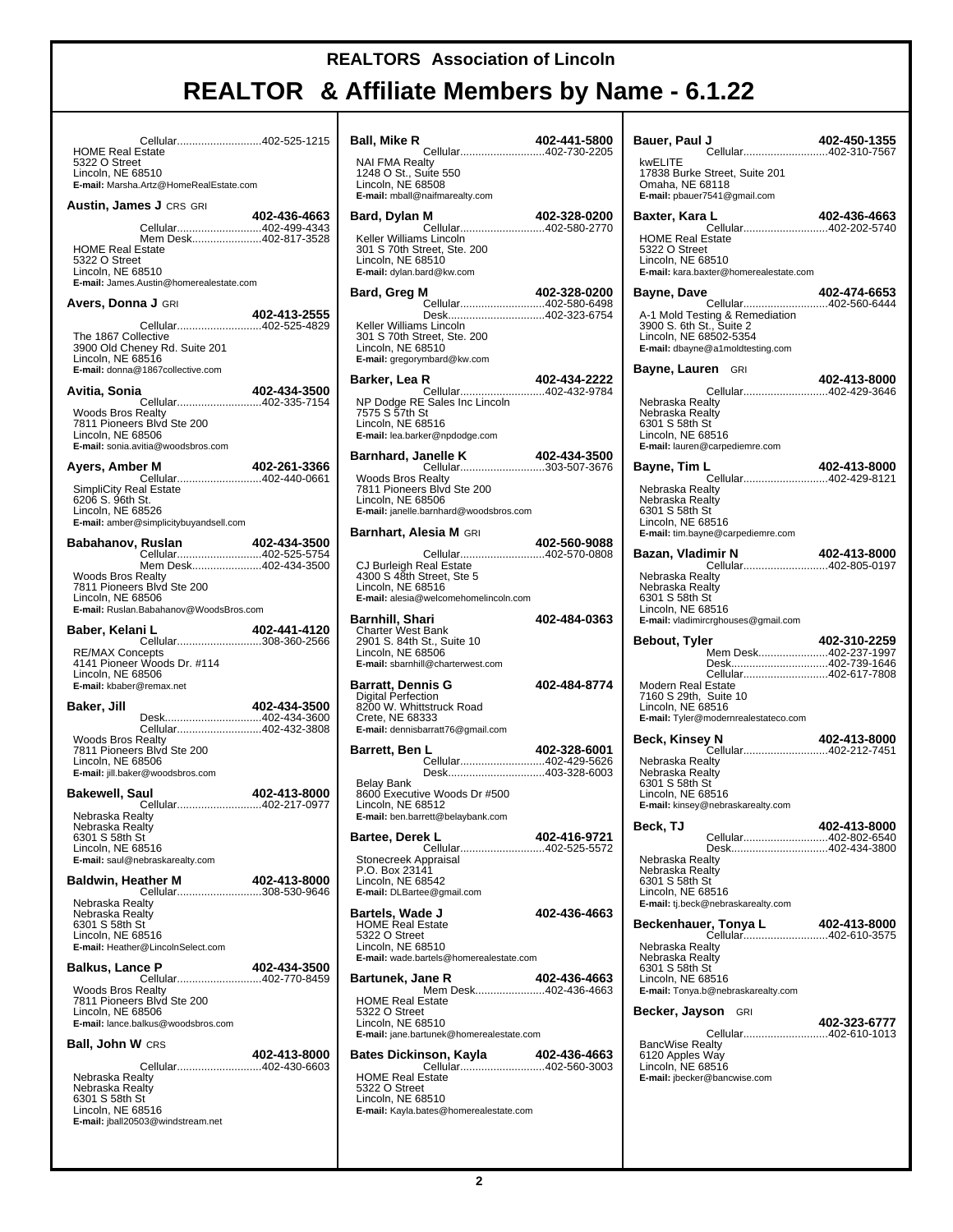# REALTORS Association of Lincoln

# REALTOR & Affiliate Members by Name - 6.1.22

Cellular............................402-525-1215
HOME Real Estate
5322 O Street
Lincoln, NE 68510
**E-mail:** Marsha.Artz@HomeRealEstate.com

**Austin, James J** CRS GRI **402-436-4663**
Cellular............................402-499-4343
Mem Desk.......................402-817-3528
HOME Real Estate
5322 O Street
Lincoln, NE 68510
**E-mail:** James.Austin@homerealestate.com

**Avers, Donna J** GRI **402-413-2555**
Cellular............................402-525-4829
The 1867 Collective
3900 Old Cheney Rd. Suite 201
Lincoln, NE 68516
**E-mail:** donna@1867collective.com

**Avitia, Sonia** **402-434-3500**
Cellular............................402-335-7154
Woods Bros Realty
7811 Pioneers Blvd Ste 200
Lincoln, NE 68506
**E-mail:** sonia.avitia@woodsbros.com

**Ayers, Amber M** **402-261-3366**
Cellular............................402-440-0661
SimpliCity Real Estate
6206 S. 96th St.
Lincoln, NE 68526
**E-mail:** amber@simplicitybuyandsell.com

**Babahanov, Ruslan** **402-434-3500**
Cellular............................402-525-5754
Mem Desk.......................402-434-3500
Woods Bros Realty
7811 Pioneers Blvd Ste 200
Lincoln, NE 68506
**E-mail:** Ruslan.Babahanov@WoodsBros.com

**Baber, Kelani L** **402-441-4120**
Cellular............................308-360-2566
RE/MAX Concepts
4141 Pioneer Woods Dr. #114
Lincoln, NE 68506
**E-mail:** kbaber@remax.net

**Baker, Jill** **402-434-3500**
Desk................................402-434-3600
Cellular............................402-432-3808
Woods Bros Realty
7811 Pioneers Blvd Ste 200
Lincoln, NE 68506
**E-mail:** jill.baker@woodsbros.com

**Bakewell, Saul** **402-413-8000**
Cellular............................402-217-0977
Nebraska Realty
Nebraska Realty
6301 S 58th St
Lincoln, NE 68516
**E-mail:** saul@nebraskarealty.com

**Baldwin, Heather M** **402-413-8000**
Cellular............................308-530-9646
Nebraska Realty
Nebraska Realty
6301 S 58th St
Lincoln, NE 68516
**E-mail:** Heather@LincolnSelect.com

**Balkus, Lance P** **402-434-3500**
Cellular............................402-770-8459
Woods Bros Realty
7811 Pioneers Blvd Ste 200
Lincoln, NE 68506
**E-mail:** lance.balkus@woodsbros.com

**Ball, John W** CRS **402-413-8000**
Cellular............................402-430-6603
Nebraska Realty
Nebraska Realty
6301 S 58th St
Lincoln, NE 68516
**E-mail:** jball20503@windstream.net

**Ball, Mike R** **402-441-5800**
Cellular............................402-730-2205
NAI FMA Realty
1248 O St., Suite 550
Lincoln, NE 68508
**E-mail:** mball@naifmarealty.com

**Bard, Dylan M** **402-328-0200**
Cellular............................402-580-2770
Keller Williams Lincoln
301 S 70th Street, Ste. 200
Lincoln, NE 68510
**E-mail:** dylan.bard@kw.com

**Bard, Greg M** **402-328-0200**
Cellular............................402-580-6498
Desk................................402-323-6754
Keller Williams Lincoln
301 S 70th Street, Ste. 200
Lincoln, NE 68510
**E-mail:** gregorymbard@kw.com

**Barker, Lea R** **402-434-2222**
Cellular............................402-432-9784
NP Dodge RE Sales Inc Lincoln
7575 S 57th St
Lincoln, NE 68516
**E-mail:** lea.barker@npdodge.com

**Barnhard, Janelle K** **402-434-3500**
Cellular............................303-507-3676
Woods Bros Realty
7811 Pioneers Blvd Ste 200
Lincoln, NE 68506
**E-mail:** janelle.barnhard@woodsbros.com

**Barnhart, Alesia M** GRI **402-560-9088**
Cellular............................402-570-0808
CJ Burleigh Real Estate
4300 S 48th Street, Ste 5
Lincoln, NE 68516
**E-mail:** alesia@welcomehomelincoln.com

**Barnhill, Shari** **402-484-0363**
Charter West Bank
2901 S. 84th St., Suite 10
Lincoln, NE 68506
**E-mail:** sbarnhill@charterwest.com

**Barratt, Dennis G** **402-484-8774**
Digital Perfection
8200 W. Whittstruck Road
Crete, NE 68333
**E-mail:** dennisbarratt76@gmail.com

**Barrett, Ben L** **402-328-6001**
Cellular............................402-429-5626
Desk................................403-328-6003
Belay Bank
8600 Executive Woods Dr #500
Lincoln, NE 68512
**E-mail:** ben.barrett@belaybank.com

**Bartee, Derek L** **402-416-9721**
Cellular............................402-525-5572
Stonecreek Appraisal
P.O. Box 23141
Lincoln, NE 68542
**E-mail:** DLBartee@gmail.com

**Bartels, Wade J** **402-436-4663**
HOME Real Estate
5322 O Street
Lincoln, NE 68510
**E-mail:** wade.bartels@homerealestate.com

**Bartunek, Jane R** **402-436-4663**
Mem Desk.......................402-436-4663
HOME Real Estate
5322 O Street
Lincoln, NE 68510
**E-mail:** jane.bartunek@homerealestate.com

**Bates Dickinson, Kayla** **402-436-4663**
Cellular............................402-560-3003
HOME Real Estate
5322 O Street
Lincoln, NE 68510
**E-mail:** Kayla.bates@homerealestate.com

**Bauer, Paul J** **402-450-1355**
Cellular............................402-310-7567
kwELITE
17838 Burke Street, Suite 201
Omaha, NE 68118
**E-mail:** pbauer7541@gmail.com

**Baxter, Kara L** **402-436-4663**
Cellular............................402-202-5740
HOME Real Estate
5322 O Street
Lincoln, NE 68510
**E-mail:** kara.baxter@homerealestate.com

**Bayne, Dave** **402-474-6653**
Cellular............................402-560-6444
A-1 Mold Testing & Remediation
3900 S. 6th St., Suite 2
Lincoln, NE 68502-5354
**E-mail:** dbayne@a1moldtesting.com

**Bayne, Lauren** GRI **402-413-8000**
Cellular............................402-429-3646
Nebraska Realty
Nebraska Realty
6301 S 58th St
Lincoln, NE 68516
**E-mail:** lauren@carpediemre.com

**Bayne, Tim L** **402-413-8000**
Cellular............................402-429-8121
Nebraska Realty
Nebraska Realty
6301 S 58th St
Lincoln, NE 68516
**E-mail:** tim.bayne@carpediemre.com

**Bazan, Vladimir N** **402-413-8000**
Cellular............................402-805-0197
Nebraska Realty
Nebraska Realty
6301 S 58th St
Lincoln, NE 68516
**E-mail:** vladimircrghouses@gmail.com

**Bebout, Tyler** **402-310-2259**
Mem Desk.......................402-237-1997
Desk................................402-739-1646
Cellular............................402-617-7808
Modern Real Estate
7160 S 29th, Suite 10
Lincoln, NE 68516
**E-mail:** Tyler@modernrealestateco.com

**Beck, Kinsey N** **402-413-8000**
Cellular............................402-212-7451
Nebraska Realty
Nebraska Realty
6301 S 58th St
Lincoln, NE 68516
**E-mail:** kinsey@nebraskarealty.com

**Beck, TJ** **402-413-8000**
Cellular............................402-802-6540
Desk................................402-434-3800
Nebraska Realty
Nebraska Realty
6301 S 58th St
Lincoln, NE 68516
**E-mail:** tj.beck@nebraskarealty.com

**Beckenhauer, Tonya L** **402-413-8000**
Cellular............................402-610-3575
Nebraska Realty
Nebraska Realty
6301 S 58th St
Lincoln, NE 68516
**E-mail:** Tonya.b@nebraskarealty.com

**Becker, Jayson** GRI **402-323-6777**
Cellular............................402-610-1013
BancWise Realty
6120 Apples Way
Lincoln, NE 68516
**E-mail:** jbecker@bancwise.com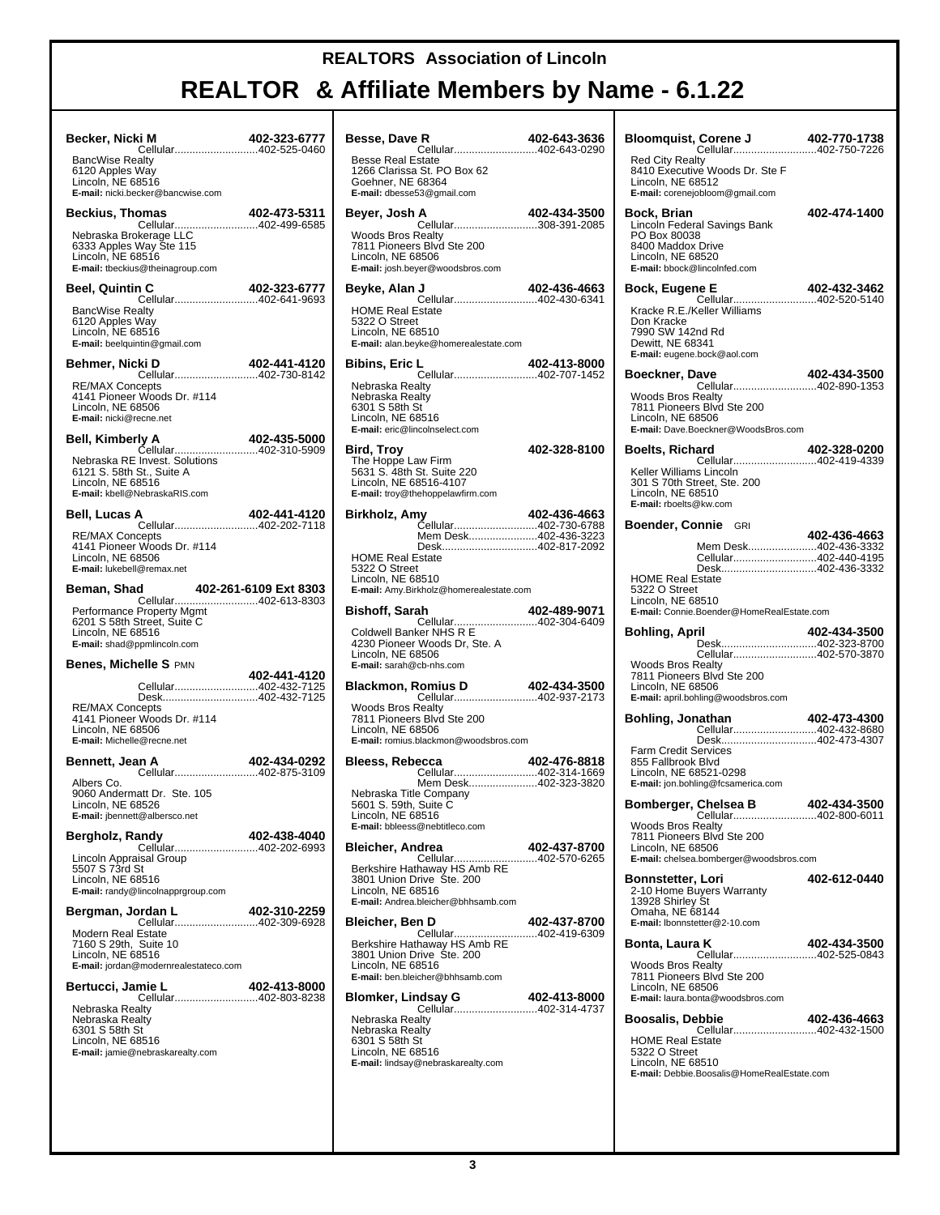# REALTORS Association of Lincoln

## REALTOR & Affiliate Members by Name - 6.1.22

**Becker, Nicki M** 402-323-6777
Cellular............................402-525-0460
BancWise Realty
6120 Apples Way
Lincoln, NE 68516
**E-mail:** nicki.becker@bancwise.com

**Beckius, Thomas** 402-473-5311
Cellular............................402-499-6585
Nebraska Brokerage LLC
6333 Apples Way Ste 115
Lincoln, NE 68516
**E-mail:** tbeckius@theinagroup.com

**Beel, Quintin C** 402-323-6777
Cellular............................402-641-9693
BancWise Realty
6120 Apples Way
Lincoln, NE 68516
**E-mail:** beelquintin@gmail.com

**Behmer, Nicki D** 402-441-4120
Cellular............................402-730-8142
RE/MAX Concepts
4141 Pioneer Woods Dr. #114
Lincoln, NE 68506
**E-mail:** nicki@recne.net

**Bell, Kimberly A** 402-435-5000
Cellular............................402-310-5909
Nebraska RE Invest. Solutions
6121 S. 58th St., Suite A
Lincoln, NE 68516
**E-mail:** kbell@NebraskaRIS.com

**Bell, Lucas A** 402-441-4120
Cellular............................402-202-7118
RE/MAX Concepts
4141 Pioneer Woods Dr. #114
Lincoln, NE 68506
**E-mail:** lukebell@remax.net

**Beman, Shad** 402-261-6109 Ext 8303
Cellular............................402-613-8303
Performance Property Mgmt
6201 S 58th Street, Suite C
Lincoln, NE 68516
**E-mail:** shad@ppmlincoln.com

**Benes, Michelle S** PMN
402-441-4120
Cellular............................402-432-7125
Desk................................402-432-7125
RE/MAX Concepts
4141 Pioneer Woods Dr. #114
Lincoln, NE 68506
**E-mail:** Michelle@recne.net

**Bennett, Jean A** 402-434-0292
Cellular............................402-875-3109
Albers Co.
9060 Andermatt Dr. Ste. 105
Lincoln, NE 68526
**E-mail:** jbennett@albersco.net

**Bergholz, Randy** 402-438-4040
Cellular............................402-202-6993
Lincoln Appraisal Group
5507 S 73rd St
Lincoln, NE 68516
**E-mail:** randy@lincolnapprgroup.com

**Bergman, Jordan L** 402-310-2259
Cellular............................402-309-6928
Modern Real Estate
7160 S 29th, Suite 10
Lincoln, NE 68516
**E-mail:** jordan@modernrealestateco.com

**Bertucci, Jamie L** 402-413-8000
Cellular............................402-803-8238
Nebraska Realty
Nebraska Realty
6301 S 58th St
Lincoln, NE 68516
**E-mail:** jamie@nebraskarealty.com

**Besse, Dave R** 402-643-3636
Cellular............................402-643-0290
Besse Real Estate
1266 Clarissa St. PO Box 62
Goehner, NE 68364
**E-mail:** dbesse53@gmail.com

**Beyer, Josh A** 402-434-3500
Cellular............................308-391-2085
Woods Bros Realty
7811 Pioneers Blvd Ste 200
Lincoln, NE 68506
**E-mail:** josh.beyer@woodsbros.com

**Beyke, Alan J** 402-436-4663
Cellular............................402-430-6341
HOME Real Estate
5322 O Street
Lincoln, NE 68510
**E-mail:** alan.beyke@homerealestate.com

**Bibins, Eric L** 402-413-8000
Cellular............................402-707-1452
Nebraska Realty
Nebraska Realty
6301 S 58th St
Lincoln, NE 68516
**E-mail:** eric@lincolnselect.com

**Bird, Troy** 402-328-8100
The Hoppe Law Firm
5631 S. 48th St. Suite 220
Lincoln, NE 68516-4107
**E-mail:** troy@thehoppelawfirm.com

**Birkholz, Amy** 402-436-4663
Cellular............................402-730-6788
Mem Desk.......................402-436-3223
Desk................................402-817-2092
HOME Real Estate
5322 O Street
Lincoln, NE 68510
**E-mail:** Amy.Birkholz@homerealestate.com

**Bishoff, Sarah** 402-489-9071
Cellular............................402-304-6409
Coldwell Banker NHS R E
4230 Pioneer Woods Dr, Ste. A
Lincoln, NE 68506
**E-mail:** sarah@cb-nhs.com

**Blackmon, Romius D** 402-434-3500
Cellular............................402-937-2173
Woods Bros Realty
7811 Pioneers Blvd Ste 200
Lincoln, NE 68506
**E-mail:** romius.blackmon@woodsbros.com

**Bleess, Rebecca** 402-476-8818
Cellular............................402-314-1669
Mem Desk.......................402-323-3820
Nebraska Title Company
5601 S. 59th, Suite C
Lincoln, NE 68516
**E-mail:** bbleess@nebtitleco.com

**Bleicher, Andrea** 402-437-8700
Cellular............................402-570-6265
Berkshire Hathaway HS Amb RE
3801 Union Drive Ste. 200
Lincoln, NE 68516
**E-mail:** Andrea.bleicher@bhhsamb.com

**Bleicher, Ben D** 402-437-8700
Cellular............................402-419-6309
Berkshire Hathaway HS Amb RE
3801 Union Drive Ste. 200
Lincoln, NE 68516
**E-mail:** ben.bleicher@bhhsamb.com

**Blomker, Lindsay G** 402-413-8000
Cellular............................402-314-4737
Nebraska Realty
Nebraska Realty
6301 S 58th St
Lincoln, NE 68516
**E-mail:** lindsay@nebraskarealty.com

**Bloomquist, Corene J** 402-770-1738
Cellular............................402-750-7226
Red City Realty
8410 Executive Woods Dr. Ste F
Lincoln, NE 68512
**E-mail:** corenejobloom@gmail.com

**Bock, Brian** 402-474-1400
Lincoln Federal Savings Bank
PO Box 80038
8400 Maddox Drive
Lincoln, NE 68520
**E-mail:** bbock@lincolnfed.com

**Bock, Eugene E** 402-432-3462
Cellular............................402-520-5140
Kracke R.E./Keller Williams
Don Kracke
7990 SW 142nd Rd
Dewitt, NE 68341
**E-mail:** eugene.bock@aol.com

**Boeckner, Dave** 402-434-3500
Cellular............................402-890-1353
Woods Bros Realty
7811 Pioneers Blvd Ste 200
Lincoln, NE 68506
**E-mail:** Dave.Boeckner@WoodsBros.com

**Boelts, Richard** 402-328-0200
Cellular............................402-419-4339
Keller Williams Lincoln
301 S 70th Street, Ste. 200
Lincoln, NE 68510
**E-mail:** rboelts@kw.com

**Boender, Connie** GRI
402-436-4663
Mem Desk.......................402-436-3332
Cellular............................402-440-4195
Desk................................402-436-3332
HOME Real Estate
5322 O Street
Lincoln, NE 68510
**E-mail:** Connie.Boender@HomeRealEstate.com

**Bohling, April** 402-434-3500
Desk................................402-323-8700
Cellular............................402-570-3870
Woods Bros Realty
7811 Pioneers Blvd Ste 200
Lincoln, NE 68506
**E-mail:** april.bohling@woodsbros.com

**Bohling, Jonathan** 402-473-4300
Cellular............................402-432-8680
Desk................................402-473-4307
Farm Credit Services
855 Fallbrook Blvd
Lincoln, NE 68521-0298
**E-mail:** jon.bohling@fcsamerica.com

**Bomberger, Chelsea B** 402-434-3500
Cellular............................402-800-6011
Woods Bros Realty
7811 Pioneers Blvd Ste 200
Lincoln, NE 68506
**E-mail:** chelsea.bomberger@woodsbros.com

**Bonnstetter, Lori** 402-612-0440
2-10 Home Buyers Warranty
13928 Shirley St
Omaha, NE 68144
**E-mail:** lbonnstetter@2-10.com

**Bonta, Laura K** 402-434-3500
Cellular............................402-525-0843
Woods Bros Realty
7811 Pioneers Blvd Ste 200
Lincoln, NE 68506
**E-mail:** laura.bonta@woodsbros.com

**Boosalis, Debbie** 402-436-4663
Cellular............................402-432-1500
HOME Real Estate
5322 O Street
Lincoln, NE 68510
**E-mail:** Debbie.Boosalis@HomeRealEstate.com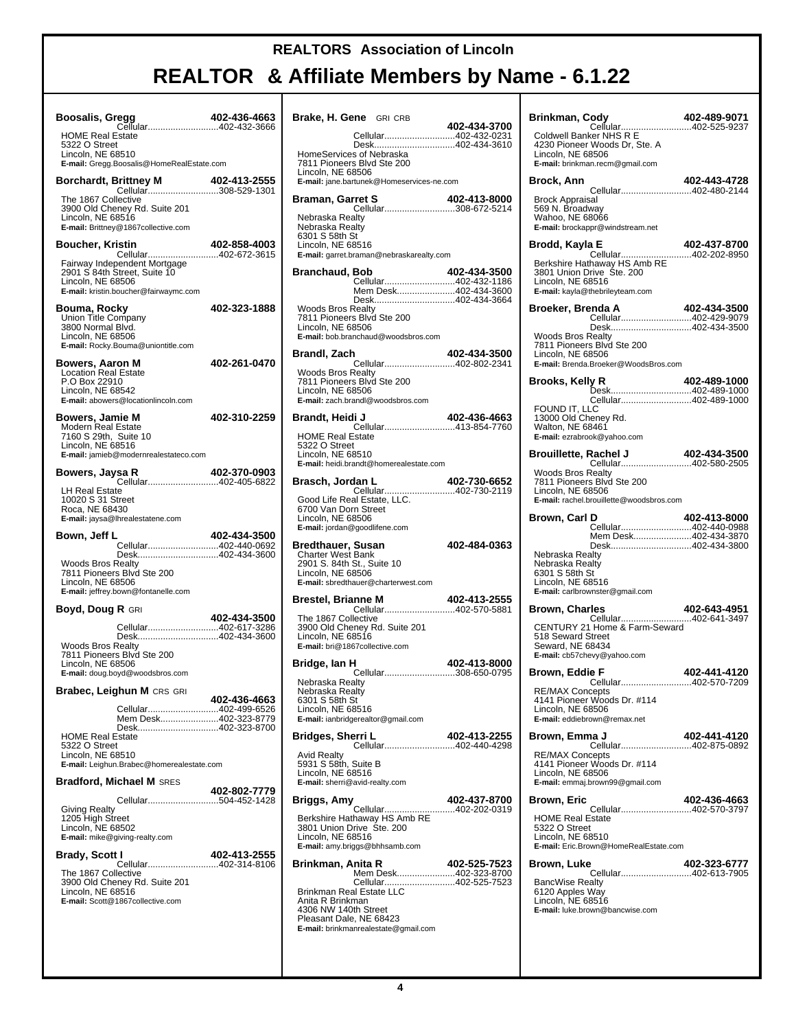# REALTORS Association of Lincoln

# REALTOR & Affiliate Members by Name - 6.1.22

**Boosalis, Gregg** 402-436-4663
Cellular............................402-432-3666
HOME Real Estate
5322 O Street
Lincoln, NE 68510
**E-mail:** Gregg.Boosalis@HomeRealEstate.com

**Borchardt, Brittney M** 402-413-2555
Cellular............................308-529-1301
The 1867 Collective
3900 Old Cheney Rd. Suite 201
Lincoln, NE 68516
**E-mail:** Brittney@1867collective.com

**Boucher, Kristin** 402-858-4003
Cellular............................402-672-3615
Fairway Independent Mortgage
2901 S 84th Street, Suite 10
Lincoln, NE 68506
**E-mail:** kristin.boucher@fairwaymc.com

**Bouma, Rocky** 402-323-1888
Union Title Company
3800 Normal Blvd.
Lincoln, NE 68506
**E-mail:** Rocky.Bouma@uniontitle.com

**Bowers, Aaron M** 402-261-0470
Location Real Estate
P.O Box 22910
Lincoln, NE 68542
**E-mail:** abowers@locationlincoln.com

**Bowers, Jamie M** 402-310-2259
Modern Real Estate
7160 S 29th, Suite 10
Lincoln, NE 68516
**E-mail:** jamieb@modernrealestateco.com

**Bowers, Jaysa R** 402-370-0903
Cellular............................402-405-6822
LH Real Estate
10020 S 31 Street
Roca, NE 68430
**E-mail:** jaysa@lhrealestatene.com

**Bown, Jeff L** 402-434-3500
Cellular............................402-440-0692
Desk................................402-434-3600
Woods Bros Realty
7811 Pioneers Blvd Ste 200
Lincoln, NE 68506
**E-mail:** jeffrey.bown@fontanelle.com

**Boyd, Doug R** GRI 402-434-3500
Cellular............................402-617-3286
Desk................................402-434-3600
Woods Bros Realty
7811 Pioneers Blvd Ste 200
Lincoln, NE 68506
**E-mail:** doug.boyd@woodsbros.com

**Brabec, Leighun M** CRS GRI 402-436-4663
Cellular............................402-499-6526
Mem Desk.......................402-323-8779
Desk................................402-323-8700
HOME Real Estate
5322 O Street
Lincoln, NE 68510
**E-mail:** Leighun.Brabec@homerealestate.com

**Bradford, Michael M** SRES 402-802-7779
Cellular............................504-452-1428
Giving Realty
1205 High Street
Lincoln, NE 68502
**E-mail:** mike@giving-realty.com

**Brady, Scott I** 402-413-2555
Cellular............................402-314-8106
The 1867 Collective
3900 Old Cheney Rd. Suite 201
Lincoln, NE 68516
**E-mail:** Scott@1867collective.com

**Brake, H. Gene** GRI CRB 402-434-3700
Cellular............................402-432-0231
Desk................................402-434-3610
HomeServices of Nebraska
7811 Pioneers Blvd Ste 200
Lincoln, NE 68506
**E-mail:** jane.bartunek@Homeservices-ne.com

**Braman, Garret S** 402-413-8000
Cellular............................308-672-5214
Nebraska Realty
Nebraska Realty
6301 S 58th St
Lincoln, NE 68516
**E-mail:** garret.braman@nebraskarealty.com

**Branchaud, Bob** 402-434-3500
Cellular............................402-432-1186
Mem Desk.......................402-434-3600
Desk................................402-434-3664
Woods Bros Realty
7811 Pioneers Blvd Ste 200
Lincoln, NE 68506
**E-mail:** bob.branchaud@woodsbros.com

**Brandl, Zach** 402-434-3500
Cellular............................402-802-2341
Woods Bros Realty
7811 Pioneers Blvd Ste 200
Lincoln, NE 68506
**E-mail:** zach.brandl@woodsbros.com

**Brandt, Heidi J** 402-436-4663
Cellular............................413-854-7760
HOME Real Estate
5322 O Street
Lincoln, NE 68510
**E-mail:** heidi.brandt@homerealestate.com

**Brasch, Jordan L** 402-730-6652
Cellular............................402-730-2119
Good Life Real Estate, LLC.
6700 Van Dorn Street
Lincoln, NE 68506
**E-mail:** jordan@goodlifene.com

**Bredthauer, Susan** 402-484-0363
Charter West Bank
2901 S. 84th St., Suite 10
Lincoln, NE 68506
**E-mail:** sbredthauer@charterwest.com

**Brestel, Brianne M** 402-413-2555
Cellular............................402-570-5881
The 1867 Collective
3900 Old Cheney Rd. Suite 201
Lincoln, NE 68516
**E-mail:** bri@1867collective.com

**Bridge, Ian H** 402-413-8000
Cellular............................308-650-0795
Nebraska Realty
Nebraska Realty
6301 S 58th St
Lincoln, NE 68516
**E-mail:** ianbridgerealtor@gmail.com

**Bridges, Sherri L** 402-413-2255
Cellular............................402-440-4298
Avid Realty
5931 S 58th, Suite B
Lincoln, NE 68516
**E-mail:** sherri@avid-realty.com

**Briggs, Amy** 402-437-8700
Cellular............................402-202-0319
Berkshire Hathaway HS Amb RE
3801 Union Drive Ste. 200
Lincoln, NE 68516
**E-mail:** amy.briggs@bhhsamb.com

**Brinkman, Anita R** 402-525-7523
Mem Desk.......................402-323-8700
Cellular............................402-525-7523
Brinkman Real Estate LLC
Anita R Brinkman
4306 NW 140th Street
Pleasant Dale, NE 68423
**E-mail:** brinkmanrealestate@gmail.com

**Brinkman, Cody** 402-489-9071
Cellular............................402-525-9237
Coldwell Banker NHS R E
4230 Pioneer Woods Dr, Ste. A
Lincoln, NE 68506
**E-mail:** brinkman.recm@gmail.com

**Brock, Ann** 402-443-4728
Cellular............................402-480-2144
Brock Appraisal
569 N. Broadway
Wahoo, NE 68066
**E-mail:** brockappr@windstream.net

**Brodd, Kayla E** 402-437-8700
Cellular............................402-202-8950
Berkshire Hathaway HS Amb RE
3801 Union Drive Ste. 200
Lincoln, NE 68516
**E-mail:** kayla@thebrileyteam.com

**Broeker, Brenda A** 402-434-3500
Cellular............................402-429-9079
Desk................................402-434-3500
Woods Bros Realty
7811 Pioneers Blvd Ste 200
Lincoln, NE 68506
**E-mail:** Brenda.Broeker@WoodsBros.com

**Brooks, Kelly R** 402-489-1000
Desk................................402-489-1000
Cellular............................402-489-1000
FOUND IT, LLC
13000 Old Cheney Rd.
Walton, NE 68461
**E-mail:** ezrabrook@yahoo.com

**Brouillette, Rachel J** 402-434-3500
Cellular............................402-580-2505
Woods Bros Realty
7811 Pioneers Blvd Ste 200
Lincoln, NE 68506
**E-mail:** rachel.brouillette@woodsbros.com

**Brown, Carl D** 402-413-8000
Cellular............................402-440-0988
Mem Desk.......................402-434-3870
Desk................................402-434-3800
Nebraska Realty
Nebraska Realty
6301 S 58th St
Lincoln, NE 68516
**E-mail:** carlbrownster@gmail.com

**Brown, Charles** 402-643-4951
Cellular............................402-641-3497
CENTURY 21 Home & Farm-Seward
518 Seward Street
Seward, NE 68434
**E-mail:** cb57chevy@yahoo.com

**Brown, Eddie F** 402-441-4120
Cellular............................402-570-7209
RE/MAX Concepts
4141 Pioneer Woods Dr. #114
Lincoln, NE 68506
**E-mail:** eddiebrown@remax.net

**Brown, Emma J** 402-441-4120
Cellular............................402-875-0892
RE/MAX Concepts
4141 Pioneer Woods Dr. #114
Lincoln, NE 68506
**E-mail:** emmaj.brown99@gmail.com

**Brown, Eric** 402-436-4663
Cellular............................402-570-3797
HOME Real Estate
5322 O Street
Lincoln, NE 68510
**E-mail:** Eric.Brown@HomeRealEstate.com

**Brown, Luke** 402-323-6777
Cellular............................402-613-7905
BancWise Realty
6120 Apples Way
Lincoln, NE 68516
**E-mail:** luke.brown@bancwise.com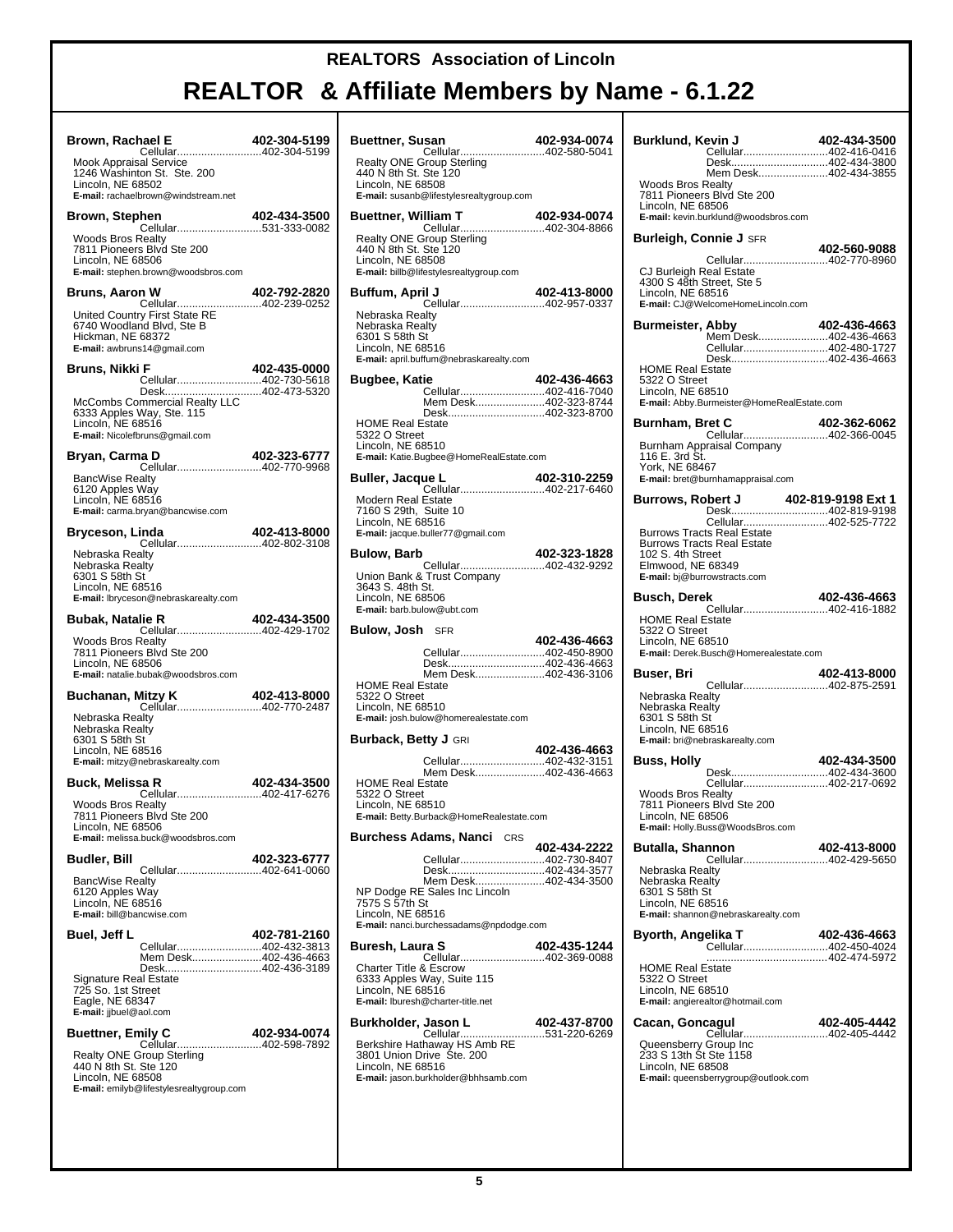# REALTORS Association of Lincoln

## REALTOR & Affiliate Members by Name - 6.1.22

**Brown, Rachael E** — **402-304-5199**
Cellular............................402-304-5199
Mook Appraisal Service
1246 Washinton St. Ste. 200
Lincoln, NE 68502
**E-mail:** rachaelbrown@windstream.net

**Brown, Stephen** — **402-434-3500**
Cellular............................531-333-0082
Woods Bros Realty
7811 Pioneers Blvd Ste 200
Lincoln, NE 68506
**E-mail:** stephen.brown@woodsbros.com

**Bruns, Aaron W** — **402-792-2820**
Cellular............................402-239-0252
United Country First State RE
6740 Woodland Blvd, Ste B
Hickman, NE 68372
**E-mail:** awbruns14@gmail.com

**Bruns, Nikki F** — **402-435-0000**
Cellular............................402-730-5618
Desk................................402-473-5320
McCombs Commercial Realty LLC
6333 Apples Way, Ste. 115
Lincoln, NE 68516
**E-mail:** Nicolefbruns@gmail.com

**Bryan, Carma D** — **402-323-6777**
Cellular............................402-770-9968
BancWise Realty
6120 Apples Way
Lincoln, NE 68516
**E-mail:** carma.bryan@bancwise.com

**Bryceson, Linda** — **402-413-8000**
Cellular............................402-802-3108
Nebraska Realty
Nebraska Realty
6301 S 58th St
Lincoln, NE 68516
**E-mail:** lbryceson@nebraskarealty.com

**Bubak, Natalie R** — **402-434-3500**
Cellular............................402-429-1702
Woods Bros Realty
7811 Pioneers Blvd Ste 200
Lincoln, NE 68506
**E-mail:** natalie.bubak@woodsbros.com

**Buchanan, Mitzy K** — **402-413-8000**
Cellular............................402-770-2487
Nebraska Realty
Nebraska Realty
6301 S 58th St
Lincoln, NE 68516
**E-mail:** mitzy@nebraskarealty.com

**Buck, Melissa R** — **402-434-3500**
Cellular............................402-417-6276
Woods Bros Realty
7811 Pioneers Blvd Ste 200
Lincoln, NE 68506
**E-mail:** melissa.buck@woodsbros.com

**Budler, Bill** — **402-323-6777**
Cellular............................402-641-0060
BancWise Realty
6120 Apples Way
Lincoln, NE 68516
**E-mail:** bill@bancwise.com

**Buel, Jeff L** — **402-781-2160**
Cellular............................402-432-3813
Mem Desk.......................402-436-4663
Desk................................402-436-3189
Signature Real Estate
725 So. 1st Street
Eagle, NE 68347
**E-mail:** jjbuel@aol.com

**Buettner, Emily C** — **402-934-0074**
Cellular............................402-598-7892
Realty ONE Group Sterling
440 N 8th St. Ste 120
Lincoln, NE 68508
**E-mail:** emilyb@lifestylesrealtygroup.com

**Buettner, Susan** — **402-934-0074**
Cellular............................402-580-5041
Realty ONE Group Sterling
440 N 8th St. Ste 120
Lincoln, NE 68508
**E-mail:** susanb@lifestylesrealtygroup.com

**Buettner, William T** — **402-934-0074**
Cellular............................402-304-8866
Realty ONE Group Sterling
440 N 8th St. Ste 120
Lincoln, NE 68508
**E-mail:** billb@lifestylesrealtygroup.com

**Buffum, April J** — **402-413-8000**
Cellular............................402-957-0337
Nebraska Realty
Nebraska Realty
6301 S 58th St
Lincoln, NE 68516
**E-mail:** april.buffum@nebraskarealty.com

**Bugbee, Katie** — **402-436-4663**
Cellular............................402-416-7040
Mem Desk.......................402-323-8744
Desk................................402-323-8700
HOME Real Estate
5322 O Street
Lincoln, NE 68510
**E-mail:** Katie.Bugbee@HomeRealEstate.com

**Buller, Jacque L** — **402-310-2259**
Cellular............................402-217-6460
Modern Real Estate
7160 S 29th, Suite 10
Lincoln, NE 68516
**E-mail:** jacque.buller77@gmail.com

**Bulow, Barb** — **402-323-1828**
Cellular............................402-432-9292
Union Bank & Trust Company
3643 S. 48th St.
Lincoln, NE 68506
**E-mail:** barb.bulow@ubt.com

**Bulow, Josh** SFR — **402-436-4663**
Cellular............................402-450-8900
Desk................................402-436-4663
Mem Desk.......................402-436-3106
HOME Real Estate
5322 O Street
Lincoln, NE 68510
**E-mail:** josh.bulow@homerealestate.com

**Burback, Betty J** GRI — **402-436-4663**
Cellular............................402-432-3151
Mem Desk.......................402-436-4663
HOME Real Estate
5322 O Street
Lincoln, NE 68510
**E-mail:** Betty.Burback@HomeRealestate.com

**Burchess Adams, Nanci** CRS — **402-434-2222**
Cellular............................402-730-8407
Desk................................402-434-3577
Mem Desk.......................402-434-3500
NP Dodge RE Sales Inc Lincoln
7575 S 57th St
Lincoln, NE 68516
**E-mail:** nanci.burchessadams@npdodge.com

**Buresh, Laura S** — **402-435-1244**
Cellular............................402-369-0088
Charter Title & Escrow
6333 Apples Way, Suite 115
Lincoln, NE 68516
**E-mail:** lburesh@charter-title.net

**Burkholder, Jason L** — **402-437-8700**
Cellular............................531-220-6269
Berkshire Hathaway HS Amb RE
3801 Union Drive Ste. 200
Lincoln, NE 68516
**E-mail:** jason.burkholder@bhhsamb.com

**Burklund, Kevin J** — **402-434-3500**
Cellular............................402-416-0416
Desk................................402-434-3800
Mem Desk.......................402-434-3855
Woods Bros Realty
7811 Pioneers Blvd Ste 200
Lincoln, NE 68506
**E-mail:** kevin.burklund@woodsbros.com

**Burleigh, Connie J** SFR — **402-560-9088**
Cellular............................402-770-8960
CJ Burleigh Real Estate
4300 S 48th Street, Ste 5
Lincoln, NE 68516
**E-mail:** CJ@WelcomeHomeLincoln.com

**Burmeister, Abby** — **402-436-4663**
Mem Desk.......................402-436-4663
Cellular............................402-480-1727
Desk................................402-436-4663
HOME Real Estate
5322 O Street
Lincoln, NE 68510
**E-mail:** Abby.Burmeister@HomeRealEstate.com

**Burnham, Bret C** — **402-362-6062**
Cellular............................402-366-0045
Burnham Appraisal Company
116 E. 3rd St.
York, NE 68467
**E-mail:** bret@burnhamappraisal.com

**Burrows, Robert J** — **402-819-9198 Ext 1**
Desk................................402-819-9198
Cellular............................402-525-7722
Burrows Tracts Real Estate
Burrows Tracts Real Estate
102 S. 4th Street
Elmwood, NE 68349
**E-mail:** bj@burrowstracts.com

**Busch, Derek** — **402-436-4663**
Cellular............................402-416-1882
HOME Real Estate
5322 O Street
Lincoln, NE 68510
**E-mail:** Derek.Busch@Homerealestate.com

**Buser, Bri** — **402-413-8000**
Cellular............................402-875-2591
Nebraska Realty
Nebraska Realty
6301 S 58th St
Lincoln, NE 68516
**E-mail:** bri@nebraskarealty.com

**Buss, Holly** — **402-434-3500**
Desk................................402-434-3600
Cellular............................402-217-0692
Woods Bros Realty
7811 Pioneers Blvd Ste 200
Lincoln, NE 68506
**E-mail:** Holly.Buss@WoodsBros.com

**Butalla, Shannon** — **402-413-8000**
Cellular............................402-429-5650
Nebraska Realty
Nebraska Realty
6301 S 58th St
Lincoln, NE 68516
**E-mail:** shannon@nebraskarealty.com

**Byorth, Angelika T** — **402-436-4663**
Cellular............................402-450-4024
.......................................402-474-5972
HOME Real Estate
5322 O Street
Lincoln, NE 68510
**E-mail:** angierealtor@hotmail.com

**Cacan, Goncagul** — **402-405-4442**
Cellular............................402-405-4442
Queensberry Group Inc
233 S 13th St Ste 1158
Lincoln, NE 68508
**E-mail:** queensberrygroup@outlook.com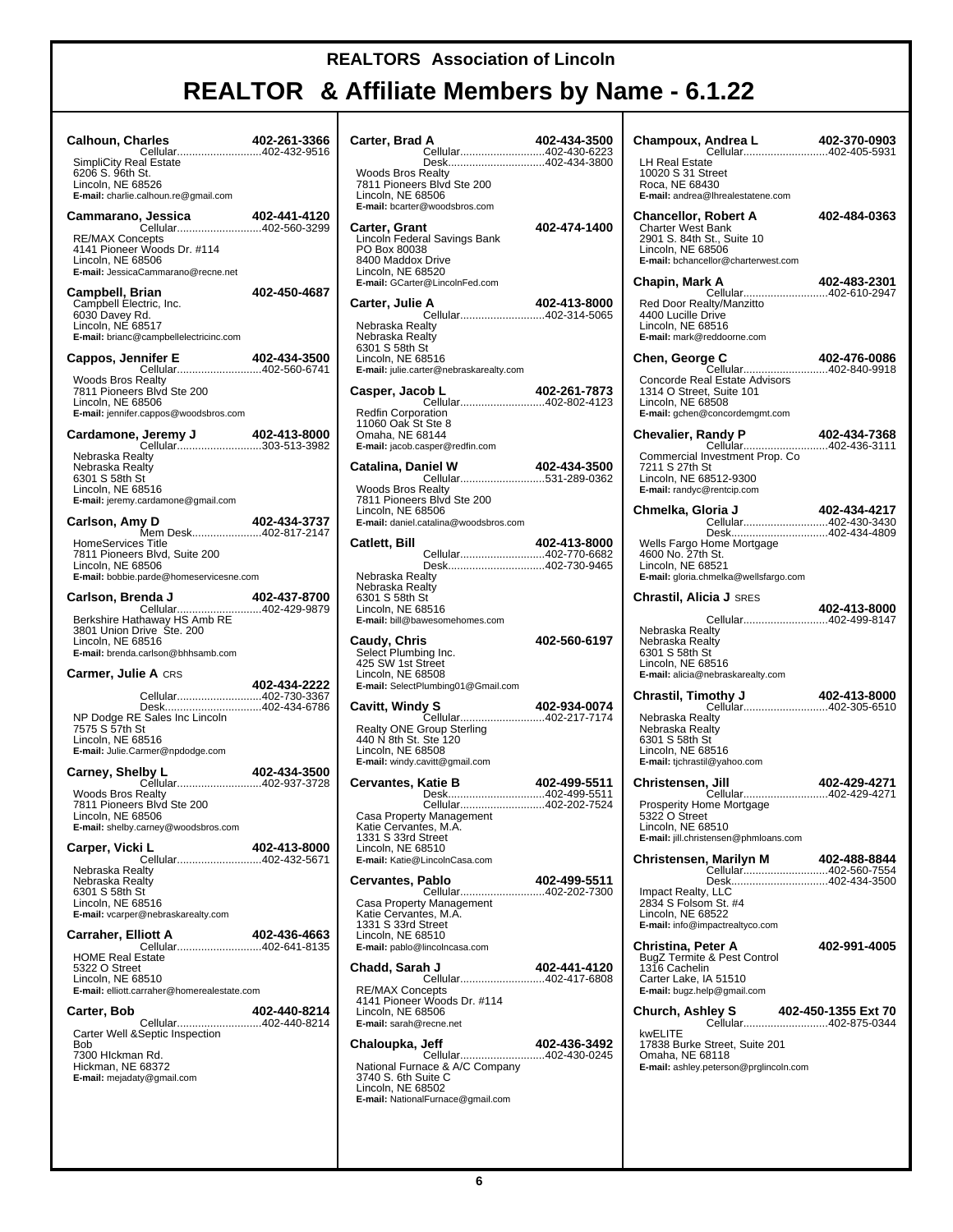# REALTORS Association of Lincoln

# REALTOR & Affiliate Members by Name - 6.1.22

**Calhoun, Charles** 402-261-3366
Cellular............................402-432-9516
SimpliCity Real Estate
6206 S. 96th St.
Lincoln, NE 68526
**E-mail:** charlie.calhoun.re@gmail.com

**Cammarano, Jessica** 402-441-4120
Cellular............................402-560-3299
RE/MAX Concepts
4141 Pioneer Woods Dr. #114
Lincoln, NE 68506
**E-mail:** JessicaCammarano@recne.net

**Campbell, Brian** 402-450-4687
Campbell Electric, Inc.
6030 Davey Rd.
Lincoln, NE 68517
**E-mail:** brianc@campbellelectricinc.com

**Cappos, Jennifer E** 402-434-3500
Cellular............................402-560-6741
Woods Bros Realty
7811 Pioneers Blvd Ste 200
Lincoln, NE 68506
**E-mail:** jennifer.cappos@woodsbros.com

**Cardamone, Jeremy J** 402-413-8000
Cellular............................303-513-3982
Nebraska Realty
Nebraska Realty
6301 S 58th St
Lincoln, NE 68516
**E-mail:** jeremy.cardamone@gmail.com

**Carlson, Amy D** 402-434-3737
Mem Desk.......................402-817-2147
HomeServices Title
7811 Pioneers Blvd, Suite 200
Lincoln, NE 68506
**E-mail:** bobbie.parde@homeservicesne.com

**Carlson, Brenda J** 402-437-8700
Cellular............................402-429-9879
Berkshire Hathaway HS Amb RE
3801 Union Drive Ste. 200
Lincoln, NE 68516
**E-mail:** brenda.carlson@bhhsamb.com

**Carmer, Julie A** CRS
402-434-2222
Cellular............................402-730-3367
Desk................................402-434-6786
NP Dodge RE Sales Inc Lincoln
7575 S 57th St
Lincoln, NE 68516
**E-mail:** Julie.Carmer@npdodge.com

**Carney, Shelby L** 402-434-3500
Cellular............................402-937-3728
Woods Bros Realty
7811 Pioneers Blvd Ste 200
Lincoln, NE 68506
**E-mail:** shelby.carney@woodsbros.com

**Carper, Vicki L** 402-413-8000
Cellular............................402-432-5671
Nebraska Realty
Nebraska Realty
6301 S 58th St
Lincoln, NE 68516
**E-mail:** vcarper@nebraskarealty.com

**Carraher, Elliott A** 402-436-4663
Cellular............................402-641-8135
HOME Real Estate
5322 O Street
Lincoln, NE 68510
**E-mail:** elliott.carraher@homerealestate.com

**Carter, Bob** 402-440-8214
Cellular............................402-440-8214
Carter Well &Septic Inspection
Bob
7300 HIckman Rd.
Hickman, NE 68372
**E-mail:** mejadaty@gmail.com

**Carter, Brad A** 402-434-3500
Cellular............................402-430-6223
Desk................................402-434-3800
Woods Bros Realty
7811 Pioneers Blvd Ste 200
Lincoln, NE 68506
**E-mail:** bcarter@woodsbros.com

**Carter, Grant** 402-474-1400
Lincoln Federal Savings Bank
PO Box 80038
8400 Maddox Drive
Lincoln, NE 68520
**E-mail:** GCarter@LincolnFed.com

**Carter, Julie A** 402-413-8000
Cellular............................402-314-5065
Nebraska Realty
Nebraska Realty
6301 S 58th St
Lincoln, NE 68516
**E-mail:** julie.carter@nebraskarealty.com

**Casper, Jacob L** 402-261-7873
Cellular............................402-802-4123
Redfin Corporation
11060 Oak St Ste 8
Omaha, NE 68144
**E-mail:** jacob.casper@redfin.com

**Catalina, Daniel W** 402-434-3500
Cellular............................531-289-0362
Woods Bros Realty
7811 Pioneers Blvd Ste 200
Lincoln, NE 68506
**E-mail:** daniel.catalina@woodsbros.com

**Catlett, Bill** 402-413-8000
Cellular............................402-770-6682
Desk................................402-730-9465
Nebraska Realty
Nebraska Realty
6301 S 58th St
Lincoln, NE 68516
**E-mail:** bill@bawesomehomes.com

**Caudy, Chris** 402-560-6197
Select Plumbing Inc.
425 SW 1st Street
Lincoln, NE 68508
**E-mail:** SelectPlumbing01@Gmail.com

**Cavitt, Windy S** 402-934-0074
Cellular............................402-217-7174
Realty ONE Group Sterling
440 N 8th St. Ste 120
Lincoln, NE 68508
**E-mail:** windy.cavitt@gmail.com

**Cervantes, Katie B** 402-499-5511
Desk................................402-499-5511
Cellular............................402-202-7524
Casa Property Management
Katie Cervantes, M.A.
1331 S 33rd Street
Lincoln, NE 68510
**E-mail:** Katie@LincolnCasa.com

**Cervantes, Pablo** 402-499-5511
Cellular............................402-202-7300
Casa Property Management
Katie Cervantes, M.A.
1331 S 33rd Street
Lincoln, NE 68510
**E-mail:** pablo@lincolncasa.com

**Chadd, Sarah J** 402-441-4120
Cellular............................402-417-6808
RE/MAX Concepts
4141 Pioneer Woods Dr. #114
Lincoln, NE 68506
**E-mail:** sarah@recne.net

**Chaloupka, Jeff** 402-436-3492
Cellular............................402-430-0245
National Furnace & A/C Company
3740 S. 6th Suite C
Lincoln, NE 68502
**E-mail:** NationalFurnace@gmail.com

**Champoux, Andrea L** 402-370-0903
Cellular............................402-405-5931
LH Real Estate
10020 S 31 Street
Roca, NE 68430
**E-mail:** andrea@lhrealestatene.com

**Chancellor, Robert A** 402-484-0363
Charter West Bank
2901 S. 84th St., Suite 10
Lincoln, NE 68506
**E-mail:** bchancellor@charterwest.com

**Chapin, Mark A** 402-483-2301
Cellular............................402-610-2947
Red Door Realty/Manzitto
4400 Lucille Drive
Lincoln, NE 68516
**E-mail:** mark@reddoorne.com

**Chen, George C** 402-476-0086
Cellular............................402-840-9918
Concorde Real Estate Advisors
1314 O Street, Suite 101
Lincoln, NE 68508
**E-mail:** gchen@concordemgmt.com

**Chevalier, Randy P** 402-434-7368
Cellular............................402-436-3111
Commercial Investment Prop. Co
7211 S 27th St
Lincoln, NE 68512-9300
**E-mail:** randyc@rentcip.com

**Chmelka, Gloria J** 402-434-4217
Cellular............................402-430-3430
Desk................................402-434-4809
Wells Fargo Home Mortgage
4600 No. 27th St.
Lincoln, NE 68521
**E-mail:** gloria.chmelka@wellsfargo.com

**Chrastil, Alicia J** SRES
402-413-8000
Cellular............................402-499-8147
Nebraska Realty
Nebraska Realty
6301 S 58th St
Lincoln, NE 68516
**E-mail:** alicia@nebraskarealty.com

**Chrastil, Timothy J** 402-413-8000
Cellular............................402-305-6510
Nebraska Realty
Nebraska Realty
6301 S 58th St
Lincoln, NE 68516
**E-mail:** tjchrastil@yahoo.com

**Christensen, Jill** 402-429-4271
Cellular............................402-429-4271
Prosperity Home Mortgage
5322 O Street
Lincoln, NE 68510
**E-mail:** jill.christensen@phmloans.com

**Christensen, Marilyn M** 402-488-8844
Cellular............................402-560-7554
Desk................................402-434-3500
Impact Realty, LLC
2834 S Folsom St. #4
Lincoln, NE 68522
**E-mail:** info@impactrealtyco.com

**Christina, Peter A** 402-991-4005
BugZ Termite & Pest Control
1316 Cachelin
Carter Lake, IA 51510
**E-mail:** bugz.help@gmail.com

**Church, Ashley S** 402-450-1355 Ext 70
Cellular............................402-875-0344
kwELITE
17838 Burke Street, Suite 201
Omaha, NE 68118
**E-mail:** ashley.peterson@prglincoln.com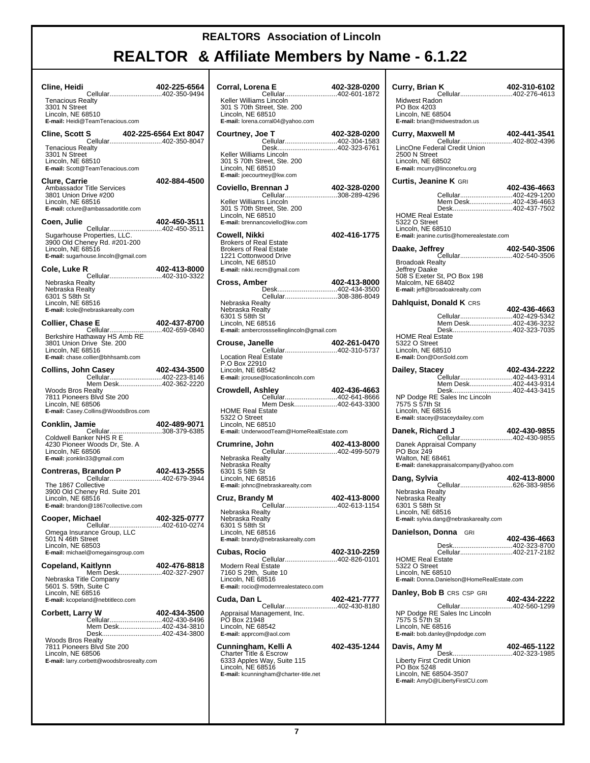# REALTORS Association of Lincoln

# REALTOR & Affiliate Members by Name - 6.1.22

**Cline, Heidi** 402-225-6564
Cellular............................402-350-9494
Tenacious Realty
3301 N Street
Lincoln, NE 68510
**E-mail:** Heidi@TeamTenacious.com

**Cline, Scott S** 402-225-6564 Ext 8047
Cellular............................402-350-8047
Tenacious Realty
3301 N Street
Lincoln, NE 68510
**E-mail:** Scott@TeamTenacious.com

**Clure, Carrie** 402-884-4500
Ambassador Title Services
3801 Union Drive #200
Lincoln, NE 68516
**E-mail:** cclure@ambassadortitle.com

**Coen, Julie** 402-450-3511
Cellular............................402-450-3511
Sugarhouse Properties, LLC.
3900 Old Cheney Rd. #201-200
Lincoln, NE 68516
**E-mail:** sugarhouse.lincoln@gmail.com

**Cole, Luke R** 402-413-8000
Cellular............................402-310-3322
Nebraska Realty
Nebraska Realty
6301 S 58th St
Lincoln, NE 68516
**E-mail:** lcole@nebraskarealty.com

**Collier, Chase E** 402-437-8700
Cellular............................402-659-0840
Berkshire Hathaway HS Amb RE
3801 Union Drive Ste. 200
Lincoln, NE 68516
**E-mail:** chase.collier@bhhsamb.com

**Collins, John Casey** 402-434-3500
Cellular............................402-223-8146
Mem Desk.......................402-362-2220
Woods Bros Realty
7811 Pioneers Blvd Ste 200
Lincoln, NE 68506
**E-mail:** Casey.Collins@WoodsBros.com

**Conklin, Jamie** 402-489-9071
Cellular............................308-379-6385
Coldwell Banker NHS R E
4230 Pioneer Woods Dr, Ste. A
Lincoln, NE 68506
**E-mail:** jconklin33@gmail.com

**Contreras, Brandon P** 402-413-2555
Cellular............................402-679-3944
The 1867 Collective
3900 Old Cheney Rd. Suite 201
Lincoln, NE 68516
**E-mail:** brandon@1867collective.com

**Cooper, Michael** 402-325-0777
Cellular............................402-610-0274
Omega Insurance Group, LLC
501 N 46th Street
Lincoln, NE 68503
**E-mail:** michael@omegainsgroup.com

**Copeland, Kaitlynn** 402-476-8818
Mem Desk.......................402-327-2907
Nebraska Title Company
5601 S. 59th, Suite C
Lincoln, NE 68516
**E-mail:** kcopeland@nebtitleco.com

**Corbett, Larry W** 402-434-3500
Cellular............................402-430-8496
Mem Desk.......................402-434-3810
Desk................................402-434-3800
Woods Bros Realty
7811 Pioneers Blvd Ste 200
Lincoln, NE 68506
**E-mail:** larry.corbett@woodsbrosrealty.com

**Corral, Lorena E** 402-328-0200
Cellular............................402-601-1872
Keller Williams Lincoln
301 S 70th Street, Ste. 200
Lincoln, NE 68510
**E-mail:** lorena.corral04@yahoo.com

**Courtney, Joe T** 402-328-0200
Cellular............................402-304-1583
Desk................................402-323-6761
Keller Williams Lincoln
301 S 70th Street, Ste. 200
Lincoln, NE 68510
**E-mail:** joecourtney@kw.com

**Coviello, Brennan J** 402-328-0200
Cellular............................308-289-4296
Keller Williams Lincoln
301 S 70th Street, Ste. 200
Lincoln, NE 68510
**E-mail:** brennancoviello@kw.com

**Cowell, Nikki** 402-416-1775
Brokers of Real Estate
Brokers of Real Estate
1221 Cottonwood Drive
Lincoln, NE 68510
**E-mail:** nikki.recm@gmail.com

**Cross, Amber** 402-413-8000
Desk................................402-434-3500
Cellular............................308-386-8049
Nebraska Realty
Nebraska Realty
6301 S 58th St
Lincoln, NE 68516
**E-mail:** ambercrossssellinglincoln@gmail.com

**Crouse, Janelle** 402-261-0470
Cellular............................402-310-5737
Location Real Estate
P.O Box 22910
Lincoln, NE 68542
**E-mail:** jcrouse@locationlincoln.com

**Crowdell, Ashley** 402-436-4663
Cellular............................402-641-8666
Mem Desk.......................402-643-3300
HOME Real Estate
5322 O Street
Lincoln, NE 68510
**E-mail:** UnderwoodTeam@HomeRealEstate.com

**Crumrine, John** 402-413-8000
Cellular............................402-499-5079
Nebraska Realty
Nebraska Realty
6301 S 58th St
Lincoln, NE 68516
**E-mail:** johnc@nebraskarealty.com

**Cruz, Brandy M** 402-413-8000
Cellular............................402-613-1154
Nebraska Realty
Nebraska Realty
6301 S 58th St
Lincoln, NE 68516
**E-mail:** brandy@nebraskarealty.com

**Cubas, Rocio** 402-310-2259
Cellular............................402-826-0101
Modern Real Estate
7160 S 29th, Suite 10
Lincoln, NE 68516
**E-mail:** rocio@modernrealestateco.com

**Cuda, Dan L** 402-421-7777
Cellular............................402-430-8180
Appraisal Management, Inc.
PO Box 21948
Lincoln, NE 68542
**E-mail:** apprcom@aol.com

**Cunningham, Kelli A** 402-435-1244
Charter Title & Escrow
6333 Apples Way, Suite 115
Lincoln, NE 68516
**E-mail:** kcunningham@charter-title.net

**Curry, Brian K** 402-310-6102
Cellular............................402-276-4613
Midwest Radon
PO Box 4203
Lincoln, NE 68504
**E-mail:** brian@midwestradon.us

**Curry, Maxwell M** 402-441-3541
Cellular............................402-802-4396
LincOne Federal Credit Union
2500 N Street
Lincoln, NE 68502
**E-mail:** mcurry@linconefcu.org

**Curtis, Jeanine K** GRI 402-436-4663
Cellular............................402-429-1200
Mem Desk.......................402-436-4663
Desk................................402-437-7502
HOME Real Estate
5322 O Street
Lincoln, NE 68510
**E-mail:** jeanine.curtis@homerealestate.com

**Daake, Jeffrey** 402-540-3506
Cellular............................402-540-3506
Broadoak Realty
Jeffrey Daake
508 S Exeter St, PO Box 198
Malcolm, NE 68402
**E-mail:** jeff@broadoakrealty.com

**Dahlquist, Donald K** CRS 402-436-4663
Cellular............................402-429-5342
Mem Desk.......................402-436-3232
Desk................................402-323-7035
HOME Real Estate
5322 O Street
Lincoln, NE 68510
**E-mail:** Don@DonSold.com

**Dailey, Stacey** 402-434-2222
Cellular............................402-443-9314
Mem Desk.......................402-443-9314
Desk................................402-443-3415
NP Dodge RE Sales Inc Lincoln
7575 S 57th St
Lincoln, NE 68516
**E-mail:** stacey@staceydailey.com

**Danek, Richard J** 402-430-9855
Cellular............................402-430-9855
Danek Appraisal Company
PO Box 249
Walton, NE 68461
**E-mail:** danekappraisalcompany@yahoo.com

**Dang, Sylvia** 402-413-8000
Cellular............................626-383-9856
Nebraska Realty
Nebraska Realty
6301 S 58th St
Lincoln, NE 68516
**E-mail:** sylvia.dang@nebraskarealty.com

**Danielson, Donna** GRI 402-436-4663
Desk................................402-323-8700
Cellular............................402-217-2182
HOME Real Estate
5322 O Street
Lincoln, NE 68510
**E-mail:** Donna.Danielson@HomeRealEstate.com

**Danley, Bob B** CRS CSP GRI 402-434-2222
Cellular............................402-560-1299
NP Dodge RE Sales Inc Lincoln
7575 S 57th St
Lincoln, NE 68516
**E-mail:** bob.danley@npdodge.com

**Davis, Amy M** 402-465-1122
Desk................................402-323-1985
Liberty First Credit Union
PO Box 5248
Lincoln, NE 68504-3507
**E-mail:** AmyD@LibertyFirstCU.com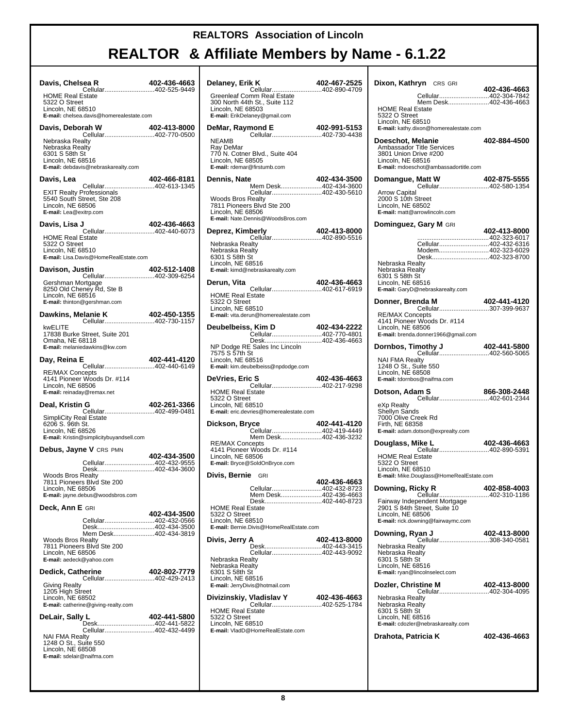# REALTORS Association of Lincoln

## REALTOR & Affiliate Members by Name - 6.1.22

**Davis, Chelsea R** 402-436-4663
Cellular............................402-525-9449
HOME Real Estate
5322 O Street
Lincoln, NE 68510
**E-mail:** chelsea.davis@homerealestate.com

**Davis, Deborah W** 402-413-8000
Cellular............................402-770-0500
Nebraska Realty
Nebraska Realty
6301 S 58th St
Lincoln, NE 68516
**E-mail:** debdavis@nebraskarealty.com

**Davis, Lea** 402-466-8181
Cellular............................402-613-1345
EXIT Realty Professionals
5540 South Street, Ste 208
Lincoln, NE 68506
**E-mail:** Lea@exitrp.com

**Davis, Lisa J** 402-436-4663
Cellular............................402-440-6073
HOME Real Estate
5322 O Street
Lincoln, NE 68510
**E-mail:** Lisa.Davis@HomeRealEstate.com

**Davison, Justin** 402-512-1408
Cellular............................402-309-6254
Gershman Mortgage
8250 Old Cheney Rd, Ste B
Lincoln, NE 68516
**E-mail:** thinton@gershman.com

**Dawkins, Melanie K** 402-450-1355
Cellular............................402-730-1157
kwELITE
17838 Burke Street, Suite 201
Omaha, NE 68118
**E-mail:** melaniedawkins@kw.com

**Day, Reina E** 402-441-4120
Cellular............................402-440-6149
RE/MAX Concepts
4141 Pioneer Woods Dr. #114
Lincoln, NE 68506
**E-mail:** reinaday@remax.net

**Deal, Kristin G** 402-261-3366
Cellular............................402-499-0481
SimpliCity Real Estate
6206 S. 96th St.
Lincoln, NE 68526
**E-mail:** Kristin@simplicitybuyandsell.com

**Debus, Jayne V** CRS PMN
402-434-3500
Cellular............................402-432-9555
Desk................................402-434-3600
Woods Bros Realty
7811 Pioneers Blvd Ste 200
Lincoln, NE 68506
**E-mail:** jayne.debus@woodsbros.com

**Deck, Ann E** GRI
402-434-3500
Cellular............................402-432-0566
Desk................................402-434-3500
Mem Desk.......................402-434-3819
Woods Bros Realty
7811 Pioneers Blvd Ste 200
Lincoln, NE 68506
**E-mail:** aedeck@yahoo.com

**Dedick, Catherine** 402-802-7779
Cellular............................402-429-2413
Giving Realty
1205 High Street
Lincoln, NE 68502
**E-mail:** catherine@giving-realty.com

**DeLair, Sally L** 402-441-5800
Desk................................402-441-5822
Cellular............................402-432-4499
NAI FMA Realty
1248 O St., Suite 550
Lincoln, NE 68508
**E-mail:** sdelair@naifma.com

**Delaney, Erik K** 402-467-2525
Cellular............................402-890-4709
Greenleaf Comm Real Estate
300 North 44th St., Suite 112
Lincoln, NE 68503
**E-mail:** ErikDelaney@gmail.com

**DeMar, Raymond E** 402-991-5153
Cellular............................402-730-4438
NEAMB
Ray DeMar
770 N. Cotner Blvd., Suite 404
Lincoln, NE 68505
**E-mail:** rdemar@firstumb.com

**Dennis, Nate** 402-434-3500
Mem Desk.......................402-434-3600
Cellular............................402-430-5610
Woods Bros Realty
7811 Pioneers Blvd Ste 200
Lincoln, NE 68506
**E-mail:** Nate.Dennis@WoodsBros.com

**Deprez, Kimberly** 402-413-8000
Cellular............................402-890-5516
Nebraska Realty
Nebraska Realty
6301 S 58th St
Lincoln, NE 68516
**E-mail:** kimd@nebraskarealty.com

**Derun, Vita** 402-436-4663
Cellular............................402-617-6919
HOME Real Estate
5322 O Street
Lincoln, NE 68510
**E-mail:** vita.derun@homerealestate.com

**Deubelbeiss, Kim D** 402-434-2222
Cellular............................402-770-4801
Desk................................402-436-4663
NP Dodge RE Sales Inc Lincoln
7575 S 57th St
Lincoln, NE 68516
**E-mail:** kim.deubelbeiss@npdodge.com

**DeVries, Eric S** 402-436-4663
Cellular............................402-217-9298
HOME Real Estate
5322 O Street
Lincoln, NE 68510
**E-mail:** eric.devries@homerealestate.com

**Dickson, Bryce** 402-441-4120
Cellular............................402-419-4449
Mem Desk.......................402-436-3232
RE/MAX Concepts
4141 Pioneer Woods Dr. #114
Lincoln, NE 68506
**E-mail:** Bryce@SoldOnBryce.com

**Divis, Bernie** GRI
402-436-4663
Cellular............................402-432-8723
Mem Desk.......................402-436-4663
Desk................................402-440-8723
HOME Real Estate
5322 O Street
Lincoln, NE 68510
**E-mail:** Bernie.Divis@HomeRealEstate.com

**Divis, Jerry A** 402-413-8000
Desk................................402-443-3415
Cellular............................402-443-9092
Nebraska Realty
Nebraska Realty
6301 S 58th St
Lincoln, NE 68516
**E-mail:** JerryDivis@hotmail.com

**Divizinskiy, Vladislav Y** 402-436-4663
Cellular............................402-525-1784
HOME Real Estate
5322 O Street
Lincoln, NE 68510
**E-mail:** VladD@HomeRealEstate.com

**Dixon, Kathryn** CRS GRI
402-436-4663
Cellular............................402-304-7842
Mem Desk.......................402-436-4663
HOME Real Estate
5322 O Street
Lincoln, NE 68510
**E-mail:** kathy.dixon@homerealestate.com

**Doeschot, Melanie** 402-884-4500
Ambassador Title Services
3801 Union Drive #200
Lincoln, NE 68516
**E-mail:** mdoeschot@ambassadortitle.com

**Domangue, Matt W** 402-875-5555
Cellular............................402-580-1354
Arrow Capital
2000 S 10th Street
Lincoln, NE 68502
**E-mail:** matt@arrowlincoln.com

**Dominguez, Gary M** GRI
402-413-8000
........................................402-323-6017
Cellular............................402-432-6316
Modem.............................402-323-6029
Desk................................402-323-8700
Nebraska Realty
Nebraska Realty
6301 S 58th St
Lincoln, NE 68516
**E-mail:** GaryD@nebraskarealty.com

**Donner, Brenda M** 402-441-4120
Cellular............................307-399-9637
RE/MAX Concepts
4141 Pioneer Woods Dr. #114
Lincoln, NE 68506
**E-mail:** brenda.donner1966@gmail.com

**Dornbos, Timothy J** 402-441-5800
Cellular............................402-560-5065
NAI FMA Realty
1248 O St., Suite 550
Lincoln, NE 68508
**E-mail:** tdornbos@naifma.com

**Dotson, Adam S** 866-308-2448
Cellular............................402-601-2344
eXp Realty
Shellyn Sands
7000 Olive Creek Rd
Firth, NE 68358
**E-mail:** adam.dotson@exprealty.com

**Douglass, Mike L** 402-436-4663
Cellular............................402-890-5391
HOME Real Estate
5322 O Street
Lincoln, NE 68510
**E-mail:** Mike.Douglass@HomeRealEstate.com

**Downing, Ricky R** 402-858-4003
Cellular............................402-310-1186
Fairway Independent Mortgage
2901 S 84th Street, Suite 10
Lincoln, NE 68506
**E-mail:** rick.downing@fairwaymc.com

**Downing, Ryan J** 402-413-8000
Cellular............................308-340-0581
Nebraska Realty
Nebraska Realty
6301 S 58th St
Lincoln, NE 68516
**E-mail:** ryan@lincolnselect.com

**Dozler, Christine M** 402-413-8000
Cellular............................402-304-4095
Nebraska Realty
Nebraska Realty
6301 S 58th St
Lincoln, NE 68516
**E-mail:** cdozler@nebraskarealty.com

**Drahota, Patricia K** 402-436-4663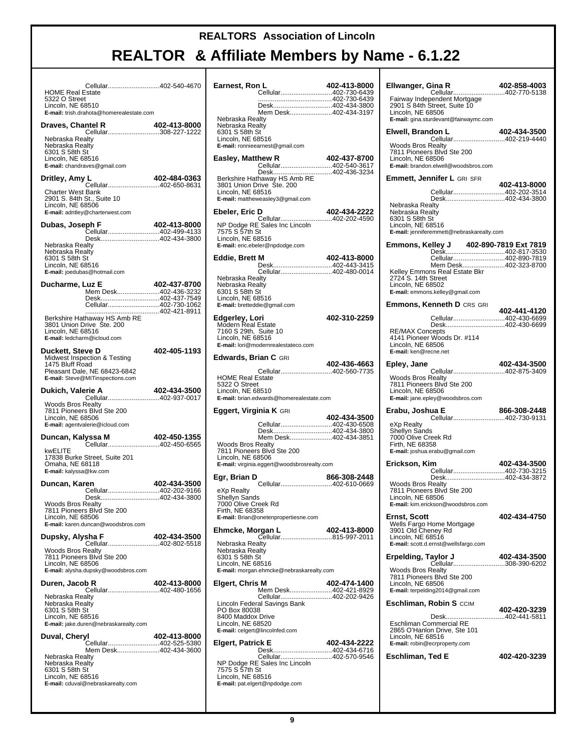# REALTORS Association of Lincoln

# REALTOR & Affiliate Members by Name - 6.1.22

Cellular............................402-540-4670
HOME Real Estate
5322 O Street
Lincoln, NE 68510
**E-mail:** trish.drahota@homerealestate.com

**Draves, Chantel R** 402-413-8000
Cellular............................308-227-1222
Nebraska Realty
Nebraska Realty
6301 S 58th St
Lincoln, NE 68516
**E-mail:** chandraves@gmail.com

**Dritley, Amy L** 402-484-0363
Cellular............................402-650-8631
Charter West Bank
2901 S. 84th St., Suite 10
Lincoln, NE 68506
**E-mail:** adritley@charterwest.com

**Dubas, Joseph F** 402-413-8000
Cellular............................402-499-4133
Desk................................402-434-3800
Nebraska Realty
Nebraska Realty
6301 S 58th St
Lincoln, NE 68516
**E-mail:** joedubas@hotmail.com

**Ducharme, Luz E** 402-437-8700
Mem Desk.......................402-436-3232
Desk................................402-437-7549
Cellular............................402-730-1062
........................................402-421-8911
Berkshire Hathaway HS Amb RE
3801 Union Drive Ste. 200
Lincoln, NE 68516
**E-mail:** ledcharm@icloud.com

**Duckett, Steve D** 402-405-1193
Midwest Inspection & Testing
1475 Bluff Road
Pleasant Dale, NE 68423-6842
**E-mail:** Steve@MITinspections.com

**Dukich, Valerie A** 402-434-3500
Cellular............................402-937-0017
Woods Bros Realty
7811 Pioneers Blvd Ste 200
Lincoln, NE 68506
**E-mail:** agentvalerie@icloud.com

**Duncan, Kalyssa M** 402-450-1355
Cellular............................402-450-6565
kwELITE
17838 Burke Street, Suite 201
Omaha, NE 68118
**E-mail:** kalyssa@kw.com

**Duncan, Karen** 402-434-3500
Cellular............................402-202-9166
Desk................................402-434-3800
Woods Bros Realty
7811 Pioneers Blvd Ste 200
Lincoln, NE 68506
**E-mail:** karen.duncan@woodsbros.com

**Dupsky, Alysha F** 402-434-3500
Cellular............................402-802-5518
Woods Bros Realty
7811 Pioneers Blvd Ste 200
Lincoln, NE 68506
**E-mail:** alysha.dupsky@woodsbros.com

**Duren, Jacob R** 402-413-8000
Cellular............................402-480-1656
Nebraska Realty
Nebraska Realty
6301 S 58th St
Lincoln, NE 68516
**E-mail:** jake.duren@nebraskarealty.com

**Duval, Cheryl** 402-413-8000
Cellular............................402-525-5380
Mem Desk.......................402-434-3600
Nebraska Realty
Nebraska Realty
6301 S 58th St
Lincoln, NE 68516
**E-mail:** cduval@nebraskarealty.com

**Earnest, Ron L** 402-413-8000
Cellular............................402-730-6439
........................................402-730-6439
Desk................................402-434-3800
Mem Desk.......................402-434-3197
Nebraska Realty
Nebraska Realty
6301 S 58th St
Lincoln, NE 68516
**E-mail:** ronnieearnest@gmail.com

**Easley, Matthew R** 402-437-8700
Cellular............................402-540-3617
Desk................................402-436-3234
Berkshire Hathaway HS Amb RE
3801 Union Drive Ste. 200
Lincoln, NE 68516
**E-mail:** mattheweasley3@gmail.com

**Ebeler, Eric D** 402-434-2222
Cellular............................402-202-4590
NP Dodge RE Sales Inc Lincoln
7575 S 57th St
Lincoln, NE 68516
**E-mail:** eric.ebeler@npdodge.com

**Eddie, Brett M** 402-413-8000
Desk................................402-443-3415
Cellular............................402-480-0014
Nebraska Realty
Nebraska Realty
6301 S 58th St
Lincoln, NE 68516
**E-mail:** bretteddie@gmail.com

**Edgerley, Lori** 402-310-2259
Modern Real Estate
7160 S 29th, Suite 10
Lincoln, NE 68516
**E-mail:** lori@modernrealestateco.com

**Edwards, Brian C** GRI 402-436-4663
Cellular............................402-560-7735
HOME Real Estate
5322 O Street
Lincoln, NE 68510
**E-mail:** brian.edwards@homerealestate.com

**Eggert, Virginia K** GRI 402-434-3500
Cellular............................402-430-6508
Desk................................402-434-3800
Mem Desk.......................402-434-3851
Woods Bros Realty
7811 Pioneers Blvd Ste 200
Lincoln, NE 68506
**E-mail:** virginia.eggert@woodsbrosrealty.com

**Egr, Brian D** 866-308-2448
Cellular............................402-610-0669
eXp Realty
Shellyn Sands
7000 Olive Creek Rd
Firth, NE 68358
**E-mail:** Brian@onetenpropertiesne.com

**Ehmcke, Morgan L** 402-413-8000
Cellular............................815-997-2011
Nebraska Realty
Nebraska Realty
6301 S 58th St
Lincoln, NE 68516
**E-mail:** morgan.ehmcke@nebraskarealty.com

**Elgert, Chris M** 402-474-1400
Mem Desk.......................402-421-8929
Cellular............................402-202-9426
Lincoln Federal Savings Bank
PO Box 80038
8400 Maddox Drive
Lincoln, NE 68520
**E-mail:** celgert@lincolnfed.com

**Elgert, Patrick E** 402-434-2222
Desk................................402-434-6716
Cellular............................402-570-9546
NP Dodge RE Sales Inc Lincoln
7575 S 57th St
Lincoln, NE 68516
**E-mail:** pat.elgert@npdodge.com

**Ellwanger, Gina R** 402-858-4003
Cellular............................402-770-5138
Fairway Independent Mortgage
2901 S 84th Street, Suite 10
Lincoln, NE 68506
**E-mail:** gina.sturdevant@fairwaymc.com

**Elwell, Brandon L** 402-434-3500
Cellular............................402-219-4440
Woods Bros Realty
7811 Pioneers Blvd Ste 200
Lincoln, NE 68506
**E-mail:** brandon.elwell@woodsbros.com

**Emmett, Jennifer L** GRI SFR 402-413-8000
Cellular............................402-202-3514
Desk................................402-434-3800
Nebraska Realty
Nebraska Realty
6301 S 58th St
Lincoln, NE 68516
**E-mail:** jenniferemmett@nebraskarealty.com

**Emmons, Kelley J** 402-890-7819 Ext 7819
Desk................................402-817-3530
Cellular............................402-890-7819
Mem Desk.......................402-323-8700
Kelley Emmons Real Estate Bkr
2724 S. 14th Street
Lincoln, NE 68502
**E-mail:** emmons.kelley@gmail.com

**Emmons, Kenneth D** CRS GRI 402-441-4120
Cellular............................402-430-6699
Desk................................402-430-6699
RE/MAX Concepts
4141 Pioneer Woods Dr. #114
Lincoln, NE 68506
**E-mail:** ken@recne.net

**Epley, Jane** 402-434-3500
Cellular............................402-875-3409
Woods Bros Realty
7811 Pioneers Blvd Ste 200
Lincoln, NE 68506
**E-mail:** jane.epley@woodsbros.com

**Erabu, Joshua E** 866-308-2448
Cellular............................402-730-9131
eXp Realty
Shellyn Sands
7000 Olive Creek Rd
Firth, NE 68358
**E-mail:** joshua.erabu@gmail.com

**Erickson, Kim** 402-434-3500
Cellular............................402-730-3215
Desk................................402-434-3872
Woods Bros Realty
7811 Pioneers Blvd Ste 200
Lincoln, NE 68506
**E-mail:** kim.erickson@woodsbros.com

**Ernst, Scott** 402-434-4750
Wells Fargo Home Mortgage
3901 Old Cheney Rd
Lincoln, NE 68516
**E-mail:** scott.d.ernst@wellsfargo.com

**Erpelding, Taylor J** 402-434-3500
Cellular............................308-390-6202
Woods Bros Realty
7811 Pioneers Blvd Ste 200
Lincoln, NE 68506
**E-mail:** terpelding2014@gmail.com

**Eschliman, Robin S** CCIM 402-420-3239
Desk................................402-441-5811
Eschliman Commercial RE
2865 O'Hanlon Drive, Ste 101
Lincoln, NE 68516
**E-mail:** robin@ecrproperty.com

**Eschliman, Ted E** 402-420-3239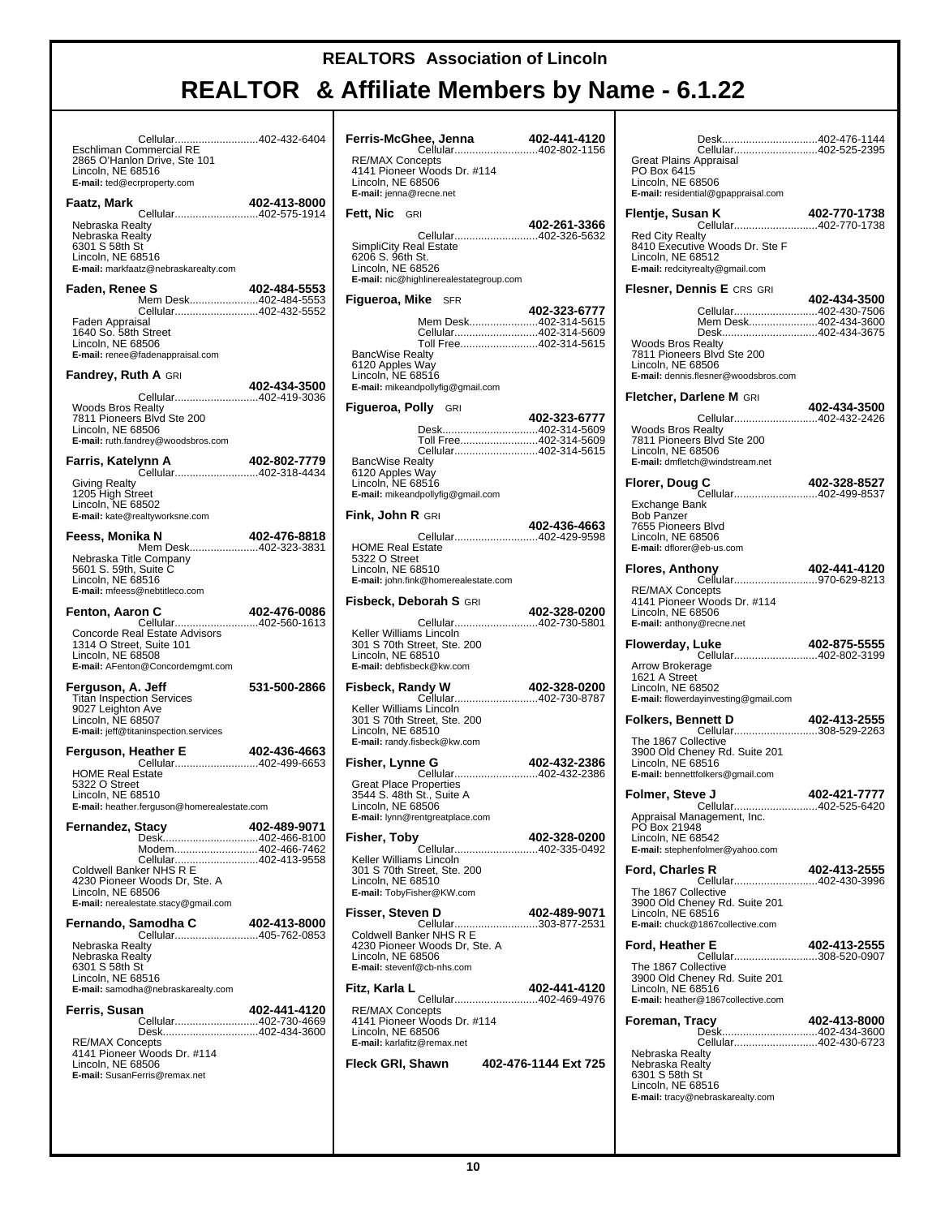# REALTORS Association of Lincoln

## REALTOR & Affiliate Members by Name - 6.1.22

Cellular............................402-432-6404
Eschliman Commercial RE
2865 O'Hanlon Drive, Ste 101
Lincoln, NE 68516
**E-mail:** ted@ecrproperty.com

**Faatz, Mark** **402-413-8000**
Cellular............................402-575-1914
Nebraska Realty
Nebraska Realty
6301 S 58th St
Lincoln, NE 68516
**E-mail:** markfaatz@nebraskarealty.com

**Faden, Renee S** **402-484-5553**
Mem Desk.......................402-484-5553
Cellular............................402-432-5552
Faden Appraisal
1640 So. 58th Street
Lincoln, NE 68506
**E-mail:** renee@fadenappraisal.com

**Fandrey, Ruth A** GRI **402-434-3500**
Cellular............................402-419-3036
Woods Bros Realty
7811 Pioneers Blvd Ste 200
Lincoln, NE 68506
**E-mail:** ruth.fandrey@woodsbros.com

**Farris, Katelynn A** **402-802-7779**
Cellular............................402-318-4434
Giving Realty
1205 High Street
Lincoln, NE 68502
**E-mail:** kate@realtyworksne.com

**Feess, Monika N** **402-476-8818**
Mem Desk.......................402-323-3831
Nebraska Title Company
5601 S. 59th, Suite C
Lincoln, NE 68516
**E-mail:** mfeess@nebtitleco.com

**Fenton, Aaron C** **402-476-0086**
Cellular............................402-560-1613
Concorde Real Estate Advisors
1314 O Street, Suite 101
Lincoln, NE 68508
**E-mail:** AFenton@Concordemgmt.com

**Ferguson, A. Jeff** **531-500-2866**
Titan Inspection Services
9027 Leighton Ave
Lincoln, NE 68507
**E-mail:** jeff@titaninspection.services

**Ferguson, Heather E** **402-436-4663**
Cellular............................402-499-6653
HOME Real Estate
5322 O Street
Lincoln, NE 68510
**E-mail:** heather.ferguson@homerealestate.com

**Fernandez, Stacy** **402-489-9071**
Desk................................402-466-8100
Modem............................402-466-7462
Cellular............................402-413-9558
Coldwell Banker NHS R E
4230 Pioneer Woods Dr, Ste. A
Lincoln, NE 68506
**E-mail:** nerealestate.stacy@gmail.com

**Fernando, Samodha C** **402-413-8000**
Cellular............................405-762-0853
Nebraska Realty
Nebraska Realty
6301 S 58th St
Lincoln, NE 68516
**E-mail:** samodha@nebraskarealty.com

**Ferris, Susan** **402-441-4120**
Cellular............................402-730-4669
Desk................................402-434-3600
RE/MAX Concepts
4141 Pioneer Woods Dr. #114
Lincoln, NE 68506
**E-mail:** SusanFerris@remax.net

**Ferris-McGhee, Jenna** **402-441-4120**
Cellular............................402-802-1156
RE/MAX Concepts
4141 Pioneer Woods Dr. #114
Lincoln, NE 68506
**E-mail:** jenna@recne.net

**Fett, Nic** GRI **402-261-3366**
Cellular............................402-326-5632
SimpliCity Real Estate
6206 S. 96th St.
Lincoln, NE 68526
**E-mail:** nic@highlinerealestategroup.com

**Figueroa, Mike** SFR **402-323-6777**
Mem Desk.......................402-314-5615
Cellular............................402-314-5609
Toll Free..........................402-314-5615
BancWise Realty
6120 Apples Way
Lincoln, NE 68516
**E-mail:** mikeandpollyfig@gmail.com

**Figueroa, Polly** GRI **402-323-6777**
Desk................................402-314-5609
Toll Free..........................402-314-5609
Cellular............................402-314-5615
BancWise Realty
6120 Apples Way
Lincoln, NE 68516
**E-mail:** mikeandpollyfig@gmail.com

**Fink, John R** GRI **402-436-4663**
Cellular............................402-429-9598
HOME Real Estate
5322 O Street
Lincoln, NE 68510
**E-mail:** john.fink@homerealestate.com

**Fisbeck, Deborah S** GRI **402-328-0200**
Cellular............................402-730-5801
Keller Williams Lincoln
301 S 70th Street, Ste. 200
Lincoln, NE 68510
**E-mail:** debfisbeck@kw.com

**Fisbeck, Randy W** **402-328-0200**
Cellular............................402-730-8787
Keller Williams Lincoln
301 S 70th Street, Ste. 200
Lincoln, NE 68510
**E-mail:** randy.fisbeck@kw.com

**Fisher, Lynne G** **402-432-2386**
Cellular............................402-432-2386
Great Place Properties
3544 S. 48th St., Suite A
Lincoln, NE 68506
**E-mail:** lynn@rentgreatplace.com

**Fisher, Toby** **402-328-0200**
Cellular............................402-335-0492
Keller Williams Lincoln
301 S 70th Street, Ste. 200
Lincoln, NE 68510
**E-mail:** TobyFisher@KW.com

**Fisser, Steven D** **402-489-9071**
Cellular............................303-877-2531
Coldwell Banker NHS R E
4230 Pioneer Woods Dr, Ste. A
Lincoln, NE 68506
**E-mail:** stevenf@cb-nhs.com

**Fitz, Karla L** **402-441-4120**
Cellular............................402-469-4976
RE/MAX Concepts
4141 Pioneer Woods Dr. #114
Lincoln, NE 68506
**E-mail:** karlafitz@remax.net

**Fleck GRI, Shawn** **402-476-1144 Ext 725**
Desk................................402-476-1144
Cellular............................402-525-2395
Great Plains Appraisal
PO Box 6415
Lincoln, NE 68506
**E-mail:** residential@gpappraisal.com

**Flentje, Susan K** **402-770-1738**
Cellular............................402-770-1738
Red City Realty
8410 Executive Woods Dr. Ste F
Lincoln, NE 68512
**E-mail:** redcityrealty@gmail.com

**Flesner, Dennis E** CRS GRI **402-434-3500**
Cellular............................402-430-7506
Mem Desk.......................402-434-3600
Desk................................402-434-3675
Woods Bros Realty
7811 Pioneers Blvd Ste 200
Lincoln, NE 68506
**E-mail:** dennis.flesner@woodsbros.com

**Fletcher, Darlene M** GRI **402-434-3500**
Cellular............................402-432-2426
Woods Bros Realty
7811 Pioneers Blvd Ste 200
Lincoln, NE 68506
**E-mail:** dmfletch@windstream.net

**Florer, Doug C** **402-328-8527**
Cellular............................402-499-8537
Exchange Bank
Bob Panzer
7655 Pioneers Blvd
Lincoln, NE 68506
**E-mail:** dflorer@eb-us.com

**Flores, Anthony** **402-441-4120**
Cellular............................970-629-8213
RE/MAX Concepts
4141 Pioneer Woods Dr. #114
Lincoln, NE 68506
**E-mail:** anthony@recne.net

**Flowerday, Luke** **402-875-5555**
Cellular............................402-802-3199
Arrow Brokerage
1621 A Street
Lincoln, NE 68502
**E-mail:** flowerdayinvesting@gmail.com

**Folkers, Bennett D** **402-413-2555**
Cellular............................308-529-2263
The 1867 Collective
3900 Old Cheney Rd. Suite 201
Lincoln, NE 68516
**E-mail:** bennettfolkers@gmail.com

**Folmer, Steve J** **402-421-7777**
Cellular............................402-525-6420
Appraisal Management, Inc.
PO Box 21948
Lincoln, NE 68542
**E-mail:** stephenfolmer@yahoo.com

**Ford, Charles R** **402-413-2555**
Cellular............................402-430-3996
The 1867 Collective
3900 Old Cheney Rd. Suite 201
Lincoln, NE 68516
**E-mail:** chuck@1867collective.com

**Ford, Heather E** **402-413-2555**
Cellular............................308-520-0907
The 1867 Collective
3900 Old Cheney Rd. Suite 201
Lincoln, NE 68516
**E-mail:** heather@1867collective.com

**Foreman, Tracy** **402-413-8000**
Desk................................402-434-3600
Cellular............................402-430-6723
Nebraska Realty
Nebraska Realty
6301 S 58th St
Lincoln, NE 68516
**E-mail:** tracy@nebraskarealty.com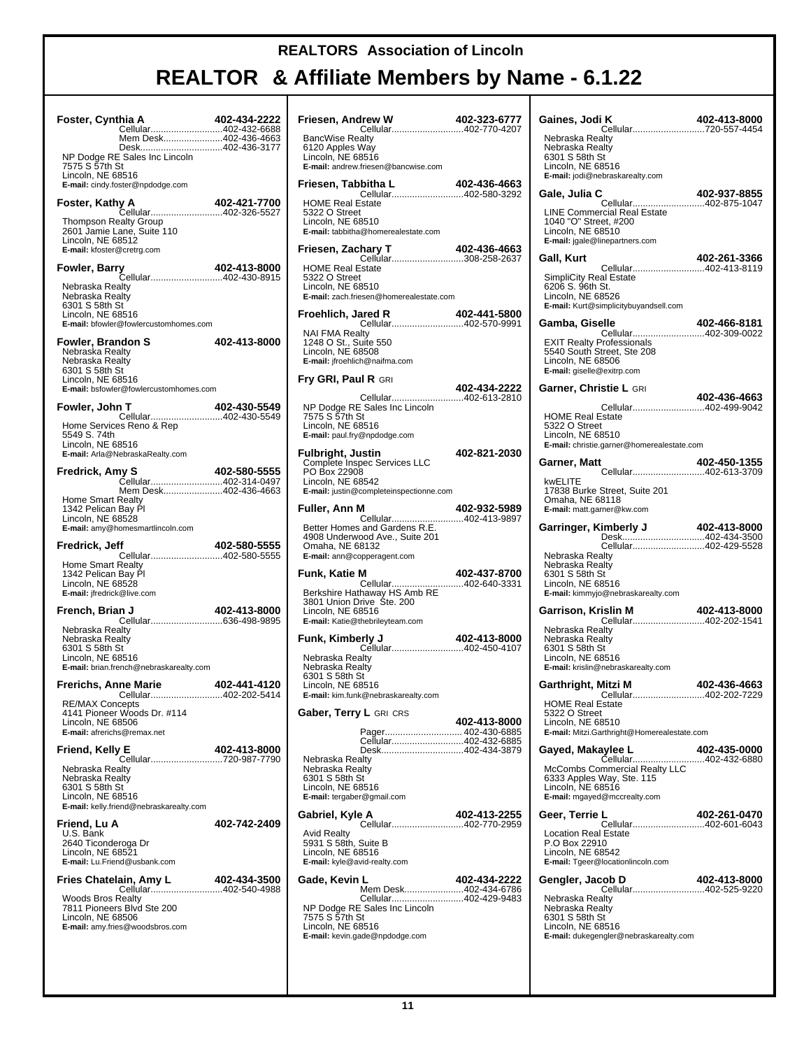# REALTORS Association of Lincoln

# REALTOR & Affiliate Members by Name - 6.1.22

**Foster, Cynthia A** — **402-434-2222**
Cellular....402-432-6688
Mem Desk....402-436-4663
Desk....402-436-3177
NP Dodge RE Sales Inc Lincoln
7575 S 57th St
Lincoln, NE 68516
**E-mail:** cindy.foster@npdodge.com

**Foster, Kathy A** — **402-421-7700**
Cellular....402-326-5527
Thompson Realty Group
2601 Jamie Lane, Suite 110
Lincoln, NE 68512
**E-mail:** kfoster@cretrg.com

**Fowler, Barry** — **402-413-8000**
Cellular....402-430-8915
Nebraska Realty
Nebraska Realty
6301 S 58th St
Lincoln, NE 68516
**E-mail:** bfowler@fowlercustomhomes.com

**Fowler, Brandon S** — **402-413-8000**
Nebraska Realty
Nebraska Realty
6301 S 58th St
Lincoln, NE 68516
**E-mail:** bsfowler@fowlercustomhomes.com

**Fowler, John T** — **402-430-5549**
Cellular....402-430-5549
Home Services Reno & Rep
5549 S. 74th
Lincoln, NE 68516
**E-mail:** Arla@NebraskaRealty.com

**Fredrick, Amy S** — **402-580-5555**
Cellular....402-314-0497
Mem Desk....402-436-4663
Home Smart Realty
1342 Pelican Bay Pl
Lincoln, NE 68528
**E-mail:** amy@homesmartlincoln.com

**Fredrick, Jeff** — **402-580-5555**
Cellular....402-580-5555
Home Smart Realty
1342 Pelican Bay Pl
Lincoln, NE 68528
**E-mail:** jfredrick@live.com

**French, Brian J** — **402-413-8000**
Cellular....636-498-9895
Nebraska Realty
Nebraska Realty
6301 S 58th St
Lincoln, NE 68516
**E-mail:** brian.french@nebraskarealty.com

**Frerichs, Anne Marie** — **402-441-4120**
Cellular....402-202-5414
RE/MAX Concepts
4141 Pioneer Woods Dr. #114
Lincoln, NE 68506
**E-mail:** afrerichs@remax.net

**Friend, Kelly E** — **402-413-8000**
Cellular....720-987-7790
Nebraska Realty
Nebraska Realty
6301 S 58th St
Lincoln, NE 68516
**E-mail:** kelly.friend@nebraskarealty.com

**Friend, Lu A** — **402-742-2409**
U.S. Bank
2640 Ticonderoga Dr
Lincoln, NE 68521
**E-mail:** Lu.Friend@usbank.com

**Fries Chatelain, Amy L** — **402-434-3500**
Cellular....402-540-4988
Woods Bros Realty
7811 Pioneers Blvd Ste 200
Lincoln, NE 68506
**E-mail:** amy.fries@woodsbros.com

**Friesen, Andrew W** — **402-323-6777**
Cellular....402-770-4207
BancWise Realty
6120 Apples Way
Lincoln, NE 68516
**E-mail:** andrew.friesen@bancwise.com

**Friesen, Tabbitha L** — **402-436-4663**
Cellular....402-580-3292
HOME Real Estate
5322 O Street
Lincoln, NE 68510
**E-mail:** tabbitha@homerealestate.com

**Friesen, Zachary T** — **402-436-4663**
Cellular....308-258-2637
HOME Real Estate
5322 O Street
Lincoln, NE 68510
**E-mail:** zach.friesen@homerealestate.com

**Froehlich, Jared R** — **402-441-5800**
Cellular....402-570-9991
NAI FMA Realty
1248 O St., Suite 550
Lincoln, NE 68508
**E-mail:** jfroehlich@naifma.com

**Fry GRI, Paul R** GRI — **402-434-2222**
Cellular....402-613-2810
NP Dodge RE Sales Inc Lincoln
7575 S 57th St
Lincoln, NE 68516
**E-mail:** paul.fry@npdodge.com

**Fulbright, Justin** — **402-821-2030**
Complete Inspec Services LLC
PO Box 22908
Lincoln, NE 68542
**E-mail:** justin@completeinspectionne.com

**Fuller, Ann M** — **402-932-5989**
Cellular....402-413-9897
Better Homes and Gardens R.E.
4908 Underwood Ave., Suite 201
Omaha, NE 68132
**E-mail:** ann@copperagent.com

**Funk, Katie M** — **402-437-8700**
Cellular....402-640-3331
Berkshire Hathaway HS Amb RE
3801 Union Drive Ste. 200
Lincoln, NE 68516
**E-mail:** Katie@thebrileyteam.com

**Funk, Kimberly J** — **402-413-8000**
Cellular....402-450-4107
Nebraska Realty
Nebraska Realty
6301 S 58th St
Lincoln, NE 68516
**E-mail:** kim.funk@nebraskarealty.com

**Gaber, Terry L** GRI CRS — **402-413-8000**
Pager.... 402-430-6885
Cellular....402-432-6885
Desk....402-434-3879
Nebraska Realty
Nebraska Realty
6301 S 58th St
Lincoln, NE 68516
**E-mail:** tergaber@gmail.com

**Gabriel, Kyle A** — **402-413-2255**
Cellular....402-770-2959
Avid Realty
5931 S 58th, Suite B
Lincoln, NE 68516
**E-mail:** kyle@avid-realty.com

**Gade, Kevin L** — **402-434-2222**
Mem Desk....402-434-6786
Cellular....402-429-9483
NP Dodge RE Sales Inc Lincoln
7575 S 57th St
Lincoln, NE 68516
**E-mail:** kevin.gade@npdodge.com

**Gaines, Jodi K** — **402-413-8000**
Cellular....720-557-4454
Nebraska Realty
Nebraska Realty
6301 S 58th St
Lincoln, NE 68516
**E-mail:** jodi@nebraskarealty.com

**Gale, Julia C** — **402-937-8855**
Cellular....402-875-1047
LINE Commercial Real Estate
1040 "O" Street, #200
Lincoln, NE 68510
**E-mail:** jgale@linepartners.com

**Gall, Kurt** — **402-261-3366**
Cellular....402-413-8119
SimpliCity Real Estate
6206 S. 96th St.
Lincoln, NE 68526
**E-mail:** Kurt@simplicitybuyandsell.com

**Gamba, Giselle** — **402-466-8181**
Cellular....402-309-0022
EXIT Realty Professionals
5540 South Street, Ste 208
Lincoln, NE 68506
**E-mail:** giselle@exitrp.com

**Garner, Christie L** GRI — **402-436-4663**
Cellular....402-499-9042
HOME Real Estate
5322 O Street
Lincoln, NE 68510
**E-mail:** christie.garner@homerealestate.com

**Garner, Matt** — **402-450-1355**
Cellular....402-613-3709
kwELITE
17838 Burke Street, Suite 201
Omaha, NE 68118
**E-mail:** matt.garner@kw.com

**Garringer, Kimberly J** — **402-413-8000**
Desk....402-434-3500
Cellular....402-429-5528
Nebraska Realty
Nebraska Realty
6301 S 58th St
Lincoln, NE 68516
**E-mail:** kimmyjo@nebraskarealty.com

**Garrison, Krislin M** — **402-413-8000**
Cellular....402-202-1541
Nebraska Realty
Nebraska Realty
6301 S 58th St
Lincoln, NE 68516
**E-mail:** krislin@nebraskarealty.com

**Garthright, Mitzi M** — **402-436-4663**
Cellular....402-202-7229
HOME Real Estate
5322 O Street
Lincoln, NE 68510
**E-mail:** Mitzi.Garthright@Homerealestate.com

**Gayed, Makaylee L** — **402-435-0000**
Cellular....402-432-6880
McCombs Commercial Realty LLC
6333 Apples Way, Ste. 115
Lincoln, NE 68516
**E-mail:** mgayed@mccrealty.com

**Geer, Terrie L** — **402-261-0470**
Cellular....402-601-6043
Location Real Estate
P.O Box 22910
Lincoln, NE 68542
**E-mail:** Tgeer@locationlincoln.com

**Gengler, Jacob D** — **402-413-8000**
Cellular....402-525-9220
Nebraska Realty
Nebraska Realty
6301 S 58th St
Lincoln, NE 68516
**E-mail:** dukegengler@nebraskarealty.com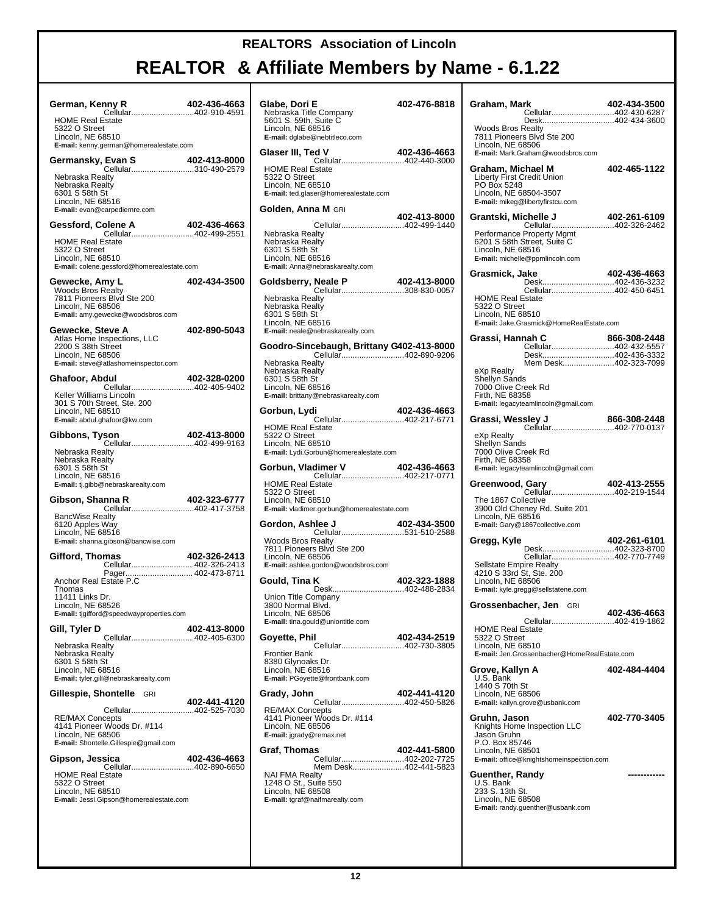# REALTORS Association of Lincoln

# REALTOR & Affiliate Members by Name - 6.1.22

**German, Kenny R** — 402-436-4663
Cellular...402-910-4591
HOME Real Estate
5322 O Street
Lincoln, NE 68510
**E-mail:** kenny.german@homerealestate.com

**Germansky, Evan S** — 402-413-8000
Cellular...310-490-2579
Nebraska Realty
Nebraska Realty
6301 S 58th St
Lincoln, NE 68516
**E-mail:** evan@carpediemre.com

**Gessford, Colene A** — 402-436-4663
Cellular...402-499-2551
HOME Real Estate
5322 O Street
Lincoln, NE 68510
**E-mail:** colene.gessford@homerealestate.com

**Gewecke, Amy L** — 402-434-3500
Woods Bros Realty
7811 Pioneers Blvd Ste 200
Lincoln, NE 68506
**E-mail:** amy.gewecke@woodsbros.com

**Gewecke, Steve A** — 402-890-5043
Atlas Home Inspections, LLC
2200 S 38th Street
Lincoln, NE 68506
**E-mail:** steve@atlashomeinspector.com

**Ghafoor, Abdul** — 402-328-0200
Cellular...402-405-9402
Keller Williams Lincoln
301 S 70th Street, Ste. 200
Lincoln, NE 68510
**E-mail:** abdul.ghafoor@kw.com

**Gibbons, Tyson** — 402-413-8000
Cellular...402-499-9163
Nebraska Realty
Nebraska Realty
6301 S 58th St
Lincoln, NE 68516
**E-mail:** tj.gibb@nebraskarealty.com

**Gibson, Shanna R** — 402-323-6777
Cellular...402-417-3758
BancWise Realty
6120 Apples Way
Lincoln, NE 68516
**E-mail:** shanna.gibson@bancwise.com

**Gifford, Thomas** — 402-326-2413
Cellular...402-326-2413
Pager... 402-473-8711
Anchor Real Estate P.C
Thomas
11411 Links Dr.
Lincoln, NE 68526
**E-mail:** tjgifford@speedwayproperties.com

**Gill, Tyler D** — 402-413-8000
Cellular...402-405-6300
Nebraska Realty
Nebraska Realty
6301 S 58th St
Lincoln, NE 68516
**E-mail:** tyler.gill@nebraskarealty.com

**Gillespie, Shontelle** GRI — 402-441-4120
Cellular...402-525-7030
RE/MAX Concepts
4141 Pioneer Woods Dr. #114
Lincoln, NE 68506
**E-mail:** Shontelle.Gillespie@gmail.com

**Gipson, Jessica** — 402-436-4663
Cellular...402-890-6650
HOME Real Estate
5322 O Street
Lincoln, NE 68510
**E-mail:** Jessi.Gipson@homerealestate.com

**Glabe, Dori E** — 402-476-8818
Nebraska Title Company
5601 S. 59th, Suite C
Lincoln, NE 68516
**E-mail:** dglabe@nebtitleco.com

**Glaser III, Ted V** — 402-436-4663
Cellular...402-440-3000
HOME Real Estate
5322 O Street
Lincoln, NE 68510
**E-mail:** ted.glaser@homerealestate.com

**Golden, Anna M** GRI — 402-413-8000
Cellular...402-499-1440
Nebraska Realty
Nebraska Realty
6301 S 58th St
Lincoln, NE 68516
**E-mail:** Anna@nebraskarealty.com

**Goldsberry, Neale P** — 402-413-8000
Cellular...308-830-0057
Nebraska Realty
Nebraska Realty
6301 S 58th St
Lincoln, NE 68516
**E-mail:** neale@nebraskarealty.com

**Goodro-Sincebaugh, Brittany G** — 402-413-8000
Cellular...402-890-9206
Nebraska Realty
Nebraska Realty
6301 S 58th St
Lincoln, NE 68516
**E-mail:** brittany@nebraskarealty.com

**Gorbun, Lydi** — 402-436-4663
Cellular...402-217-6771
HOME Real Estate
5322 O Street
Lincoln, NE 68510
**E-mail:** Lydi.Gorbun@homerealestate.com

**Gorbun, Vladimer V** — 402-436-4663
Cellular...402-217-0771
HOME Real Estate
5322 O Street
Lincoln, NE 68510
**E-mail:** vladimer.gorbun@homerealestate.com

**Gordon, Ashlee J** — 402-434-3500
Cellular...531-510-2588
Woods Bros Realty
7811 Pioneers Blvd Ste 200
Lincoln, NE 68506
**E-mail:** ashlee.gordon@woodsbros.com

**Gould, Tina K** — 402-323-1888
Desk...402-488-2834
Union Title Company
3800 Normal Blvd.
Lincoln, NE 68506
**E-mail:** tina.gould@uniontitle.com

**Goyette, Phil** — 402-434-2519
Cellular...402-730-3805
Frontier Bank
8380 Glynoaks Dr.
Lincoln, NE 68516
**E-mail:** PGoyette@frontbank.com

**Grady, John** — 402-441-4120
Cellular...402-450-5826
RE/MAX Concepts
4141 Pioneer Woods Dr. #114
Lincoln, NE 68506
**E-mail:** jgrady@remax.net

**Graf, Thomas** — 402-441-5800
Cellular...402-202-7725
Mem Desk...402-441-5823
NAI FMA Realty
1248 O St., Suite 550
Lincoln, NE 68508
**E-mail:** tgraf@naifmarealty.com

**Graham, Mark** — 402-434-3500
Cellular...402-430-6287
Desk...402-434-3600
Woods Bros Realty
7811 Pioneers Blvd Ste 200
Lincoln, NE 68506
**E-mail:** Mark.Graham@woodsbros.com

**Graham, Michael M** — 402-465-1122
Liberty First Credit Union
PO Box 5248
Lincoln, NE 68504-3507
**E-mail:** mikeg@libertyfirstcu.com

**Grantski, Michelle J** — 402-261-6109
Cellular...402-326-2462
Performance Property Mgmt
6201 S 58th Street, Suite C
Lincoln, NE 68516
**E-mail:** michelle@ppmlincoln.com

**Grasmick, Jake** — 402-436-4663
Desk...402-436-3232
Cellular...402-450-6451
HOME Real Estate
5322 O Street
Lincoln, NE 68510
**E-mail:** Jake.Grasmick@HomeRealEstate.com

**Grassi, Hannah C** — 866-308-2448
Cellular...402-432-5557
Desk...402-436-3332
Mem Desk...402-323-7099
eXp Realty
Shellyn Sands
7000 Olive Creek Rd
Firth, NE 68358
**E-mail:** legacyteamlincoln@gmail.com

**Grassi, Wessley J** — 866-308-2448
Cellular...402-770-0137
eXp Realty
Shellyn Sands
7000 Olive Creek Rd
Firth, NE 68358
**E-mail:** legacyteamlincoln@gmail.com

**Greenwood, Gary** — 402-413-2555
Cellular...402-219-1544
The 1867 Collective
3900 Old Cheney Rd. Suite 201
Lincoln, NE 68516
**E-mail:** Gary@1867collective.com

**Gregg, Kyle** — 402-261-6101
Desk...402-323-8700
Cellular...402-770-7749
Sellstate Empire Realty
4210 S 33rd St, Ste. 200
Lincoln, NE 68506
**E-mail:** kyle.gregg@sellstatene.com

**Grossenbacher, Jen** GRI — 402-436-4663
Cellular...402-419-1862
HOME Real Estate
5322 O Street
Lincoln, NE 68510
**E-mail:** Jen.Grossenbacher@HomeRealEstate.com

**Grove, Kallyn A** — 402-484-4404
U.S. Bank
1440 S 70th St
Lincoln, NE 68506
**E-mail:** kallyn.grove@usbank.com

**Gruhn, Jason** — 402-770-3405
Knights Home Inspection LLC
Jason Gruhn
P.O. Box 85746
Lincoln, NE 68501
**E-mail:** office@knightshomeinspection.com

**Guenther, Randy** — ------------
U.S. Bank
233 S. 13th St.
Lincoln, NE 68508
**E-mail:** randy.guenther@usbank.com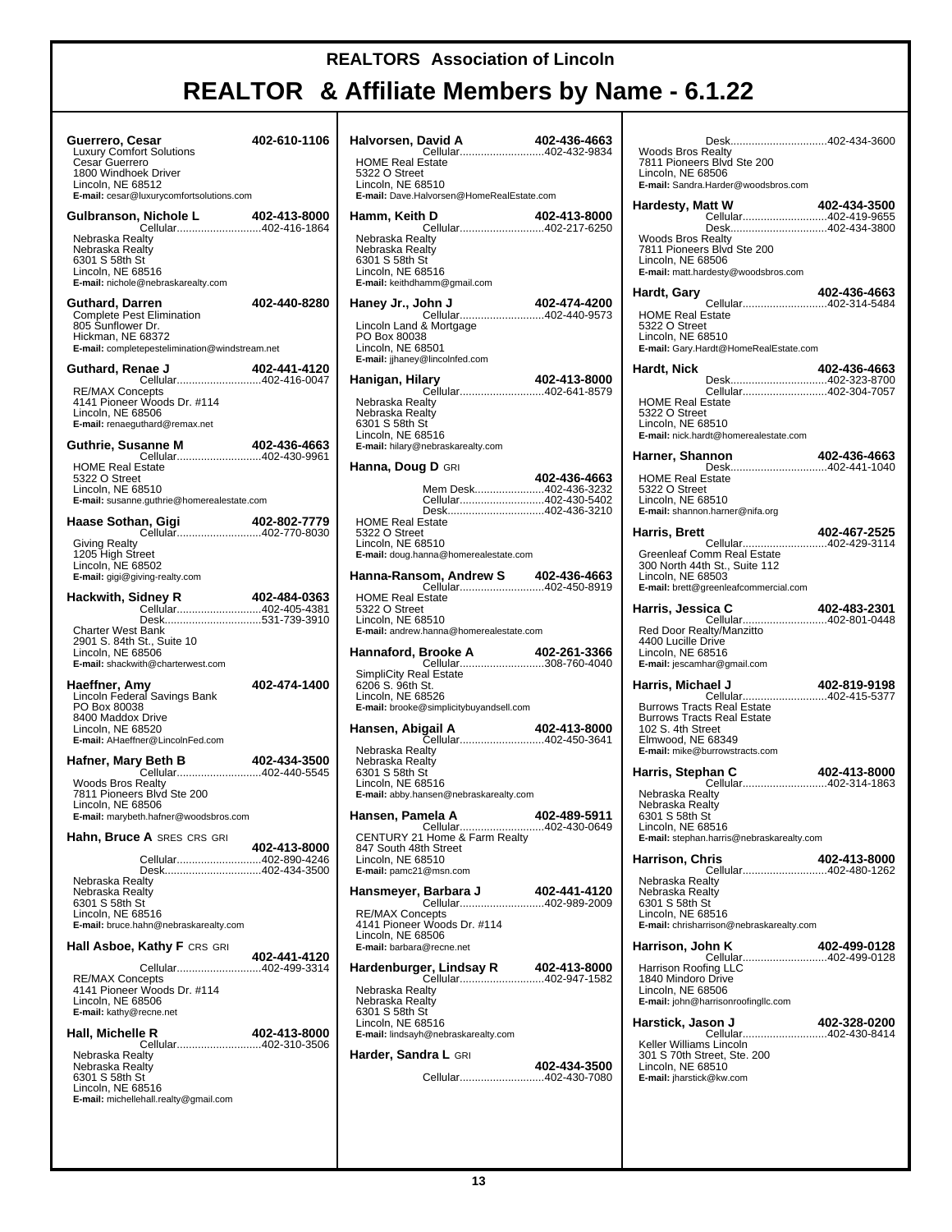# REALTORS Association of Lincoln

## REALTOR & Affiliate Members by Name - 6.1.22

**Guerrero, Cesar** 402-610-1106
Luxury Comfort Solutions
Cesar Guerrero
1800 Windhoek Driver
Lincoln, NE 68512
**E-mail:** cesar@luxurycomfortsolutions.com

**Gulbranson, Nichole L** 402-413-8000
Cellular............................402-416-1864
Nebraska Realty
Nebraska Realty
6301 S 58th St
Lincoln, NE 68516
**E-mail:** nichole@nebraskarealty.com

**Guthard, Darren** 402-440-8280
Complete Pest Elimination
805 Sunflower Dr.
Hickman, NE 68372
**E-mail:** completepestelimination@windstream.net

**Guthard, Renae J** 402-441-4120
Cellular............................402-416-0047
RE/MAX Concepts
4141 Pioneer Woods Dr. #114
Lincoln, NE 68506
**E-mail:** renaeguthard@remax.net

**Guthrie, Susanne M** 402-436-4663
Cellular............................402-430-9961
HOME Real Estate
5322 O Street
Lincoln, NE 68510
**E-mail:** susanne.guthrie@homerealestate.com

**Haase Sothan, Gigi** 402-802-7779
Cellular............................402-770-8030
Giving Realty
1205 High Street
Lincoln, NE 68502
**E-mail:** gigi@giving-realty.com

**Hackwith, Sidney R** 402-484-0363
Cellular............................402-405-4381
Desk................................531-739-3910
Charter West Bank
2901 S. 84th St., Suite 10
Lincoln, NE 68506
**E-mail:** shackwith@charterwest.com

**Haeffner, Amy** 402-474-1400
Lincoln Federal Savings Bank
PO Box 80038
8400 Maddox Drive
Lincoln, NE 68520
**E-mail:** AHaeffner@LincolnFed.com

**Hafner, Mary Beth B** 402-434-3500
Cellular............................402-440-5545
Woods Bros Realty
7811 Pioneers Blvd Ste 200
Lincoln, NE 68506
**E-mail:** marybeth.hafner@woodsbros.com

**Hahn, Bruce A** SRES CRS GRI 402-413-8000
Cellular............................402-890-4246
Desk................................402-434-3500
Nebraska Realty
Nebraska Realty
6301 S 58th St
Lincoln, NE 68516
**E-mail:** bruce.hahn@nebraskarealty.com

**Hall Asboe, Kathy F** CRS GRI 402-441-4120
Cellular............................402-499-3314
RE/MAX Concepts
4141 Pioneer Woods Dr. #114
Lincoln, NE 68506
**E-mail:** kathy@recne.net

**Hall, Michelle R** 402-413-8000
Cellular............................402-310-3506
Nebraska Realty
Nebraska Realty
6301 S 58th St
Lincoln, NE 68516
**E-mail:** michellehall.realty@gmail.com

**Halvorsen, David A** 402-436-4663
Cellular............................402-432-9834
HOME Real Estate
5322 O Street
Lincoln, NE 68510
**E-mail:** Dave.Halvorsen@HomeRealEstate.com

**Hamm, Keith D** 402-413-8000
Cellular............................402-217-6250
Nebraska Realty
Nebraska Realty
6301 S 58th St
Lincoln, NE 68516
**E-mail:** keithdhamm@gmail.com

**Haney Jr., John J** 402-474-4200
Cellular............................402-440-9573
Lincoln Land & Mortgage
PO Box 80038
Lincoln, NE 68501
**E-mail:** jjhaney@lincolnfed.com

**Hanigan, Hilary** 402-413-8000
Cellular............................402-641-8579
Nebraska Realty
Nebraska Realty
6301 S 58th St
Lincoln, NE 68516
**E-mail:** hilary@nebraskarealty.com

**Hanna, Doug D** GRI 402-436-4663
Mem Desk.......................402-436-3232
Cellular............................402-430-5402
Desk................................402-436-3210
HOME Real Estate
5322 O Street
Lincoln, NE 68510
**E-mail:** doug.hanna@homerealestate.com

**Hanna-Ransom, Andrew S** 402-436-4663
Cellular............................402-450-8919
HOME Real Estate
5322 O Street
Lincoln, NE 68510
**E-mail:** andrew.hanna@homerealestate.com

**Hannaford, Brooke A** 402-261-3366
Cellular............................308-760-4040
SimpliCity Real Estate
6206 S. 96th St.
Lincoln, NE 68526
**E-mail:** brooke@simplicitybuyandsell.com

**Hansen, Abigail A** 402-413-8000
Cellular............................402-450-3641
Nebraska Realty
Nebraska Realty
6301 S 58th St
Lincoln, NE 68516
**E-mail:** abby.hansen@nebraskarealty.com

**Hansen, Pamela A** 402-489-5911
Cellular............................402-430-0649
CENTURY 21 Home & Farm Realty
847 South 48th Street
Lincoln, NE 68510
**E-mail:** pamc21@msn.com

**Hansmeyer, Barbara J** 402-441-4120
Cellular............................402-989-2009
RE/MAX Concepts
4141 Pioneer Woods Dr. #114
Lincoln, NE 68506
**E-mail:** barbara@recne.net

**Hardenburger, Lindsay R** 402-413-8000
Cellular............................402-947-1582
Nebraska Realty
Nebraska Realty
6301 S 58th St
Lincoln, NE 68516
**E-mail:** lindsayh@nebraskarealty.com

**Harder, Sandra L** GRI 402-434-3500
Cellular............................402-430-7080
Desk................................402-434-3600
Woods Bros Realty
7811 Pioneers Blvd Ste 200
Lincoln, NE 68506
**E-mail:** Sandra.Harder@woodsbros.com

**Hardesty, Matt W** 402-434-3500
Cellular............................402-419-9655
Desk................................402-434-3800
Woods Bros Realty
7811 Pioneers Blvd Ste 200
Lincoln, NE 68506
**E-mail:** matt.hardesty@woodsbros.com

**Hardt, Gary** 402-436-4663
Cellular............................402-314-5484
HOME Real Estate
5322 O Street
Lincoln, NE 68510
**E-mail:** Gary.Hardt@HomeRealEstate.com

**Hardt, Nick** 402-436-4663
Desk................................402-323-8700
Cellular............................402-304-7057
HOME Real Estate
5322 O Street
Lincoln, NE 68510
**E-mail:** nick.hardt@homerealestate.com

**Harner, Shannon** 402-436-4663
Desk................................402-441-1040
HOME Real Estate
5322 O Street
Lincoln, NE 68510
**E-mail:** shannon.harner@nifa.org

**Harris, Brett** 402-467-2525
Cellular............................402-429-3114
Greenleaf Comm Real Estate
300 North 44th St., Suite 112
Lincoln, NE 68503
**E-mail:** brett@greenleafcommercial.com

**Harris, Jessica C** 402-483-2301
Cellular............................402-801-0448
Red Door Realty/Manzitto
4400 Lucille Drive
Lincoln, NE 68516
**E-mail:** jescamhar@gmail.com

**Harris, Michael J** 402-819-9198
Cellular............................402-415-5377
Burrows Tracts Real Estate
Burrows Tracts Real Estate
102 S. 4th Street
Elmwood, NE 68349
**E-mail:** mike@burrowstracts.com

**Harris, Stephan C** 402-413-8000
Cellular............................402-314-1863
Nebraska Realty
Nebraska Realty
6301 S 58th St
Lincoln, NE 68516
**E-mail:** stephan.harris@nebraskarealty.com

**Harrison, Chris** 402-413-8000
Cellular............................402-480-1262
Nebraska Realty
Nebraska Realty
6301 S 58th St
Lincoln, NE 68516
**E-mail:** chrisharrison@nebraskarealty.com

**Harrison, John K** 402-499-0128
Cellular............................402-499-0128
Harrison Roofing LLC
1840 Mindoro Drive
Lincoln, NE 68506
**E-mail:** john@harrisonroofingllc.com

**Harstick, Jason J** 402-328-0200
Cellular............................402-430-8414
Keller Williams Lincoln
301 S 70th Street, Ste. 200
Lincoln, NE 68510
**E-mail:** jharstick@kw.com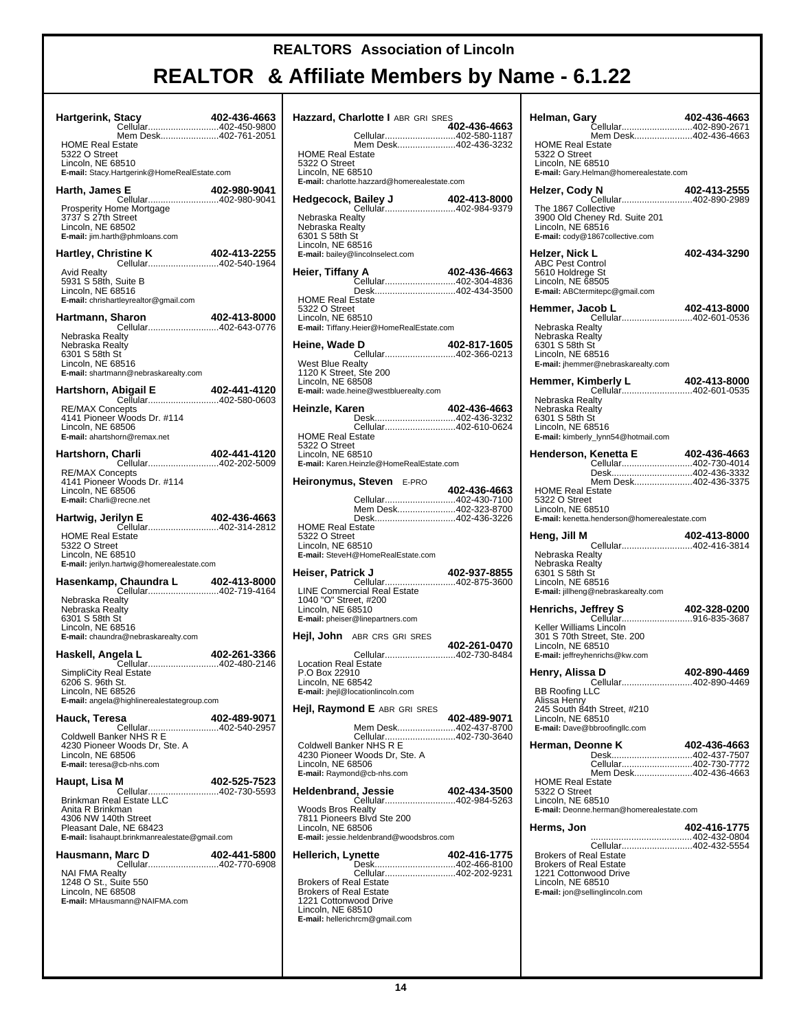# REALTORS Association of Lincoln

# REALTOR & Affiliate Members by Name - 6.1.22

**Hartgerink, Stacy** 402-436-4663
Cellular............................402-450-9800
Mem Desk.......................402-761-2051
HOME Real Estate
5322 O Street
Lincoln, NE 68510
**E-mail:** Stacy.Hartgerink@HomeRealEstate.com

**Harth, James E** 402-980-9041
Cellular............................402-980-9041
Prosperity Home Mortgage
3737 S 27th Street
Lincoln, NE 68502
**E-mail:** jim.harth@phmloans.com

**Hartley, Christine K** 402-413-2255
Cellular............................402-540-1964
Avid Realty
5931 S 58th, Suite B
Lincoln, NE 68516
**E-mail:** chrishartleyrealtor@gmail.com

**Hartmann, Sharon** 402-413-8000
Cellular............................402-643-0776
Nebraska Realty
Nebraska Realty
6301 S 58th St
Lincoln, NE 68516
**E-mail:** shartmann@nebraskarealty.com

**Hartshorn, Abigail E** 402-441-4120
Cellular............................402-580-0603
RE/MAX Concepts
4141 Pioneer Woods Dr. #114
Lincoln, NE 68506
**E-mail:** ahartshorn@remax.net

**Hartshorn, Charli** 402-441-4120
Cellular............................402-202-5009
RE/MAX Concepts
4141 Pioneer Woods Dr. #114
Lincoln, NE 68506
**E-mail:** Charli@recne.net

**Hartwig, Jerilyn E** 402-436-4663
Cellular............................402-314-2812
HOME Real Estate
5322 O Street
Lincoln, NE 68510
**E-mail:** jerilyn.hartwig@homerealestate.com

**Hasenkamp, Chaundra L** 402-413-8000
Cellular............................402-719-4164
Nebraska Realty
Nebraska Realty
6301 S 58th St
Lincoln, NE 68516
**E-mail:** chaundra@nebraskarealty.com

**Haskell, Angela L** 402-261-3366
Cellular............................402-480-2146
SimpliCity Real Estate
6206 S. 96th St.
Lincoln, NE 68526
**E-mail:** angela@highlinerealestategroup.com

**Hauck, Teresa** 402-489-9071
Cellular............................402-540-2957
Coldwell Banker NHS R E
4230 Pioneer Woods Dr, Ste. A
Lincoln, NE 68506
**E-mail:** teresa@cb-nhs.com

**Haupt, Lisa M** 402-525-7523
Cellular............................402-730-5593
Brinkman Real Estate LLC
Anita R Brinkman
4306 NW 140th Street
Pleasant Dale, NE 68423
**E-mail:** lisahaupt.brinkmanrealestate@gmail.com

**Hausmann, Marc D** 402-441-5800
Cellular............................402-770-6908
NAI FMA Realty
1248 O St., Suite 550
Lincoln, NE 68508
**E-mail:** MHausmann@NAIFMA.com

**Hazzard, Charlotte I** ABR GRI SRES 402-436-4663
Cellular............................402-580-1187
Mem Desk.......................402-436-3232
HOME Real Estate
5322 O Street
Lincoln, NE 68510
**E-mail:** charlotte.hazzard@homerealestate.com

**Hedgecock, Bailey J** 402-413-8000
Cellular............................402-984-9379
Nebraska Realty
Nebraska Realty
6301 S 58th St
Lincoln, NE 68516
**E-mail:** bailey@lincolnselect.com

**Heier, Tiffany A** 402-436-4663
Cellular............................402-304-4836
Desk................................402-434-3500
HOME Real Estate
5322 O Street
Lincoln, NE 68510
**E-mail:** Tiffany.Heier@HomeRealEstate.com

**Heine, Wade D** 402-817-1605
Cellular............................402-366-0213
West Blue Realty
1120 K Street, Ste 200
Lincoln, NE 68508
**E-mail:** wade.heine@westbluerealty.com

**Heinzle, Karen** 402-436-4663
Desk................................402-436-3232
Cellular............................402-610-0624
HOME Real Estate
5322 O Street
Lincoln, NE 68510
**E-mail:** Karen.Heinzle@HomeRealEstate.com

**Heironymus, Steven** E-PRO 402-436-4663
Cellular............................402-430-7100
Mem Desk.......................402-323-8700
Desk................................402-436-3226
HOME Real Estate
5322 O Street
Lincoln, NE 68510
**E-mail:** SteveH@HomeRealEstate.com

**Heiser, Patrick J** 402-937-8855
Cellular............................402-875-3600
LINE Commercial Real Estate
1040 "O" Street, #200
Lincoln, NE 68510
**E-mail:** pheiser@linepartners.com

**Hejl, John** ABR CRS GRI SRES 402-261-0470
Cellular............................402-730-8484
Location Real Estate
P.O Box 22910
Lincoln, NE 68542
**E-mail:** jhejl@locationlincoln.com

**Hejl, Raymond E** ABR GRI SRES 402-489-9071
Mem Desk.......................402-437-8700
Cellular............................402-730-3640
Coldwell Banker NHS R E
4230 Pioneer Woods Dr, Ste. A
Lincoln, NE 68506
**E-mail:** Raymond@cb-nhs.com

**Heldenbrand, Jessie** 402-434-3500
Cellular............................402-984-5263
Woods Bros Realty
7811 Pioneers Blvd Ste 200
Lincoln, NE 68506
**E-mail:** jessie.heldenbrand@woodsbros.com

**Hellerich, Lynette** 402-416-1775
Desk................................402-466-8100
Cellular............................402-202-9231
Brokers of Real Estate
Brokers of Real Estate
1221 Cottonwood Drive
Lincoln, NE 68510
**E-mail:** hellerichrcm@gmail.com

**Helman, Gary** 402-436-4663
Cellular............................402-890-2671
Mem Desk.......................402-436-4663
HOME Real Estate
5322 O Street
Lincoln, NE 68510
**E-mail:** Gary.Helman@homerealestate.com

**Helzer, Cody N** 402-413-2555
Cellular............................402-890-2989
The 1867 Collective
3900 Old Cheney Rd. Suite 201
Lincoln, NE 68516
**E-mail:** cody@1867collective.com

**Helzer, Nick L** 402-434-3290
ABC Pest Control
5610 Holdrege St
Lincoln, NE 68505
**E-mail:** ABCtermitepc@gmail.com

**Hemmer, Jacob L** 402-413-8000
Cellular............................402-601-0536
Nebraska Realty
Nebraska Realty
6301 S 58th St
Lincoln, NE 68516
**E-mail:** jhemmer@nebraskarealty.com

**Hemmer, Kimberly L** 402-413-8000
Cellular............................402-601-0535
Nebraska Realty
Nebraska Realty
6301 S 58th St
Lincoln, NE 68516
**E-mail:** kimberly_lynn54@hotmail.com

**Henderson, Kenetta E** 402-436-4663
Cellular............................402-730-4014
Desk................................402-436-3332
Mem Desk.......................402-436-3375
HOME Real Estate
5322 O Street
Lincoln, NE 68510
**E-mail:** kenetta.henderson@homerealestate.com

**Heng, Jill M** 402-413-8000
Cellular............................402-416-3814
Nebraska Realty
Nebraska Realty
6301 S 58th St
Lincoln, NE 68516
**E-mail:** jillheng@nebraskarealty.com

**Henrichs, Jeffrey S** 402-328-0200
Cellular............................916-835-3687
Keller Williams Lincoln
301 S 70th Street, Ste. 200
Lincoln, NE 68510
**E-mail:** jeffreyhenrichs@kw.com

**Henry, Alissa D** 402-890-4469
Cellular............................402-890-4469
BB Roofing LLC
Alissa Henry
245 South 84th Street, #210
Lincoln, NE 68510
**E-mail:** Dave@bbroofingllc.com

**Herman, Deonne K** 402-436-4663
Desk................................402-437-7507
Cellular............................402-730-7772
Mem Desk.......................402-436-4663
HOME Real Estate
5322 O Street
Lincoln, NE 68510
**E-mail:** Deonne.herman@homerealestate.com

**Herms, Jon** 402-416-1775
........................................402-432-0804
Cellular............................402-432-5554
Brokers of Real Estate
Brokers of Real Estate
1221 Cottonwood Drive
Lincoln, NE 68510
**E-mail:** jon@sellinglincoln.com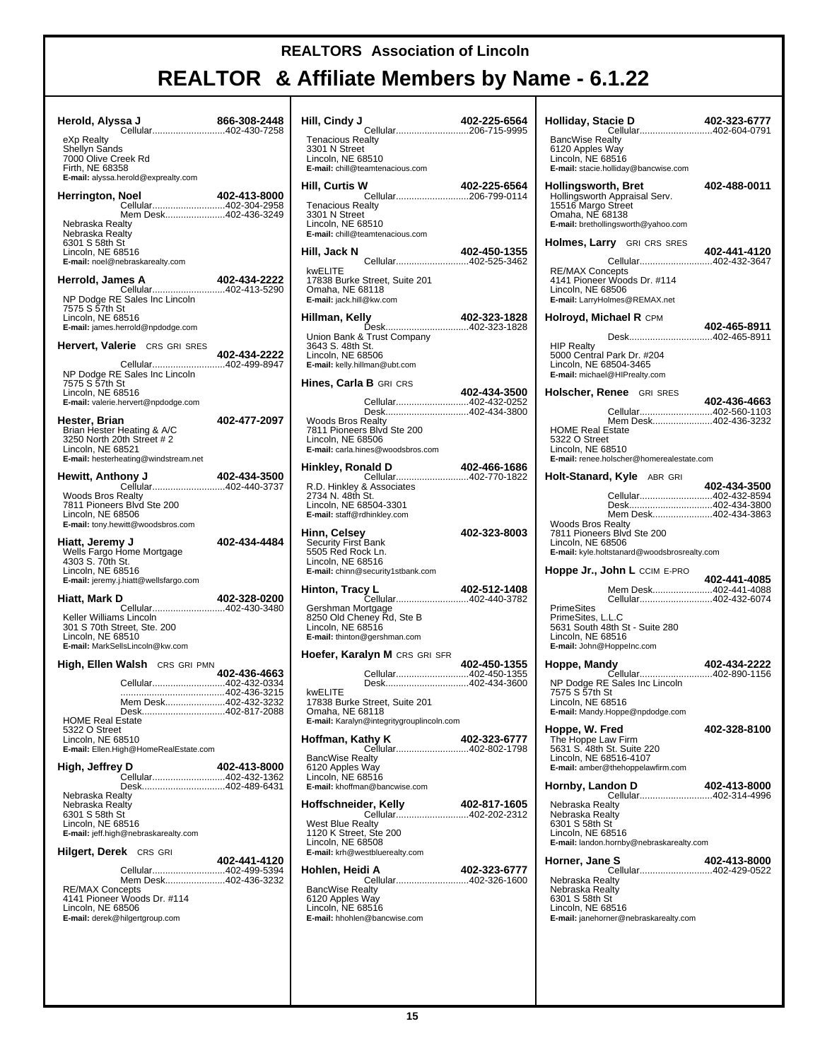# REALTORS Association of Lincoln

# REALTOR & Affiliate Members by Name - 6.1.22

**Herold, Alyssa J** 866-308-2448
Cellular....402-430-7258
eXp Realty
Shellyn Sands
7000 Olive Creek Rd
Firth, NE 68358
**E-mail:** alyssa.herold@exprealty.com

**Herrington, Noel** 402-413-8000
Cellular....402-304-2958
Mem Desk....402-436-3249
Nebraska Realty
Nebraska Realty
6301 S 58th St
Lincoln, NE 68516
**E-mail:** noel@nebraskarealty.com

**Herrold, James A** 402-434-2222
Cellular....402-413-5290
NP Dodge RE Sales Inc Lincoln
7575 S 57th St
Lincoln, NE 68516
**E-mail:** james.herrold@npdodge.com

**Hervert, Valerie** CRS GRI SRES 402-434-2222
Cellular....402-499-8947
NP Dodge RE Sales Inc Lincoln
7575 S 57th St
Lincoln, NE 68516
**E-mail:** valerie.hervert@npdodge.com

**Hester, Brian** 402-477-2097
Brian Hester Heating & A/C
3250 North 20th Street # 2
Lincoln, NE 68521
**E-mail:** hesterheating@windstream.net

**Hewitt, Anthony J** 402-434-3500
Cellular....402-440-3737
Woods Bros Realty
7811 Pioneers Blvd Ste 200
Lincoln, NE 68506
**E-mail:** tony.hewitt@woodsbros.com

**Hiatt, Jeremy J** 402-434-4484
Wells Fargo Home Mortgage
4303 S. 70th St.
Lincoln, NE 68516
**E-mail:** jeremy.j.hiatt@wellsfargo.com

**Hiatt, Mark D** 402-328-0200
Cellular....402-430-3480
Keller Williams Lincoln
301 S 70th Street, Ste. 200
Lincoln, NE 68510
**E-mail:** MarkSellsLincoln@kw.com

**High, Ellen Walsh** CRS GRI PMN 402-436-4663
Cellular....402-432-0334
....402-436-3215
Mem Desk....402-432-3232
Desk....402-817-2088
HOME Real Estate
5322 O Street
Lincoln, NE 68510
**E-mail:** Ellen.High@HomeRealEstate.com

**High, Jeffrey D** 402-413-8000
Cellular....402-432-1362
Desk....402-489-6431
Nebraska Realty
Nebraska Realty
6301 S 58th St
Lincoln, NE 68516
**E-mail:** jeff.high@nebraskarealty.com

**Hilgert, Derek** CRS GRI 402-441-4120
Cellular....402-499-5394
Mem Desk....402-436-3232
RE/MAX Concepts
4141 Pioneer Woods Dr. #114
Lincoln, NE 68506
**E-mail:** derek@hilgertgroup.com

**Hill, Cindy J** 402-225-6564
Cellular....206-715-9995
Tenacious Realty
3301 N Street
Lincoln, NE 68510
**E-mail:** chill@teamtenacious.com

**Hill, Curtis W** 402-225-6564
Cellular....206-799-0114
Tenacious Realty
3301 N Street
Lincoln, NE 68510
**E-mail:** chill@teamtenacious.com

**Hill, Jack N** 402-450-1355
Cellular....402-525-3462
kwELITE
17838 Burke Street, Suite 201
Omaha, NE 68118
**E-mail:** jack.hill@kw.com

**Hillman, Kelly** 402-323-1828
Desk....402-323-1828
Union Bank & Trust Company
3643 S. 48th St.
Lincoln, NE 68506
**E-mail:** kelly.hillman@ubt.com

**Hines, Carla B** GRI CRS 402-434-3500
Cellular....402-432-0252
Desk....402-434-3800
Woods Bros Realty
7811 Pioneers Blvd Ste 200
Lincoln, NE 68506
**E-mail:** carla.hines@woodsbros.com

**Hinkley, Ronald D** 402-466-1686
Cellular....402-770-1822
R.D. Hinkley & Associates
2734 N. 48th St.
Lincoln, NE 68504-3301
**E-mail:** staff@rdhinkley.com

**Hinn, Celsey** 402-323-8003
Security First Bank
5505 Red Rock Ln.
Lincoln, NE 68516
**E-mail:** chinn@security1stbank.com

**Hinton, Tracy L** 402-512-1408
Cellular....402-440-3782
Gershman Mortgage
8250 Old Cheney Rd, Ste B
Lincoln, NE 68516
**E-mail:** thinton@gershman.com

**Hoefer, Karalyn M** CRS GRI SFR 402-450-1355
Cellular....402-450-1355
Desk....402-434-3600
kwELITE
17838 Burke Street, Suite 201
Omaha, NE 68118
**E-mail:** Karalyn@integritygrouplincoln.com

**Hoffman, Kathy K** 402-323-6777
Cellular....402-802-1798
BancWise Realty
6120 Apples Way
Lincoln, NE 68516
**E-mail:** khoffman@bancwise.com

**Hoffschneider, Kelly** 402-817-1605
Cellular....402-202-2312
West Blue Realty
1120 K Street, Ste 200
Lincoln, NE 68508
**E-mail:** krh@westbluerealty.com

**Hohlen, Heidi A** 402-323-6777
Cellular....402-326-1600
BancWise Realty
6120 Apples Way
Lincoln, NE 68516
**E-mail:** hhohlen@bancwise.com

**Holliday, Stacie D** 402-323-6777
Cellular....402-604-0791
BancWise Realty
6120 Apples Way
Lincoln, NE 68516
**E-mail:** stacie.holliday@bancwise.com

**Hollingsworth, Bret** 402-488-0011
Hollingsworth Appraisal Serv.
15516 Margo Street
Omaha, NE 68138
**E-mail:** brethollingsworth@yahoo.com

**Holmes, Larry** GRI CRS SRES 402-441-4120
Cellular....402-432-3647
RE/MAX Concepts
4141 Pioneer Woods Dr. #114
Lincoln, NE 68506
**E-mail:** LarryHolmes@REMAX.net

**Holroyd, Michael R** CPM 402-465-8911
Desk....402-465-8911
HIP Realty
5000 Central Park Dr. #204
Lincoln, NE 68504-3465
**E-mail:** michael@HIPrealty.com

**Holscher, Renee** GRI SRES 402-436-4663
Cellular....402-560-1103
Mem Desk....402-436-3232
HOME Real Estate
5322 O Street
Lincoln, NE 68510
**E-mail:** renee.holscher@homerealestate.com

**Holt-Stanard, Kyle** ABR GRI 402-434-3500
Cellular....402-432-8594
Desk....402-434-3800
Mem Desk....402-434-3863
Woods Bros Realty
7811 Pioneers Blvd Ste 200
Lincoln, NE 68506
**E-mail:** kyle.holtstanard@woodsbrosrealty.com

**Hoppe Jr., John L** CCIM E-PRO 402-441-4085
Mem Desk....402-441-4088
Cellular....402-432-6074
PrimeSites
PrimeSites, L.L.C
5631 South 48th St - Suite 280
Lincoln, NE 68516
**E-mail:** John@HoppeInc.com

**Hoppe, Mandy** 402-434-2222
Cellular....402-890-1156
NP Dodge RE Sales Inc Lincoln
7575 S 57th St
Lincoln, NE 68516
**E-mail:** Mandy.Hoppe@npdodge.com

**Hoppe, W. Fred** 402-328-8100
The Hoppe Law Firm
5631 S. 48th St. Suite 220
Lincoln, NE 68516-4107
**E-mail:** amber@thehoppelawfirm.com

**Hornby, Landon D** 402-413-8000
Cellular....402-314-4996
Nebraska Realty
Nebraska Realty
6301 S 58th St
Lincoln, NE 68516
**E-mail:** landon.hornby@nebraskarealty.com

**Horner, Jane S** 402-413-8000
Cellular....402-429-0522
Nebraska Realty
Nebraska Realty
6301 S 58th St
Lincoln, NE 68516
**E-mail:** janehorner@nebraskarealty.com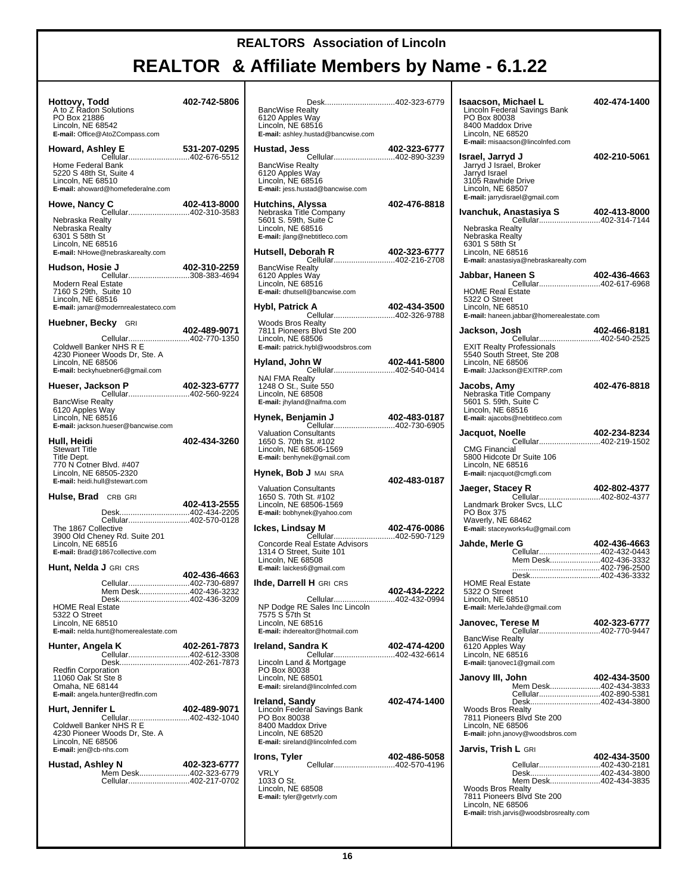# REALTORS Association of Lincoln

# REALTOR & Affiliate Members by Name - 6.1.22

**Hottovy, Todd** 402-742-5806
A to Z Radon Solutions
PO Box 21886
Lincoln, NE 68542
**E-mail:** Office@AtoZCompass.com

**Howard, Ashley E** 531-207-0295
Cellular....402-676-5512
Home Federal Bank
5220 S 48th St, Suite 4
Lincoln, NE 68510
**E-mail:** ahoward@homefederalne.com

**Howe, Nancy C** 402-413-8000
Cellular....402-310-3583
Nebraska Realty
Nebraska Realty
6301 S 58th St
Lincoln, NE 68516
**E-mail:** NHowe@nebraskarealty.com

**Hudson, Hosie J** 402-310-2259
Cellular....308-383-4694
Modern Real Estate
7160 S 29th, Suite 10
Lincoln, NE 68516
**E-mail:** jamar@modernrealestateco.com

**Huebner, Becky** GRI 402-489-9071
Cellular....402-770-1350
Coldwell Banker NHS R E
4230 Pioneer Woods Dr, Ste. A
Lincoln, NE 68506
**E-mail:** beckyhuebner6@gmail.com

**Hueser, Jackson P** 402-323-6777
Cellular....402-560-9224
BancWise Realty
6120 Apples Way
Lincoln, NE 68516
**E-mail:** jackson.hueser@bancwise.com

**Hull, Heidi** 402-434-3260
Stewart Title
Title Dept.
770 N Cotner Blvd. #407
Lincoln, NE 68505-2320
**E-mail:** heidi.hull@stewart.com

**Hulse, Brad** CRB GRI 402-413-2555
Desk....402-434-2205
Cellular....402-570-0128
The 1867 Collective
3900 Old Cheney Rd. Suite 201
Lincoln, NE 68516
**E-mail:** Brad@1867collective.com

**Hunt, Nelda J** GRI CRS 402-436-4663
Cellular....402-730-6897
Mem Desk....402-436-3232
Desk....402-436-3209
HOME Real Estate
5322 O Street
Lincoln, NE 68510
**E-mail:** nelda.hunt@homerealestate.com

**Hunter, Angela K** 402-261-7873
Cellular....402-612-3308
Desk....402-261-7873
Redfin Corporation
11060 Oak St Ste 8
Omaha, NE 68144
**E-mail:** angela.hunter@redfin.com

**Hurt, Jennifer L** 402-489-9071
Cellular....402-432-1040
Coldwell Banker NHS R E
4230 Pioneer Woods Dr, Ste. A
Lincoln, NE 68506
**E-mail:** jen@cb-nhs.com

**Hustad, Ashley N** 402-323-6777
Mem Desk....402-323-6779
Cellular....402-217-0702
Desk....402-323-6779
BancWise Realty
6120 Apples Way
Lincoln, NE 68516
**E-mail:** ashley.hustad@bancwise.com

**Hustad, Jess** 402-323-6777
Cellular....402-890-3239
BancWise Realty
6120 Apples Way
Lincoln, NE 68516
**E-mail:** jess.hustad@bancwise.com

**Hutchins, Alyssa** 402-476-8818
Nebraska Title Company
5601 S. 59th, Suite C
Lincoln, NE 68516
**E-mail:** jlang@nebtitleco.com

**Hutsell, Deborah R** 402-323-6777
Cellular....402-216-2708
BancWise Realty
6120 Apples Way
Lincoln, NE 68516
**E-mail:** dhutsell@bancwise.com

**Hybl, Patrick A** 402-434-3500
Cellular....402-326-9788
Woods Bros Realty
7811 Pioneers Blvd Ste 200
Lincoln, NE 68506
**E-mail:** patrick.hybl@woodsbros.com

**Hyland, John W** 402-441-5800
Cellular....402-540-0414
NAI FMA Realty
1248 O St., Suite 550
Lincoln, NE 68508
**E-mail:** jhyland@naifma.com

**Hynek, Benjamin J** 402-483-0187
Cellular....402-730-6905
Valuation Consultants
1650 S. 70th St. #102
Lincoln, NE 68506-1569
**E-mail:** benhynek@gmail.com

**Hynek, Bob J** MAI SRA 402-483-0187
Valuation Consultants
1650 S. 70th St. #102
Lincoln, NE 68506-1569
**E-mail:** bobhynek@yahoo.com

**Ickes, Lindsay M** 402-476-0086
Cellular....402-590-7129
Concorde Real Estate Advisors
1314 O Street, Suite 101
Lincoln, NE 68508
**E-mail:** laickes6@gmail.com

**Ihde, Darrell H** GRI CRS 402-434-2222
Cellular....402-432-0994
NP Dodge RE Sales Inc Lincoln
7575 S 57th St
Lincoln, NE 68516
**E-mail:** ihderealtor@hotmail.com

**Ireland, Sandra K** 402-474-4200
Cellular....402-432-6614
Lincoln Land & Mortgage
PO Box 80038
Lincoln, NE 68501
**E-mail:** sireland@lincolnfed.com

**Ireland, Sandy** 402-474-1400
Lincoln Federal Savings Bank
PO Box 80038
8400 Maddox Drive
Lincoln, NE 68520
**E-mail:** sireland@lincolnfed.com

**Irons, Tyler** 402-486-5058
Cellular....402-570-4196
VRLY
1033 O St.
Lincoln, NE 68508
**E-mail:** tyler@getvrly.com

**Isaacson, Michael L** 402-474-1400
Lincoln Federal Savings Bank
PO Box 80038
8400 Maddox Drive
Lincoln, NE 68520
**E-mail:** misaacson@lincolnfed.com

**Israel, Jarryd J** 402-210-5061
Jarryd J Israel, Broker
Jarryd Israel
3105 Rawhide Drive
Lincoln, NE 68507
**E-mail:** jarrydisrael@gmail.com

**Ivanchuk, Anastasiya S** 402-413-8000
Cellular....402-314-7144
Nebraska Realty
Nebraska Realty
6301 S 58th St
Lincoln, NE 68516
**E-mail:** anastasiya@nebraskarealty.com

**Jabbar, Haneen S** 402-436-4663
Cellular....402-617-6968
HOME Real Estate
5322 O Street
Lincoln, NE 68510
**E-mail:** haneen.jabbar@homerealestate.com

**Jackson, Josh** 402-466-8181
Cellular....402-540-2525
EXIT Realty Professionals
5540 South Street, Ste 208
Lincoln, NE 68506
**E-mail:** JJackson@EXITRP.com

**Jacobs, Amy** 402-476-8818
Nebraska Title Company
5601 S. 59th, Suite C
Lincoln, NE 68516
**E-mail:** ajacobs@nebtitleco.com

**Jacquot, Noelle** 402-234-8234
Cellular....402-219-1502
CMG Financial
5800 Hidcote Dr Suite 106
Lincoln, NE 68516
**E-mail:** njacquot@cmgfi.com

**Jaeger, Stacey R** 402-802-4377
Cellular....402-802-4377
Landmark Broker Svcs, LLC
PO Box 375
Waverly, NE 68462
**E-mail:** staceyworks4u@gmail.com

**Jahde, Merle G** 402-436-4663
Cellular....402-432-0443
Mem Desk....402-436-3332
....402-796-2500
Desk....402-436-3332
HOME Real Estate
5322 O Street
Lincoln, NE 68510
**E-mail:** MerleJahde@gmail.com

**Janovec, Terese M** 402-323-6777
Cellular....402-770-9447
BancWise Realty
6120 Apples Way
Lincoln, NE 68516
**E-mail:** tjanovec1@gmail.com

**Janovy III, John** 402-434-3500
Mem Desk....402-434-3833
Cellular....402-890-5381
Desk....402-434-3800
Woods Bros Realty
7811 Pioneers Blvd Ste 200
Lincoln, NE 68506
**E-mail:** john.janovy@woodsbros.com

**Jarvis, Trish L** GRI 402-434-3500
Cellular....402-430-2181
Desk....402-434-3800
Mem Desk....402-434-3835
Woods Bros Realty
7811 Pioneers Blvd Ste 200
Lincoln, NE 68506
**E-mail:** trish.jarvis@woodsbrosrealty.com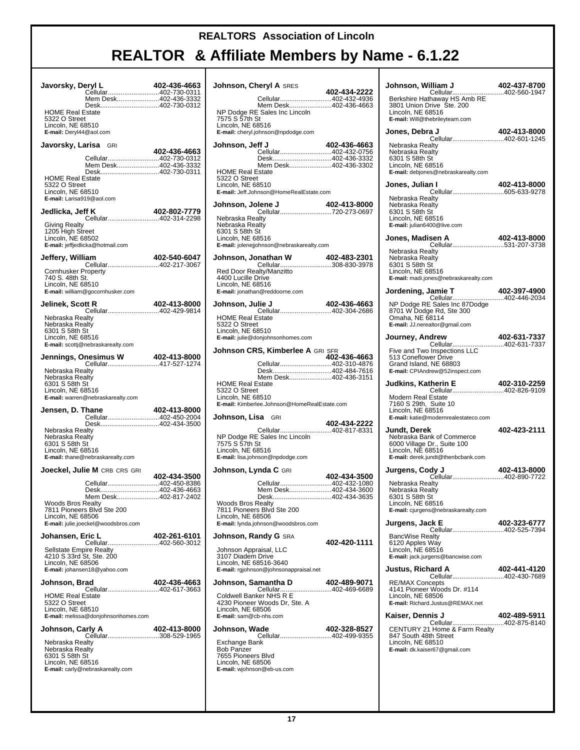# REALTORS Association of Lincoln

# REALTOR & Affiliate Members by Name - 6.1.22

**Javorsky, Deryl L** 402-436-4663
Cellular....402-730-0311
Mem Desk....402-436-3332
Desk....402-730-0312
HOME Real Estate
5322 O Street
Lincoln, NE 68510
**E-mail:** Deryl44@aol.com

**Javorsky, Larisa** GRI 402-436-4663
Cellular....402-730-0312
Mem Desk....402-436-3332
Desk....402-730-0311
HOME Real Estate
5322 O Street
Lincoln, NE 68510
**E-mail:** Larisa919@aol.com

**Jedlicka, Jeff K** 402-802-7779
Cellular....402-314-2298
Giving Realty
1205 High Street
Lincoln, NE 68502
**E-mail:** jeffjedlicka@hotmail.com

**Jeffery, William** 402-540-6047
Cellular....402-217-3067
Cornhusker Property
740 S. 48th St.
Lincoln, NE 68510
**E-mail:** william@gocornhusker.com

**Jelinek, Scott R** 402-413-8000
Cellular....402-429-9814
Nebraska Realty
Nebraska Realty
6301 S 58th St
Lincoln, NE 68516
**E-mail:** scottj@nebraskarealty.com

**Jennings, Onesimus W** 402-413-8000
Cellular....417-527-1274
Nebraska Realty
Nebraska Realty
6301 S 58th St
Lincoln, NE 68516
**E-mail:** warren@nebraskarealty.com

**Jensen, D. Thane** 402-413-8000
Cellular....402-450-2004
Desk....402-434-3500
Nebraska Realty
Nebraska Realty
6301 S 58th St
Lincoln, NE 68516
**E-mail:** thane@nebraskarealty.com

**Joeckel, Julie M** CRB CRS GRI 402-434-3500
Cellular....402-450-8386
Desk....402-436-4663
Mem Desk....402-817-2402
Woods Bros Realty
7811 Pioneers Blvd Ste 200
Lincoln, NE 68506
**E-mail:** julie.joeckel@woodsbros.com

**Johansen, Eric L** 402-261-6101
Cellular....402-560-3012
Sellstate Empire Realty
4210 S 33rd St, Ste. 200
Lincoln, NE 68506
**E-mail:** johansen18@yahoo.com

**Johnson, Brad** 402-436-4663
Cellular....402-617-3663
HOME Real Estate
5322 O Street
Lincoln, NE 68510
**E-mail:** melissa@donjohnsonhomes.com

**Johnson, Carly A** 402-413-8000
Cellular....308-529-1965
Nebraska Realty
Nebraska Realty
6301 S 58th St
Lincoln, NE 68516
**E-mail:** carly@nebraskarealty.com

**Johnson, Cheryl A** SRES 402-434-2222
Cellular....402-432-4936
Mem Desk....402-436-4663
NP Dodge RE Sales Inc Lincoln
7575 S 57th St
Lincoln, NE 68516
**E-mail:** cheryl.johnson@npdodge.com

**Johnson, Jeff J** 402-436-4663
Cellular....402-432-0756
Desk....402-436-3332
Mem Desk....402-436-3302
HOME Real Estate
5322 O Street
Lincoln, NE 68510
**E-mail:** Jeff.Johnson@HomeRealEstate.com

**Johnson, Jolene J** 402-413-8000
Cellular....720-273-0697
Nebraska Realty
Nebraska Realty
6301 S 58th St
Lincoln, NE 68516
**E-mail:** jolenejjohnson@nebraskarealty.com

**Johnson, Jonathan W** 402-483-2301
Cellular....308-830-3978
Red Door Realty/Manzitto
4400 Lucille Drive
Lincoln, NE 68516
**E-mail:** jonathan@reddoorne.com

**Johnson, Julie J** 402-436-4663
Cellular....402-304-2686
HOME Real Estate
5322 O Street
Lincoln, NE 68510
**E-mail:** julie@donjohnsonhomes.com

**Johnson CRS, Kimberlee A** GRI SFR 402-436-4663
Cellular....402-310-4876
Desk....402-484-7616
Mem Desk....402-436-3151
HOME Real Estate
5322 O Street
Lincoln, NE 68510
**E-mail:** Kimberlee.Johnson@HomeRealEstate.com

**Johnson, Lisa** GRI 402-434-2222
Cellular....402-817-8331
NP Dodge RE Sales Inc Lincoln
7575 S 57th St
Lincoln, NE 68516
**E-mail:** lisa.johnson@npdodge.com

**Johnson, Lynda C** GRI 402-434-3500
Cellular....402-432-1080
Mem Desk....402-434-3600
Desk....402-434-3635
Woods Bros Realty
7811 Pioneers Blvd Ste 200
Lincoln, NE 68506
**E-mail:** lynda.johnson@woodsbros.com

**Johnson, Randy G** SRA 402-420-1111
Johnson Appraisal, LLC
3107 Diadem Drive
Lincoln, NE 68516-3640
**E-mail:** rgjohnson@johnsonappraisal.net

**Johnson, Samantha D** 402-489-9071
Cellular....402-469-6689
Coldwell Banker NHS R E
4230 Pioneer Woods Dr, Ste. A
Lincoln, NE 68506
**E-mail:** sam@cb-nhs.com

**Johnson, Wade** 402-328-8527
Cellular....402-499-9355
Exchange Bank
Bob Panzer
7655 Pioneers Blvd
Lincoln, NE 68506
**E-mail:** wjohnson@eb-us.com

**Johnson, William J** 402-437-8700
Cellular....402-560-1947
Berkshire Hathaway HS Amb RE
3801 Union Drive Ste. 200
Lincoln, NE 68516
**E-mail:** Will@thebrileyteam.com

**Jones, Debra J** 402-413-8000
Cellular....402-601-1245
Nebraska Realty
Nebraska Realty
6301 S 58th St
Lincoln, NE 68516
**E-mail:** debjones@nebraskarealty.com

**Jones, Julian I** 402-413-8000
Cellular....605-633-9278
Nebraska Realty
Nebraska Realty
6301 S 58th St
Lincoln, NE 68516
**E-mail:** julian6400@live.com

**Jones, Madisen A** 402-413-8000
Cellular....531-207-3738
Nebraska Realty
Nebraska Realty
6301 S 58th St
Lincoln, NE 68516
**E-mail:** madi.jones@nebraskarealty.com

**Jordening, Jamie T** 402-397-4900
Cellular....402-446-2034
NP Dodge RE Sales Inc 87Dodge
8701 W Dodge Rd, Ste 300
Omaha, NE 68114
**E-mail:** JJ.nerealtor@gmail.com

**Journey, Andrew** 402-631-7337
Cellular....402-631-7337
Five and Two Inspections LLC
513 Coneflower Drive
Grand Island, NE 68803
**E-mail:** CPIAndrew@52inspect.com

**Judkins, Katherin E** 402-310-2259
Cellular....402-826-9109
Modern Real Estate
7160 S 29th, Suite 10
Lincoln, NE 68516
**E-mail:** katie@modernrealestateco.com

**Jundt, Derek** 402-423-2111
Nebraska Bank of Commerce
6000 Village Dr., Suite 100
Lincoln, NE 68516
**E-mail:** derek.jundt@thenbcbank.com

**Jurgens, Cody J** 402-413-8000
Cellular....402-890-7722
Nebraska Realty
Nebraska Realty
6301 S 58th St
Lincoln, NE 68516
**E-mail:** cjurgens@nebraskarealty.com

**Jurgens, Jack E** 402-323-6777
Cellular....402-525-7394
BancWise Realty
6120 Apples Way
Lincoln, NE 68516
**E-mail:** jack.jurgens@bancwise.com

**Justus, Richard A** 402-441-4120
Cellular....402-430-7689
RE/MAX Concepts
4141 Pioneer Woods Dr. #114
Lincoln, NE 68506
**E-mail:** Richard.Justus@REMAX.net

**Kaiser, Dennis J** 402-489-5911
Cellular....402-875-8140
CENTURY 21 Home & Farm Realty
847 South 48th Street
Lincoln, NE 68510
**E-mail:** dk.kaiser67@gmail.com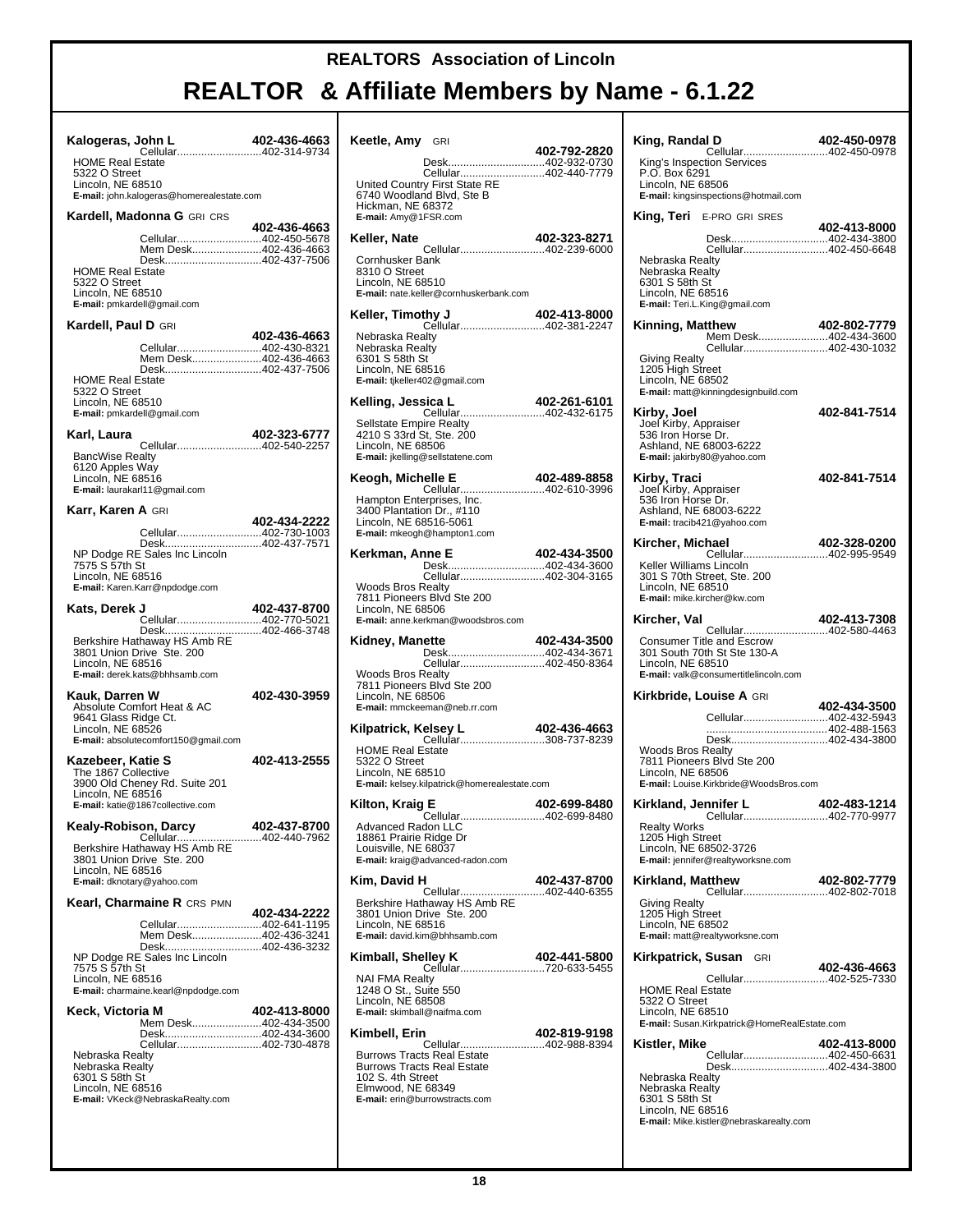# REALTORS Association of Lincoln

# REALTOR & Affiliate Members by Name - 6.1.22

**Kalogeras, John L** 402-436-4663
Cellular...402-314-9734
HOME Real Estate
5322 O Street
Lincoln, NE 68510
**E-mail:** john.kalogeras@homerealestate.com

**Kardell, Madonna G** GRI CRS 402-436-4663
Cellular...402-450-5678
Mem Desk...402-436-4663
Desk...402-437-7506
HOME Real Estate
5322 O Street
Lincoln, NE 68510
**E-mail:** pmkardell@gmail.com

**Kardell, Paul D** GRI 402-436-4663
Cellular...402-430-8321
Mem Desk...402-436-4663
Desk...402-437-7506
HOME Real Estate
5322 O Street
Lincoln, NE 68510
**E-mail:** pmkardell@gmail.com

**Karl, Laura** 402-323-6777
Cellular...402-540-2257
BancWise Realty
6120 Apples Way
Lincoln, NE 68516
**E-mail:** laurakarl11@gmail.com

**Karr, Karen A** GRI 402-434-2222
Cellular...402-730-1003
Desk...402-437-7571
NP Dodge RE Sales Inc Lincoln
7575 S 57th St
Lincoln, NE 68516
**E-mail:** Karen.Karr@npdodge.com

**Kats, Derek J** 402-437-8700
Cellular...402-770-5021
Desk...402-466-3748
Berkshire Hathaway HS Amb RE
3801 Union Drive Ste. 200
Lincoln, NE 68516
**E-mail:** derek.kats@bhhsamb.com

**Kauk, Darren W** 402-430-3959
Absolute Comfort Heat & AC
9641 Glass Ridge Ct.
Lincoln, NE 68526
**E-mail:** absolutecomfort150@gmail.com

**Kazebeer, Katie S** 402-413-2555
The 1867 Collective
3900 Old Cheney Rd. Suite 201
Lincoln, NE 68516
**E-mail:** katie@1867collective.com

**Kealy-Robison, Darcy** 402-437-8700
Cellular...402-440-7962
Berkshire Hathaway HS Amb RE
3801 Union Drive Ste. 200
Lincoln, NE 68516
**E-mail:** dknotary@yahoo.com

**Kearl, Charmaine R** CRS PMN 402-434-2222
Cellular...402-641-1195
Mem Desk...402-436-3241
Desk...402-436-3232
NP Dodge RE Sales Inc Lincoln
7575 S 57th St
Lincoln, NE 68516
**E-mail:** charmaine.kearl@npdodge.com

**Keck, Victoria M** 402-413-8000
Mem Desk...402-434-3500
Desk...402-434-3600
Cellular...402-730-4878
Nebraska Realty
Nebraska Realty
6301 S 58th St
Lincoln, NE 68516
**E-mail:** VKeck@NebraskaRealty.com

**Keetle, Amy** GRI 402-792-2820
Desk...402-932-0730
Cellular...402-440-7779
United Country First State RE
6740 Woodland Blvd, Ste B
Hickman, NE 68372
**E-mail:** Amy@1FSR.com

**Keller, Nate** 402-323-8271
Cellular...402-239-6000
Cornhusker Bank
8310 O Street
Lincoln, NE 68510
**E-mail:** nate.keller@cornhuskerbank.com

**Keller, Timothy J** 402-413-8000
Cellular...402-381-2247
Nebraska Realty
Nebraska Realty
6301 S 58th St
Lincoln, NE 68516
**E-mail:** tjkeller402@gmail.com

**Kelling, Jessica L** 402-261-6101
Cellular...402-432-6175
Sellstate Empire Realty
4210 S 33rd St, Ste. 200
Lincoln, NE 68506
**E-mail:** jkelling@sellstatene.com

**Keogh, Michelle E** 402-489-8858
Cellular...402-610-3996
Hampton Enterprises, Inc.
3400 Plantation Dr., #110
Lincoln, NE 68516-5061
**E-mail:** mkeogh@hampton1.com

**Kerkman, Anne E** 402-434-3500
Desk...402-434-3600
Cellular...402-304-3165
Woods Bros Realty
7811 Pioneers Blvd Ste 200
Lincoln, NE 68506
**E-mail:** anne.kerkman@woodsbros.com

**Kidney, Manette** 402-434-3500
Desk...402-434-3671
Cellular...402-450-8364
Woods Bros Realty
7811 Pioneers Blvd Ste 200
Lincoln, NE 68506
**E-mail:** mmckeeman@neb.rr.com

**Kilpatrick, Kelsey L** 402-436-4663
Cellular...308-737-8239
HOME Real Estate
5322 O Street
Lincoln, NE 68510
**E-mail:** kelsey.kilpatrick@homerealestate.com

**Kilton, Kraig E** 402-699-8480
Cellular...402-699-8480
Advanced Radon LLC
18861 Prairie Ridge Dr
Louisville, NE 68037
**E-mail:** kraig@advanced-radon.com

**Kim, David H** 402-437-8700
Cellular...402-440-6355
Berkshire Hathaway HS Amb RE
3801 Union Drive Ste. 200
Lincoln, NE 68516
**E-mail:** david.kim@bhhsamb.com

**Kimball, Shelley K** 402-441-5800
Cellular...720-633-5455
NAI FMA Realty
1248 O St., Suite 550
Lincoln, NE 68508
**E-mail:** skimball@naifma.com

**Kimbell, Erin** 402-819-9198
Cellular...402-988-8394
Burrows Tracts Real Estate
Burrows Tracts Real Estate
102 S. 4th Street
Elmwood, NE 68349
**E-mail:** erin@burrowstracts.com

**King, Randal D** 402-450-0978
Cellular...402-450-0978
King's Inspection Services
P.O. Box 6291
Lincoln, NE 68506
**E-mail:** kingsinspections@hotmail.com

**King, Teri** E-PRO GRI SRES 402-413-8000
Desk...402-434-3800
Cellular...402-450-6648
Nebraska Realty
Nebraska Realty
6301 S 58th St
Lincoln, NE 68516
**E-mail:** Teri.L.King@gmail.com

**Kinning, Matthew** 402-802-7779
Mem Desk...402-434-3600
Cellular...402-430-1032
Giving Realty
1205 High Street
Lincoln, NE 68502
**E-mail:** matt@kinningdesignbuild.com

**Kirby, Joel** 402-841-7514
Joel Kirby, Appraiser
536 Iron Horse Dr.
Ashland, NE 68003-6222
**E-mail:** jakirby80@yahoo.com

**Kirby, Traci** 402-841-7514
Joel Kirby, Appraiser
536 Iron Horse Dr.
Ashland, NE 68003-6222
**E-mail:** tracib421@yahoo.com

**Kircher, Michael** 402-328-0200
Cellular...402-995-9549
Keller Williams Lincoln
301 S 70th Street, Ste. 200
Lincoln, NE 68510
**E-mail:** mike.kircher@kw.com

**Kircher, Val** 402-413-7308
Cellular...402-580-4463
Consumer Title and Escrow
301 South 70th St Ste 130-A
Lincoln, NE 68510
**E-mail:** valk@consumertitlelincoln.com

**Kirkbride, Louise A** GRI 402-434-3500
Cellular...402-432-5943
...402-488-1563
Desk...402-434-3800
Woods Bros Realty
7811 Pioneers Blvd Ste 200
Lincoln, NE 68506
**E-mail:** Louise.Kirkbride@WoodsBros.com

**Kirkland, Jennifer L** 402-483-1214
Cellular...402-770-9977
Realty Works
1205 High Street
Lincoln, NE 68502-3726
**E-mail:** jennifer@realtyworksne.com

**Kirkland, Matthew** 402-802-7779
Cellular...402-802-7018
Giving Realty
1205 High Street
Lincoln, NE 68502
**E-mail:** matt@realtyworksne.com

**Kirkpatrick, Susan** GRI 402-436-4663
Cellular...402-525-7330
HOME Real Estate
5322 O Street
Lincoln, NE 68510
**E-mail:** Susan.Kirkpatrick@HomeRealEstate.com

**Kistler, Mike** 402-413-8000
Cellular...402-450-6631
Desk...402-434-3800
Nebraska Realty
Nebraska Realty
6301 S 58th St
Lincoln, NE 68516
**E-mail:** Mike.kistler@nebraskarealty.com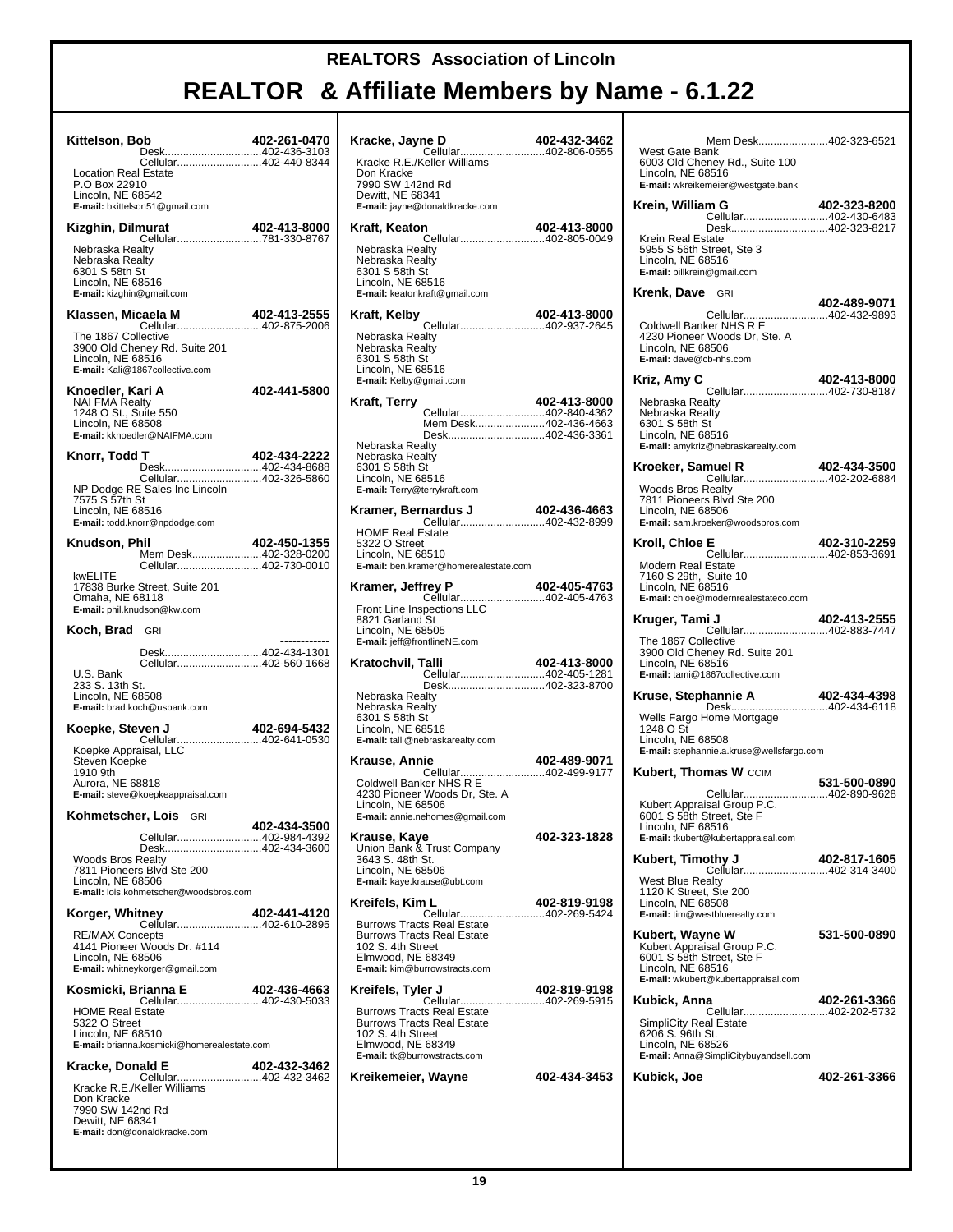# REALTORS Association of Lincoln

## REALTOR & Affiliate Members by Name - 6.1.22

**Kittelson, Bob** 402-261-0470
Desk....402-436-3103
Cellular....402-440-8344
Location Real Estate
P.O Box 22910
Lincoln, NE 68542
**E-mail:** bkittelson51@gmail.com

**Kizghin, Dilmurat** 402-413-8000
Cellular....781-330-8767
Nebraska Realty
Nebraska Realty
6301 S 58th St
Lincoln, NE 68516
**E-mail:** kizghin@gmail.com

**Klassen, Micaela M** 402-413-2555
Cellular....402-875-2006
The 1867 Collective
3900 Old Cheney Rd. Suite 201
Lincoln, NE 68516
**E-mail:** Kali@1867collective.com

**Knoedler, Kari A** 402-441-5800
NAI FMA Realty
1248 O St., Suite 550
Lincoln, NE 68508
**E-mail:** kknoedler@NAIFMA.com

**Knorr, Todd T** 402-434-2222
Desk....402-434-8688
Cellular....402-326-5860
NP Dodge RE Sales Inc Lincoln
7575 S 57th St
Lincoln, NE 68516
**E-mail:** todd.knorr@npdodge.com

**Knudson, Phil** 402-450-1355
Mem Desk....402-328-0200
Cellular....402-730-0010
kwELITE
17838 Burke Street, Suite 201
Omaha, NE 68118
**E-mail:** phil.knudson@kw.com

**Koch, Brad** GRI ------------
Desk....402-434-1301
Cellular....402-560-1668
U.S. Bank
233 S. 13th St.
Lincoln, NE 68508
**E-mail:** brad.koch@usbank.com

**Koepke, Steven J** 402-694-5432
Cellular....402-641-0530
Koepke Appraisal, LLC
Steven Koepke
1910 9th
Aurora, NE 68818
**E-mail:** steve@koepkeappraisal.com

**Kohmetscher, Lois** GRI 402-434-3500
Cellular....402-984-4392
Desk....402-434-3600
Woods Bros Realty
7811 Pioneers Blvd Ste 200
Lincoln, NE 68506
**E-mail:** lois.kohmetscher@woodsbros.com

**Korger, Whitney** 402-441-4120
Cellular....402-610-2895
RE/MAX Concepts
4141 Pioneer Woods Dr. #114
Lincoln, NE 68506
**E-mail:** whitneykorger@gmail.com

**Kosmicki, Brianna E** 402-436-4663
Cellular....402-430-5033
HOME Real Estate
5322 O Street
Lincoln, NE 68510
**E-mail:** brianna.kosmicki@homerealestate.com

**Kracke, Donald E** 402-432-3462
Cellular....402-432-3462
Kracke R.E./Keller Williams
Don Kracke
7990 SW 142nd Rd
Dewitt, NE 68341
**E-mail:** don@donaldkracke.com

**Kracke, Jayne D** 402-432-3462
Cellular....402-806-0555
Kracke R.E./Keller Williams
Don Kracke
7990 SW 142nd Rd
Dewitt, NE 68341
**E-mail:** jayne@donaldkracke.com

**Kraft, Keaton** 402-413-8000
Cellular....402-805-0049
Nebraska Realty
Nebraska Realty
6301 S 58th St
Lincoln, NE 68516
**E-mail:** keatonkraft@gmail.com

**Kraft, Kelby** 402-413-8000
Cellular....402-937-2645
Nebraska Realty
Nebraska Realty
6301 S 58th St
Lincoln, NE 68516
**E-mail:** Kelby@gmail.com

**Kraft, Terry** 402-413-8000
Cellular....402-840-4362
Mem Desk....402-436-4663
Desk....402-436-3361
Nebraska Realty
Nebraska Realty
6301 S 58th St
Lincoln, NE 68516
**E-mail:** Terry@terrykraft.com

**Kramer, Bernardus J** 402-436-4663
Cellular....402-432-8999
HOME Real Estate
5322 O Street
Lincoln, NE 68510
**E-mail:** ben.kramer@homerealestate.com

**Kramer, Jeffrey P** 402-405-4763
Cellular....402-405-4763
Front Line Inspections LLC
8821 Garland St
Lincoln, NE 68505
**E-mail:** jeff@frontlineNE.com

**Kratochvil, Talli** 402-413-8000
Cellular....402-405-1281
Desk....402-323-8700
Nebraska Realty
Nebraska Realty
6301 S 58th St
Lincoln, NE 68516
**E-mail:** talli@nebraskarealty.com

**Krause, Annie** 402-489-9071
Cellular....402-499-9177
Coldwell Banker NHS R E
4230 Pioneer Woods Dr, Ste. A
Lincoln, NE 68506
**E-mail:** annie.nehomes@gmail.com

**Krause, Kaye** 402-323-1828
Union Bank & Trust Company
3643 S. 48th St.
Lincoln, NE 68506
**E-mail:** kaye.krause@ubt.com

**Kreifels, Kim L** 402-819-9198
Cellular....402-269-5424
Burrows Tracts Real Estate
Burrows Tracts Real Estate
102 S. 4th Street
Elmwood, NE 68349
**E-mail:** kim@burrowstracts.com

**Kreifels, Tyler J** 402-819-9198
Cellular....402-269-5915
Burrows Tracts Real Estate
Burrows Tracts Real Estate
102 S. 4th Street
Elmwood, NE 68349
**E-mail:** tk@burrowstracts.com

**Kreikemeier, Wayne** 402-434-3453
Mem Desk....402-323-6521
West Gate Bank
6003 Old Cheney Rd., Suite 100
Lincoln, NE 68516
**E-mail:** wkreikemeier@westgate.bank

**Krein, William G** 402-323-8200
Cellular....402-430-6483
Desk....402-323-8217
Krein Real Estate
5955 S 56th Street, Ste 3
Lincoln, NE 68516
**E-mail:** billkrein@gmail.com

**Krenk, Dave** GRI 402-489-9071
Cellular....402-432-9893
Coldwell Banker NHS R E
4230 Pioneer Woods Dr, Ste. A
Lincoln, NE 68506
**E-mail:** dave@cb-nhs.com

**Kriz, Amy C** 402-413-8000
Cellular....402-730-8187
Nebraska Realty
Nebraska Realty
6301 S 58th St
Lincoln, NE 68516
**E-mail:** amykriz@nebraskarealty.com

**Kroeker, Samuel R** 402-434-3500
Cellular....402-202-6884
Woods Bros Realty
7811 Pioneers Blvd Ste 200
Lincoln, NE 68506
**E-mail:** sam.kroeker@woodsbros.com

**Kroll, Chloe E** 402-310-2259
Cellular....402-853-3691
Modern Real Estate
7160 S 29th, Suite 10
Lincoln, NE 68516
**E-mail:** chloe@modernrealestateco.com

**Kruger, Tami J** 402-413-2555
Cellular....402-883-7447
The 1867 Collective
3900 Old Cheney Rd. Suite 201
Lincoln, NE 68516
**E-mail:** tami@1867collective.com

**Kruse, Stephannie A** 402-434-4398
Desk....402-434-6118
Wells Fargo Home Mortgage
1248 O St
Lincoln, NE 68508
**E-mail:** stephannie.a.kruse@wellsfargo.com

**Kubert, Thomas W** CCIM 531-500-0890
Cellular....402-890-9628
Kubert Appraisal Group P.C.
6001 S 58th Street, Ste F
Lincoln, NE 68516
**E-mail:** tkubert@kubertappraisal.com

**Kubert, Timothy J** 402-817-1605
Cellular....402-314-3400
West Blue Realty
1120 K Street, Ste 200
Lincoln, NE 68508
**E-mail:** tim@westbluerealty.com

**Kubert, Wayne W** 531-500-0890
Kubert Appraisal Group P.C.
6001 S 58th Street, Ste F
Lincoln, NE 68516
**E-mail:** wkubert@kubertappraisal.com

**Kubick, Anna** 402-261-3366
Cellular....402-202-5732
SimpliCity Real Estate
6206 S. 96th St.
Lincoln, NE 68526
**E-mail:** Anna@SimpliCitybuyandsell.com

**Kubick, Joe** 402-261-3366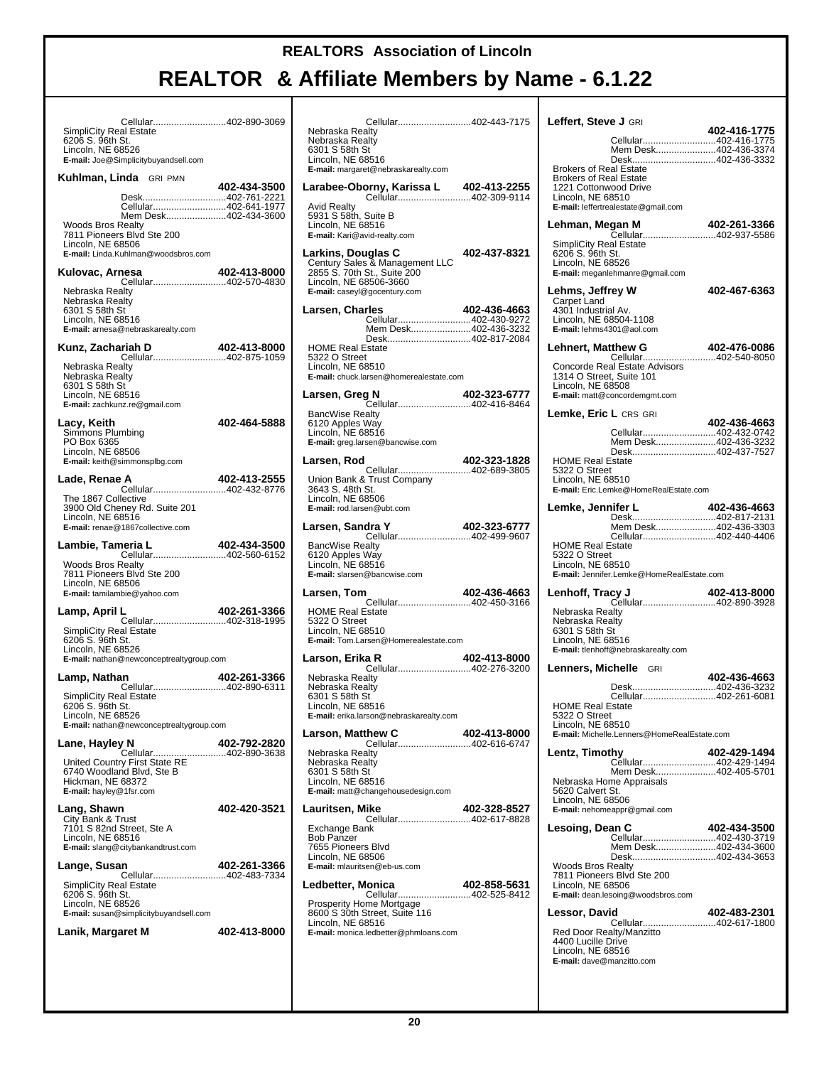# REALTORS Association of Lincoln

# REALTOR & Affiliate Members by Name - 6.1.22

Cellular............................402-890-3069
SimpliCity Real Estate
6206 S. 96th St.
Lincoln, NE 68526
**E-mail:** Joe@Simplicitybuyandsell.com

**Kuhlman, Linda** GRI PMN **402-434-3500**
Desk................................402-761-2221
Cellular............................402-641-1977
Mem Desk.......................402-434-3600
Woods Bros Realty
7811 Pioneers Blvd Ste 200
Lincoln, NE 68506
**E-mail:** Linda.Kuhlman@woodsbros.com

**Kulovac, Arnesa** **402-413-8000**
Cellular............................402-570-4830
Nebraska Realty
Nebraska Realty
6301 S 58th St
Lincoln, NE 68516
**E-mail:** arnesa@nebraskarealty.com

**Kunz, Zachariah D** **402-413-8000**
Cellular............................402-875-1059
Nebraska Realty
Nebraska Realty
6301 S 58th St
Lincoln, NE 68516
**E-mail:** zachkunz.re@gmail.com

**Lacy, Keith** **402-464-5888**
Simmons Plumbing
PO Box 6365
Lincoln, NE 68506
**E-mail:** keith@simmonsplbg.com

**Lade, Renae A** **402-413-2555**
Cellular............................402-432-8776
The 1867 Collective
3900 Old Cheney Rd. Suite 201
Lincoln, NE 68516
**E-mail:** renae@1867collective.com

**Lambie, Tameria L** **402-434-3500**
Cellular............................402-560-6152
Woods Bros Realty
7811 Pioneers Blvd Ste 200
Lincoln, NE 68506
**E-mail:** tamilambie@yahoo.com

**Lamp, April L** **402-261-3366**
Cellular............................402-318-1995
SimpliCity Real Estate
6206 S. 96th St.
Lincoln, NE 68526
**E-mail:** nathan@newconceptrealtygroup.com

**Lamp, Nathan** **402-261-3366**
Cellular............................402-890-6311
SimpliCity Real Estate
6206 S. 96th St.
Lincoln, NE 68526
**E-mail:** nathan@newconceptrealtygroup.com

**Lane, Hayley N** **402-792-2820**
Cellular............................402-890-3638
United Country First State RE
6740 Woodland Blvd, Ste B
Hickman, NE 68372
**E-mail:** hayley@1fsr.com

**Lang, Shawn** **402-420-3521**
City Bank & Trust
7101 S 82nd Street, Ste A
Lincoln, NE 68516
**E-mail:** slang@citybankandtrust.com

**Lange, Susan** **402-261-3366**
Cellular............................402-483-7334
SimpliCity Real Estate
6206 S. 96th St.
Lincoln, NE 68526
**E-mail:** susan@simplicitybuyandsell.com

**Lanik, Margaret M** **402-413-8000**
Cellular............................402-443-7175
Nebraska Realty
Nebraska Realty
6301 S 58th St
Lincoln, NE 68516
**E-mail:** margaret@nebraskarealty.com

**Larabee-Oborny, Karissa L** **402-413-2255**
Cellular............................402-309-9114
Avid Realty
5931 S 58th, Suite B
Lincoln, NE 68516
**E-mail:** Kari@avid-realty.com

**Larkins, Douglas C** **402-437-8321**
Century Sales & Management LLC
2855 S. 70th St., Suite 200
Lincoln, NE 68506-3660
**E-mail:** caseyl@gocentury.com

**Larsen, Charles** **402-436-4663**
Cellular............................402-430-9272
Mem Desk.......................402-436-3232
Desk................................402-817-2084
HOME Real Estate
5322 O Street
Lincoln, NE 68510
**E-mail:** chuck.larsen@homerealestate.com

**Larsen, Greg N** **402-323-6777**
Cellular............................402-416-8464
BancWise Realty
6120 Apples Way
Lincoln, NE 68516
**E-mail:** greg.larsen@bancwise.com

**Larsen, Rod** **402-323-1828**
Cellular............................402-689-3805
Union Bank & Trust Company
3643 S. 48th St.
Lincoln, NE 68506
**E-mail:** rod.larsen@ubt.com

**Larsen, Sandra Y** **402-323-6777**
Cellular............................402-499-9607
BancWise Realty
6120 Apples Way
Lincoln, NE 68516
**E-mail:** slarsen@bancwise.com

**Larsen, Tom** **402-436-4663**
Cellular............................402-450-3166
HOME Real Estate
5322 O Street
Lincoln, NE 68510
**E-mail:** Tom.Larsen@Homerealestate.com

**Larson, Erika R** **402-413-8000**
Cellular............................402-276-3200
Nebraska Realty
Nebraska Realty
6301 S 58th St
Lincoln, NE 68516
**E-mail:** erika.larson@nebraskarealty.com

**Larson, Matthew C** **402-413-8000**
Cellular............................402-616-6747
Nebraska Realty
Nebraska Realty
6301 S 58th St
Lincoln, NE 68516
**E-mail:** matt@changehousedesign.com

**Lauritsen, Mike** **402-328-8527**
Cellular............................402-617-8828
Exchange Bank
Bob Panzer
7655 Pioneers Blvd
Lincoln, NE 68506
**E-mail:** mlauritsen@eb-us.com

**Ledbetter, Monica** **402-858-5631**
Cellular............................402-525-8412
Prosperity Home Mortgage
8600 S 30th Street, Suite 116
Lincoln, NE 68516
**E-mail:** monica.ledbetter@phmloans.com

**Leffert, Steve J** GRI **402-416-1775**
Cellular............................402-416-1775
Mem Desk.......................402-436-3374
Desk................................402-436-3332
Brokers of Real Estate
Brokers of Real Estate
1221 Cottonwood Drive
Lincoln, NE 68510
**E-mail:** leffertrealestate@gmail.com

**Lehman, Megan M** **402-261-3366**
Cellular............................402-937-5586
SimpliCity Real Estate
6206 S. 96th St.
Lincoln, NE 68526
**E-mail:** meganlehmanre@gmail.com

**Lehms, Jeffrey W** **402-467-6363**
Carpet Land
4301 Industrial Av.
Lincoln, NE 68504-1108
**E-mail:** lehms4301@aol.com

**Lehnert, Matthew G** **402-476-0086**
Cellular............................402-540-8050
Concorde Real Estate Advisors
1314 O Street, Suite 101
Lincoln, NE 68508
**E-mail:** matt@concordemgmt.com

**Lemke, Eric L** CRS GRI **402-436-4663**
Cellular............................402-432-0742
Mem Desk.......................402-436-3232
Desk................................402-437-7527
HOME Real Estate
5322 O Street
Lincoln, NE 68510
**E-mail:** Eric.Lemke@HomeRealEstate.com

**Lemke, Jennifer L** **402-436-4663**
Desk................................402-817-2131
Mem Desk.......................402-436-3303
Cellular............................402-440-4406
HOME Real Estate
5322 O Street
Lincoln, NE 68510
**E-mail:** Jennifer.Lemke@HomeRealEstate.com

**Lenhoff, Tracy J** **402-413-8000**
Cellular............................402-890-3928
Nebraska Realty
Nebraska Realty
6301 S 58th St
Lincoln, NE 68516
**E-mail:** tlenhoff@nebraskarealty.com

**Lenners, Michelle** GRI **402-436-4663**
Desk................................402-436-3232
Cellular............................402-261-6081
HOME Real Estate
5322 O Street
Lincoln, NE 68510
**E-mail:** Michelle.Lenners@HomeRealEstate.com

**Lentz, Timothy** **402-429-1494**
Cellular............................402-429-1494
Mem Desk.......................402-405-5701
Nebraska Home Appraisals
5620 Calvert St.
Lincoln, NE 68506
**E-mail:** nehomeappr@gmail.com

**Lesoing, Dean C** **402-434-3500**
Cellular............................402-430-3719
Mem Desk.......................402-434-3600
Desk................................402-434-3653
Woods Bros Realty
7811 Pioneers Blvd Ste 200
Lincoln, NE 68506
**E-mail:** dean.lesoing@woodsbros.com

**Lessor, David** **402-483-2301**
Cellular............................402-617-1800
Red Door Realty/Manzitto
4400 Lucille Drive
Lincoln, NE 68516
**E-mail:** dave@manzitto.com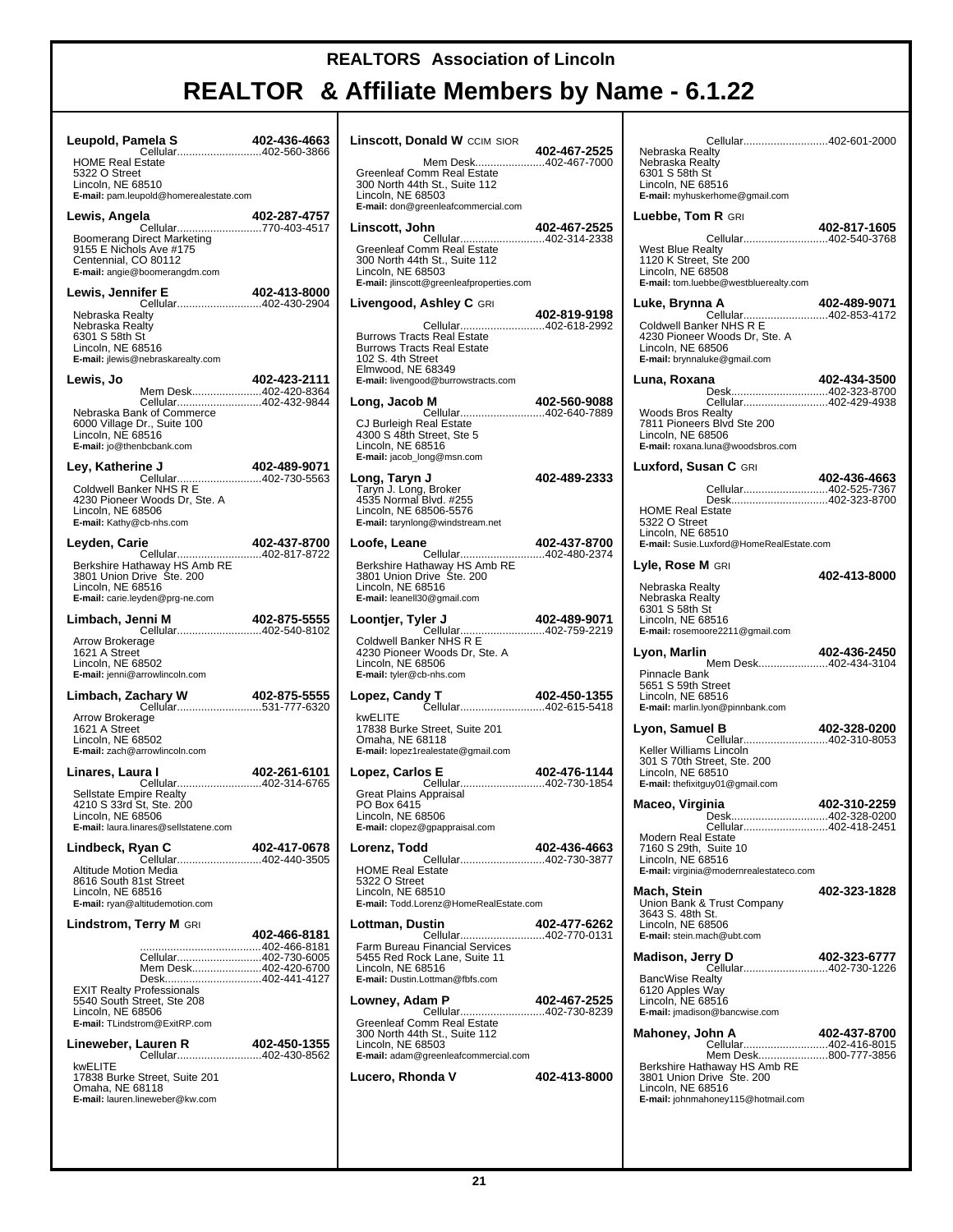# REALTORS Association of Lincoln

# REALTOR & Affiliate Members by Name - 6.1.22

**Leupold, Pamela S** 402-436-4663
Cellular............................402-560-3866
HOME Real Estate
5322 O Street
Lincoln, NE 68510
**E-mail:** pam.leupold@homerealestate.com

**Lewis, Angela** 402-287-4757
Cellular............................770-403-4517
Boomerang Direct Marketing
9155 E Nichols Ave #175
Centennial, CO 80112
**E-mail:** angie@boomerangdm.com

**Lewis, Jennifer E** 402-413-8000
Cellular............................402-430-2904
Nebraska Realty
Nebraska Realty
6301 S 58th St
Lincoln, NE 68516
**E-mail:** jlewis@nebraskarealty.com

**Lewis, Jo** 402-423-2111
Mem Desk.......................402-420-8364
Cellular............................402-432-9844
Nebraska Bank of Commerce
6000 Village Dr., Suite 100
Lincoln, NE 68516
**E-mail:** jo@thenbcbank.com

**Ley, Katherine J** 402-489-9071
Cellular............................402-730-5563
Coldwell Banker NHS R E
4230 Pioneer Woods Dr, Ste. A
Lincoln, NE 68506
**E-mail:** Kathy@cb-nhs.com

**Leyden, Carie** 402-437-8700
Cellular............................402-817-8722
Berkshire Hathaway HS Amb RE
3801 Union Drive Ste. 200
Lincoln, NE 68516
**E-mail:** carie.leyden@prg-ne.com

**Limbach, Jenni M** 402-875-5555
Cellular............................402-540-8102
Arrow Brokerage
1621 A Street
Lincoln, NE 68502
**E-mail:** jenni@arrowlincoln.com

**Limbach, Zachary W** 402-875-5555
Cellular............................531-777-6320
Arrow Brokerage
1621 A Street
Lincoln, NE 68502
**E-mail:** zach@arrowlincoln.com

**Linares, Laura I** 402-261-6101
Cellular............................402-314-6765
Sellstate Empire Realty
4210 S 33rd St, Ste. 200
Lincoln, NE 68506
**E-mail:** laura.linares@sellstatene.com

**Lindbeck, Ryan C** 402-417-0678
Cellular............................402-440-3505
Altitude Motion Media
8616 South 81st Street
Lincoln, NE 68516
**E-mail:** ryan@altitudemotion.com

**Lindstrom, Terry M** GRI 402-466-8181
........................................402-466-8181
Cellular............................402-730-6005
Mem Desk.......................402-420-6700
Desk................................402-441-4127
EXIT Realty Professionals
5540 South Street, Ste 208
Lincoln, NE 68506
**E-mail:** TLindstrom@ExitRP.com

**Lineweber, Lauren R** 402-450-1355
Cellular............................402-430-8562
kwELITE
17838 Burke Street, Suite 201
Omaha, NE 68118
**E-mail:** lauren.lineweber@kw.com

**Linscott, Donald W** CCIM SIOR 402-467-2525
Mem Desk.......................402-467-7000
Greenleaf Comm Real Estate
300 North 44th St., Suite 112
Lincoln, NE 68503
**E-mail:** don@greenleafcommercial.com

**Linscott, John** 402-467-2525
Cellular............................402-314-2338
Greenleaf Comm Real Estate
300 North 44th St., Suite 112
Lincoln, NE 68503
**E-mail:** jlinscott@greenleafproperties.com

**Livengood, Ashley C** GRI 402-819-9198
Cellular............................402-618-2992
Burrows Tracts Real Estate
Burrows Tracts Real Estate
102 S. 4th Street
Elmwood, NE 68349
**E-mail:** livengood@burrowstracts.com

**Long, Jacob M** 402-560-9088
Cellular............................402-640-7889
CJ Burleigh Real Estate
4300 S 48th Street, Ste 5
Lincoln, NE 68516
**E-mail:** jacob_long@msn.com

**Long, Taryn J** 402-489-2333
Taryn J. Long, Broker
4535 Normal Blvd. #255
Lincoln, NE 68506-5576
**E-mail:** tarynlong@windstream.net

**Loofe, Leane** 402-437-8700
Cellular............................402-480-2374
Berkshire Hathaway HS Amb RE
3801 Union Drive Ste. 200
Lincoln, NE 68516
**E-mail:** leanell30@gmail.com

**Loontjer, Tyler J** 402-489-9071
Cellular............................402-759-2219
Coldwell Banker NHS R E
4230 Pioneer Woods Dr, Ste. A
Lincoln, NE 68506
**E-mail:** tyler@cb-nhs.com

**Lopez, Candy T** 402-450-1355
Cellular............................402-615-5418
kwELITE
17838 Burke Street, Suite 201
Omaha, NE 68118
**E-mail:** lopez1realestate@gmail.com

**Lopez, Carlos E** 402-476-1144
Cellular............................402-730-1854
Great Plains Appraisal
PO Box 6415
Lincoln, NE 68506
**E-mail:** clopez@gpappraisal.com

**Lorenz, Todd** 402-436-4663
Cellular............................402-730-3877
HOME Real Estate
5322 O Street
Lincoln, NE 68510
**E-mail:** Todd.Lorenz@HomeRealEstate.com

**Lottman, Dustin** 402-477-6262
Cellular............................402-770-0131
Farm Bureau Financial Services
5455 Red Rock Lane, Suite 11
Lincoln, NE 68516
**E-mail:** Dustin.Lottman@fbfs.com

**Lowney, Adam P** 402-467-2525
Cellular............................402-730-8239
Greenleaf Comm Real Estate
300 North 44th St., Suite 112
Lincoln, NE 68503
**E-mail:** adam@greenleafcommercial.com

**Lucero, Rhonda V** 402-413-8000
Cellular............................402-601-2000
Nebraska Realty
Nebraska Realty
6301 S 58th St
Lincoln, NE 68516
**E-mail:** myhuskerhome@gmail.com

**Luebbe, Tom R** GRI 402-817-1605
Cellular............................402-540-3768
West Blue Realty
1120 K Street, Ste 200
Lincoln, NE 68508
**E-mail:** tom.luebbe@westbluerealty.com

**Luke, Brynna A** 402-489-9071
Cellular............................402-853-4172
Coldwell Banker NHS R E
4230 Pioneer Woods Dr, Ste. A
Lincoln, NE 68506
**E-mail:** brynnaluke@gmail.com

**Luna, Roxana** 402-434-3500
Desk................................402-323-8700
Cellular............................402-429-4938
Woods Bros Realty
7811 Pioneers Blvd Ste 200
Lincoln, NE 68506
**E-mail:** roxana.luna@woodsbros.com

**Luxford, Susan C** GRI 402-436-4663
Cellular............................402-525-7367
Desk................................402-323-8700
HOME Real Estate
5322 O Street
Lincoln, NE 68510
**E-mail:** Susie.Luxford@HomeRealEstate.com

**Lyle, Rose M** GRI 402-413-8000
Nebraska Realty
Nebraska Realty
6301 S 58th St
Lincoln, NE 68516
**E-mail:** rosemoore2211@gmail.com

**Lyon, Marlin** 402-436-2450
Mem Desk.......................402-434-3104
Pinnacle Bank
5651 S 59th Street
Lincoln, NE 68516
**E-mail:** marlin.lyon@pinnbank.com

**Lyon, Samuel B** 402-328-0200
Cellular............................402-310-8053
Keller Williams Lincoln
301 S 70th Street, Ste. 200
Lincoln, NE 68510
**E-mail:** thefixitguy01@gmail.com

**Maceo, Virginia** 402-310-2259
Desk................................402-328-0200
Cellular............................402-418-2451
Modern Real Estate
7160 S 29th, Suite 10
Lincoln, NE 68516
**E-mail:** virginia@modernrealestateco.com

**Mach, Stein** 402-323-1828
Union Bank & Trust Company
3643 S. 48th St.
Lincoln, NE 68506
**E-mail:** stein.mach@ubt.com

**Madison, Jerry D** 402-323-6777
Cellular............................402-730-1226
BancWise Realty
6120 Apples Way
Lincoln, NE 68516
**E-mail:** jmadison@bancwise.com

**Mahoney, John A** 402-437-8700
Cellular............................402-416-8015
Mem Desk.......................800-777-3856
Berkshire Hathaway HS Amb RE
3801 Union Drive Ste. 200
Lincoln, NE 68516
**E-mail:** johnmahoney115@hotmail.com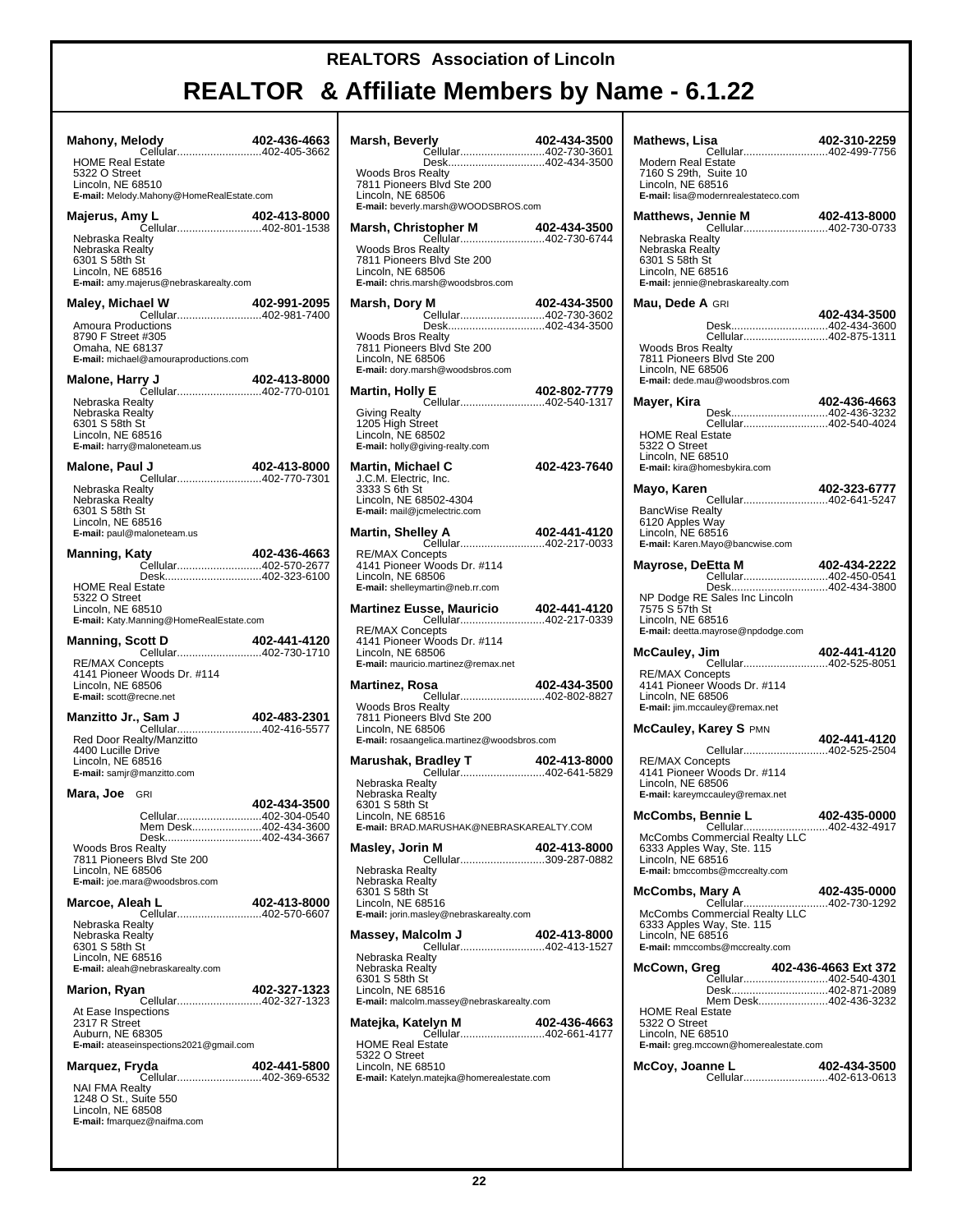# REALTORS Association of Lincoln

## REALTOR & Affiliate Members by Name - 6.1.22

**Mahony, Melody** **402-436-4663**
Cellular............................402-405-3662
HOME Real Estate
5322 O Street
Lincoln, NE 68510
**E-mail:** Melody.Mahony@HomeRealEstate.com

**Majerus, Amy L** **402-413-8000**
Cellular............................402-801-1538
Nebraska Realty
Nebraska Realty
6301 S 58th St
Lincoln, NE 68516
**E-mail:** amy.majerus@nebraskarealty.com

**Maley, Michael W** **402-991-2095**
Cellular............................402-981-7400
Amoura Productions
8790 F Street #305
Omaha, NE 68137
**E-mail:** michael@amouraproductions.com

**Malone, Harry J** **402-413-8000**
Cellular............................402-770-0101
Nebraska Realty
Nebraska Realty
6301 S 58th St
Lincoln, NE 68516
**E-mail:** harry@maloneteam.us

**Malone, Paul J** **402-413-8000**
Cellular............................402-770-7301
Nebraska Realty
Nebraska Realty
6301 S 58th St
Lincoln, NE 68516
**E-mail:** paul@maloneteam.us

**Manning, Katy** **402-436-4663**
Cellular............................402-570-2677
Desk................................402-323-6100
HOME Real Estate
5322 O Street
Lincoln, NE 68510
**E-mail:** Katy.Manning@HomeRealEstate.com

**Manning, Scott D** **402-441-4120**
Cellular............................402-730-1710
RE/MAX Concepts
4141 Pioneer Woods Dr. #114
Lincoln, NE 68506
**E-mail:** scott@recne.net

**Manzitto Jr., Sam J** **402-483-2301**
Cellular............................402-416-5577
Red Door Realty/Manzitto
4400 Lucille Drive
Lincoln, NE 68516
**E-mail:** samjr@manzitto.com

**Mara, Joe** GRI **402-434-3500**
Cellular............................402-304-0540
Mem Desk.......................402-434-3600
Desk................................402-434-3667
Woods Bros Realty
7811 Pioneers Blvd Ste 200
Lincoln, NE 68506
**E-mail:** joe.mara@woodsbros.com

**Marcoe, Aleah L** **402-413-8000**
Cellular............................402-570-6607
Nebraska Realty
Nebraska Realty
6301 S 58th St
Lincoln, NE 68516
**E-mail:** aleah@nebraskarealty.com

**Marion, Ryan** **402-327-1323**
Cellular............................402-327-1323
At Ease Inspections
2317 R Street
Auburn, NE 68305
**E-mail:** ateaseinspections2021@gmail.com

**Marquez, Fryda** **402-441-5800**
Cellular............................402-369-6532
NAI FMA Realty
1248 O St., Suite 550
Lincoln, NE 68508
**E-mail:** fmarquez@naifma.com

**Marsh, Beverly** **402-434-3500**
Cellular............................402-730-3601
Desk................................402-434-3500
Woods Bros Realty
7811 Pioneers Blvd Ste 200
Lincoln, NE 68506
**E-mail:** beverly.marsh@WOODSBROS.com

**Marsh, Christopher M** **402-434-3500**
Cellular............................402-730-6744
Woods Bros Realty
7811 Pioneers Blvd Ste 200
Lincoln, NE 68506
**E-mail:** chris.marsh@woodsbros.com

**Marsh, Dory M** **402-434-3500**
Cellular............................402-730-3602
Desk................................402-434-3500
Woods Bros Realty
7811 Pioneers Blvd Ste 200
Lincoln, NE 68506
**E-mail:** dory.marsh@woodsbros.com

**Martin, Holly E** **402-802-7779**
Cellular............................402-540-1317
Giving Realty
1205 High Street
Lincoln, NE 68502
**E-mail:** holly@giving-realty.com

**Martin, Michael C** **402-423-7640**
J.C.M. Electric, Inc.
3333 S 6th St
Lincoln, NE 68502-4304
**E-mail:** mail@jcmelectric.com

**Martin, Shelley A** **402-441-4120**
Cellular............................402-217-0033
RE/MAX Concepts
4141 Pioneer Woods Dr. #114
Lincoln, NE 68506
**E-mail:** shelleymartin@neb.rr.com

**Martinez Eusse, Mauricio** **402-441-4120**
Cellular............................402-217-0339
RE/MAX Concepts
4141 Pioneer Woods Dr. #114
Lincoln, NE 68506
**E-mail:** mauricio.martinez@remax.net

**Martinez, Rosa** **402-434-3500**
Cellular............................402-802-8827
Woods Bros Realty
7811 Pioneers Blvd Ste 200
Lincoln, NE 68506
**E-mail:** rosaangelica.martinez@woodsbros.com

**Marushak, Bradley T** **402-413-8000**
Cellular............................402-641-5829
Nebraska Realty
Nebraska Realty
6301 S 58th St
Lincoln, NE 68516
**E-mail:** BRAD.MARUSHAK@NEBRASKAREALTY.COM

**Masley, Jorin M** **402-413-8000**
Cellular............................309-287-0882
Nebraska Realty
Nebraska Realty
6301 S 58th St
Lincoln, NE 68516
**E-mail:** jorin.masley@nebraskarealty.com

**Massey, Malcolm J** **402-413-8000**
Cellular............................402-413-1527
Nebraska Realty
Nebraska Realty
6301 S 58th St
Lincoln, NE 68516
**E-mail:** malcolm.massey@nebraskarealty.com

**Matejka, Katelyn M** **402-436-4663**
Cellular............................402-661-4177
HOME Real Estate
5322 O Street
Lincoln, NE 68510
**E-mail:** Katelyn.matejka@homerealestate.com

**Mathews, Lisa** **402-310-2259**
Cellular............................402-499-7756
Modern Real Estate
7160 S 29th, Suite 10
Lincoln, NE 68516
**E-mail:** lisa@modernrealestateco.com

**Matthews, Jennie M** **402-413-8000**
Cellular............................402-730-0733
Nebraska Realty
Nebraska Realty
6301 S 58th St
Lincoln, NE 68516
**E-mail:** jennie@nebraskarealty.com

**Mau, Dede A** GRI **402-434-3500**
Desk................................402-434-3600
Cellular............................402-875-1311
Woods Bros Realty
7811 Pioneers Blvd Ste 200
Lincoln, NE 68506
**E-mail:** dede.mau@woodsbros.com

**Mayer, Kira** **402-436-4663**
Desk................................402-436-3232
Cellular............................402-540-4024
HOME Real Estate
5322 O Street
Lincoln, NE 68510
**E-mail:** kira@homesbykira.com

**Mayo, Karen** **402-323-6777**
Cellular............................402-641-5247
BancWise Realty
6120 Apples Way
Lincoln, NE 68516
**E-mail:** Karen.Mayo@bancwise.com

**Mayrose, DeEtta M** **402-434-2222**
Cellular............................402-450-0541
Desk................................402-434-3800
NP Dodge RE Sales Inc Lincoln
7575 S 57th St
Lincoln, NE 68516
**E-mail:** deetta.mayrose@npdodge.com

**McCauley, Jim** **402-441-4120**
Cellular............................402-525-8051
RE/MAX Concepts
4141 Pioneer Woods Dr. #114
Lincoln, NE 68506
**E-mail:** jim.mccauley@remax.net

**McCauley, Karey S** PMN **402-441-4120**
Cellular............................402-525-2504
RE/MAX Concepts
4141 Pioneer Woods Dr. #114
Lincoln, NE 68506
**E-mail:** kareymccauley@remax.net

**McCombs, Bennie L** **402-435-0000**
Cellular............................402-432-4917
McCombs Commercial Realty LLC
6333 Apples Way, Ste. 115
Lincoln, NE 68516
**E-mail:** bmccombs@mccrealty.com

**McCombs, Mary A** **402-435-0000**
Cellular............................402-730-1292
McCombs Commercial Realty LLC
6333 Apples Way, Ste. 115
Lincoln, NE 68516
**E-mail:** mmccombs@mccrealty.com

**McCown, Greg** **402-436-4663 Ext 372**
Cellular............................402-540-4301
Desk................................402-871-2089
Mem Desk.......................402-436-3232
HOME Real Estate
5322 O Street
Lincoln, NE 68510
**E-mail:** greg.mccown@homerealestate.com

**McCoy, Joanne L** **402-434-3500**
Cellular............................402-613-0613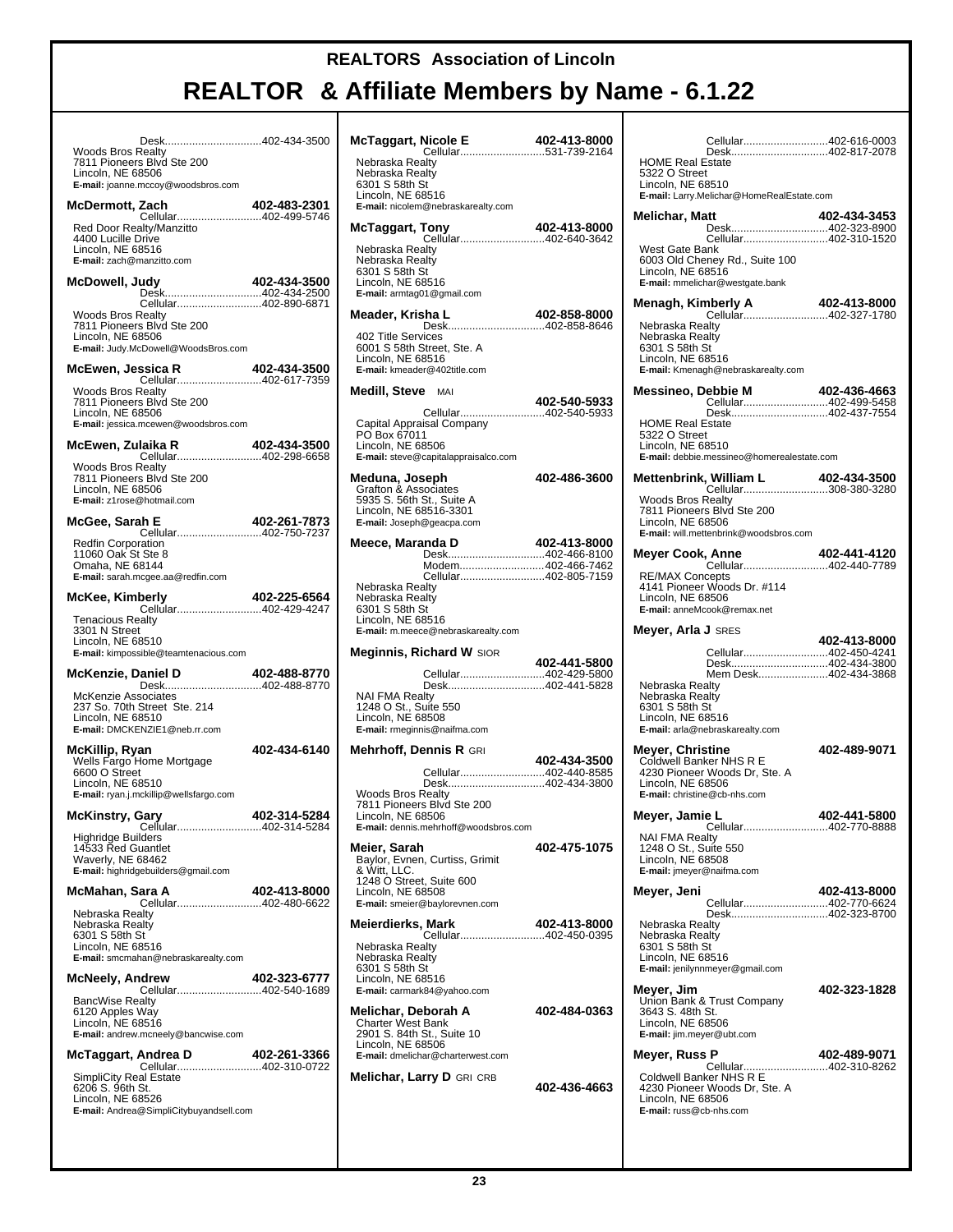# REALTORS Association of Lincoln

# REALTOR & Affiliate Members by Name - 6.1.22

Desk................................402-434-3500
Woods Bros Realty
7811 Pioneers Blvd Ste 200
Lincoln, NE 68506
**E-mail:** joanne.mccoy@woodsbros.com

**McDermott, Zach** **402-483-2301**
Cellular............................402-499-5746
Red Door Realty/Manzitto
4400 Lucille Drive
Lincoln, NE 68516
**E-mail:** zach@manzitto.com

**McDowell, Judy** **402-434-3500**
Desk................................402-434-2500
Cellular............................402-890-6871
Woods Bros Realty
7811 Pioneers Blvd Ste 200
Lincoln, NE 68506
**E-mail:** Judy.McDowell@WoodsBros.com

**McEwen, Jessica R** **402-434-3500**
Cellular............................402-617-7359
Woods Bros Realty
7811 Pioneers Blvd Ste 200
Lincoln, NE 68506
**E-mail:** jessica.mcewen@woodsbros.com

**McEwen, Zulaika R** **402-434-3500**
Cellular............................402-298-6658
Woods Bros Realty
7811 Pioneers Blvd Ste 200
Lincoln, NE 68506
**E-mail:** z1rose@hotmail.com

**McGee, Sarah E** **402-261-7873**
Cellular............................402-750-7237
Redfin Corporation
11060 Oak St Ste 8
Omaha, NE 68144
**E-mail:** sarah.mcgee.aa@redfin.com

**McKee, Kimberly** **402-225-6564**
Cellular............................402-429-4247
Tenacious Realty
3301 N Street
Lincoln, NE 68510
**E-mail:** kimpossible@teamtenacious.com

**McKenzie, Daniel D** **402-488-8770**
Desk................................402-488-8770
McKenzie Associates
237 So. 70th Street Ste. 214
Lincoln, NE 68510
**E-mail:** DMCKENZIE1@neb.rr.com

**McKillip, Ryan** **402-434-6140**
Wells Fargo Home Mortgage
6600 O Street
Lincoln, NE 68510
**E-mail:** ryan.j.mckillip@wellsfargo.com

**McKinstry, Gary** **402-314-5284**
Cellular............................402-314-5284
Highridge Builders
14533 Red Guantlet
Waverly, NE 68462
**E-mail:** highridgebuilders@gmail.com

**McMahan, Sara A** **402-413-8000**
Cellular............................402-480-6622
Nebraska Realty
Nebraska Realty
6301 S 58th St
Lincoln, NE 68516
**E-mail:** smcmahan@nebraskarealty.com

**McNeely, Andrew** **402-323-6777**
Cellular............................402-540-1689
BancWise Realty
6120 Apples Way
Lincoln, NE 68516
**E-mail:** andrew.mcneely@bancwise.com

**McTaggart, Andrea D** **402-261-3366**
Cellular............................402-310-0722
SimpliCity Real Estate
6206 S. 96th St.
Lincoln, NE 68526
**E-mail:** Andrea@SimpliCitybuyandsell.com

**McTaggart, Nicole E** **402-413-8000**
Cellular............................531-739-2164
Nebraska Realty
Nebraska Realty
6301 S 58th St
Lincoln, NE 68516
**E-mail:** nicolem@nebraskarealty.com

**McTaggart, Tony** **402-413-8000**
Cellular............................402-640-3642
Nebraska Realty
Nebraska Realty
6301 S 58th St
Lincoln, NE 68516
**E-mail:** armtag01@gmail.com

**Meader, Krisha L** **402-858-8000**
Desk................................402-858-8646
402 Title Services
6001 S 58th Street, Ste. A
Lincoln, NE 68516
**E-mail:** kmeader@402title.com

**Medill, Steve** MAI **402-540-5933**
Cellular............................402-540-5933
Capital Appraisal Company
PO Box 67011
Lincoln, NE 68506
**E-mail:** steve@capitalappraisalco.com

**Meduna, Joseph** **402-486-3600**
Grafton & Associates
5935 S. 56th St., Suite A
Lincoln, NE 68516-3301
**E-mail:** Joseph@geacpa.com

**Meece, Maranda D** **402-413-8000**
Desk................................402-466-8100
Modem............................402-466-7462
Cellular............................402-805-7159
Nebraska Realty
Nebraska Realty
6301 S 58th St
Lincoln, NE 68516
**E-mail:** m.meece@nebraskarealty.com

**Meginnis, Richard W** SIOR **402-441-5800**
Cellular............................402-429-5800
Desk................................402-441-5828
NAI FMA Realty
1248 O St., Suite 550
Lincoln, NE 68508
**E-mail:** rmeginnis@naifma.com

**Mehrhoff, Dennis R** GRI **402-434-3500**
Cellular............................402-440-8585
Desk................................402-434-3800
Woods Bros Realty
7811 Pioneers Blvd Ste 200
Lincoln, NE 68506
**E-mail:** dennis.mehrhoff@woodsbros.com

**Meier, Sarah** **402-475-1075**
Baylor, Evnen, Curtiss, Grimit & Witt, LLC.
1248 O Street, Suite 600
Lincoln, NE 68508
**E-mail:** smeier@baylorevnen.com

**Meierdierks, Mark** **402-413-8000**
Cellular............................402-450-0395
Nebraska Realty
Nebraska Realty
6301 S 58th St
Lincoln, NE 68516
**E-mail:** carmark84@yahoo.com

**Melichar, Deborah A** **402-484-0363**
Charter West Bank
2901 S. 84th St., Suite 10
Lincoln, NE 68506
**E-mail:** dmelichar@charterwest.com

**Melichar, Larry D** GRI CRB **402-436-4663**
Cellular............................402-616-0003
Desk................................402-817-2078
HOME Real Estate
5322 O Street
Lincoln, NE 68510
**E-mail:** Larry.Melichar@HomeRealEstate.com

**Melichar, Matt** **402-434-3453**
Desk................................402-323-8900
Cellular............................402-310-1520
West Gate Bank
6003 Old Cheney Rd., Suite 100
Lincoln, NE 68516
**E-mail:** mmelichar@westgate.bank

**Menagh, Kimberly A** **402-413-8000**
Cellular............................402-327-1780
Nebraska Realty
Nebraska Realty
6301 S 58th St
Lincoln, NE 68516
**E-mail:** Kmenagh@nebraskarealty.com

**Messineo, Debbie M** **402-436-4663**
Cellular............................402-499-5458
Desk................................402-437-7554
HOME Real Estate
5322 O Street
Lincoln, NE 68510
**E-mail:** debbie.messineo@homerealestate.com

**Mettenbrink, William L** **402-434-3500**
Cellular............................308-380-3280
Woods Bros Realty
7811 Pioneers Blvd Ste 200
Lincoln, NE 68506
**E-mail:** will.mettenbrink@woodsbros.com

**Meyer Cook, Anne** **402-441-4120**
Cellular............................402-440-7789
RE/MAX Concepts
4141 Pioneer Woods Dr. #114
Lincoln, NE 68506
**E-mail:** anneMcook@remax.net

**Meyer, Arla J** SRES **402-413-8000**
Cellular............................402-450-4241
Desk................................402-434-3800
Mem Desk.......................402-434-3868
Nebraska Realty
Nebraska Realty
6301 S 58th St
Lincoln, NE 68516
**E-mail:** arla@nebraskarealty.com

**Meyer, Christine** **402-489-9071**
Coldwell Banker NHS R E
4230 Pioneer Woods Dr, Ste. A
Lincoln, NE 68506
**E-mail:** christine@cb-nhs.com

**Meyer, Jamie L** **402-441-5800**
Cellular............................402-770-8888
NAI FMA Realty
1248 O St., Suite 550
Lincoln, NE 68508
**E-mail:** jmeyer@naifma.com

**Meyer, Jeni** **402-413-8000**
Cellular............................402-770-6624
Desk................................402-323-8700
Nebraska Realty
Nebraska Realty
6301 S 58th St
Lincoln, NE 68516
**E-mail:** jenilynnmeyer@gmail.com

**Meyer, Jim** **402-323-1828**
Union Bank & Trust Company
3643 S. 48th St.
Lincoln, NE 68506
**E-mail:** jim.meyer@ubt.com

**Meyer, Russ P** **402-489-9071**
Cellular............................402-310-8262
Coldwell Banker NHS R E
4230 Pioneer Woods Dr, Ste. A
Lincoln, NE 68506
**E-mail:** russ@cb-nhs.com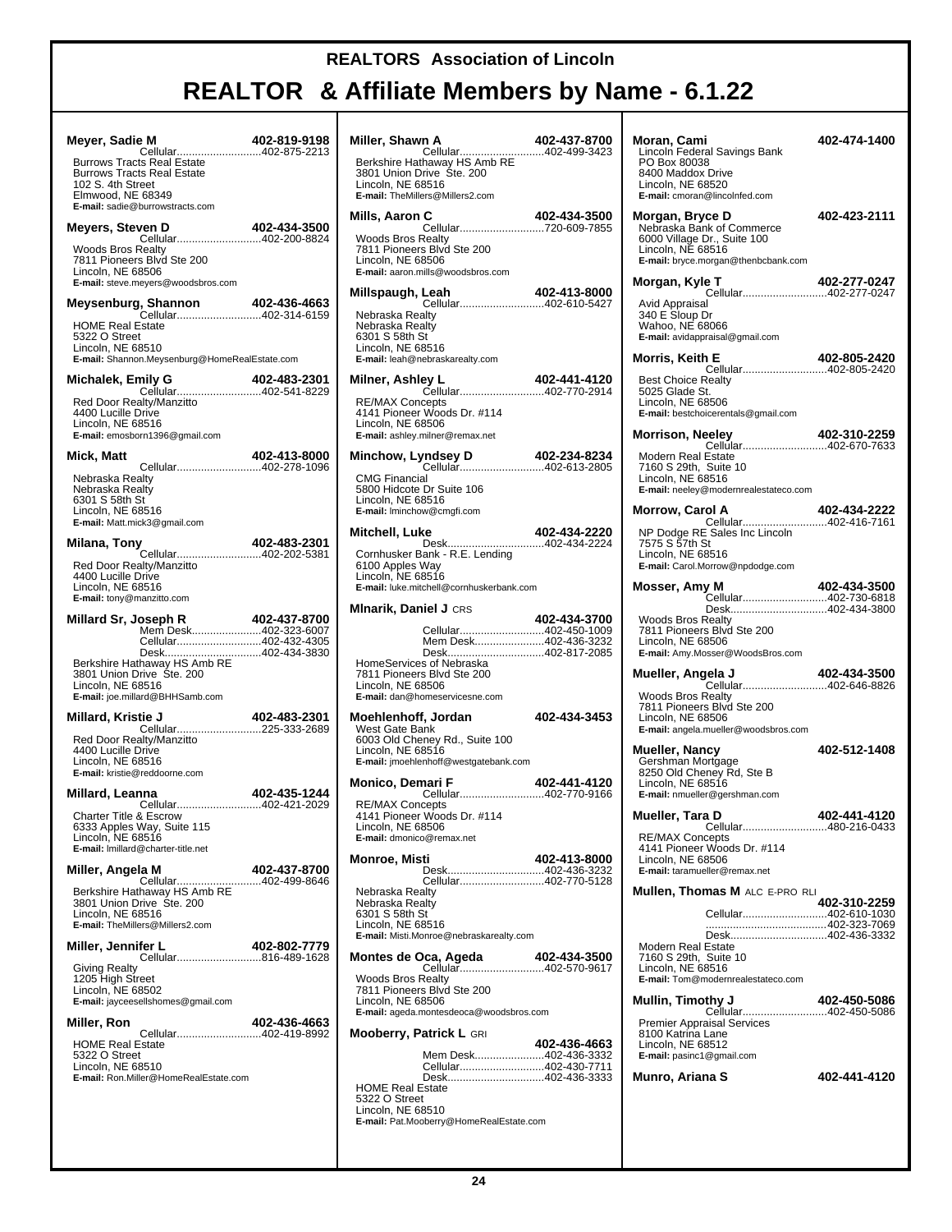# REALTORS Association of Lincoln

# REALTOR & Affiliate Members by Name - 6.1.22

**Meyer, Sadie M** 402-819-9198
Cellular............................402-875-2213
Burrows Tracts Real Estate
Burrows Tracts Real Estate
102 S. 4th Street
Elmwood, NE 68349
**E-mail:** sadie@burrowstracts.com

**Meyers, Steven D** 402-434-3500
Cellular............................402-200-8824
Woods Bros Realty
7811 Pioneers Blvd Ste 200
Lincoln, NE 68506
**E-mail:** steve.meyers@woodsbros.com

**Meysenburg, Shannon** 402-436-4663
Cellular............................402-314-6159
HOME Real Estate
5322 O Street
Lincoln, NE 68510
**E-mail:** Shannon.Meysenburg@HomeRealEstate.com

**Michalek, Emily G** 402-483-2301
Cellular............................402-541-8229
Red Door Realty/Manzitto
4400 Lucille Drive
Lincoln, NE 68516
**E-mail:** emosborn1396@gmail.com

**Mick, Matt** 402-413-8000
Cellular............................402-278-1096
Nebraska Realty
Nebraska Realty
6301 S 58th St
Lincoln, NE 68516
**E-mail:** Matt.mick3@gmail.com

**Milana, Tony** 402-483-2301
Cellular............................402-202-5381
Red Door Realty/Manzitto
4400 Lucille Drive
Lincoln, NE 68516
**E-mail:** tony@manzitto.com

**Millard Sr, Joseph R** 402-437-8700
Mem Desk.......................402-323-6007
Cellular............................402-432-4305
Desk................................402-434-3830
Berkshire Hathaway HS Amb RE
3801 Union Drive Ste. 200
Lincoln, NE 68516
**E-mail:** joe.millard@BHHSamb.com

**Millard, Kristie J** 402-483-2301
Cellular............................225-333-2689
Red Door Realty/Manzitto
4400 Lucille Drive
Lincoln, NE 68516
**E-mail:** kristie@reddoorne.com

**Millard, Leanna** 402-435-1244
Cellular............................402-421-2029
Charter Title & Escrow
6333 Apples Way, Suite 115
Lincoln, NE 68516
**E-mail:** lmillard@charter-title.net

**Miller, Angela M** 402-437-8700
Cellular............................402-499-8646
Berkshire Hathaway HS Amb RE
3801 Union Drive Ste. 200
Lincoln, NE 68516
**E-mail:** TheMillers@Millers2.com

**Miller, Jennifer L** 402-802-7779
Cellular............................816-489-1628
Giving Realty
1205 High Street
Lincoln, NE 68502
**E-mail:** jayceesellshomes@gmail.com

**Miller, Ron** 402-436-4663
Cellular............................402-419-8992
HOME Real Estate
5322 O Street
Lincoln, NE 68510
**E-mail:** Ron.Miller@HomeRealEstate.com

**Miller, Shawn A** 402-437-8700
Cellular............................402-499-3423
Berkshire Hathaway HS Amb RE
3801 Union Drive Ste. 200
Lincoln, NE 68516
**E-mail:** TheMillers@Millers2.com

**Mills, Aaron C** 402-434-3500
Cellular............................720-609-7855
Woods Bros Realty
7811 Pioneers Blvd Ste 200
Lincoln, NE 68506
**E-mail:** aaron.mills@woodsbros.com

**Millspaugh, Leah** 402-413-8000
Cellular............................402-610-5427
Nebraska Realty
Nebraska Realty
6301 S 58th St
Lincoln, NE 68516
**E-mail:** leah@nebraskarealty.com

**Milner, Ashley L** 402-441-4120
Cellular............................402-770-2914
RE/MAX Concepts
4141 Pioneer Woods Dr. #114
Lincoln, NE 68506
**E-mail:** ashley.milner@remax.net

**Minchow, Lyndsey D** 402-234-8234
Cellular............................402-613-2805
CMG Financial
5800 Hidcote Dr Suite 106
Lincoln, NE 68516
**E-mail:** lminchow@cmgfi.com

**Mitchell, Luke** 402-434-2220
Desk................................402-434-2224
Cornhusker Bank - R.E. Lending
6100 Apples Way
Lincoln, NE 68516
**E-mail:** luke.mitchell@cornhuskerbank.com

**Mlnarik, Daniel J** CRS 402-434-3700
Cellular............................402-450-1009
Mem Desk.......................402-436-3232
Desk................................402-817-2085
HomeServices of Nebraska
7811 Pioneers Blvd Ste 200
Lincoln, NE 68506
**E-mail:** dan@homeservicesne.com

**Moehlenhoff, Jordan** 402-434-3453
West Gate Bank
6003 Old Cheney Rd., Suite 100
Lincoln, NE 68516
**E-mail:** jmoehlenhoff@westgatebank.com

**Monico, Demari F** 402-441-4120
Cellular............................402-770-9166
RE/MAX Concepts
4141 Pioneer Woods Dr. #114
Lincoln, NE 68506
**E-mail:** dmonico@remax.net

**Monroe, Misti** 402-413-8000
Desk................................402-436-3232
Cellular............................402-770-5128
Nebraska Realty
Nebraska Realty
6301 S 58th St
Lincoln, NE 68516
**E-mail:** Misti.Monroe@nebraskarealty.com

**Montes de Oca, Ageda** 402-434-3500
Cellular............................402-570-9617
Woods Bros Realty
7811 Pioneers Blvd Ste 200
Lincoln, NE 68506
**E-mail:** ageda.montesdeoca@woodsbros.com

**Mooberry, Patrick L** GRI 402-436-4663
Mem Desk.......................402-436-3332
Cellular............................402-430-7711
Desk................................402-436-3333
HOME Real Estate
5322 O Street
Lincoln, NE 68510
**E-mail:** Pat.Mooberry@HomeRealEstate.com

**Moran, Cami** 402-474-1400
Lincoln Federal Savings Bank
PO Box 80038
8400 Maddox Drive
Lincoln, NE 68520
**E-mail:** cmoran@lincolnfed.com

**Morgan, Bryce D** 402-423-2111
Nebraska Bank of Commerce
6000 Village Dr., Suite 100
Lincoln, NE 68516
**E-mail:** bryce.morgan@thenbcbank.com

**Morgan, Kyle T** 402-277-0247
Cellular............................402-277-0247
Avid Appraisal
340 E Sloup Dr
Wahoo, NE 68066
**E-mail:** avidappraisal@gmail.com

**Morris, Keith E** 402-805-2420
Cellular............................402-805-2420
Best Choice Realty
5025 Glade St.
Lincoln, NE 68506
**E-mail:** bestchoicerentals@gmail.com

**Morrison, Neeley** 402-310-2259
Cellular............................402-670-7633
Modern Real Estate
7160 S 29th, Suite 10
Lincoln, NE 68516
**E-mail:** neeley@modernrealestateco.com

**Morrow, Carol A** 402-434-2222
Cellular............................402-416-7161
NP Dodge RE Sales Inc Lincoln
7575 S 57th St
Lincoln, NE 68516
**E-mail:** Carol.Morrow@npdodge.com

**Mosser, Amy M** 402-434-3500
Cellular............................402-730-6818
Desk................................402-434-3800
Woods Bros Realty
7811 Pioneers Blvd Ste 200
Lincoln, NE 68506
**E-mail:** Amy.Mosser@WoodsBros.com

**Mueller, Angela J** 402-434-3500
Cellular............................402-646-8826
Woods Bros Realty
7811 Pioneers Blvd Ste 200
Lincoln, NE 68506
**E-mail:** angela.mueller@woodsbros.com

**Mueller, Nancy** 402-512-1408
Gershman Mortgage
8250 Old Cheney Rd, Ste B
Lincoln, NE 68516
**E-mail:** nmueller@gershman.com

**Mueller, Tara D** 402-441-4120
Cellular............................480-216-0433
RE/MAX Concepts
4141 Pioneer Woods Dr. #114
Lincoln, NE 68506
**E-mail:** taramueller@remax.net

**Mullen, Thomas M** ALC E-PRO RLI 402-310-2259
Cellular............................402-610-1030
........................................402-323-7069
Desk................................402-436-3332
Modern Real Estate
7160 S 29th, Suite 10
Lincoln, NE 68516
**E-mail:** Tom@modernrealestateco.com

**Mullin, Timothy J** 402-450-5086
Cellular............................402-450-5086
Premier Appraisal Services
8100 Katrina Lane
Lincoln, NE 68512
**E-mail:** pasinc1@gmail.com

**Munro, Ariana S** 402-441-4120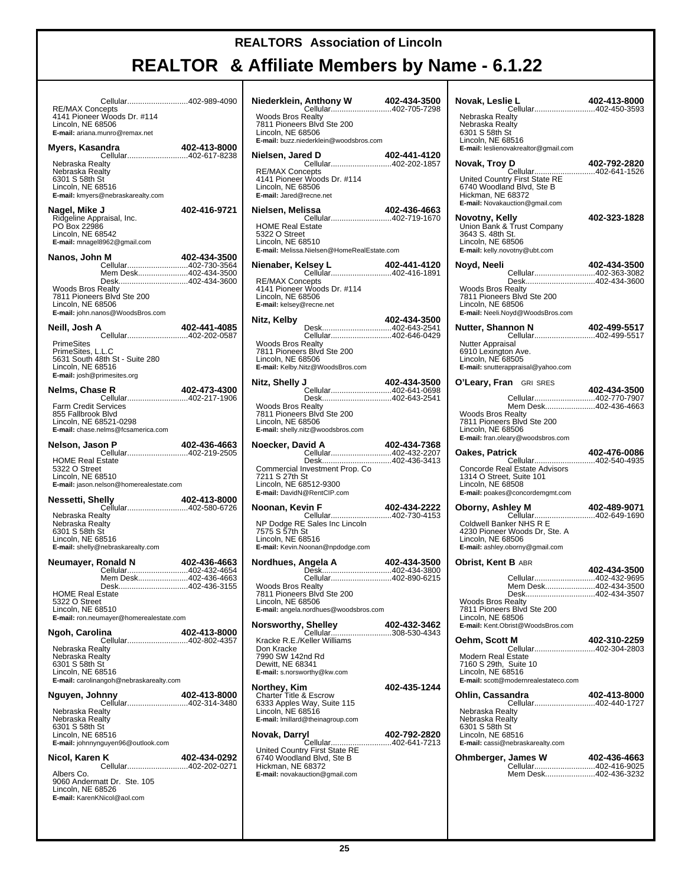# REALTORS Association of Lincoln

# REALTOR & Affiliate Members by Name - 6.1.22

Cellular............................402-989-4090
RE/MAX Concepts
4141 Pioneer Woods Dr. #114
Lincoln, NE 68506
**E-mail:** ariana.munro@remax.net

**Myers, Kasandra** **402-413-8000**
Cellular............................402-617-8238
Nebraska Realty
Nebraska Realty
6301 S 58th St
Lincoln, NE 68516
**E-mail:** kmyers@nebraskarealty.com

**Nagel, Mike J** **402-416-9721**
Ridgeline Appraisal, Inc.
PO Box 22986
Lincoln, NE 68542
**E-mail:** mnagel8962@gmail.com

**Nanos, John M** **402-434-3500**
Cellular............................402-730-3564
Mem Desk.......................402-434-3500
Desk................................402-434-3600
Woods Bros Realty
7811 Pioneers Blvd Ste 200
Lincoln, NE 68506
**E-mail:** john.nanos@WoodsBros.com

**Neill, Josh A** **402-441-4085**
Cellular............................402-202-0587
PrimeSites
PrimeSites, L.L.C
5631 South 48th St - Suite 280
Lincoln, NE 68516
**E-mail:** josh@primesites.org

**Nelms, Chase R** **402-473-4300**
Cellular............................402-217-1906
Farm Credit Services
855 Fallbrook Blvd
Lincoln, NE 68521-0298
**E-mail:** chase.nelms@fcsamerica.com

**Nelson, Jason P** **402-436-4663**
Cellular............................402-219-2505
HOME Real Estate
5322 O Street
Lincoln, NE 68510
**E-mail:** jason.nelson@homerealestate.com

**Nessetti, Shelly** **402-413-8000**
Cellular............................402-580-6726
Nebraska Realty
Nebraska Realty
6301 S 58th St
Lincoln, NE 68516
**E-mail:** shelly@nebraskarealty.com

**Neumayer, Ronald N** **402-436-4663**
Cellular............................402-432-4654
Mem Desk.......................402-436-4663
Desk................................402-436-3155
HOME Real Estate
5322 O Street
Lincoln, NE 68510
**E-mail:** ron.neumayer@homerealestate.com

**Ngoh, Carolina** **402-413-8000**
Cellular............................402-802-4357
Nebraska Realty
Nebraska Realty
6301 S 58th St
Lincoln, NE 68516
**E-mail:** carolinangoh@nebraskarealty.com

**Nguyen, Johnny** **402-413-8000**
Cellular............................402-314-3480
Nebraska Realty
Nebraska Realty
6301 S 58th St
Lincoln, NE 68516
**E-mail:** johnnynguyen96@outlook.com

**Nicol, Karen K** **402-434-0292**
Cellular............................402-202-0271
Albers Co.
9060 Andermatt Dr. Ste. 105
Lincoln, NE 68526
**E-mail:** KarenKNicol@aol.com

**Niederklein, Anthony W** **402-434-3500**
Cellular............................402-705-7298
Woods Bros Realty
7811 Pioneers Blvd Ste 200
Lincoln, NE 68506
**E-mail:** buzz.niederklein@woodsbros.com

**Nielsen, Jared D** **402-441-4120**
Cellular............................402-202-1857
RE/MAX Concepts
4141 Pioneer Woods Dr. #114
Lincoln, NE 68506
**E-mail:** Jared@recne.net

**Nielsen, Melissa** **402-436-4663**
Cellular............................402-719-1670
HOME Real Estate
5322 O Street
Lincoln, NE 68510
**E-mail:** Melissa.Nielsen@HomeRealEstate.com

**Nienaber, Kelsey L** **402-441-4120**
Cellular............................402-416-1891
RE/MAX Concepts
4141 Pioneer Woods Dr. #114
Lincoln, NE 68506
**E-mail:** kelsey@recne.net

**Nitz, Kelby** **402-434-3500**
Desk................................402-643-2541
Cellular............................402-646-0429
Woods Bros Realty
7811 Pioneers Blvd Ste 200
Lincoln, NE 68506
**E-mail:** Kelby.Nitz@WoodsBros.com

**Nitz, Shelly J** **402-434-3500**
Cellular............................402-641-0698
Desk................................402-643-2541
Woods Bros Realty
7811 Pioneers Blvd Ste 200
Lincoln, NE 68506
**E-mail:** shelly.nitz@woodsbros.com

**Noecker, David A** **402-434-7368**
Cellular............................402-432-2207
Desk................................402-436-3413
Commercial Investment Prop. Co
7211 S 27th St
Lincoln, NE 68512-9300
**E-mail:** DavidN@RentCIP.com

**Noonan, Kevin F** **402-434-2222**
Cellular............................402-730-4153
NP Dodge RE Sales Inc Lincoln
7575 S 57th St
Lincoln, NE 68516
**E-mail:** Kevin.Noonan@npdodge.com

**Nordhues, Angela A** **402-434-3500**
Desk................................402-434-3800
Cellular............................402-890-6215
Woods Bros Realty
7811 Pioneers Blvd Ste 200
Lincoln, NE 68506
**E-mail:** angela.nordhues@woodsbros.com

**Norsworthy, Shelley** **402-432-3462**
Cellular............................308-530-4343
Kracke R.E./Keller Williams
Don Kracke
7990 SW 142nd Rd
Dewitt, NE 68341
**E-mail:** s.norsworthy@kw.com

**Northey, Kim** **402-435-1244**
Charter Title & Escrow
6333 Apples Way, Suite 115
Lincoln, NE 68516
**E-mail:** lmillard@theinagroup.com

**Novak, Darryl** **402-792-2820**
Cellular............................402-641-7213
United Country First State RE
6740 Woodland Blvd, Ste B
Hickman, NE 68372
**E-mail:** novakauction@gmail.com

**Novak, Leslie L** **402-413-8000**
Cellular............................402-450-3593
Nebraska Realty
Nebraska Realty
6301 S 58th St
Lincoln, NE 68516
**E-mail:** leslienovakrealtor@gmail.com

**Novak, Troy D** **402-792-2820**
Cellular............................402-641-1526
United Country First State RE
6740 Woodland Blvd, Ste B
Hickman, NE 68372
**E-mail:** Novakauction@gmail.com

**Novotny, Kelly** **402-323-1828**
Union Bank & Trust Company
3643 S. 48th St.
Lincoln, NE 68506
**E-mail:** kelly.novotny@ubt.com

**Noyd, Neeli** **402-434-3500**
Cellular............................402-363-3082
Desk................................402-434-3600
Woods Bros Realty
7811 Pioneers Blvd Ste 200
Lincoln, NE 68506
**E-mail:** Neeli.Noyd@WoodsBros.com

**Nutter, Shannon N** **402-499-5517**
Cellular............................402-499-5517
Nutter Appraisal
6910 Lexington Ave.
Lincoln, NE 68505
**E-mail:** snutterappraisal@yahoo.com

**O'Leary, Fran** GRI SRES **402-434-3500**
Cellular............................402-770-7907
Mem Desk.......................402-436-4663
Woods Bros Realty
7811 Pioneers Blvd Ste 200
Lincoln, NE 68506
**E-mail:** fran.oleary@woodsbros.com

**Oakes, Patrick** **402-476-0086**
Cellular............................402-540-4935
Concorde Real Estate Advisors
1314 O Street, Suite 101
Lincoln, NE 68508
**E-mail:** poakes@concordemgmt.com

**Oborny, Ashley M** **402-489-9071**
Cellular............................402-649-1690
Coldwell Banker NHS R E
4230 Pioneer Woods Dr, Ste. A
Lincoln, NE 68506
**E-mail:** ashley.oborny@gmail.com

**Obrist, Kent B** ABR **402-434-3500**
Cellular............................402-432-9695
Mem Desk.......................402-434-3500
Desk................................402-434-3507
Woods Bros Realty
7811 Pioneers Blvd Ste 200
Lincoln, NE 68506
**E-mail:** Kent.Obrist@WoodsBros.com

**Oehm, Scott M** **402-310-2259**
Cellular............................402-304-2803
Modern Real Estate
7160 S 29th, Suite 10
Lincoln, NE 68516
**E-mail:** scott@modernrealestateco.com

**Ohlin, Cassandra** **402-413-8000**
Cellular............................402-440-1727
Nebraska Realty
Nebraska Realty
6301 S 58th St
Lincoln, NE 68516
**E-mail:** cassi@nebraskarealty.com

**Ohmberger, James W** **402-436-4663**
Cellular............................402-416-9025
Mem Desk.......................402-436-3232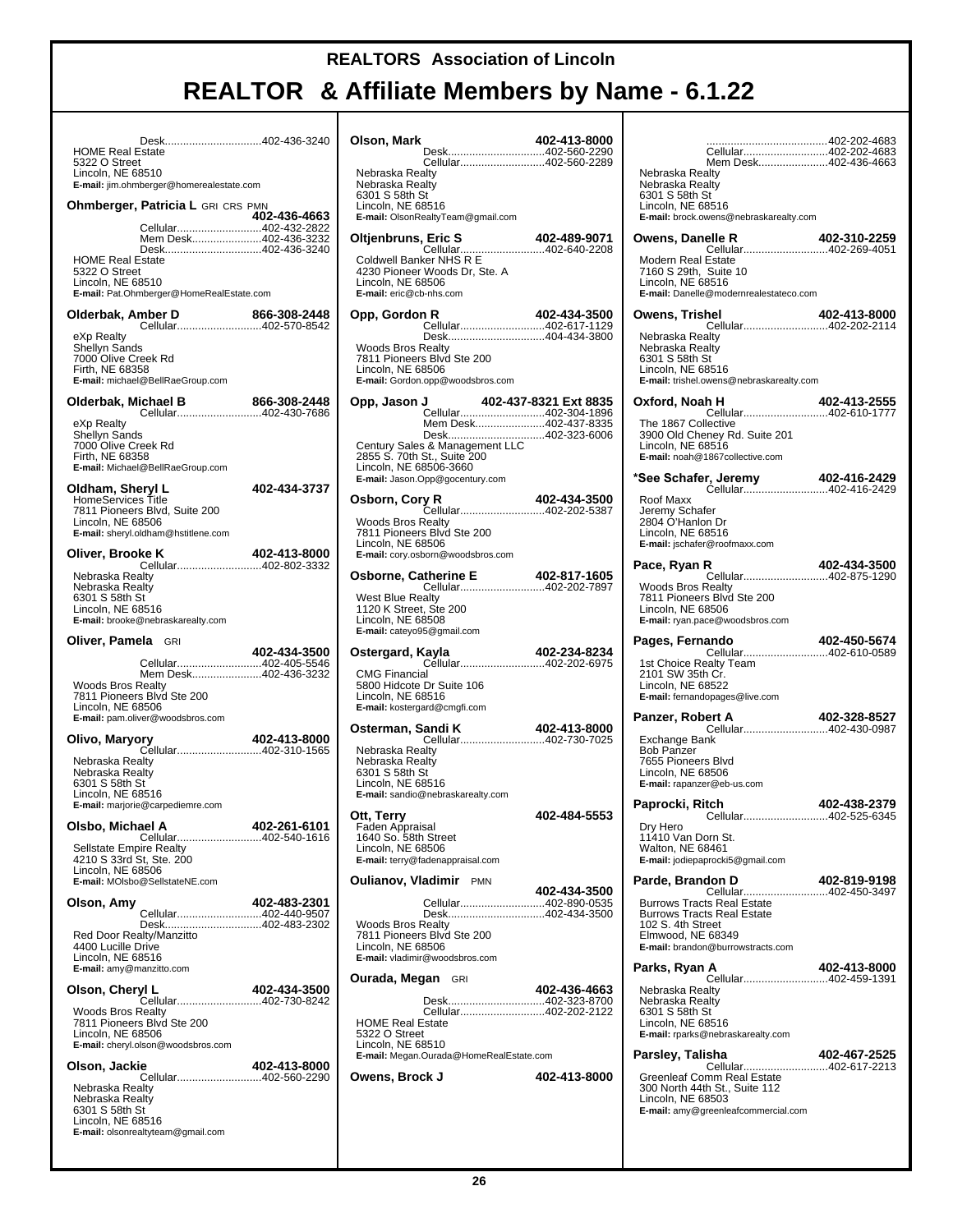# REALTORS Association of Lincoln

## REALTOR & Affiliate Members by Name - 6.1.22

Desk................................402-436-3240
HOME Real Estate
5322 O Street
Lincoln, NE 68510
**E-mail:** jim.ohmberger@homerealestate.com

**Ohmberger, Patricia L** GRI CRS PMN **402-436-4663**
Cellular............................402-432-2822
Mem Desk.......................402-436-3232
Desk................................402-436-3240
HOME Real Estate
5322 O Street
Lincoln, NE 68510
**E-mail:** Pat.Ohmberger@HomeRealEstate.com

**Olderbak, Amber D** **866-308-2448**
Cellular............................402-570-8542
eXp Realty
Shellyn Sands
7000 Olive Creek Rd
Firth, NE 68358
**E-mail:** michael@BellRaeGroup.com

**Olderbak, Michael B** **866-308-2448**
Cellular............................402-430-7686
eXp Realty
Shellyn Sands
7000 Olive Creek Rd
Firth, NE 68358
**E-mail:** Michael@BellRaeGroup.com

**Oldham, Sheryl L** **402-434-3737**
HomeServices Title
7811 Pioneers Blvd, Suite 200
Lincoln, NE 68506
**E-mail:** sheryl.oldham@hstitlene.com

**Oliver, Brooke K** **402-413-8000**
Cellular............................402-802-3332
Nebraska Realty
Nebraska Realty
6301 S 58th St
Lincoln, NE 68516
**E-mail:** brooke@nebraskarealty.com

**Oliver, Pamela** GRI **402-434-3500**
Cellular............................402-405-5546
Mem Desk.......................402-436-3232
Woods Bros Realty
7811 Pioneers Blvd Ste 200
Lincoln, NE 68506
**E-mail:** pam.oliver@woodsbros.com

**Olivo, Maryory** **402-413-8000**
Cellular............................402-310-1565
Nebraska Realty
Nebraska Realty
6301 S 58th St
Lincoln, NE 68516
**E-mail:** marjorie@carpediemre.com

**Olsbo, Michael A** **402-261-6101**
Cellular............................402-540-1616
Sellstate Empire Realty
4210 S 33rd St, Ste. 200
Lincoln, NE 68506
**E-mail:** MOlsbo@SellstateNE.com

**Olson, Amy** **402-483-2301**
Cellular............................402-440-9507
Desk................................402-483-2302
Red Door Realty/Manzitto
4400 Lucille Drive
Lincoln, NE 68516
**E-mail:** amy@manzitto.com

**Olson, Cheryl L** **402-434-3500**
Cellular............................402-730-8242
Woods Bros Realty
7811 Pioneers Blvd Ste 200
Lincoln, NE 68506
**E-mail:** cheryl.olson@woodsbros.com

**Olson, Jackie** **402-413-8000**
Cellular............................402-560-2290
Nebraska Realty
Nebraska Realty
6301 S 58th St
Lincoln, NE 68516
**E-mail:** olsonrealtyteam@gmail.com

**Olson, Mark** **402-413-8000**
Desk................................402-560-2290
Cellular............................402-560-2289
Nebraska Realty
Nebraska Realty
6301 S 58th St
Lincoln, NE 68516
**E-mail:** OlsonRealtyTeam@gmail.com

**Oltjenbruns, Eric S** **402-489-9071**
Cellular............................402-640-2208
Coldwell Banker NHS R E
4230 Pioneer Woods Dr, Ste. A
Lincoln, NE 68506
**E-mail:** eric@cb-nhs.com

**Opp, Gordon R** **402-434-3500**
Cellular............................402-617-1129
Desk................................404-434-3800
Woods Bros Realty
7811 Pioneers Blvd Ste 200
Lincoln, NE 68506
**E-mail:** Gordon.opp@woodsbros.com

**Opp, Jason J** **402-437-8321 Ext 8835**
Cellular............................402-304-1896
Mem Desk.......................402-437-8335
Desk................................402-323-6006
Century Sales & Management LLC
2855 S. 70th St., Suite 200
Lincoln, NE 68506-3660
**E-mail:** Jason.Opp@gocentury.com

**Osborn, Cory R** **402-434-3500**
Cellular............................402-202-5387
Woods Bros Realty
7811 Pioneers Blvd Ste 200
Lincoln, NE 68506
**E-mail:** cory.osborn@woodsbros.com

**Osborne, Catherine E** **402-817-1605**
Cellular............................402-202-7897
West Blue Realty
1120 K Street, Ste 200
Lincoln, NE 68508
**E-mail:** cateyo95@gmail.com

**Ostergard, Kayla** **402-234-8234**
Cellular............................402-202-6975
CMG Financial
5800 Hidcote Dr Suite 106
Lincoln, NE 68516
**E-mail:** kostergard@cmgfi.com

**Osterman, Sandi K** **402-413-8000**
Cellular............................402-730-7025
Nebraska Realty
Nebraska Realty
6301 S 58th St
Lincoln, NE 68516
**E-mail:** sandio@nebraskarealty.com

**Ott, Terry** **402-484-5553**
Faden Appraisal
1640 So. 58th Street
Lincoln, NE 68506
**E-mail:** terry@fadenappraisal.com

**Oulianov, Vladimir** PMN **402-434-3500**
Cellular............................402-890-0535
Desk................................402-434-3500
Woods Bros Realty
7811 Pioneers Blvd Ste 200
Lincoln, NE 68506
**E-mail:** vladimir@woodsbros.com

**Ourada, Megan** GRI **402-436-4663**
Desk................................402-323-8700
Cellular............................402-202-2122
HOME Real Estate
5322 O Street
Lincoln, NE 68510
**E-mail:** Megan.Ourada@HomeRealEstate.com

**Owens, Brock J** **402-413-8000**
........................................402-202-4683
Cellular............................402-202-4683
Mem Desk.......................402-436-4663
Nebraska Realty
Nebraska Realty
6301 S 58th St
Lincoln, NE 68516
**E-mail:** brock.owens@nebraskarealty.com

**Owens, Danelle R** **402-310-2259**
Cellular............................402-269-4051
Modern Real Estate
7160 S 29th, Suite 10
Lincoln, NE 68516
**E-mail:** Danelle@modernrealestateco.com

**Owens, Trishel** **402-413-8000**
Cellular............................402-202-2114
Nebraska Realty
Nebraska Realty
6301 S 58th St
Lincoln, NE 68516
**E-mail:** trishel.owens@nebraskarealty.com

**Oxford, Noah H** **402-413-2555**
Cellular............................402-610-1777
The 1867 Collective
3900 Old Cheney Rd. Suite 201
Lincoln, NE 68516
**E-mail:** noah@1867collective.com

***See Schafer, Jeremy** **402-416-2429**
Cellular............................402-416-2429
Roof Maxx
Jeremy Schafer
2804 O'Hanlon Dr
Lincoln, NE 68516
**E-mail:** jschafer@roofmaxx.com

**Pace, Ryan R** **402-434-3500**
Cellular............................402-875-1290
Woods Bros Realty
7811 Pioneers Blvd Ste 200
Lincoln, NE 68506
**E-mail:** ryan.pace@woodsbros.com

**Pages, Fernando** **402-450-5674**
Cellular............................402-610-0589
1st Choice Realty Team
2101 SW 35th Cr.
Lincoln, NE 68522
**E-mail:** fernandopages@live.com

**Panzer, Robert A** **402-328-8527**
Cellular............................402-430-0987
Exchange Bank
Bob Panzer
7655 Pioneers Blvd
Lincoln, NE 68506
**E-mail:** rapanzer@eb-us.com

**Paprocki, Ritch** **402-438-2379**
Cellular............................402-525-6345
Dry Hero
11410 Van Dorn St.
Walton, NE 68461
**E-mail:** jodiepaprocki5@gmail.com

**Parde, Brandon D** **402-819-9198**
Cellular............................402-450-3497
Burrows Tracts Real Estate
Burrows Tracts Real Estate
102 S. 4th Street
Elmwood, NE 68349
**E-mail:** brandon@burrowstracts.com

**Parks, Ryan A** **402-413-8000**
Cellular............................402-459-1391
Nebraska Realty
Nebraska Realty
6301 S 58th St
Lincoln, NE 68516
**E-mail:** rparks@nebraskarealty.com

**Parsley, Talisha** **402-467-2525**
Cellular............................402-617-2213
Greenleaf Comm Real Estate
300 North 44th St., Suite 112
Lincoln, NE 68503
**E-mail:** amy@greenleafcommercial.com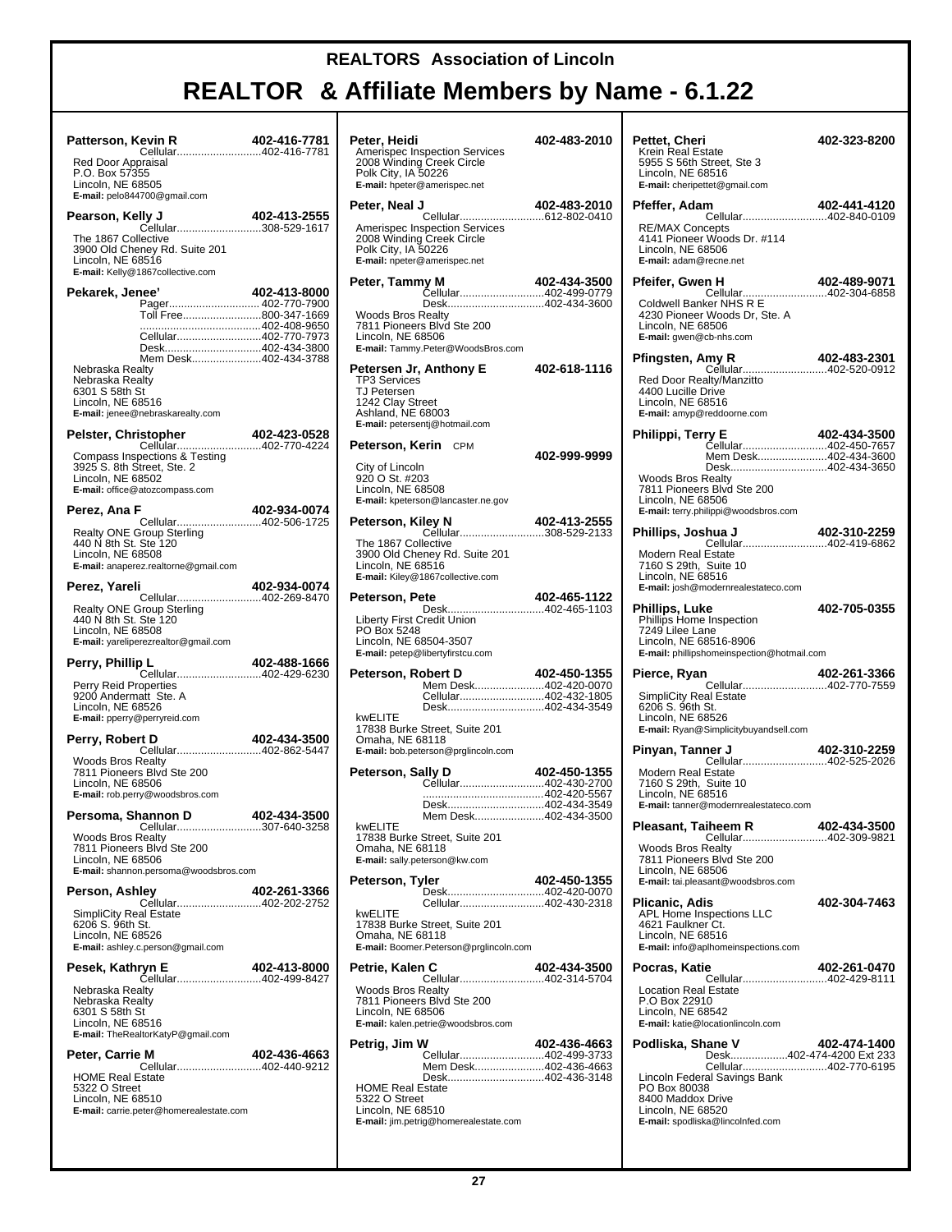# REALTORS Association of Lincoln

## REALTOR & Affiliate Members by Name - 6.1.22

**Patterson, Kevin R** 402-416-7781
Cellular............................402-416-7781
Red Door Appraisal
P.O. Box 57355
Lincoln, NE 68505
**E-mail:** pelo844700@gmail.com

**Pearson, Kelly J** 402-413-2555
Cellular............................308-529-1617
The 1867 Collective
3900 Old Cheney Rd. Suite 201
Lincoln, NE 68516
**E-mail:** Kelly@1867collective.com

**Pekarek, Jenee'** 402-413-8000
Pager.............................. 402-770-7900
Toll Free..........................800-347-1669
.........................................402-408-9650
Cellular............................402-770-7973
Desk................................402-434-3800
Mem Desk.......................402-434-3788
Nebraska Realty
Nebraska Realty
6301 S 58th St
Lincoln, NE 68516
**E-mail:** jenee@nebraskarealty.com

**Pelster, Christopher** 402-423-0528
Cellular............................402-770-4224
Compass Inspections & Testing
3925 S. 8th Street, Ste. 2
Lincoln, NE 68502
**E-mail:** office@atozcompass.com

**Perez, Ana F** 402-934-0074
Cellular............................402-506-1725
Realty ONE Group Sterling
440 N 8th St. Ste 120
Lincoln, NE 68508
**E-mail:** anaperez.realtorne@gmail.com

**Perez, Yareli** 402-934-0074
Cellular............................402-269-8470
Realty ONE Group Sterling
440 N 8th St. Ste 120
Lincoln, NE 68508
**E-mail:** yareliperezrealtor@gmail.com

**Perry, Phillip L** 402-488-1666
Cellular............................402-429-6230
Perry Reid Properties
9200 Andermatt Ste. A
Lincoln, NE 68526
**E-mail:** pperry@perryreid.com

**Perry, Robert D** 402-434-3500
Cellular............................402-862-5447
Woods Bros Realty
7811 Pioneers Blvd Ste 200
Lincoln, NE 68506
**E-mail:** rob.perry@woodsbros.com

**Persoma, Shannon D** 402-434-3500
Cellular............................307-640-3258
Woods Bros Realty
7811 Pioneers Blvd Ste 200
Lincoln, NE 68506
**E-mail:** shannon.persoma@woodsbros.com

**Person, Ashley** 402-261-3366
Cellular............................402-202-2752
SimpliCity Real Estate
6206 S. 96th St.
Lincoln, NE 68526
**E-mail:** ashley.c.person@gmail.com

**Pesek, Kathryn E** 402-413-8000
Cellular............................402-499-8427
Nebraska Realty
Nebraska Realty
6301 S 58th St
Lincoln, NE 68516
**E-mail:** TheRealtorKatyP@gmail.com

**Peter, Carrie M** 402-436-4663
Cellular............................402-440-9212
HOME Real Estate
5322 O Street
Lincoln, NE 68510
**E-mail:** carrie.peter@homerealestate.com

**Peter, Heidi** 402-483-2010
Amerispec Inspection Services
2008 Winding Creek Circle
Polk City, IA 50226
**E-mail:** hpeter@amerispec.net

**Peter, Neal J** 402-483-2010
Cellular............................612-802-0410
Amerispec Inspection Services
2008 Winding Creek Circle
Polk City, IA 50226
**E-mail:** npeter@amerispec.net

**Peter, Tammy M** 402-434-3500
Cellular............................402-499-0779
Desk................................402-434-3600
Woods Bros Realty
7811 Pioneers Blvd Ste 200
Lincoln, NE 68506
**E-mail:** Tammy.Peter@WoodsBros.com

**Petersen Jr, Anthony E** 402-618-1116
TP3 Services
TJ Petersen
1242 Clay Street
Ashland, NE 68003
**E-mail:** petersentj@hotmail.com

**Peterson, Kerin** CPM 402-999-9999
City of Lincoln
920 O St. #203
Lincoln, NE 68508
**E-mail:** kpeterson@lancaster.ne.gov

**Peterson, Kiley N** 402-413-2555
Cellular............................308-529-2133
The 1867 Collective
3900 Old Cheney Rd. Suite 201
Lincoln, NE 68516
**E-mail:** Kiley@1867collective.com

**Peterson, Pete** 402-465-1122
Desk................................402-465-1103
Liberty First Credit Union
PO Box 5248
Lincoln, NE 68504-3507
**E-mail:** petep@libertyfirstcu.com

**Peterson, Robert D** 402-450-1355
Mem Desk.......................402-420-0070
Cellular............................402-432-1805
Desk................................402-434-3549
kwELITE
17838 Burke Street, Suite 201
Omaha, NE 68118
**E-mail:** bob.peterson@prglincoln.com

**Peterson, Sally D** 402-450-1355
Cellular............................402-430-2700
.........................................402-420-5567
Desk................................402-434-3549
Mem Desk.......................402-434-3500
kwELITE
17838 Burke Street, Suite 201
Omaha, NE 68118
**E-mail:** sally.peterson@kw.com

**Peterson, Tyler** 402-450-1355
Desk................................402-420-0070
Cellular............................402-430-2318
kwELITE
17838 Burke Street, Suite 201
Omaha, NE 68118
**E-mail:** Boomer.Peterson@prglincoln.com

**Petrie, Kalen C** 402-434-3500
Cellular............................402-314-5704
Woods Bros Realty
7811 Pioneers Blvd Ste 200
Lincoln, NE 68506
**E-mail:** kalen.petrie@woodsbros.com

**Petrig, Jim W** 402-436-4663
Cellular............................402-499-3733
Mem Desk.......................402-436-4663
Desk................................402-436-3148
HOME Real Estate
5322 O Street
Lincoln, NE 68510
**E-mail:** jim.petrig@homerealestate.com

**Pettet, Cheri** 402-323-8200
Krein Real Estate
5955 S 56th Street, Ste 3
Lincoln, NE 68516
**E-mail:** cheripettet@gmail.com

**Pfeffer, Adam** 402-441-4120
Cellular............................402-840-0109
RE/MAX Concepts
4141 Pioneer Woods Dr. #114
Lincoln, NE 68506
**E-mail:** adam@recne.net

**Pfeifer, Gwen H** 402-489-9071
Cellular............................402-304-6858
Coldwell Banker NHS R E
4230 Pioneer Woods Dr, Ste. A
Lincoln, NE 68506
**E-mail:** gwen@cb-nhs.com

**Pfingsten, Amy R** 402-483-2301
Cellular............................402-520-0912
Red Door Realty/Manzitto
4400 Lucille Drive
Lincoln, NE 68516
**E-mail:** amyp@reddoorne.com

**Philippi, Terry E** 402-434-3500
Cellular............................402-450-7657
Mem Desk.......................402-434-3600
Desk................................402-434-3650
Woods Bros Realty
7811 Pioneers Blvd Ste 200
Lincoln, NE 68506
**E-mail:** terry.philippi@woodsbros.com

**Phillips, Joshua J** 402-310-2259
Cellular............................402-419-6862
Modern Real Estate
7160 S 29th, Suite 10
Lincoln, NE 68516
**E-mail:** josh@modernrealestateco.com

**Phillips, Luke** 402-705-0355
Phillips Home Inspection
7249 Lilee Lane
Lincoln, NE 68516-8906
**E-mail:** phillipshomeinspection@hotmail.com

**Pierce, Ryan** 402-261-3366
Cellular............................402-770-7559
SimpliCity Real Estate
6206 S. 96th St.
Lincoln, NE 68526
**E-mail:** Ryan@Simplicitybuyandsell.com

**Pinyan, Tanner J** 402-310-2259
Cellular............................402-525-2026
Modern Real Estate
7160 S 29th, Suite 10
Lincoln, NE 68516
**E-mail:** tanner@modernrealestateco.com

**Pleasant, Taiheem R** 402-434-3500
Cellular............................402-309-9821
Woods Bros Realty
7811 Pioneers Blvd Ste 200
Lincoln, NE 68506
**E-mail:** tai.pleasant@woodsbros.com

**Plicanic, Adis** 402-304-7463
APL Home Inspections LLC
4621 Faulkner Ct.
Lincoln, NE 68516
**E-mail:** info@aplhomeinspections.com

**Pocras, Katie** 402-261-0470
Cellular............................402-429-8111
Location Real Estate
P.O Box 22910
Lincoln, NE 68542
**E-mail:** katie@locationlincoln.com

**Podliska, Shane V** 402-474-1400
Desk...................402-474-4200 Ext 233
Cellular............................402-770-6195
Lincoln Federal Savings Bank
PO Box 80038
8400 Maddox Drive
Lincoln, NE 68520
**E-mail:** spodliska@lincolnfed.com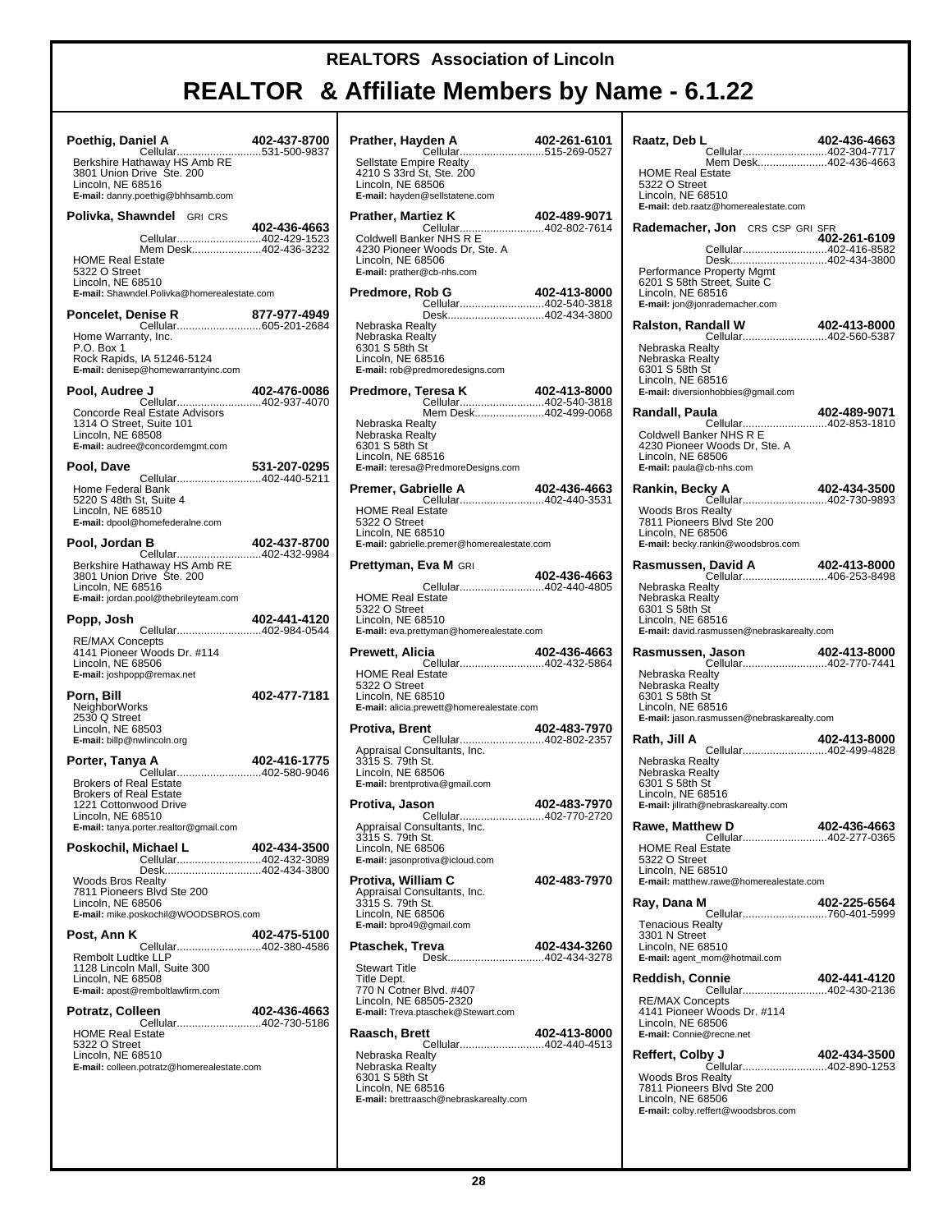# REALTORS Association of Lincoln

## REALTOR & Affiliate Members by Name - 6.1.22

**Poethig, Daniel A** 402-437-8700
Cellular...531-500-9837
Berkshire Hathaway HS Amb RE
3801 Union Drive Ste. 200
Lincoln, NE 68516
**E-mail:** danny.poethig@bhhsamb.com

**Polivka, Shawndel** GRI CRS 402-436-4663
Cellular...402-429-1523
Mem Desk...402-436-3232
HOME Real Estate
5322 O Street
Lincoln, NE 68510
**E-mail:** Shawndel.Polivka@homerealestate.com

**Poncelet, Denise R** 877-977-4949
Cellular...605-201-2684
Home Warranty, Inc.
P.O. Box 1
Rock Rapids, IA 51246-5124
**E-mail:** denisep@homewarrantyinc.com

**Pool, Audree J** 402-476-0086
Cellular...402-937-4070
Concorde Real Estate Advisors
1314 O Street, Suite 101
Lincoln, NE 68508
**E-mail:** audree@concordemgmt.com

**Pool, Dave** 531-207-0295
Cellular...402-440-5211
Home Federal Bank
5220 S 48th St, Suite 4
Lincoln, NE 68510
**E-mail:** dpool@homefederalne.com

**Pool, Jordan B** 402-437-8700
Cellular...402-432-9984
Berkshire Hathaway HS Amb RE
3801 Union Drive Ste. 200
Lincoln, NE 68516
**E-mail:** jordan.pool@thebrileyteam.com

**Popp, Josh** 402-441-4120
Cellular...402-984-0544
RE/MAX Concepts
4141 Pioneer Woods Dr. #114
Lincoln, NE 68506
**E-mail:** joshpopp@remax.net

**Porn, Bill** 402-477-7181
NeighborWorks
2530 Q Street
Lincoln, NE 68503
**E-mail:** billp@nwlincoln.org

**Porter, Tanya A** 402-416-1775
Cellular...402-580-9046
Brokers of Real Estate
Brokers of Real Estate
1221 Cottonwood Drive
Lincoln, NE 68510
**E-mail:** tanya.porter.realtor@gmail.com

**Poskochil, Michael L** 402-434-3500
Cellular...402-432-3089
Desk...402-434-3800
Woods Bros Realty
7811 Pioneers Blvd Ste 200
Lincoln, NE 68506
**E-mail:** mike.poskochil@WOODSBROS.com

**Post, Ann K** 402-475-5100
Cellular...402-380-4586
Rembolt Ludtke LLP
1128 Lincoln Mall, Suite 300
Lincoln, NE 68508
**E-mail:** apost@remboltlawfirm.com

**Potratz, Colleen** 402-436-4663
Cellular...402-730-5186
HOME Real Estate
5322 O Street
Lincoln, NE 68510
**E-mail:** colleen.potratz@homerealestate.com

**Prather, Hayden A** 402-261-6101
Cellular...515-269-0527
Sellstate Empire Realty
4210 S 33rd St, Ste. 200
Lincoln, NE 68506
**E-mail:** hayden@sellstatene.com

**Prather, Martiez K** 402-489-9071
Cellular...402-802-7614
Coldwell Banker NHS R E
4230 Pioneer Woods Dr, Ste. A
Lincoln, NE 68506
**E-mail:** prather@cb-nhs.com

**Predmore, Rob G** 402-413-8000
Cellular...402-540-3818
Desk...402-434-3800
Nebraska Realty
Nebraska Realty
6301 S 58th St
Lincoln, NE 68516
**E-mail:** rob@predmoredesigns.com

**Predmore, Teresa K** 402-413-8000
Cellular...402-540-3818
Mem Desk...402-499-0068
Nebraska Realty
Nebraska Realty
6301 S 58th St
Lincoln, NE 68516
**E-mail:** teresa@PredmoreDesigns.com

**Premer, Gabrielle A** 402-436-4663
Cellular...402-440-3531
HOME Real Estate
5322 O Street
Lincoln, NE 68510
**E-mail:** gabrielle.premer@homerealestate.com

**Prettyman, Eva M** GRI 402-436-4663
Cellular...402-440-4805
HOME Real Estate
5322 O Street
Lincoln, NE 68510
**E-mail:** eva.prettyman@homerealestate.com

**Prewett, Alicia** 402-436-4663
Cellular...402-432-5864
HOME Real Estate
5322 O Street
Lincoln, NE 68510
**E-mail:** alicia.prewett@homerealestate.com

**Protiva, Brent** 402-483-7970
Cellular...402-802-2357
Appraisal Consultants, Inc.
3315 S. 79th St.
Lincoln, NE 68506
**E-mail:** brentprotiva@gmail.com

**Protiva, Jason** 402-483-7970
Cellular...402-770-2720
Appraisal Consultants, Inc.
3315 S. 79th St.
Lincoln, NE 68506
**E-mail:** jasonprotiva@icloud.com

**Protiva, William C** 402-483-7970
Appraisal Consultants, Inc.
3315 S. 79th St.
Lincoln, NE 68506
**E-mail:** bpro49@gmail.com

**Ptaschek, Treva** 402-434-3260
Desk...402-434-3278
Stewart Title
Title Dept.
770 N Cotner Blvd. #407
Lincoln, NE 68505-2320
**E-mail:** Treva.ptaschek@Stewart.com

**Raasch, Brett** 402-413-8000
Cellular...402-440-4513
Nebraska Realty
Nebraska Realty
6301 S 58th St
Lincoln, NE 68516
**E-mail:** brettraasch@nebraskarealty.com

**Raatz, Deb L** 402-436-4663
Cellular...402-304-7717
Mem Desk...402-436-4663
HOME Real Estate
5322 O Street
Lincoln, NE 68510
**E-mail:** deb.raatz@homerealestate.com

**Rademacher, Jon** CRS CSP GRI SFR 402-261-6109
Cellular...402-416-8582
Desk...402-434-3800
Performance Property Mgmt
6201 S 58th Street, Suite C
Lincoln, NE 68516
**E-mail:** jon@jonrademacher.com

**Ralston, Randall W** 402-413-8000
Cellular...402-560-5387
Nebraska Realty
Nebraska Realty
6301 S 58th St
Lincoln, NE 68516
**E-mail:** diversionhobbies@gmail.com

**Randall, Paula** 402-489-9071
Cellular...402-853-1810
Coldwell Banker NHS R E
4230 Pioneer Woods Dr, Ste. A
Lincoln, NE 68506
**E-mail:** paula@cb-nhs.com

**Rankin, Becky A** 402-434-3500
Cellular...402-730-9893
Woods Bros Realty
7811 Pioneers Blvd Ste 200
Lincoln, NE 68506
**E-mail:** becky.rankin@woodsbros.com

**Rasmussen, David A** 402-413-8000
Cellular...406-253-8498
Nebraska Realty
Nebraska Realty
6301 S 58th St
Lincoln, NE 68516
**E-mail:** david.rasmussen@nebraskarealty.com

**Rasmussen, Jason** 402-413-8000
Cellular...402-770-7441
Nebraska Realty
Nebraska Realty
6301 S 58th St
Lincoln, NE 68516
**E-mail:** jason.rasmussen@nebraskarealty.com

**Rath, Jill A** 402-413-8000
Cellular...402-499-4828
Nebraska Realty
Nebraska Realty
6301 S 58th St
Lincoln, NE 68516
**E-mail:** jillrath@nebraskarealty.com

**Rawe, Matthew D** 402-436-4663
Cellular...402-277-0365
HOME Real Estate
5322 O Street
Lincoln, NE 68510
**E-mail:** matthew.rawe@homerealestate.com

**Ray, Dana M** 402-225-6564
Cellular...760-401-5999
Tenacious Realty
3301 N Street
Lincoln, NE 68510
**E-mail:** agent_mom@hotmail.com

**Reddish, Connie** 402-441-4120
Cellular...402-430-2136
RE/MAX Concepts
4141 Pioneer Woods Dr. #114
Lincoln, NE 68506
**E-mail:** Connie@recne.net

**Reffert, Colby J** 402-434-3500
Cellular...402-890-1253
Woods Bros Realty
7811 Pioneers Blvd Ste 200
Lincoln, NE 68506
**E-mail:** colby.reffert@woodsbros.com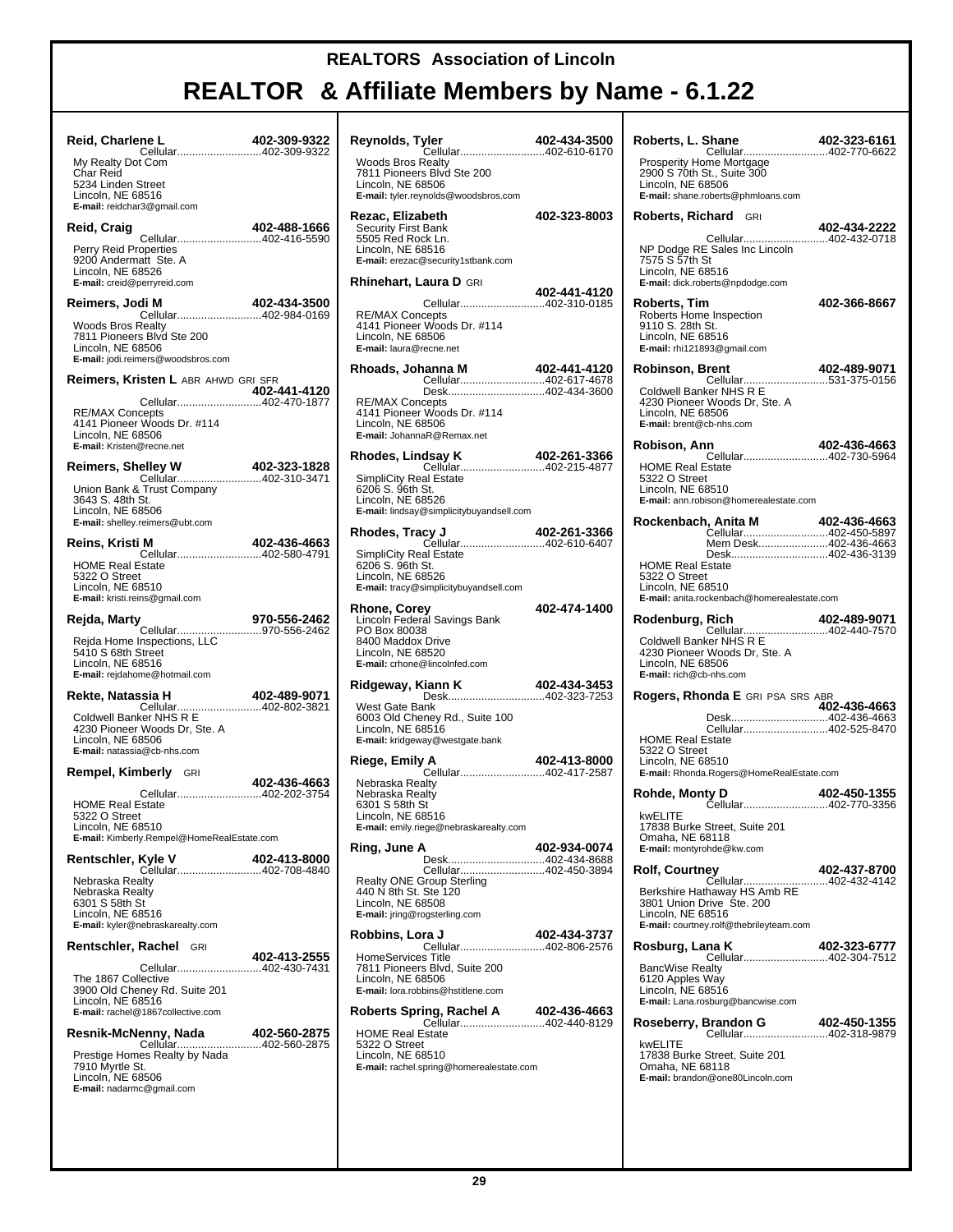# REALTORS Association of Lincoln

## REALTOR & Affiliate Members by Name - 6.1.22

**Reid, Charlene L** 402-309-9322
Cellular............................402-309-9322
My Realty Dot Com
Char Reid
5234 Linden Street
Lincoln, NE 68516
**E-mail:** reidchar3@gmail.com

**Reid, Craig** 402-488-1666
Cellular............................402-416-5590
Perry Reid Properties
9200 Andermatt Ste. A
Lincoln, NE 68526
**E-mail:** creid@perryreid.com

**Reimers, Jodi M** 402-434-3500
Cellular............................402-984-0169
Woods Bros Realty
7811 Pioneers Blvd Ste 200
Lincoln, NE 68506
**E-mail:** jodi.reimers@woodsbros.com

**Reimers, Kristen L** ABR AHWD GRI SFR 402-441-4120
Cellular............................402-470-1877
RE/MAX Concepts
4141 Pioneer Woods Dr. #114
Lincoln, NE 68506
**E-mail:** Kristen@recne.net

**Reimers, Shelley W** 402-323-1828
Cellular............................402-310-3471
Union Bank & Trust Company
3643 S. 48th St.
Lincoln, NE 68506
**E-mail:** shelley.reimers@ubt.com

**Reins, Kristi M** 402-436-4663
Cellular............................402-580-4791
HOME Real Estate
5322 O Street
Lincoln, NE 68510
**E-mail:** kristi.reins@gmail.com

**Rejda, Marty** 970-556-2462
Cellular............................970-556-2462
Rejda Home Inspections, LLC
5410 S 68th Street
Lincoln, NE 68516
**E-mail:** rejdahome@hotmail.com

**Rekte, Natassia H** 402-489-9071
Cellular............................402-802-3821
Coldwell Banker NHS R E
4230 Pioneer Woods Dr, Ste. A
Lincoln, NE 68506
**E-mail:** natassia@cb-nhs.com

**Rempel, Kimberly** GRI 402-436-4663
Cellular............................402-202-3754
HOME Real Estate
5322 O Street
Lincoln, NE 68510
**E-mail:** Kimberly.Rempel@HomeRealEstate.com

**Rentschler, Kyle V** 402-413-8000
Cellular............................402-708-4840
Nebraska Realty
Nebraska Realty
6301 S 58th St
Lincoln, NE 68516
**E-mail:** kyler@nebraskarealty.com

**Rentschler, Rachel** GRI 402-413-2555
Cellular............................402-430-7431
The 1867 Collective
3900 Old Cheney Rd. Suite 201
Lincoln, NE 68516
**E-mail:** rachel@1867collective.com

**Resnik-McNenny, Nada** 402-560-2875
Cellular............................402-560-2875
Prestige Homes Realty by Nada
7910 Myrtle St.
Lincoln, NE 68506
**E-mail:** nadarmc@gmail.com

**Reynolds, Tyler** 402-434-3500
Cellular............................402-610-6170
Woods Bros Realty
7811 Pioneers Blvd Ste 200
Lincoln, NE 68506
**E-mail:** tyler.reynolds@woodsbros.com

**Rezac, Elizabeth** 402-323-8003
Security First Bank
5505 Red Rock Ln.
Lincoln, NE 68516
**E-mail:** erezac@security1stbank.com

**Rhinehart, Laura D** GRI 402-441-4120
Cellular............................402-310-0185
RE/MAX Concepts
4141 Pioneer Woods Dr. #114
Lincoln, NE 68506
**E-mail:** laura@recne.net

**Rhoads, Johanna M** 402-441-4120
Cellular............................402-617-4678
Desk................................402-434-3600
RE/MAX Concepts
4141 Pioneer Woods Dr. #114
Lincoln, NE 68506
**E-mail:** JohannaR@Remax.net

**Rhodes, Lindsay K** 402-261-3366
Cellular............................402-215-4877
SimpliCity Real Estate
6206 S. 96th St.
Lincoln, NE 68526
**E-mail:** lindsay@simplicitybuyandsell.com

**Rhodes, Tracy J** 402-261-3366
Cellular............................402-610-6407
SimpliCity Real Estate
6206 S. 96th St.
Lincoln, NE 68526
**E-mail:** tracy@simplicitybuyandsell.com

**Rhone, Corey** 402-474-1400
Lincoln Federal Savings Bank
PO Box 80038
8400 Maddox Drive
Lincoln, NE 68520
**E-mail:** crhone@lincolnfed.com

**Ridgeway, Kiann K** 402-434-3453
Desk................................402-323-7253
West Gate Bank
6003 Old Cheney Rd., Suite 100
Lincoln, NE 68516
**E-mail:** kridgeway@westgate.bank

**Riege, Emily A** 402-413-8000
Cellular............................402-417-2587
Nebraska Realty
Nebraska Realty
6301 S 58th St
Lincoln, NE 68516
**E-mail:** emily.riege@nebraskarealty.com

**Ring, June A** 402-934-0074
Desk................................402-434-8688
Cellular............................402-450-3894
Realty ONE Group Sterling
440 N 8th St. Ste 120
Lincoln, NE 68508
**E-mail:** jring@rogsterling.com

**Robbins, Lora J** 402-434-3737
Cellular............................402-806-2576
HomeServices Title
7811 Pioneers Blvd, Suite 200
Lincoln, NE 68506
**E-mail:** lora.robbins@hstitlene.com

**Roberts Spring, Rachel A** 402-436-4663
Cellular............................402-440-8129
HOME Real Estate
5322 O Street
Lincoln, NE 68510
**E-mail:** rachel.spring@homerealestate.com

**Roberts, L. Shane** 402-323-6161
Cellular............................402-770-6622
Prosperity Home Mortgage
2900 S 70th St., Suite 300
Lincoln, NE 68506
**E-mail:** shane.roberts@phmloans.com

**Roberts, Richard** GRI 402-434-2222
Cellular............................402-432-0718
NP Dodge RE Sales Inc Lincoln
7575 S 57th St
Lincoln, NE 68516
**E-mail:** dick.roberts@npdodge.com

**Roberts, Tim** 402-366-8667
Roberts Home Inspection
9110 S. 28th St.
Lincoln, NE 68516
**E-mail:** rhi121893@gmail.com

**Robinson, Brent** 402-489-9071
Cellular............................531-375-0156
Coldwell Banker NHS R E
4230 Pioneer Woods Dr, Ste. A
Lincoln, NE 68506
**E-mail:** brent@cb-nhs.com

**Robison, Ann** 402-436-4663
Cellular............................402-730-5964
HOME Real Estate
5322 O Street
Lincoln, NE 68510
**E-mail:** ann.robison@homerealestate.com

**Rockenbach, Anita M** 402-436-4663
Cellular............................402-450-5897
Mem Desk.......................402-436-4663
Desk................................402-436-3139
HOME Real Estate
5322 O Street
Lincoln, NE 68510
**E-mail:** anita.rockenbach@homerealestate.com

**Rodenburg, Rich** 402-489-9071
Cellular............................402-440-7570
Coldwell Banker NHS R E
4230 Pioneer Woods Dr, Ste. A
Lincoln, NE 68506
**E-mail:** rich@cb-nhs.com

**Rogers, Rhonda E** GRI PSA SRS ABR 402-436-4663
Desk................................402-436-4663
Cellular............................402-525-8470
HOME Real Estate
5322 O Street
Lincoln, NE 68510
**E-mail:** Rhonda.Rogers@HomeRealEstate.com

**Rohde, Monty D** 402-450-1355
Cellular............................402-770-3356
kwELITE
17838 Burke Street, Suite 201
Omaha, NE 68118
**E-mail:** montyrohde@kw.com

**Rolf, Courtney** 402-437-8700
Cellular............................402-432-4142
Berkshire Hathaway HS Amb RE
3801 Union Drive Ste. 200
Lincoln, NE 68516
**E-mail:** courtney.rolf@thebrileyteam.com

**Rosburg, Lana K** 402-323-6777
Cellular............................402-304-7512
BancWise Realty
6120 Apples Way
Lincoln, NE 68516
**E-mail:** Lana.rosburg@bancwise.com

**Roseberry, Brandon G** 402-450-1355
Cellular............................402-318-9879
kwELITE
17838 Burke Street, Suite 201
Omaha, NE 68118
**E-mail:** brandon@one80Lincoln.com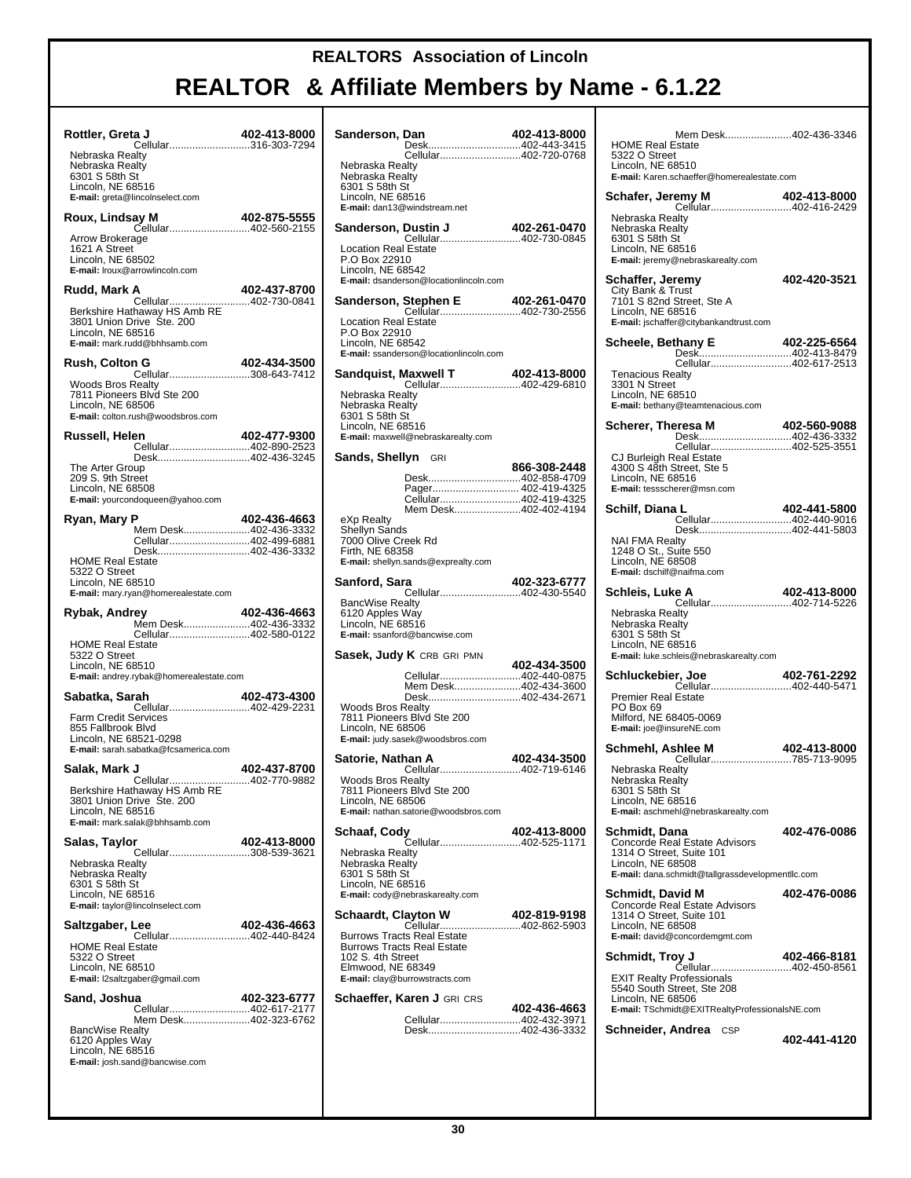# REALTORS Association of Lincoln

## REALTOR & Affiliate Members by Name - 6.1.22

**Rottler, Greta J** 402-413-8000
Cellular...316-303-7294
Nebraska Realty
Nebraska Realty
6301 S 58th St
Lincoln, NE 68516
**E-mail:** greta@lincolnselect.com

**Roux, Lindsay M** 402-875-5555
Cellular...402-560-2155
Arrow Brokerage
1621 A Street
Lincoln, NE 68502
**E-mail:** lroux@arrowlincoln.com

**Rudd, Mark A** 402-437-8700
Cellular...402-730-0841
Berkshire Hathaway HS Amb RE
3801 Union Drive Ste. 200
Lincoln, NE 68516
**E-mail:** mark.rudd@bhhsamb.com

**Rush, Colton G** 402-434-3500
Cellular...308-643-7412
Woods Bros Realty
7811 Pioneers Blvd Ste 200
Lincoln, NE 68506
**E-mail:** colton.rush@woodsbros.com

**Russell, Helen** 402-477-9300
Cellular...402-890-2523
Desk...402-436-3245
The Arter Group
209 S. 9th Street
Lincoln, NE 68508
**E-mail:** yourcondoqueen@yahoo.com

**Ryan, Mary P** 402-436-4663
Mem Desk...402-436-3332
Cellular...402-499-6881
Desk...402-436-3332
HOME Real Estate
5322 O Street
Lincoln, NE 68510
**E-mail:** mary.ryan@homerealestate.com

**Rybak, Andrey** 402-436-4663
Mem Desk...402-436-3332
Cellular...402-580-0122
HOME Real Estate
5322 O Street
Lincoln, NE 68510
**E-mail:** andrey.rybak@homerealestate.com

**Sabatka, Sarah** 402-473-4300
Cellular...402-429-2231
Farm Credit Services
855 Fallbrook Blvd
Lincoln, NE 68521-0298
**E-mail:** sarah.sabatka@fcsamerica.com

**Salak, Mark J** 402-437-8700
Cellular...402-770-9882
Berkshire Hathaway HS Amb RE
3801 Union Drive Ste. 200
Lincoln, NE 68516
**E-mail:** mark.salak@bhhsamb.com

**Salas, Taylor** 402-413-8000
Cellular...308-539-3621
Nebraska Realty
Nebraska Realty
6301 S 58th St
Lincoln, NE 68516
**E-mail:** taylor@lincolnselect.com

**Saltzgaber, Lee** 402-436-4663
Cellular...402-440-8424
HOME Real Estate
5322 O Street
Lincoln, NE 68510
**E-mail:** l2saltzgaber@gmail.com

**Sand, Joshua** 402-323-6777
Cellular...402-617-2177
Mem Desk...402-323-6762
BancWise Realty
6120 Apples Way
Lincoln, NE 68516
**E-mail:** josh.sand@bancwise.com

**Sanderson, Dan** 402-413-8000
Desk...402-443-3415
Cellular...402-720-0768
Nebraska Realty
Nebraska Realty
6301 S 58th St
Lincoln, NE 68516
**E-mail:** dan13@windstream.net

**Sanderson, Dustin J** 402-261-0470
Cellular...402-730-0845
Location Real Estate
P.O Box 22910
Lincoln, NE 68542
**E-mail:** dsanderson@locationlincoln.com

**Sanderson, Stephen E** 402-261-0470
Cellular...402-730-2556
Location Real Estate
P.O Box 22910
Lincoln, NE 68542
**E-mail:** ssanderson@locationlincoln.com

**Sandquist, Maxwell T** 402-413-8000
Cellular...402-429-6810
Nebraska Realty
Nebraska Realty
6301 S 58th St
Lincoln, NE 68516
**E-mail:** maxwell@nebraskarealty.com

**Sands, Shellyn** GRI 866-308-2448
Desk...402-858-4709
Pager...402-419-4325
Cellular...402-419-4325
Mem Desk...402-402-4194
eXp Realty
Shellyn Sands
7000 Olive Creek Rd
Firth, NE 68358
**E-mail:** shellyn.sands@exprealty.com

**Sanford, Sara** 402-323-6777
Cellular...402-430-5540
BancWise Realty
6120 Apples Way
Lincoln, NE 68516
**E-mail:** ssanford@bancwise.com

**Sasek, Judy K** CRB GRI PMN 402-434-3500
Cellular...402-440-0875
Mem Desk...402-434-3600
Desk...402-434-2671
Woods Bros Realty
7811 Pioneers Blvd Ste 200
Lincoln, NE 68506
**E-mail:** judy.sasek@woodsbros.com

**Satorie, Nathan A** 402-434-3500
Cellular...402-719-6146
Woods Bros Realty
7811 Pioneers Blvd Ste 200
Lincoln, NE 68506
**E-mail:** nathan.satorie@woodsbros.com

**Schaaf, Cody** 402-413-8000
Cellular...402-525-1171
Nebraska Realty
Nebraska Realty
6301 S 58th St
Lincoln, NE 68516
**E-mail:** cody@nebraskarealty.com

**Schaardt, Clayton W** 402-819-9198
Cellular...402-862-5903
Burrows Tracts Real Estate
Burrows Tracts Real Estate
102 S. 4th Street
Elmwood, NE 68349
**E-mail:** clay@burrowstracts.com

**Schaeffer, Karen J** GRI CRS 402-436-4663
Cellular...402-432-3971
Desk...402-436-3332
Mem Desk...402-436-3346
HOME Real Estate
5322 O Street
Lincoln, NE 68510
**E-mail:** Karen.schaeffer@homerealestate.com

**Schafer, Jeremy M** 402-413-8000
Cellular...402-416-2429
Nebraska Realty
Nebraska Realty
6301 S 58th St
Lincoln, NE 68516
**E-mail:** jeremy@nebraskarealty.com

**Schaffer, Jeremy** 402-420-3521
City Bank & Trust
7101 S 82nd Street, Ste A
Lincoln, NE 68516
**E-mail:** jschaffer@citybankandtrust.com

**Scheele, Bethany E** 402-225-6564
Desk...402-413-8479
Cellular...402-617-2513
Tenacious Realty
3301 N Street
Lincoln, NE 68510
**E-mail:** bethany@teamtenacious.com

**Scherer, Theresa M** 402-560-9088
Desk...402-436-3332
Cellular...402-525-3551
CJ Burleigh Real Estate
4300 S 48th Street, Ste 5
Lincoln, NE 68516
**E-mail:** tessscherer@msn.com

**Schilf, Diana L** 402-441-5800
Cellular...402-440-9016
Desk...402-441-5803
NAI FMA Realty
1248 O St., Suite 550
Lincoln, NE 68508
**E-mail:** dschilf@naifma.com

**Schleis, Luke A** 402-413-8000
Cellular...402-714-5226
Nebraska Realty
Nebraska Realty
6301 S 58th St
Lincoln, NE 68516
**E-mail:** luke.schleis@nebraskarealty.com

**Schluckebier, Joe** 402-761-2292
Cellular...402-440-5471
Premier Real Estate
PO Box 69
Milford, NE 68405-0069
**E-mail:** joe@insureNE.com

**Schmehl, Ashlee M** 402-413-8000
Cellular...785-713-9095
Nebraska Realty
Nebraska Realty
6301 S 58th St
Lincoln, NE 68516
**E-mail:** aschmehl@nebraskarealty.com

**Schmidt, Dana** 402-476-0086
Concorde Real Estate Advisors
1314 O Street, Suite 101
Lincoln, NE 68508
**E-mail:** dana.schmidt@tallgrassdevelopmentllc.com

**Schmidt, David M** 402-476-0086
Concorde Real Estate Advisors
1314 O Street, Suite 101
Lincoln, NE 68508
**E-mail:** david@concordemgmt.com

**Schmidt, Troy J** 402-466-8181
Cellular...402-450-8561
EXIT Realty Professionals
5540 South Street, Ste 208
Lincoln, NE 68506
**E-mail:** TSchmidt@EXITRealtyProfessionalsNE.com

**Schneider, Andrea** CSP 402-441-4120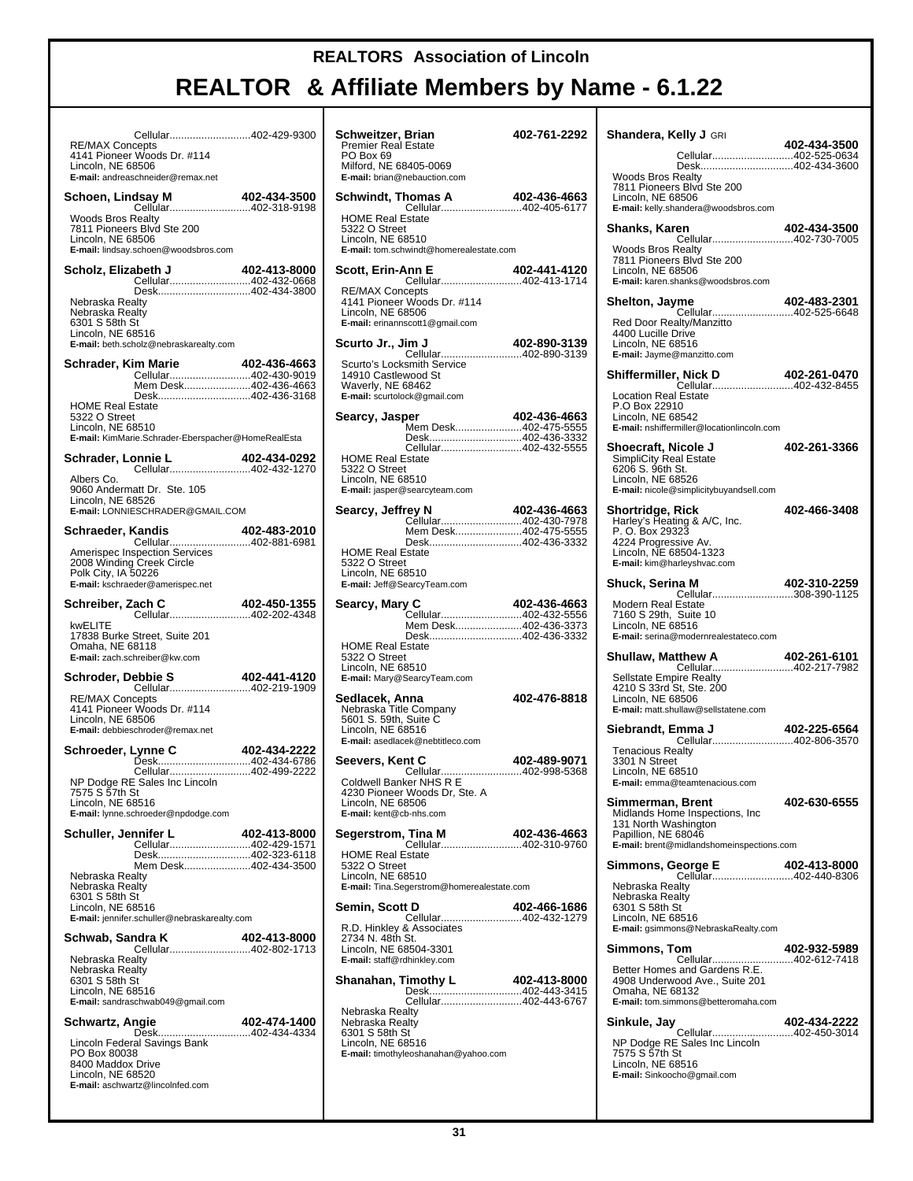# REALTORS Association of Lincoln

## REALTOR & Affiliate Members by Name - 6.1.22

Cellular............................402-429-9300
RE/MAX Concepts
4141 Pioneer Woods Dr. #114
Lincoln, NE 68506
**E-mail:** andreaschneider@remax.net

**Schoen, Lindsay M** **402-434-3500**
Cellular............................402-318-9198
Woods Bros Realty
7811 Pioneers Blvd Ste 200
Lincoln, NE 68506
**E-mail:** lindsay.schoen@woodsbros.com

**Scholz, Elizabeth J** **402-413-8000**
Cellular............................402-432-0668
Desk................................402-434-3800
Nebraska Realty
Nebraska Realty
6301 S 58th St
Lincoln, NE 68516
**E-mail:** beth.scholz@nebraskarealty.com

**Schrader, Kim Marie** **402-436-4663**
Cellular............................402-430-9019
Mem Desk.......................402-436-4663
Desk................................402-436-3168
HOME Real Estate
5322 O Street
Lincoln, NE 68510
**E-mail:** KimMarie.Schrader-Eberspacher@HomeRealEsta

**Schrader, Lonnie L** **402-434-0292**
Cellular............................402-432-1270
Albers Co.
9060 Andermatt Dr. Ste. 105
Lincoln, NE 68526
**E-mail:** LONNIESCHRADER@GMAIL.COM

**Schraeder, Kandis** **402-483-2010**
Cellular............................402-881-6981
Amerispec Inspection Services
2008 Winding Creek Circle
Polk City, IA 50226
**E-mail:** kschraeder@amerispec.net

**Schreiber, Zach C** **402-450-1355**
Cellular............................402-202-4348
kwELITE
17838 Burke Street, Suite 201
Omaha, NE 68118
**E-mail:** zach.schreiber@kw.com

**Schroder, Debbie S** **402-441-4120**
Cellular............................402-219-1909
RE/MAX Concepts
4141 Pioneer Woods Dr. #114
Lincoln, NE 68506
**E-mail:** debbieschroder@remax.net

**Schroeder, Lynne C** **402-434-2222**
Desk................................402-434-6786
Cellular............................402-499-2222
NP Dodge RE Sales Inc Lincoln
7575 S 57th St
Lincoln, NE 68516
**E-mail:** lynne.schroeder@npdodge.com

**Schuller, Jennifer L** **402-413-8000**
Cellular............................402-429-1571
Desk................................402-323-6118
Mem Desk.......................402-434-3500
Nebraska Realty
Nebraska Realty
6301 S 58th St
Lincoln, NE 68516
**E-mail:** jennifer.schuller@nebraskarealty.com

**Schwab, Sandra K** **402-413-8000**
Cellular............................402-802-1713
Nebraska Realty
Nebraska Realty
6301 S 58th St
Lincoln, NE 68516
**E-mail:** sandraschwab049@gmail.com

**Schwartz, Angie** **402-474-1400**
Desk................................402-434-4334
Lincoln Federal Savings Bank
PO Box 80038
8400 Maddox Drive
Lincoln, NE 68520
**E-mail:** aschwartz@lincolnfed.com

**Schweitzer, Brian** **402-761-2292**
Premier Real Estate
PO Box 69
Milford, NE 68405-0069
**E-mail:** brian@nebauction.com

**Schwindt, Thomas A** **402-436-4663**
Cellular............................402-405-6177
HOME Real Estate
5322 O Street
Lincoln, NE 68510
**E-mail:** tom.schwindt@homerealestate.com

**Scott, Erin-Ann E** **402-441-4120**
Cellular............................402-413-1714
RE/MAX Concepts
4141 Pioneer Woods Dr. #114
Lincoln, NE 68506
**E-mail:** erinannscott1@gmail.com

**Scurto Jr., Jim J** **402-890-3139**
Cellular............................402-890-3139
Scurto's Locksmith Service
14910 Castlewood St
Waverly, NE 68462
**E-mail:** scurtolock@gmail.com

**Searcy, Jasper** **402-436-4663**
Mem Desk.......................402-475-5555
Desk................................402-436-3332
Cellular............................402-432-5555
HOME Real Estate
5322 O Street
Lincoln, NE 68510
**E-mail:** jasper@searcyteam.com

**Searcy, Jeffrey N** **402-436-4663**
Cellular............................402-430-7978
Mem Desk.......................402-475-5555
Desk................................402-436-3332
HOME Real Estate
5322 O Street
Lincoln, NE 68510
**E-mail:** Jeff@SearcyTeam.com

**Searcy, Mary C** **402-436-4663**
Cellular............................402-432-5556
Mem Desk.......................402-436-3373
Desk................................402-436-3332
HOME Real Estate
5322 O Street
Lincoln, NE 68510
**E-mail:** Mary@SearcyTeam.com

**Sedlacek, Anna** **402-476-8818**
Nebraska Title Company
5601 S. 59th, Suite C
Lincoln, NE 68516
**E-mail:** asedlacek@nebtitleco.com

**Seevers, Kent C** **402-489-9071**
Cellular............................402-998-5368
Coldwell Banker NHS R E
4230 Pioneer Woods Dr, Ste. A
Lincoln, NE 68506
**E-mail:** kent@cb-nhs.com

**Segerstrom, Tina M** **402-436-4663**
Cellular............................402-310-9760
HOME Real Estate
5322 O Street
Lincoln, NE 68510
**E-mail:** Tina.Segerstrom@homerealestate.com

**Semin, Scott D** **402-466-1686**
Cellular............................402-432-1279
R.D. Hinkley & Associates
2734 N. 48th St.
Lincoln, NE 68504-3301
**E-mail:** staff@rdhinkley.com

**Shanahan, Timothy L** **402-413-8000**
Desk................................402-443-3415
Cellular............................402-443-6767
Nebraska Realty
Nebraska Realty
6301 S 58th St
Lincoln, NE 68516
**E-mail:** timothyleoshanahan@yahoo.com

**Shandera, Kelly J** GRI **402-434-3500**
Cellular............................402-525-0634
Desk................................402-434-3600
Woods Bros Realty
7811 Pioneers Blvd Ste 200
Lincoln, NE 68506
**E-mail:** kelly.shandera@woodsbros.com

**Shanks, Karen** **402-434-3500**
Cellular............................402-730-7005
Woods Bros Realty
7811 Pioneers Blvd Ste 200
Lincoln, NE 68506
**E-mail:** karen.shanks@woodsbros.com

**Shelton, Jayme** **402-483-2301**
Cellular............................402-525-6648
Red Door Realty/Manzitto
4400 Lucille Drive
Lincoln, NE 68516
**E-mail:** Jayme@manzitto.com

**Shiffermiller, Nick D** **402-261-0470**
Cellular............................402-432-8455
Location Real Estate
P.O Box 22910
Lincoln, NE 68542
**E-mail:** nshiffermiller@locationlincoln.com

**Shoecraft, Nicole J** **402-261-3366**
SimpliCity Real Estate
6206 S. 96th St.
Lincoln, NE 68526
**E-mail:** nicole@simplicitybuyandsell.com

**Shortridge, Rick** **402-466-3408**
Harley's Heating & A/C, Inc.
P. O. Box 29323
4224 Progressive Av.
Lincoln, NE 68504-1323
**E-mail:** kim@harleyshvac.com

**Shuck, Serina M** **402-310-2259**
Cellular............................308-390-1125
Modern Real Estate
7160 S 29th, Suite 10
Lincoln, NE 68516
**E-mail:** serina@modernrealestateco.com

**Shullaw, Matthew A** **402-261-6101**
Cellular............................402-217-7982
Sellstate Empire Realty
4210 S 33rd St, Ste. 200
Lincoln, NE 68506
**E-mail:** matt.shullaw@sellstatene.com

**Siebrandt, Emma J** **402-225-6564**
Cellular............................402-806-3570
Tenacious Realty
3301 N Street
Lincoln, NE 68510
**E-mail:** emma@teamtenacious.com

**Simmerman, Brent** **402-630-6555**
Midlands Home Inspections, Inc
131 North Washington
Papillion, NE 68046
**E-mail:** brent@midlandshomeinspections.com

**Simmons, George E** **402-413-8000**
Cellular............................402-440-8306
Nebraska Realty
Nebraska Realty
6301 S 58th St
Lincoln, NE 68516
**E-mail:** gsimmons@NebraskaRealty.com

**Simmons, Tom** **402-932-5989**
Cellular............................402-612-7418
Better Homes and Gardens R.E.
4908 Underwood Ave., Suite 201
Omaha, NE 68132
**E-mail:** tom.simmons@betteromaha.com

**Sinkule, Jay** **402-434-2222**
Cellular............................402-450-3014
NP Dodge RE Sales Inc Lincoln
7575 S 57th St
Lincoln, NE 68516
**E-mail:** Sinkoocho@gmail.com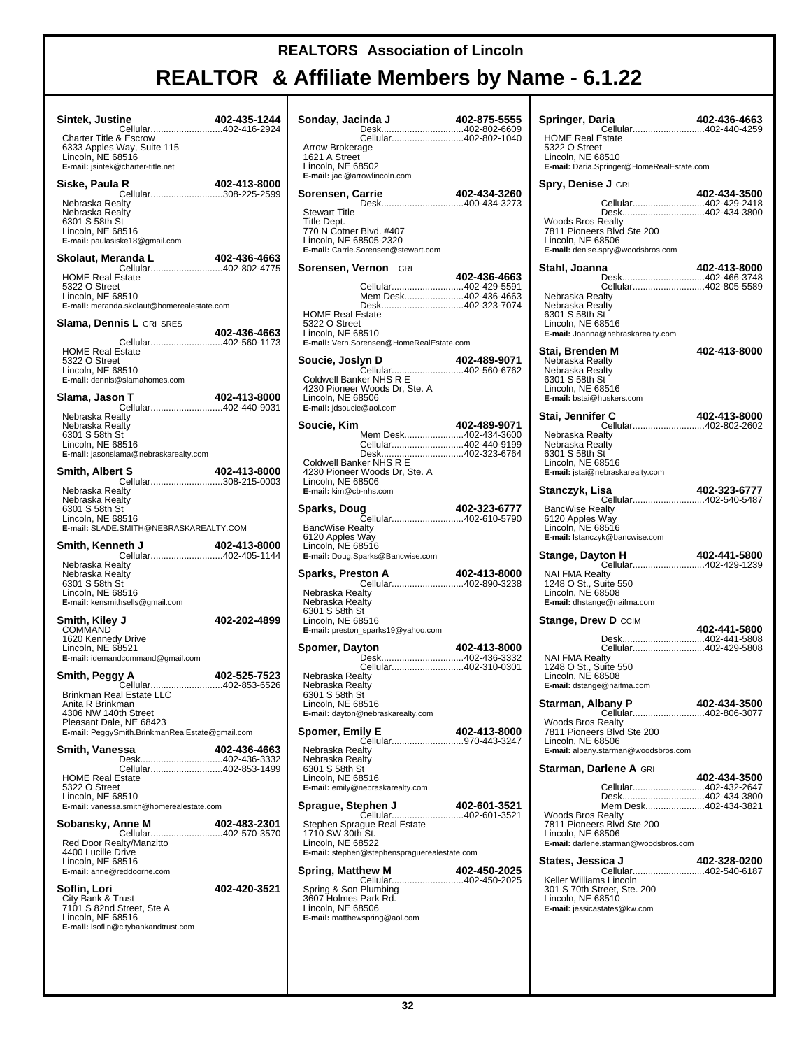# REALTORS Association of Lincoln

# REALTOR & Affiliate Members by Name - 6.1.22

**Sintek, Justine** 402-435-1244
Cellular...402-416-2924
Charter Title & Escrow
6333 Apples Way, Suite 115
Lincoln, NE 68516
**E-mail:** jsintek@charter-title.net

**Siske, Paula R** 402-413-8000
Cellular...308-225-2599
Nebraska Realty
Nebraska Realty
6301 S 58th St
Lincoln, NE 68516
**E-mail:** paulasiske18@gmail.com

**Skolaut, Meranda L** 402-436-4663
Cellular...402-802-4775
HOME Real Estate
5322 O Street
Lincoln, NE 68510
**E-mail:** meranda.skolaut@homerealestate.com

**Slama, Dennis L** GRI SRES
402-436-4663
Cellular...402-560-1173
HOME Real Estate
5322 O Street
Lincoln, NE 68510
**E-mail:** dennis@slamahomes.com

**Slama, Jason T** 402-413-8000
Cellular...402-440-9031
Nebraska Realty
Nebraska Realty
6301 S 58th St
Lincoln, NE 68516
**E-mail:** jasonslama@nebraskarealty.com

**Smith, Albert S** 402-413-8000
Cellular...308-215-0003
Nebraska Realty
Nebraska Realty
6301 S 58th St
Lincoln, NE 68516
**E-mail:** SLADE.SMITH@NEBRASKAREALTY.COM

**Smith, Kenneth J** 402-413-8000
Cellular...402-405-1144
Nebraska Realty
Nebraska Realty
6301 S 58th St
Lincoln, NE 68516
**E-mail:** kensmithsells@gmail.com

**Smith, Kiley J** 402-202-4899
COMMAND
1620 Kennedy Drive
Lincoln, NE 68521
**E-mail:** idemandcommand@gmail.com

**Smith, Peggy A** 402-525-7523
Cellular...402-853-6526
Brinkman Real Estate LLC
Anita R Brinkman
4306 NW 140th Street
Pleasant Dale, NE 68423
**E-mail:** PeggySmith.BrinkmanRealEstate@gmail.com

**Smith, Vanessa** 402-436-4663
Desk...402-436-3332
Cellular...402-853-1499
HOME Real Estate
5322 O Street
Lincoln, NE 68510
**E-mail:** vanessa.smith@homerealestate.com

**Sobansky, Anne M** 402-483-2301
Cellular...402-570-3570
Red Door Realty/Manzitto
4400 Lucille Drive
Lincoln, NE 68516
**E-mail:** anne@reddoorne.com

**Soflin, Lori** 402-420-3521
City Bank & Trust
7101 S 82nd Street, Ste A
Lincoln, NE 68516
**E-mail:** lsoflin@citybankandtrust.com

**Sonday, Jacinda J** 402-875-5555
Desk...402-802-6609
Cellular...402-802-1040
Arrow Brokerage
1621 A Street
Lincoln, NE 68502
**E-mail:** jaci@arrowlincoln.com

**Sorensen, Carrie** 402-434-3260
Desk...400-434-3273
Stewart Title
Title Dept.
770 N Cotner Blvd. #407
Lincoln, NE 68505-2320
**E-mail:** Carrie.Sorensen@stewart.com

**Sorensen, Vernon** GRI
402-436-4663
Cellular...402-429-5591
Mem Desk...402-436-4663
Desk...402-323-7074
HOME Real Estate
5322 O Street
Lincoln, NE 68510
**E-mail:** Vern.Sorensen@HomeRealEstate.com

**Soucie, Joslyn D** 402-489-9071
Cellular...402-560-6762
Coldwell Banker NHS R E
4230 Pioneer Woods Dr, Ste. A
Lincoln, NE 68506
**E-mail:** jdsoucie@aol.com

**Soucie, Kim** 402-489-9071
Mem Desk...402-434-3600
Cellular...402-440-9199
Desk...402-323-6764
Coldwell Banker NHS R E
4230 Pioneer Woods Dr, Ste. A
Lincoln, NE 68506
**E-mail:** kim@cb-nhs.com

**Sparks, Doug** 402-323-6777
Cellular...402-610-5790
BancWise Realty
6120 Apples Way
Lincoln, NE 68516
**E-mail:** Doug.Sparks@Bancwise.com

**Sparks, Preston A** 402-413-8000
Cellular...402-890-3238
Nebraska Realty
Nebraska Realty
6301 S 58th St
Lincoln, NE 68516
**E-mail:** preston_sparks19@yahoo.com

**Spomer, Dayton** 402-413-8000
Desk...402-436-3332
Cellular...402-310-0301
Nebraska Realty
Nebraska Realty
6301 S 58th St
Lincoln, NE 68516
**E-mail:** dayton@nebraskarealty.com

**Spomer, Emily E** 402-413-8000
Cellular...970-443-3247
Nebraska Realty
Nebraska Realty
6301 S 58th St
Lincoln, NE 68516
**E-mail:** emily@nebraskarealty.com

**Sprague, Stephen J** 402-601-3521
Cellular...402-601-3521
Stephen Sprague Real Estate
1710 SW 30th St.
Lincoln, NE 68522
**E-mail:** stephen@stephenspraguerealestate.com

**Spring, Matthew M** 402-450-2025
Cellular...402-450-2025
Spring & Son Plumbing
3607 Holmes Park Rd.
Lincoln, NE 68506
**E-mail:** matthewspring@aol.com

**Springer, Daria** 402-436-4663
Cellular...402-440-4259
HOME Real Estate
5322 O Street
Lincoln, NE 68510
**E-mail:** Daria.Springer@HomeRealEstate.com

**Spry, Denise J** GRI
402-434-3500
Cellular...402-429-2418
Desk...402-434-3800
Woods Bros Realty
7811 Pioneers Blvd Ste 200
Lincoln, NE 68506
**E-mail:** denise.spry@woodsbros.com

**Stahl, Joanna** 402-413-8000
Desk...402-466-3748
Cellular...402-805-5589
Nebraska Realty
Nebraska Realty
6301 S 58th St
Lincoln, NE 68516
**E-mail:** Joanna@nebraskarealty.com

**Stai, Brenden M** 402-413-8000
Nebraska Realty
Nebraska Realty
6301 S 58th St
Lincoln, NE 68516
**E-mail:** bstai@huskers.com

**Stai, Jennifer C** 402-413-8000
Cellular...402-802-2602
Nebraska Realty
Nebraska Realty
6301 S 58th St
Lincoln, NE 68516
**E-mail:** jstai@nebraskarealty.com

**Stanczyk, Lisa** 402-323-6777
Cellular...402-540-5487
BancWise Realty
6120 Apples Way
Lincoln, NE 68516
**E-mail:** lstanczyk@bancwise.com

**Stange, Dayton H** 402-441-5800
Cellular...402-429-1239
NAI FMA Realty
1248 O St., Suite 550
Lincoln, NE 68508
**E-mail:** dhstange@naifma.com

**Stange, Drew D** CCIM
402-441-5800
Desk...402-441-5808
Cellular...402-429-5808
NAI FMA Realty
1248 O St., Suite 550
Lincoln, NE 68508
**E-mail:** dstange@naifma.com

**Starman, Albany P** 402-434-3500
Cellular...402-806-3077
Woods Bros Realty
7811 Pioneers Blvd Ste 200
Lincoln, NE 68506
**E-mail:** albany.starman@woodsbros.com

**Starman, Darlene A** GRI
402-434-3500
Cellular...402-432-2647
Desk...402-434-3800
Mem Desk...402-434-3821
Woods Bros Realty
7811 Pioneers Blvd Ste 200
Lincoln, NE 68506
**E-mail:** darlene.starman@woodsbros.com

**States, Jessica J** 402-328-0200
Cellular...402-540-6187
Keller Williams Lincoln
301 S 70th Street, Ste. 200
Lincoln, NE 68510
**E-mail:** jessicastates@kw.com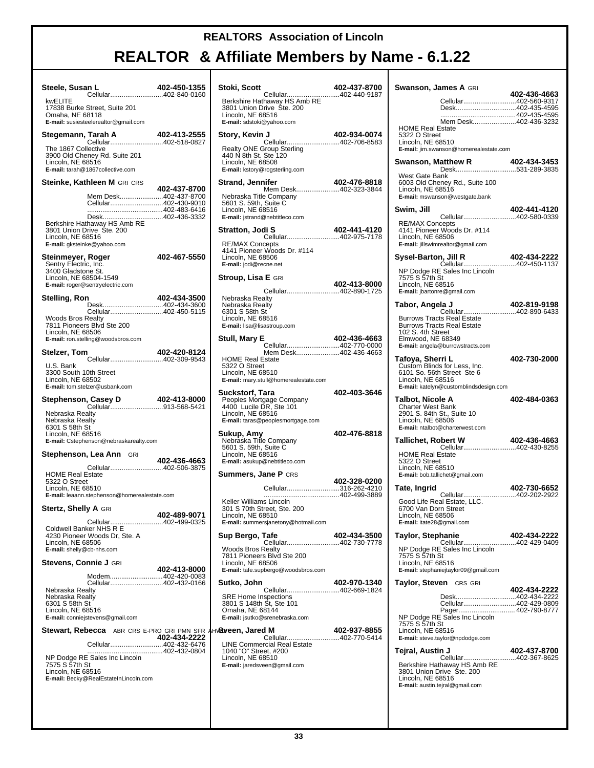# REALTORS Association of Lincoln

## REALTOR & Affiliate Members by Name - 6.1.22

**Steele, Susan L** 402-450-1355
Cellular............................402-840-0160
kwELITE
17838 Burke Street, Suite 201
Omaha, NE 68118
**E-mail:** susiesteelerealtor@gmail.com

**Stegemann, Tarah A** 402-413-2555
Cellular............................402-518-0827
The 1867 Collective
3900 Old Cheney Rd. Suite 201
Lincoln, NE 68516
**E-mail:** tarah@1867collective.com

**Steinke, Kathleen M** GRI CRS
402-437-8700
Mem Desk.......................402-437-8700
Cellular............................402-430-9010
........................................402-483-6416
Desk................................402-436-3332
Berkshire Hathaway HS Amb RE
3801 Union Drive Ste. 200
Lincoln, NE 68516
**E-mail:** gksteinke@yahoo.com

**Steinmeyer, Roger** 402-467-5550
Sentry Electric, Inc.
3400 Gladstone St.
Lincoln, NE 68504-1549
**E-mail:** roger@sentryelectric.com

**Stelling, Ron** 402-434-3500
Desk................................402-434-3600
Cellular............................402-450-5115
Woods Bros Realty
7811 Pioneers Blvd Ste 200
Lincoln, NE 68506
**E-mail:** ron.stelling@woodsbros.com

**Stelzer, Tom** 402-420-8124
Cellular............................402-309-9543
U.S. Bank
3300 South 10th Street
Lincoln, NE 68502
**E-mail:** tom.stelzer@usbank.com

**Stephenson, Casey D** 402-413-8000
Cellular............................913-568-5421
Nebraska Realty
Nebraska Realty
6301 S 58th St
Lincoln, NE 68516
**E-mail:** Cstephenson@nebraskarealty.com

**Stephenson, Lea Ann** GRI
402-436-4663
Cellular............................402-506-3875
HOME Real Estate
5322 O Street
Lincoln, NE 68510
**E-mail:** leaann.stephenson@homerealestate.com

**Stertz, Shelly A** GRI
402-489-9071
Cellular............................402-499-0325
Coldwell Banker NHS R E
4230 Pioneer Woods Dr, Ste. A
Lincoln, NE 68506
**E-mail:** shelly@cb-nhs.com

**Stevens, Connie J** GRI
402-413-8000
Modem.............................402-420-0083
Cellular............................402-432-0166
Nebraska Realty
Nebraska Realty
6301 S 58th St
Lincoln, NE 68516
**E-mail:** conniejstevens@gmail.com

**Stewart, Rebecca** ABR CRS E-PRO GRI PMN SFR AHWD
402-434-2222
Cellular............................402-432-6476
........................................402-432-0804
NP Dodge RE Sales Inc Lincoln
7575 S 57th St
Lincoln, NE 68516
**E-mail:** Becky@RealEstateInLincoln.com

**Stoki, Scott** 402-437-8700
Cellular............................402-440-9187
Berkshire Hathaway HS Amb RE
3801 Union Drive Ste. 200
Lincoln, NE 68516
**E-mail:** sdstoki@yahoo.com

**Story, Kevin J** 402-934-0074
Cellular............................402-706-8583
Realty ONE Group Sterling
440 N 8th St. Ste 120
Lincoln, NE 68508
**E-mail:** kstory@rogsterling.com

**Strand, Jennifer** 402-476-8818
Mem Desk.......................402-323-3844
Nebraska Title Company
5601 S. 59th, Suite C
Lincoln, NE 68516
**E-mail:** jstrand@nebtitleco.com

**Stratton, Jodi S** 402-441-4120
Cellular............................402-975-7178
RE/MAX Concepts
4141 Pioneer Woods Dr. #114
Lincoln, NE 68506
**E-mail:** jodi@recne.net

**Stroup, Lisa E** GRI
402-413-8000
Cellular............................402-890-1725
Nebraska Realty
Nebraska Realty
6301 S 58th St
Lincoln, NE 68516
**E-mail:** lisa@lisastroup.com

**Stull, Mary E** 402-436-4663
Cellular............................402-770-0000
Mem Desk.......................402-436-4663
HOME Real Estate
5322 O Street
Lincoln, NE 68510
**E-mail:** mary.stull@homerealestate.com

**Suckstorf, Tara** 402-403-3646
Peoples Mortgage Company
4400 Lucile DR, Ste 101
Lincoln, NE 68516
**E-mail:** taras@peoplesmortgage.com

**Sukup, Amy** 402-476-8818
Nebraska Title Company
5601 S. 59th, Suite C
Lincoln, NE 68516
**E-mail:** asukup@nebtitleco.com

**Summers, Jane P** CRS
402-328-0200
Cellular............................316-262-4210
........................................402-499-3889
Keller Williams Lincoln
301 S 70th Street, Ste. 200
Lincoln, NE 68510
**E-mail:** summersjanetony@hotmail.com

**Sup Bergo, Tafe** 402-434-3500
Cellular............................402-730-7778
Woods Bros Realty
7811 Pioneers Blvd Ste 200
Lincoln, NE 68506
**E-mail:** tafe.supbergo@woodsbros.com

**Sutko, John** 402-970-1340
Cellular............................402-669-1824
SRE Home Inspections
3801 S 148th St, Ste 101
Omaha, NE 68144
**E-mail:** jsutko@srenebraska.com

**Sveen, Jared M** 402-937-8855
Cellular............................402-770-5414
LINE Commercial Real Estate
1040 "O" Street, #200
Lincoln, NE 68510
**E-mail:** jaredsveen@gmail.com

**Swanson, James A** GRI
402-436-4663
Cellular............................402-560-9317
Desk................................402-435-4595
........................................402-435-4595
Mem Desk.......................402-436-3232
HOME Real Estate
5322 O Street
Lincoln, NE 68510
**E-mail:** jim.swanson@homerealestate.com

**Swanson, Matthew R** 402-434-3453
Desk................................531-289-3835
West Gate Bank
6003 Old Cheney Rd., Suite 100
Lincoln, NE 68516
**E-mail:** mswanson@westgate.bank

**Swim, Jill** 402-441-4120
Cellular............................402-580-0339
RE/MAX Concepts
4141 Pioneer Woods Dr. #114
Lincoln, NE 68506
**E-mail:** jillswimrealtor@gmail.com

**Sysel-Barton, Jill R** 402-434-2222
Cellular............................402-450-1137
NP Dodge RE Sales Inc Lincoln
7575 S 57th St
Lincoln, NE 68516
**E-mail:** jbartonre@gmail.com

**Tabor, Angela J** 402-819-9198
Cellular............................402-890-6433
Burrows Tracts Real Estate
Burrows Tracts Real Estate
102 S. 4th Street
Elmwood, NE 68349
**E-mail:** angela@burrowstracts.com

**Tafoya, Sherri L** 402-730-2000
Custom Blinds for Less, Inc.
6101 So. 56th Street Ste 6
Lincoln, NE 68516
**E-mail:** katelyn@customblindsdesign.com

**Talbot, Nicole A** 402-484-0363
Charter West Bank
2901 S. 84th St., Suite 10
Lincoln, NE 68506
**E-mail:** ntalbot@charterwest.com

**Tallichet, Robert W** 402-436-4663
Cellular............................402-430-8255
HOME Real Estate
5322 O Street
Lincoln, NE 68510
**E-mail:** bob.tallichet@gmail.com

**Tate, Ingrid** 402-730-6652
Cellular............................402-202-2922
Good Life Real Estate, LLC.
6700 Van Dorn Street
Lincoln, NE 68506
**E-mail:** itate28@gmail.com

**Taylor, Stephanie** 402-434-2222
Cellular............................402-429-0409
NP Dodge RE Sales Inc Lincoln
7575 S 57th St
Lincoln, NE 68516
**E-mail:** stephaniejtaylor09@gmail.com

**Taylor, Steven** CRS GRI
402-434-2222
Desk................................402-434-2222
Cellular............................402-429-0809
Pager.............................. 402-790-8777
NP Dodge RE Sales Inc Lincoln
7575 S 57th St
Lincoln, NE 68516
**E-mail:** steve.taylor@npdodge.com

**Tejral, Austin J** 402-437-8700
Cellular............................402-367-8625
Berkshire Hathaway HS Amb RE
3801 Union Drive Ste. 200
Lincoln, NE 68516
**E-mail:** austin.tejral@gmail.com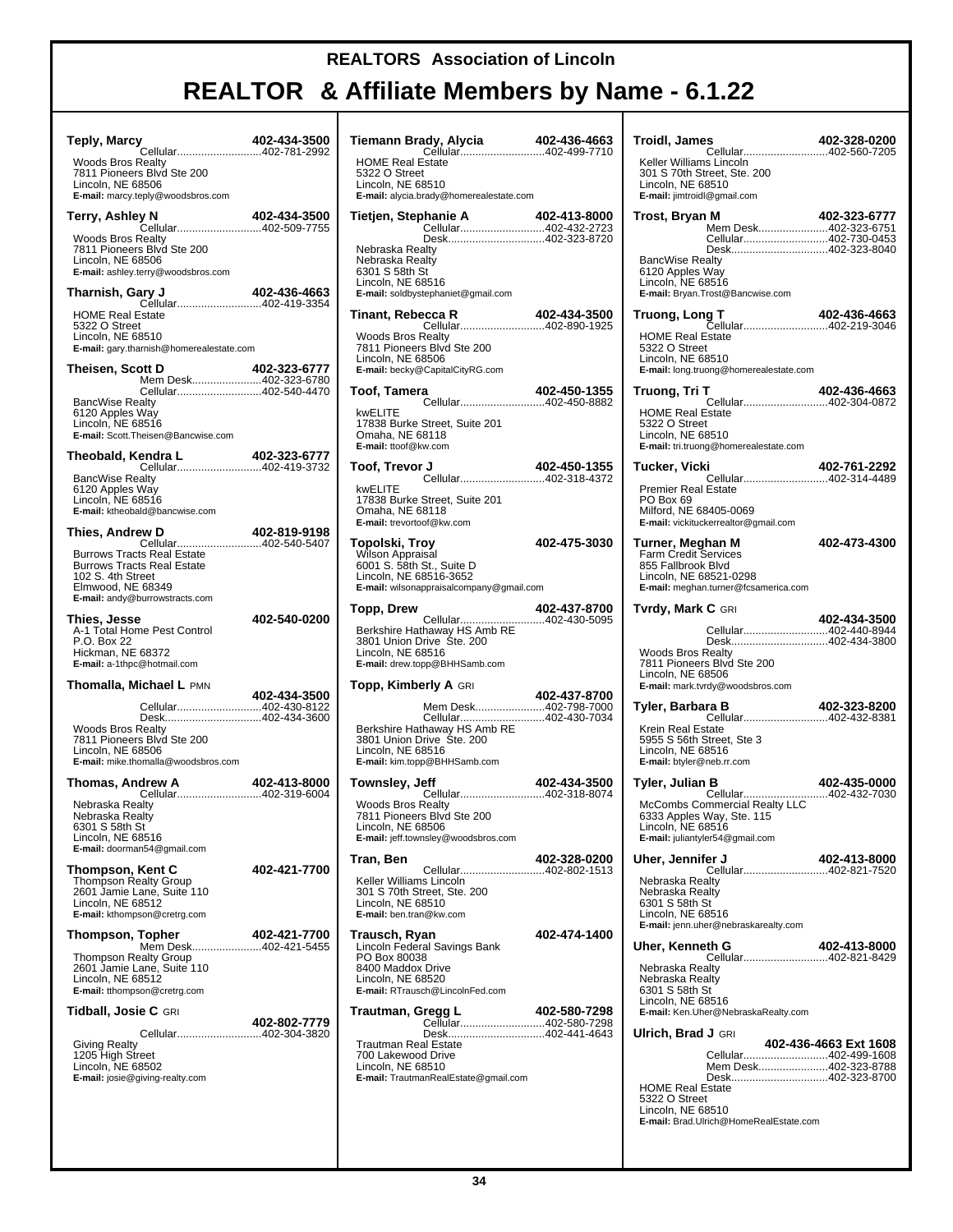# REALTORS Association of Lincoln

## REALTOR & Affiliate Members by Name - 6.1.22

**Teply, Marcy** 402-434-3500
Cellular...402-781-2992
Woods Bros Realty
7811 Pioneers Blvd Ste 200
Lincoln, NE 68506
**E-mail:** marcy.teply@woodsbros.com

**Terry, Ashley N** 402-434-3500
Cellular...402-509-7755
Woods Bros Realty
7811 Pioneers Blvd Ste 200
Lincoln, NE 68506
**E-mail:** ashley.terry@woodsbros.com

**Tharnish, Gary J** 402-436-4663
Cellular...402-419-3354
HOME Real Estate
5322 O Street
Lincoln, NE 68510
**E-mail:** gary.tharnish@homerealestate.com

**Theisen, Scott D** 402-323-6777
Mem Desk...402-323-6780
Cellular...402-540-4470
BancWise Realty
6120 Apples Way
Lincoln, NE 68516
**E-mail:** Scott.Theisen@Bancwise.com

**Theobald, Kendra L** 402-323-6777
Cellular...402-419-3732
BancWise Realty
6120 Apples Way
Lincoln, NE 68516
**E-mail:** ktheobald@bancwise.com

**Thies, Andrew D** 402-819-9198
Cellular...402-540-5407
Burrows Tracts Real Estate
Burrows Tracts Real Estate
102 S. 4th Street
Elmwood, NE 68349
**E-mail:** andy@burrowstracts.com

**Thies, Jesse** 402-540-0200
A-1 Total Home Pest Control
P.O. Box 22
Hickman, NE 68372
**E-mail:** a-1thpc@hotmail.com

**Thomalla, Michael L** PMN
402-434-3500
Cellular...402-430-8122
Desk...402-434-3600
Woods Bros Realty
7811 Pioneers Blvd Ste 200
Lincoln, NE 68506
**E-mail:** mike.thomalla@woodsbros.com

**Thomas, Andrew A** 402-413-8000
Cellular...402-319-6004
Nebraska Realty
Nebraska Realty
6301 S 58th St
Lincoln, NE 68516
**E-mail:** doorman54@gmail.com

**Thompson, Kent C** 402-421-7700
Thompson Realty Group
2601 Jamie Lane, Suite 110
Lincoln, NE 68512
**E-mail:** kthompson@cretrg.com

**Thompson, Topher** 402-421-7700
Mem Desk...402-421-5455
Thompson Realty Group
2601 Jamie Lane, Suite 110
Lincoln, NE 68512
**E-mail:** tthompson@cretrg.com

**Tidball, Josie C** GRI
402-802-7779
Cellular...402-304-3820
Giving Realty
1205 High Street
Lincoln, NE 68502
**E-mail:** josie@giving-realty.com

**Tiemann Brady, Alycia** 402-436-4663
Cellular...402-499-7710
HOME Real Estate
5322 O Street
Lincoln, NE 68510
**E-mail:** alycia.brady@homerealestate.com

**Tietjen, Stephanie A** 402-413-8000
Cellular...402-432-2723
Desk...402-323-8720
Nebraska Realty
Nebraska Realty
6301 S 58th St
Lincoln, NE 68516
**E-mail:** soldbystephaniet@gmail.com

**Tinant, Rebecca R** 402-434-3500
Cellular...402-890-1925
Woods Bros Realty
7811 Pioneers Blvd Ste 200
Lincoln, NE 68506
**E-mail:** becky@CapitalCityRG.com

**Toof, Tamera** 402-450-1355
Cellular...402-450-8882
kwELITE
17838 Burke Street, Suite 201
Omaha, NE 68118
**E-mail:** ttoof@kw.com

**Toof, Trevor J** 402-450-1355
Cellular...402-318-4372
kwELITE
17838 Burke Street, Suite 201
Omaha, NE 68118
**E-mail:** trevortoof@kw.com

**Topolski, Troy** 402-475-3030
Wilson Appraisal
6001 S. 58th St., Suite D
Lincoln, NE 68516-3652
**E-mail:** wilsonappraisalcompany@gmail.com

**Topp, Drew** 402-437-8700
Cellular...402-430-5095
Berkshire Hathaway HS Amb RE
3801 Union Drive Ste. 200
Lincoln, NE 68516
**E-mail:** drew.topp@BHHSamb.com

**Topp, Kimberly A** GRI
402-437-8700
Mem Desk...402-798-7000
Cellular...402-430-7034
Berkshire Hathaway HS Amb RE
3801 Union Drive Ste. 200
Lincoln, NE 68516
**E-mail:** kim.topp@BHHSamb.com

**Townsley, Jeff** 402-434-3500
Cellular...402-318-8074
Woods Bros Realty
7811 Pioneers Blvd Ste 200
Lincoln, NE 68506
**E-mail:** jeff.townsley@woodsbros.com

**Tran, Ben** 402-328-0200
Cellular...402-802-1513
Keller Williams Lincoln
301 S 70th Street, Ste. 200
Lincoln, NE 68510
**E-mail:** ben.tran@kw.com

**Trausch, Ryan** 402-474-1400
Lincoln Federal Savings Bank
PO Box 80038
8400 Maddox Drive
Lincoln, NE 68520
**E-mail:** RTrausch@LincolnFed.com

**Trautman, Gregg L** 402-580-7298
Cellular...402-580-7298
Desk...402-441-4643
Trautman Real Estate
700 Lakewood Drive
Lincoln, NE 68510
**E-mail:** TrautmanRealEstate@gmail.com

**Troidl, James** 402-328-0200
Cellular...402-560-7205
Keller Williams Lincoln
301 S 70th Street, Ste. 200
Lincoln, NE 68510
**E-mail:** jimtroidl@gmail.com

**Trost, Bryan M** 402-323-6777
Mem Desk...402-323-6751
Cellular...402-730-0453
Desk...402-323-8040
BancWise Realty
6120 Apples Way
Lincoln, NE 68516
**E-mail:** Bryan.Trost@Bancwise.com

**Truong, Long T** 402-436-4663
Cellular...402-219-3046
HOME Real Estate
5322 O Street
Lincoln, NE 68510
**E-mail:** long.truong@homerealestate.com

**Truong, Tri T** 402-436-4663
Cellular...402-304-0872
HOME Real Estate
5322 O Street
Lincoln, NE 68510
**E-mail:** tri.truong@homerealestate.com

**Tucker, Vicki** 402-761-2292
Cellular...402-314-4489
Premier Real Estate
PO Box 69
Milford, NE 68405-0069
**E-mail:** vickituckerrealtor@gmail.com

**Turner, Meghan M** 402-473-4300
Farm Credit Services
855 Fallbrook Blvd
Lincoln, NE 68521-0298
**E-mail:** meghan.turner@fcsamerica.com

**Tvrdy, Mark C** GRI
402-434-3500
Cellular...402-440-8944
Desk...402-434-3800
Woods Bros Realty
7811 Pioneers Blvd Ste 200
Lincoln, NE 68506
**E-mail:** mark.tvrdy@woodsbros.com

**Tyler, Barbara B** 402-323-8200
Cellular...402-432-8381
Krein Real Estate
5955 S 56th Street, Ste 3
Lincoln, NE 68516
**E-mail:** btyler@neb.rr.com

**Tyler, Julian B** 402-435-0000
Cellular...402-432-7030
McCombs Commercial Realty LLC
6333 Apples Way, Ste. 115
Lincoln, NE 68516
**E-mail:** juliantyler54@gmail.com

**Uher, Jennifer J** 402-413-8000
Cellular...402-821-7520
Nebraska Realty
Nebraska Realty
6301 S 58th St
Lincoln, NE 68516
**E-mail:** jenn.uher@nebraskarealty.com

**Uher, Kenneth G** 402-413-8000
Cellular...402-821-8429
Nebraska Realty
Nebraska Realty
6301 S 58th St
Lincoln, NE 68516
**E-mail:** Ken.Uher@NebraskaRealty.com

**Ulrich, Brad J** GRI
402-436-4663 Ext 1608
Cellular...402-499-1608
Mem Desk...402-323-8788
Desk...402-323-8700
HOME Real Estate
5322 O Street
Lincoln, NE 68510
**E-mail:** Brad.Ulrich@HomeRealEstate.com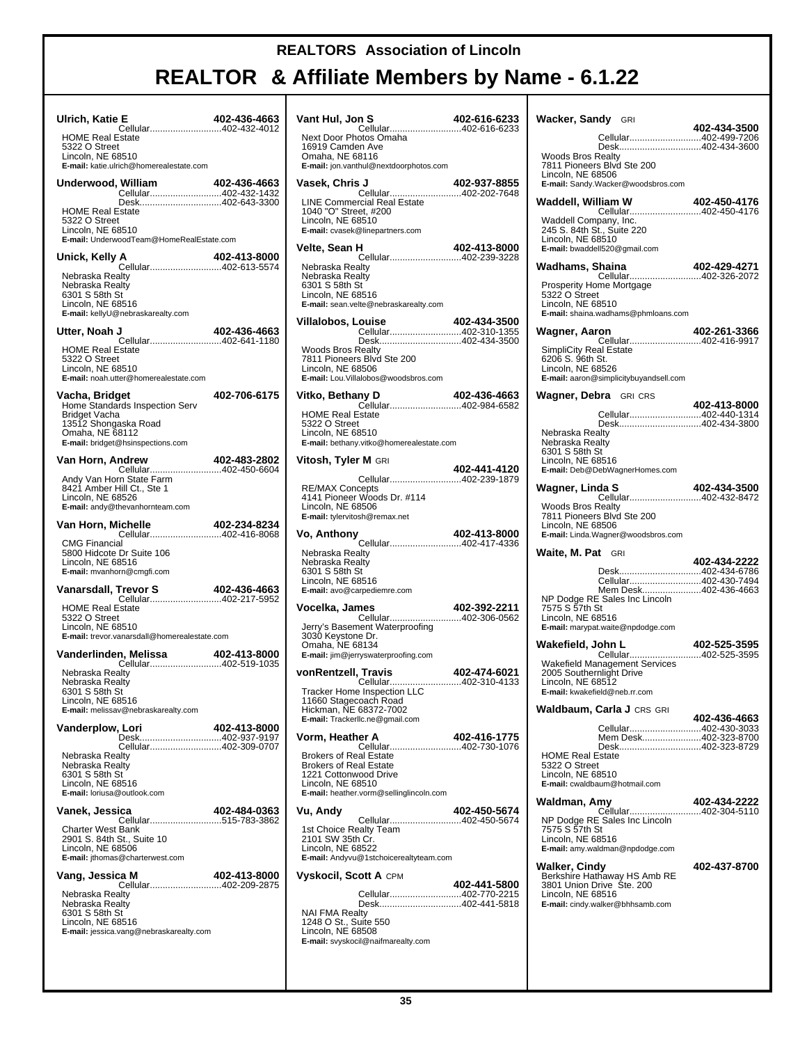# REALTORS Association of Lincoln

## REALTOR & Affiliate Members by Name - 6.1.22

**Ulrich, Katie E** 402-436-4663
Cellular............................402-432-4012
HOME Real Estate
5322 O Street
Lincoln, NE 68510
**E-mail:** katie.ulrich@homerealestate.com

**Underwood, William** 402-436-4663
Cellular............................402-432-1432
Desk................................402-643-3300
HOME Real Estate
5322 O Street
Lincoln, NE 68510
**E-mail:** UnderwoodTeam@HomeRealEstate.com

**Unick, Kelly A** 402-413-8000
Cellular............................402-613-5574
Nebraska Realty
Nebraska Realty
6301 S 58th St
Lincoln, NE 68516
**E-mail:** kellyU@nebraskarealty.com

**Utter, Noah J** 402-436-4663
Cellular............................402-641-1180
HOME Real Estate
5322 O Street
Lincoln, NE 68510
**E-mail:** noah.utter@homerealestate.com

**Vacha, Bridget** 402-706-6175
Home Standards Inspection Serv
Bridget Vacha
13512 Shongaska Road
Omaha, NE 68112
**E-mail:** bridget@hsinspections.com

**Van Horn, Andrew** 402-483-2802
Cellular............................402-450-6604
Andy Van Horn State Farm
8421 Amber Hill Ct., Ste 1
Lincoln, NE 68526
**E-mail:** andy@thevanhornteam.com

**Van Horn, Michelle** 402-234-8234
Cellular............................402-416-8068
CMG Financial
5800 Hidcote Dr Suite 106
Lincoln, NE 68516
**E-mail:** mvanhorn@cmgfi.com

**Vanarsdall, Trevor S** 402-436-4663
Cellular............................402-217-5952
HOME Real Estate
5322 O Street
Lincoln, NE 68510
**E-mail:** trevor.vanarsdall@homerealestate.com

**Vanderlinden, Melissa** 402-413-8000
Cellular............................402-519-1035
Nebraska Realty
Nebraska Realty
6301 S 58th St
Lincoln, NE 68516
**E-mail:** melissav@nebraskarealty.com

**Vanderplow, Lori** 402-413-8000
Desk................................402-937-9197
Cellular............................402-309-0707
Nebraska Realty
Nebraska Realty
6301 S 58th St
Lincoln, NE 68516
**E-mail:** loriusa@outlook.com

**Vanek, Jessica** 402-484-0363
Cellular............................515-783-3862
Charter West Bank
2901 S. 84th St., Suite 10
Lincoln, NE 68506
**E-mail:** jthomas@charterwest.com

**Vang, Jessica M** 402-413-8000
Cellular............................402-209-2875
Nebraska Realty
Nebraska Realty
6301 S 58th St
Lincoln, NE 68516
**E-mail:** jessica.vang@nebraskarealty.com

**Vant Hul, Jon S** 402-616-6233
Cellular............................402-616-6233
Next Door Photos Omaha
16919 Camden Ave
Omaha, NE 68116
**E-mail:** jon.vanthul@nextdoorphotos.com

**Vasek, Chris J** 402-937-8855
Cellular............................402-202-7648
LINE Commercial Real Estate
1040 "O" Street, #200
Lincoln, NE 68510
**E-mail:** cvasek@linepartners.com

**Velte, Sean H** 402-413-8000
Cellular............................402-239-3228
Nebraska Realty
Nebraska Realty
6301 S 58th St
Lincoln, NE 68516
**E-mail:** sean.velte@nebraskarealty.com

**Villalobos, Louise** 402-434-3500
Cellular............................402-310-1355
Desk................................402-434-3500
Woods Bros Realty
7811 Pioneers Blvd Ste 200
Lincoln, NE 68506
**E-mail:** Lou.Villalobos@woodsbros.com

**Vitko, Bethany D** 402-436-4663
Cellular............................402-984-6582
HOME Real Estate
5322 O Street
Lincoln, NE 68510
**E-mail:** bethany.vitko@homerealestate.com

**Vitosh, Tyler M** GRI 402-441-4120
Cellular............................402-239-1879
RE/MAX Concepts
4141 Pioneer Woods Dr. #114
Lincoln, NE 68506
**E-mail:** tylervitosh@remax.net

**Vo, Anthony** 402-413-8000
Cellular............................402-417-4336
Nebraska Realty
Nebraska Realty
6301 S 58th St
Lincoln, NE 68516
**E-mail:** avo@carpediemre.com

**Vocelka, James** 402-392-2211
Cellular............................402-306-0562
Jerry's Basement Waterproofing
3030 Keystone Dr.
Omaha, NE 68134
**E-mail:** jim@jerryswaterproofing.com

**vonRentzell, Travis** 402-474-6021
Cellular............................402-310-4133
Tracker Home Inspection LLC
11660 Stagecoach Road
Hickman, NE 68372-7002
**E-mail:** Trackerllc.ne@gmail.com

**Vorm, Heather A** 402-416-1775
Cellular............................402-730-1076
Brokers of Real Estate
Brokers of Real Estate
1221 Cottonwood Drive
Lincoln, NE 68510
**E-mail:** heather.vorm@sellinglincoln.com

**Vu, Andy** 402-450-5674
Cellular............................402-450-5674
1st Choice Realty Team
2101 SW 35th Cr.
Lincoln, NE 68522
**E-mail:** Andyvu@1stchoicerealtyteam.com

**Vyskocil, Scott A** CPM 402-441-5800
Cellular............................402-770-2215
Desk................................402-441-5818
NAI FMA Realty
1248 O St., Suite 550
Lincoln, NE 68508
**E-mail:** svyskocil@naifmarealty.com

**Wacker, Sandy** GRI 402-434-3500
Cellular............................402-499-7206
Desk................................402-434-3600
Woods Bros Realty
7811 Pioneers Blvd Ste 200
Lincoln, NE 68506
**E-mail:** Sandy.Wacker@woodsbros.com

**Waddell, William W** 402-450-4176
Cellular............................402-450-4176
Waddell Company, Inc.
245 S. 84th St., Suite 220
Lincoln, NE 68510
**E-mail:** bwaddell520@gmail.com

**Wadhams, Shaina** 402-429-4271
Cellular............................402-326-2072
Prosperity Home Mortgage
5322 O Street
Lincoln, NE 68510
**E-mail:** shaina.wadhams@phmloans.com

**Wagner, Aaron** 402-261-3366
Cellular............................402-416-9917
SimpliCity Real Estate
6206 S. 96th St.
Lincoln, NE 68526
**E-mail:** aaron@simplicitybuyandsell.com

**Wagner, Debra** GRI CRS 402-413-8000
Cellular............................402-440-1314
Desk................................402-434-3800
Nebraska Realty
Nebraska Realty
6301 S 58th St
Lincoln, NE 68516
**E-mail:** Deb@DebWagnerHomes.com

**Wagner, Linda S** 402-434-3500
Cellular............................402-432-8472
Woods Bros Realty
7811 Pioneers Blvd Ste 200
Lincoln, NE 68506
**E-mail:** Linda.Wagner@woodsbros.com

**Waite, M. Pat** GRI 402-434-2222
Desk................................402-434-6786
Cellular............................402-430-7494
Mem Desk.......................402-436-4663
NP Dodge RE Sales Inc Lincoln
7575 S 57th St
Lincoln, NE 68516
**E-mail:** marypat.waite@npdodge.com

**Wakefield, John L** 402-525-3595
Cellular............................402-525-3595
Wakefield Management Services
2005 Southernlight Drive
Lincoln, NE 68512
**E-mail:** kwakefield@neb.rr.com

**Waldbaum, Carla J** CRS GRI 402-436-4663
Cellular............................402-430-3033
Mem Desk.......................402-323-8700
Desk................................402-323-8729
HOME Real Estate
5322 O Street
Lincoln, NE 68510
**E-mail:** cwaldbaum@hotmail.com

**Waldman, Amy** 402-434-2222
Cellular............................402-304-5110
NP Dodge RE Sales Inc Lincoln
7575 S 57th St
Lincoln, NE 68516
**E-mail:** amy.waldman@npdodge.com

**Walker, Cindy** 402-437-8700
Berkshire Hathaway HS Amb RE
3801 Union Drive Ste. 200
Lincoln, NE 68516
**E-mail:** cindy.walker@bhhsamb.com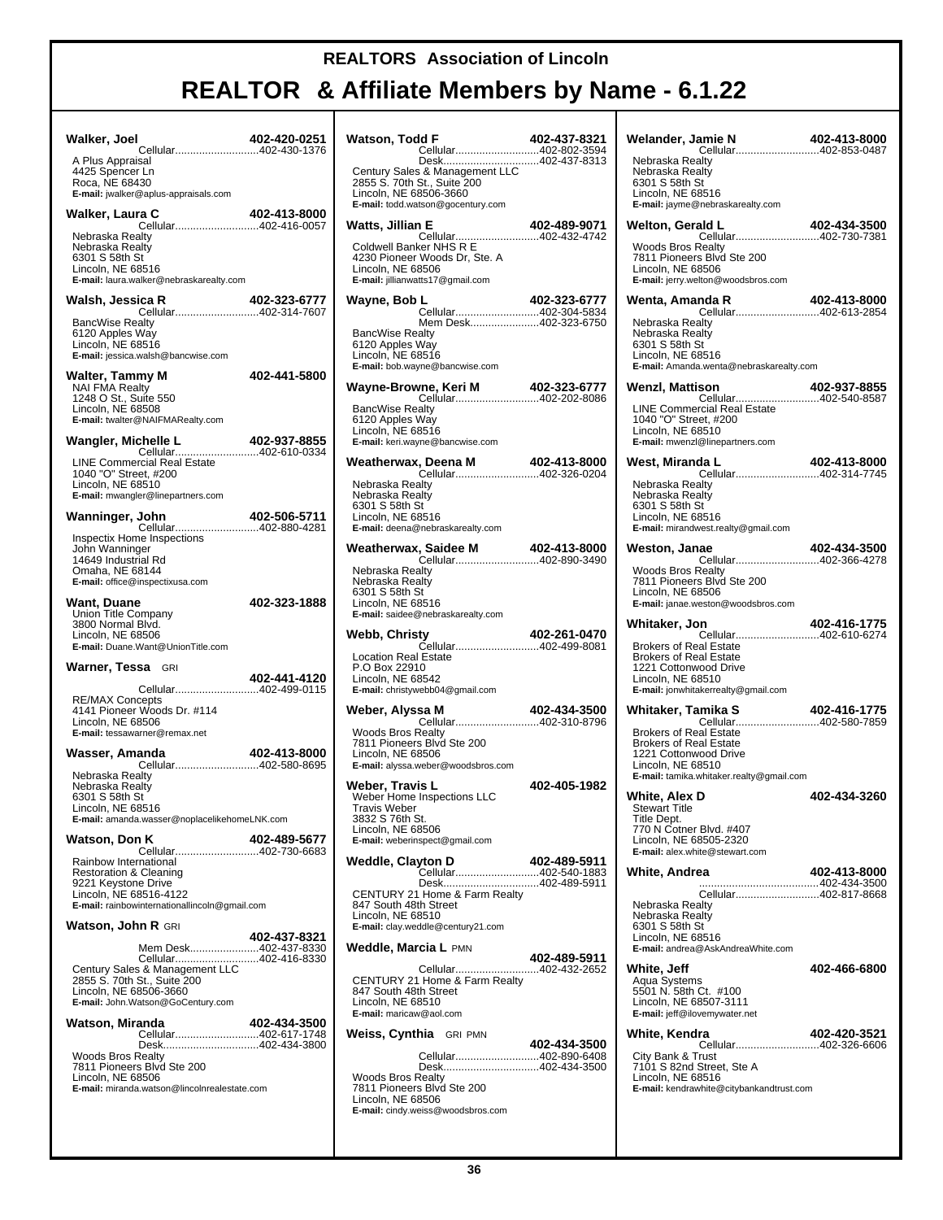# REALTORS Association of Lincoln

## REALTOR & Affiliate Members by Name - 6.1.22

**Walker, Joel** 402-420-0251
Cellular............................402-430-1376
A Plus Appraisal
4425 Spencer Ln
Roca, NE 68430
**E-mail:** jwalker@aplus-appraisals.com

**Walker, Laura C** 402-413-8000
Cellular............................402-416-0057
Nebraska Realty
Nebraska Realty
6301 S 58th St
Lincoln, NE 68516
**E-mail:** laura.walker@nebraskarealty.com

**Walsh, Jessica R** 402-323-6777
Cellular............................402-314-7607
BancWise Realty
6120 Apples Way
Lincoln, NE 68516
**E-mail:** jessica.walsh@bancwise.com

**Walter, Tammy M** 402-441-5800
NAI FMA Realty
1248 O St., Suite 550
Lincoln, NE 68508
**E-mail:** twalter@NAIFMARealty.com

**Wangler, Michelle L** 402-937-8855
Cellular............................402-610-0334
LINE Commercial Real Estate
1040 "O" Street, #200
Lincoln, NE 68510
**E-mail:** mwangler@linepartners.com

**Wanninger, John** 402-506-5711
Cellular............................402-880-4281
Inspectix Home Inspections
John Wanninger
14649 Industrial Rd
Omaha, NE 68144
**E-mail:** office@inspectixusa.com

**Want, Duane** 402-323-1888
Union Title Company
3800 Normal Blvd.
Lincoln, NE 68506
**E-mail:** Duane.Want@UnionTitle.com

**Warner, Tessa** GRI 402-441-4120
Cellular............................402-499-0115
RE/MAX Concepts
4141 Pioneer Woods Dr. #114
Lincoln, NE 68506
**E-mail:** tessawarner@remax.net

**Wasser, Amanda** 402-413-8000
Cellular............................402-580-8695
Nebraska Realty
Nebraska Realty
6301 S 58th St
Lincoln, NE 68516
**E-mail:** amanda.wasser@noplacelikehomeLNK.com

**Watson, Don K** 402-489-5677
Cellular............................402-730-6683
Rainbow International
Restoration & Cleaning
9221 Keystone Drive
Lincoln, NE 68516-4122
**E-mail:** rainbowinternationallincoln@gmail.com

**Watson, John R** GRI 402-437-8321
Mem Desk.......................402-437-8330
Cellular............................402-416-8330
Century Sales & Management LLC
2855 S. 70th St., Suite 200
Lincoln, NE 68506-3660
**E-mail:** John.Watson@GoCentury.com

**Watson, Miranda** 402-434-3500
Cellular............................402-617-1748
Desk................................402-434-3800
Woods Bros Realty
7811 Pioneers Blvd Ste 200
Lincoln, NE 68506
**E-mail:** miranda.watson@lincolnrealestate.com

**Watson, Todd F** 402-437-8321
Cellular............................402-802-3594
Desk................................402-437-8313
Century Sales & Management LLC
2855 S. 70th St., Suite 200
Lincoln, NE 68506-3660
**E-mail:** todd.watson@gocentury.com

**Watts, Jillian E** 402-489-9071
Cellular............................402-432-4742
Coldwell Banker NHS R E
4230 Pioneer Woods Dr, Ste. A
Lincoln, NE 68506
**E-mail:** jillianwatts17@gmail.com

**Wayne, Bob L** 402-323-6777
Cellular............................402-304-5834
Mem Desk.......................402-323-6750
BancWise Realty
6120 Apples Way
Lincoln, NE 68516
**E-mail:** bob.wayne@bancwise.com

**Wayne-Browne, Keri M** 402-323-6777
Cellular............................402-202-8086
BancWise Realty
6120 Apples Way
Lincoln, NE 68516
**E-mail:** keri.wayne@bancwise.com

**Weatherwax, Deena M** 402-413-8000
Cellular............................402-326-0204
Nebraska Realty
Nebraska Realty
6301 S 58th St
Lincoln, NE 68516
**E-mail:** deena@nebraskarealty.com

**Weatherwax, Saidee M** 402-413-8000
Cellular............................402-890-3490
Nebraska Realty
Nebraska Realty
6301 S 58th St
Lincoln, NE 68516
**E-mail:** saidee@nebraskarealty.com

**Webb, Christy** 402-261-0470
Cellular............................402-499-8081
Location Real Estate
P.O Box 22910
Lincoln, NE 68542
**E-mail:** christywebb04@gmail.com

**Weber, Alyssa M** 402-434-3500
Cellular............................402-310-8796
Woods Bros Realty
7811 Pioneers Blvd Ste 200
Lincoln, NE 68506
**E-mail:** alyssa.weber@woodsbros.com

**Weber, Travis L** 402-405-1982
Weber Home Inspections LLC
Travis Weber
3832 S 76th St.
Lincoln, NE 68506
**E-mail:** weberinspect@gmail.com

**Weddle, Clayton D** 402-489-5911
Cellular............................402-540-1883
Desk................................402-489-5911
CENTURY 21 Home & Farm Realty
847 South 48th Street
Lincoln, NE 68510
**E-mail:** clay.weddle@century21.com

**Weddle, Marcia L** PMN 402-489-5911
Cellular............................402-432-2652
CENTURY 21 Home & Farm Realty
847 South 48th Street
Lincoln, NE 68510
**E-mail:** maricaw@aol.com

**Weiss, Cynthia** GRI PMN 402-434-3500
Cellular............................402-890-6408
Desk................................402-434-3500
Woods Bros Realty
7811 Pioneers Blvd Ste 200
Lincoln, NE 68506
**E-mail:** cindy.weiss@woodsbros.com

**Welander, Jamie N** 402-413-8000
Cellular............................402-853-0487
Nebraska Realty
Nebraska Realty
6301 S 58th St
Lincoln, NE 68516
**E-mail:** jayme@nebraskarealty.com

**Welton, Gerald L** 402-434-3500
Cellular............................402-730-7381
Woods Bros Realty
7811 Pioneers Blvd Ste 200
Lincoln, NE 68506
**E-mail:** jerry.welton@woodsbros.com

**Wenta, Amanda R** 402-413-8000
Cellular............................402-613-2854
Nebraska Realty
Nebraska Realty
6301 S 58th St
Lincoln, NE 68516
**E-mail:** Amanda.wenta@nebraskarealty.com

**Wenzl, Mattison** 402-937-8855
Cellular............................402-540-8587
LINE Commercial Real Estate
1040 "O" Street, #200
Lincoln, NE 68510
**E-mail:** mwenzl@linepartners.com

**West, Miranda L** 402-413-8000
Cellular............................402-314-7745
Nebraska Realty
Nebraska Realty
6301 S 58th St
Lincoln, NE 68516
**E-mail:** mirandwest.realty@gmail.com

**Weston, Janae** 402-434-3500
Cellular............................402-366-4278
Woods Bros Realty
7811 Pioneers Blvd Ste 200
Lincoln, NE 68506
**E-mail:** janae.weston@woodsbros.com

**Whitaker, Jon** 402-416-1775
Cellular............................402-610-6274
Brokers of Real Estate
Brokers of Real Estate
1221 Cottonwood Drive
Lincoln, NE 68510
**E-mail:** jonwhitakerrealty@gmail.com

**Whitaker, Tamika S** 402-416-1775
Cellular............................402-580-7859
Brokers of Real Estate
Brokers of Real Estate
1221 Cottonwood Drive
Lincoln, NE 68510
**E-mail:** tamika.whitaker.realty@gmail.com

**White, Alex D** 402-434-3260
Stewart Title
Title Dept.
770 N Cotner Blvd. #407
Lincoln, NE 68505-2320
**E-mail:** alex.white@stewart.com

**White, Andrea** 402-413-8000
.......................................402-434-3500
Cellular............................402-817-8668
Nebraska Realty
Nebraska Realty
6301 S 58th St
Lincoln, NE 68516
**E-mail:** andrea@AskAndreaWhite.com

**White, Jeff** 402-466-6800
Aqua Systems
5501 N. 58th Ct. #100
Lincoln, NE 68507-3111
**E-mail:** jeff@ilovemywater.net

**White, Kendra** 402-420-3521
Cellular............................402-326-6606
City Bank & Trust
7101 S 82nd Street, Ste A
Lincoln, NE 68516
**E-mail:** kendrawhite@citybankandtrust.com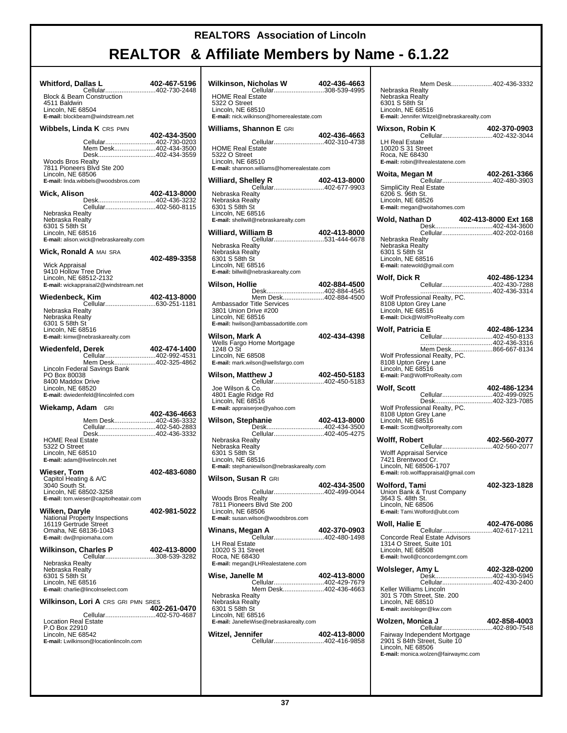# REALTORS Association of Lincoln

# REALTOR & Affiliate Members by Name - 6.1.22

**Whitford, Dallas L** — **402-467-5196**
Cellular............................402-730-2448
Block & Beam Construction
4511 Baldwin
Lincoln, NE 68504
**E-mail:** blockbeam@windstream.net

**Wibbels, Linda K** CRS PMN — **402-434-3500**
Cellular............................402-730-0203
Mem Desk.......................402-434-3500
Desk................................402-434-3559
Woods Bros Realty
7811 Pioneers Blvd Ste 200
Lincoln, NE 68506
**E-mail:** linda.wibbels@woodsbros.com

**Wick, Alison** — **402-413-8000**
Desk................................402-436-3232
Cellular............................402-560-8115
Nebraska Realty
Nebraska Realty
6301 S 58th St
Lincoln, NE 68516
**E-mail:** alison.wick@nebraskarealty.com

**Wick, Ronald A** MAI SRA — **402-489-3358**
Wick Appraisal
9410 Hollow Tree Drive
Lincoln, NE 68512-2132
**E-mail:** wickappraisal2@windstream.net

**Wiedenbeck, Kim** — **402-413-8000**
Cellular............................630-251-1181
Nebraska Realty
Nebraska Realty
6301 S 58th St
Lincoln, NE 68516
**E-mail:** kimw@nebraskarealty.com

**Wiedenfeld, Derek** — **402-474-1400**
Cellular............................402-992-4531
Mem Desk.......................402-325-4862
Lincoln Federal Savings Bank
PO Box 80038
8400 Maddox Drive
Lincoln, NE 68520
**E-mail:** dwiedenfeld@lincolnfed.com

**Wiekamp, Adam** GRI — **402-436-4663**
Mem Desk.......................402-436-3332
Cellular............................402-540-2883
Desk................................402-436-3332
HOME Real Estate
5322 O Street
Lincoln, NE 68510
**E-mail:** adam@livelincoln.net

**Wieser, Tom** — **402-483-6080**
Capitol Heating & A/C
3040 South St.
Lincoln, NE 68502-3258
**E-mail:** tom.wieser@capitolheatair.com

**Wilken, Daryle** — **402-981-5022**
National Property Inspections
16119 Gertrude Street
Omaha, NE 68136-1043
**E-mail:** dw@npiomaha.com

**Wilkinson, Charles P** — **402-413-8000**
Cellular............................308-539-3282
Nebraska Realty
Nebraska Realty
6301 S 58th St
Lincoln, NE 68516
**E-mail:** charlie@lincolnselect.com

**Wilkinson, Lori A** CRS GRI PMN SRES — **402-261-0470**
Cellular............................402-570-4687
Location Real Estate
P.O Box 22910
Lincoln, NE 68542
**E-mail:** Lwilkinson@locationlincoln.com

**Wilkinson, Nicholas W** — **402-436-4663**
Cellular............................308-539-4995
HOME Real Estate
5322 O Street
Lincoln, NE 68510
**E-mail:** nick.wilkinson@homerealestate.com

**Williams, Shannon E** GRI — **402-436-4663**
Cellular............................402-310-4738
HOME Real Estate
5322 O Street
Lincoln, NE 68510
**E-mail:** shannon.williams@homerealestate.com

**Williard, Shelley R** — **402-413-8000**
Cellular............................402-677-9903
Nebraska Realty
Nebraska Realty
6301 S 58th St
Lincoln, NE 68516
**E-mail:** shellwill@nebraskarealty.com

**Williard, William B** — **402-413-8000**
Cellular............................531-444-6678
Nebraska Realty
Nebraska Realty
6301 S 58th St
Lincoln, NE 68516
**E-mail:** billwill@nebraskarealty.com

**Wilson, Hollie** — **402-884-4500**
Desk................................402-884-4545
Mem Desk.......................402-884-4500
Ambassador Title Services
3801 Union Drive #200
Lincoln, NE 68516
**E-mail:** hwilson@ambassadortitle.com

**Wilson, Mark A** — **402-434-4398**
Wells Fargo Home Mortgage
1248 O St
Lincoln, NE 68508
**E-mail:** mark.wilson@wellsfargo.com

**Wilson, Matthew J** — **402-450-5183**
Cellular............................402-450-5183
Joe Wilson & Co.
4801 Eagle Ridge Rd
Lincoln, NE 68516
**E-mail:** appraiserjoe@yahoo.com

**Wilson, Stephanie** — **402-413-8000**
Desk................................402-434-3500
Cellular............................402-405-4275
Nebraska Realty
Nebraska Realty
6301 S 58th St
Lincoln, NE 68516
**E-mail:** stephaniewilson@nebraskarealty.com

**Wilson, Susan R** GRI — **402-434-3500**
Cellular............................402-499-0044
Woods Bros Realty
7811 Pioneers Blvd Ste 200
Lincoln, NE 68506
**E-mail:** susan.wilson@woodsbros.com

**Winans, Megan A** — **402-370-0903**
Cellular............................402-480-1498
LH Real Estate
10020 S 31 Street
Roca, NE 68430
**E-mail:** megan@LHRealestatene.com

**Wise, Janelle M** — **402-413-8000**
Cellular............................402-429-7679
Mem Desk.......................402-436-4663
Nebraska Realty
Nebraska Realty
6301 S 58th St
Lincoln, NE 68516
**E-mail:** JanelleWise@nebraskarealty.com

**Witzel, Jennifer** — **402-413-8000**
Cellular............................402-416-9858
Mem Desk.......................402-436-3332
Nebraska Realty
Nebraska Realty
6301 S 58th St
Lincoln, NE 68516
**E-mail:** Jennifer.Witzel@nebraskarealty.com

**Wixson, Robin K** — **402-370-0903**
Cellular............................402-432-3044
LH Real Estate
10020 S 31 Street
Roca, NE 68430
**E-mail:** robin@lhrealestatene.com

**Woita, Megan M** — **402-261-3366**
Cellular............................402-480-3903
SimpliCity Real Estate
6206 S. 96th St.
Lincoln, NE 68526
**E-mail:** megan@woitahomes.com

**Wold, Nathan D** — **402-413-8000 Ext 168**
Desk................................402-434-3600
Cellular............................402-202-0168
Nebraska Realty
Nebraska Realty
6301 S 58th St
Lincoln, NE 68516
**E-mail:** natewold@gmail.com

**Wolf, Dick R** — **402-486-1234**
Cellular............................402-430-7288
........................................402-436-3314
Wolf Professional Realty, PC.
8108 Upton Grey Lane
Lincoln, NE 68516
**E-mail:** Dick@WolfProRealty.com

**Wolf, Patricia E** — **402-486-1234**
Cellular............................402-450-8133
........................................402-436-3316
Mem Desk.......................866-667-8134
Wolf Professional Realty, PC.
8108 Upton Grey Lane
Lincoln, NE 68516
**E-mail:** Pat@WolfProRealty.com

**Wolf, Scott** — **402-486-1234**
Cellular............................402-499-0925
Desk................................402-323-7085
Wolf Professional Realty, PC.
8108 Upton Grey Lane
Lincoln, NE 68516
**E-mail:** Scott@wolfprorealty.com

**Wolff, Robert** — **402-560-2077**
Cellular............................402-560-2077
Wolff Appraisal Service
7421 Brentwood Cr.
Lincoln, NE 68506-1707
**E-mail:** rob.wolffappraisal@gmail.com

**Wolford, Tami** — **402-323-1828**
Union Bank & Trust Company
3643 S. 48th St.
Lincoln, NE 68506
**E-mail:** Tami.Wolford@ubt.com

**Woll, Halie E** — **402-476-0086**
Cellular............................402-617-1211
Concorde Real Estate Advisors
1314 O Street, Suite 101
Lincoln, NE 68508
**E-mail:** hwoll@concordemgmt.com

**Wolsleger, Amy L** — **402-328-0200**
Desk................................402-430-5945
Cellular............................402-430-2400
Keller Williams Lincoln
301 S 70th Street, Ste. 200
Lincoln, NE 68510
**E-mail:** awolsleger@kw.com

**Wolzen, Monica J** — **402-858-4003**
Cellular............................402-890-7548
Fairway Independent Mortgage
2901 S 84th Street, Suite 10
Lincoln, NE 68506
**E-mail:** monica.wolzen@fairwaymc.com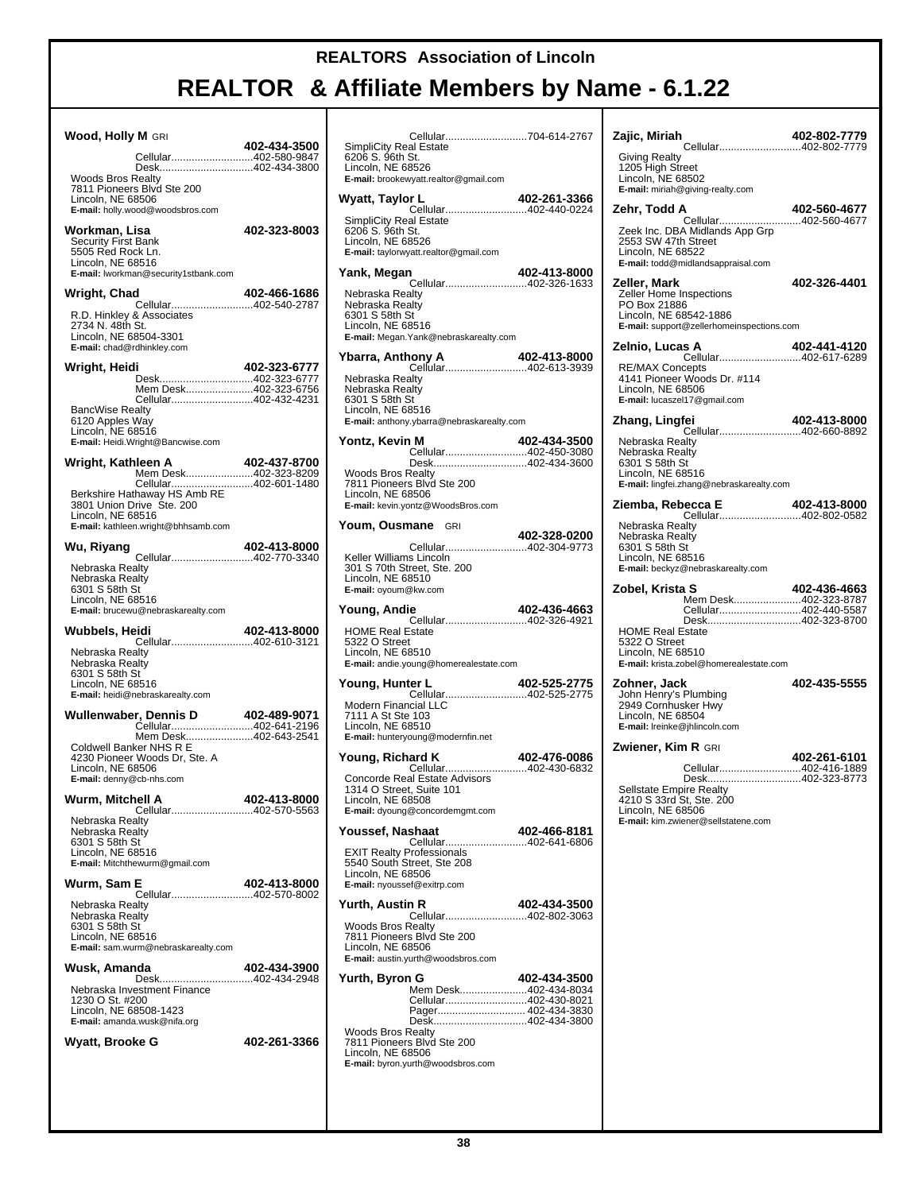# REALTORS Association of Lincoln

## REALTOR & Affiliate Members by Name - 6.1.22

**Wood, Holly M** GRI **402-434-3500**
Cellular............................402-580-9847
Desk................................402-434-3800
Woods Bros Realty
7811 Pioneers Blvd Ste 200
Lincoln, NE 68506
**E-mail:** holly.wood@woodsbros.com

**Workman, Lisa** **402-323-8003**
Security First Bank
5505 Red Rock Ln.
Lincoln, NE 68516
**E-mail:** lworkman@security1stbank.com

**Wright, Chad** **402-466-1686**
Cellular............................402-540-2787
R.D. Hinkley & Associates
2734 N. 48th St.
Lincoln, NE 68504-3301
**E-mail:** chad@rdhinkley.com

**Wright, Heidi** **402-323-6777**
Desk................................402-323-6777
Mem Desk.......................402-323-6756
Cellular............................402-432-4231
BancWise Realty
6120 Apples Way
Lincoln, NE 68516
**E-mail:** Heidi.Wright@Bancwise.com

**Wright, Kathleen A** **402-437-8700**
Mem Desk.......................402-323-8209
Cellular............................402-601-1480
Berkshire Hathaway HS Amb RE
3801 Union Drive Ste. 200
Lincoln, NE 68516
**E-mail:** kathleen.wright@bhhsamb.com

**Wu, Riyang** **402-413-8000**
Cellular............................402-770-3340
Nebraska Realty
Nebraska Realty
6301 S 58th St
Lincoln, NE 68516
**E-mail:** brucewu@nebraskarealty.com

**Wubbels, Heidi** **402-413-8000**
Cellular............................402-610-3121
Nebraska Realty
Nebraska Realty
6301 S 58th St
Lincoln, NE 68516
**E-mail:** heidi@nebraskarealty.com

**Wullenwaber, Dennis D** **402-489-9071**
Cellular............................402-641-2196
Mem Desk.......................402-643-2541
Coldwell Banker NHS R E
4230 Pioneer Woods Dr, Ste. A
Lincoln, NE 68506
**E-mail:** denny@cb-nhs.com

**Wurm, Mitchell A** **402-413-8000**
Cellular............................402-570-5563
Nebraska Realty
Nebraska Realty
6301 S 58th St
Lincoln, NE 68516
**E-mail:** Mitchthewurm@gmail.com

**Wurm, Sam E** **402-413-8000**
Cellular............................402-570-8002
Nebraska Realty
Nebraska Realty
6301 S 58th St
Lincoln, NE 68516
**E-mail:** sam.wurm@nebraskarealty.com

**Wusk, Amanda** **402-434-3900**
Desk................................402-434-2948
Nebraska Investment Finance
1230 O St. #200
Lincoln, NE 68508-1423
**E-mail:** amanda.wusk@nifa.org

**Wyatt, Brooke G** **402-261-3366**
Cellular............................704-614-2767
SimpliCity Real Estate
6206 S. 96th St.
Lincoln, NE 68526
**E-mail:** brookewyatt.realtor@gmail.com

**Wyatt, Taylor L** **402-261-3366**
Cellular............................402-440-0224
SimpliCity Real Estate
6206 S. 96th St.
Lincoln, NE 68526
**E-mail:** taylorwyatt.realtor@gmail.com

**Yank, Megan** **402-413-8000**
Cellular............................402-326-1633
Nebraska Realty
Nebraska Realty
6301 S 58th St
Lincoln, NE 68516
**E-mail:** Megan.Yank@nebraskarealty.com

**Ybarra, Anthony A** **402-413-8000**
Cellular............................402-613-3939
Nebraska Realty
Nebraska Realty
6301 S 58th St
Lincoln, NE 68516
**E-mail:** anthony.ybarra@nebraskarealty.com

**Yontz, Kevin M** **402-434-3500**
Cellular............................402-450-3080
Desk................................402-434-3600
Woods Bros Realty
7811 Pioneers Blvd Ste 200
Lincoln, NE 68506
**E-mail:** kevin.yontz@WoodsBros.com

**Youm, Ousmane** GRI **402-328-0200**
Cellular............................402-304-9773
Keller Williams Lincoln
301 S 70th Street, Ste. 200
Lincoln, NE 68510
**E-mail:** oyoum@kw.com

**Young, Andie** **402-436-4663**
Cellular............................402-326-4921
HOME Real Estate
5322 O Street
Lincoln, NE 68510
**E-mail:** andie.young@homerealestate.com

**Young, Hunter L** **402-525-2775**
Cellular............................402-525-2775
Modern Financial LLC
7111 A St Ste 103
Lincoln, NE 68510
**E-mail:** hunteryoung@modernfin.net

**Young, Richard K** **402-476-0086**
Cellular............................402-430-6832
Concorde Real Estate Advisors
1314 O Street, Suite 101
Lincoln, NE 68508
**E-mail:** dyoung@concordemgmt.com

**Youssef, Nashaat** **402-466-8181**
Cellular............................402-641-6806
EXIT Realty Professionals
5540 South Street, Ste 208
Lincoln, NE 68506
**E-mail:** nyoussef@exitrp.com

**Yurth, Austin R** **402-434-3500**
Cellular............................402-802-3063
Woods Bros Realty
7811 Pioneers Blvd Ste 200
Lincoln, NE 68506
**E-mail:** austin.yurth@woodsbros.com

**Yurth, Byron G** **402-434-3500**
Mem Desk.......................402-434-8034
Cellular............................402-430-8021
Pager.............................. 402-434-3830
Desk................................402-434-3800
Woods Bros Realty
7811 Pioneers Blvd Ste 200
Lincoln, NE 68506
**E-mail:** byron.yurth@woodsbros.com

**Zajic, Miriah** **402-802-7779**
Cellular............................402-802-7779
Giving Realty
1205 High Street
Lincoln, NE 68502
**E-mail:** miriah@giving-realty.com

**Zehr, Todd A** **402-560-4677**
Cellular............................402-560-4677
Zeek Inc. DBA Midlands App Grp
2553 SW 47th Street
Lincoln, NE 68522
**E-mail:** todd@midlandsappraisal.com

**Zeller, Mark** **402-326-4401**
Zeller Home Inspections
PO Box 21886
Lincoln, NE 68542-1886
**E-mail:** support@zellerhomeinspections.com

**Zelnio, Lucas A** **402-441-4120**
Cellular............................402-617-6289
RE/MAX Concepts
4141 Pioneer Woods Dr. #114
Lincoln, NE 68506
**E-mail:** lucaszel17@gmail.com

**Zhang, Lingfei** **402-413-8000**
Cellular............................402-660-8892
Nebraska Realty
Nebraska Realty
6301 S 58th St
Lincoln, NE 68516
**E-mail:** lingfei.zhang@nebraskarealty.com

**Ziemba, Rebecca E** **402-413-8000**
Cellular............................402-802-0582
Nebraska Realty
Nebraska Realty
6301 S 58th St
Lincoln, NE 68516
**E-mail:** beckyz@nebraskarealty.com

**Zobel, Krista S** **402-436-4663**
Mem Desk.......................402-323-8787
Cellular............................402-440-5587
Desk................................402-323-8700
HOME Real Estate
5322 O Street
Lincoln, NE 68510
**E-mail:** krista.zobel@homerealestate.com

**Zohner, Jack** **402-435-5555**
John Henry's Plumbing
2949 Cornhusker Hwy
Lincoln, NE 68504
**E-mail:** lreinke@jhlincoln.com

**Zwiener, Kim R** GRI **402-261-6101**
Cellular............................402-416-1889
Desk................................402-323-8773
Sellstate Empire Realty
4210 S 33rd St, Ste. 200
Lincoln, NE 68506
**E-mail:** kim.zwiener@sellstatene.com